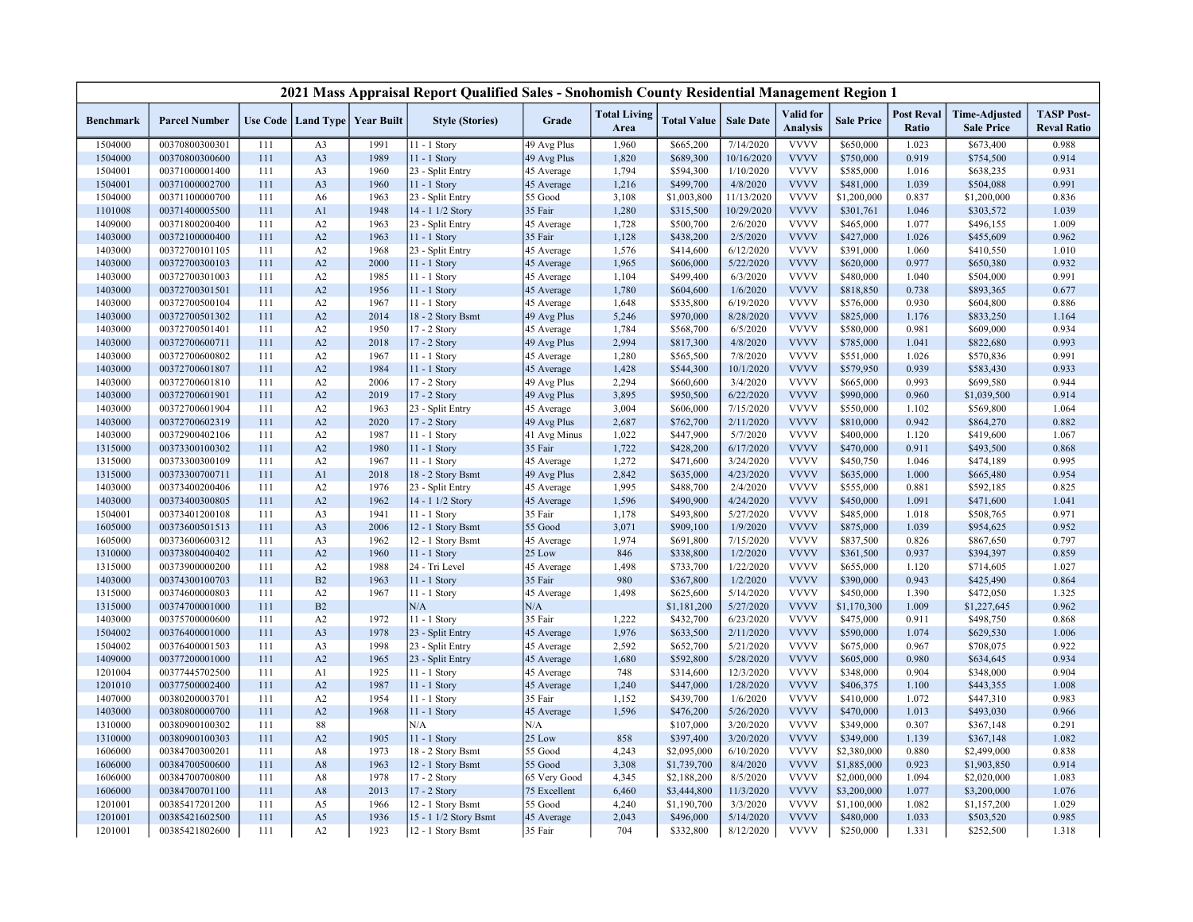# 2021 Mass Appraisal Report Qualified Sales - Snohomish County Residential Management Region 1

| Benchmark | Parcel Number | Use Code | Land Type | Year Built | Style (Stories) | Grade | Total Living Area | Total Value | Sale Date | Valid for Analysis | Sale Price | Post Reval Ratio | Time-Adjusted Sale Price | TASP Post-Reval Ratio |
|---|---|---|---|---|---|---|---|---|---|---|---|---|---|---|
| 1504000 | 00370800300301 | 111 | A3 | 1991 | 11 - 1 Story | 49 Avg Plus | 1,960 | $665,200 | 7/14/2020 | VVVV | $650,000 | 1.023 | $673,400 | 0.988 |
| 1504000 | 00370800300600 | 111 | A3 | 1989 | 11 - 1 Story | 49 Avg Plus | 1,820 | $689,300 | 10/16/2020 | VVVV | $750,000 | 0.919 | $754,500 | 0.914 |
| 1504001 | 00371000001400 | 111 | A3 | 1960 | 23 - Split Entry | 45 Average | 1,794 | $594,300 | 1/10/2020 | VVVV | $585,000 | 1.016 | $638,235 | 0.931 |
| 1504001 | 00371000002700 | 111 | A3 | 1960 | 11 - 1 Story | 45 Average | 1,216 | $499,700 | 4/8/2020 | VVVV | $481,000 | 1.039 | $504,088 | 0.991 |
| 1504000 | 00371100000700 | 111 | A6 | 1963 | 23 - Split Entry | 55 Good | 3,108 | $1,003,800 | 11/13/2020 | VVVV | $1,200,000 | 0.837 | $1,200,000 | 0.836 |
| 1101008 | 00371400005500 | 111 | A1 | 1948 | 14 - 1 1/2 Story | 35 Fair | 1,280 | $315,500 | 10/29/2020 | VVVV | $301,761 | 1.046 | $303,572 | 1.039 |
| 1409000 | 00371800200400 | 111 | A2 | 1963 | 23 - Split Entry | 45 Average | 1,728 | $500,700 | 2/6/2020 | VVVV | $465,000 | 1.077 | $496,155 | 1.009 |
| 1403000 | 00372100000400 | 111 | A2 | 1963 | 11 - 1 Story | 35 Fair | 1,128 | $438,200 | 2/5/2020 | VVVV | $427,000 | 1.026 | $455,609 | 0.962 |
| 1403000 | 00372700101105 | 111 | A2 | 1968 | 23 - Split Entry | 45 Average | 1,576 | $414,600 | 6/12/2020 | VVVV | $391,000 | 1.060 | $410,550 | 1.010 |
| 1403000 | 00372700300103 | 111 | A2 | 2000 | 11 - 1 Story | 45 Average | 1,965 | $606,000 | 5/22/2020 | VVVV | $620,000 | 0.977 | $650,380 | 0.932 |
| 1403000 | 00372700301003 | 111 | A2 | 1985 | 11 - 1 Story | 45 Average | 1,104 | $499,400 | 6/3/2020 | VVVV | $480,000 | 1.040 | $504,000 | 0.991 |
| 1403000 | 00372700301501 | 111 | A2 | 1956 | 11 - 1 Story | 45 Average | 1,780 | $604,600 | 1/6/2020 | VVVV | $818,850 | 0.738 | $893,365 | 0.677 |
| 1403000 | 00372700500104 | 111 | A2 | 1967 | 11 - 1 Story | 45 Average | 1,648 | $535,800 | 6/19/2020 | VVVV | $576,000 | 0.930 | $604,800 | 0.886 |
| 1403000 | 00372700501302 | 111 | A2 | 2014 | 18 - 2 Story Bsmt | 49 Avg Plus | 5,246 | $970,000 | 8/28/2020 | VVVV | $825,000 | 1.176 | $833,250 | 1.164 |
| 1403000 | 00372700501401 | 111 | A2 | 1950 | 17 - 2 Story | 45 Average | 1,784 | $568,700 | 6/5/2020 | VVVV | $580,000 | 0.981 | $609,000 | 0.934 |
| 1403000 | 00372700600711 | 111 | A2 | 2018 | 17 - 2 Story | 49 Avg Plus | 2,994 | $817,300 | 4/8/2020 | VVVV | $785,000 | 1.041 | $822,680 | 0.993 |
| 1403000 | 00372700600802 | 111 | A2 | 1967 | 11 - 1 Story | 45 Average | 1,280 | $565,500 | 7/8/2020 | VVVV | $551,000 | 1.026 | $570,836 | 0.991 |
| 1403000 | 00372700601807 | 111 | A2 | 1984 | 11 - 1 Story | 45 Average | 1,428 | $544,300 | 10/1/2020 | VVVV | $579,950 | 0.939 | $583,430 | 0.933 |
| 1403000 | 00372700601810 | 111 | A2 | 2006 | 17 - 2 Story | 49 Avg Plus | 2,294 | $660,600 | 3/4/2020 | VVVV | $665,000 | 0.993 | $699,580 | 0.944 |
| 1403000 | 00372700601901 | 111 | A2 | 2019 | 17 - 2 Story | 49 Avg Plus | 3,895 | $950,500 | 6/22/2020 | VVVV | $990,000 | 0.960 | $1,039,500 | 0.914 |
| 1403000 | 00372700601904 | 111 | A2 | 1963 | 23 - Split Entry | 45 Average | 3,004 | $606,000 | 7/15/2020 | VVVV | $550,000 | 1.102 | $569,800 | 1.064 |
| 1403000 | 00372700602319 | 111 | A2 | 2020 | 17 - 2 Story | 49 Avg Plus | 2,687 | $762,700 | 2/11/2020 | VVVV | $810,000 | 0.942 | $864,270 | 0.882 |
| 1403000 | 00372900402106 | 111 | A2 | 1987 | 11 - 1 Story | 41 Avg Minus | 1,022 | $447,900 | 5/7/2020 | VVVV | $400,000 | 1.120 | $419,600 | 1.067 |
| 1315000 | 00373300100302 | 111 | A2 | 1980 | 11 - 1 Story | 35 Fair | 1,722 | $428,200 | 6/17/2020 | VVVV | $470,000 | 0.911 | $493,500 | 0.868 |
| 1315000 | 00373300300109 | 111 | A2 | 1967 | 11 - 1 Story | 45 Average | 1,272 | $471,600 | 3/24/2020 | VVVV | $450,750 | 1.046 | $474,189 | 0.995 |
| 1315000 | 00373300700711 | 111 | A1 | 2018 | 18 - 2 Story Bsmt | 49 Avg Plus | 2,842 | $635,000 | 4/23/2020 | VVVV | $635,000 | 1.000 | $665,480 | 0.954 |
| 1403000 | 00373400200406 | 111 | A2 | 1976 | 23 - Split Entry | 45 Average | 1,995 | $488,700 | 2/4/2020 | VVVV | $555,000 | 0.881 | $592,185 | 0.825 |
| 1403000 | 00373400300805 | 111 | A2 | 1962 | 14 - 1 1/2 Story | 45 Average | 1,596 | $490,900 | 4/24/2020 | VVVV | $450,000 | 1.091 | $471,600 | 1.041 |
| 1504001 | 00373401200108 | 111 | A3 | 1941 | 11 - 1 Story | 35 Fair | 1,178 | $493,800 | 5/27/2020 | VVVV | $485,000 | 1.018 | $508,765 | 0.971 |
| 1605000 | 00373600501513 | 111 | A3 | 2006 | 12 - 1 Story Bsmt | 55 Good | 3,071 | $909,100 | 1/9/2020 | VVVV | $875,000 | 1.039 | $954,625 | 0.952 |
| 1605000 | 00373600600312 | 111 | A3 | 1962 | 12 - 1 Story Bsmt | 45 Average | 1,974 | $691,800 | 7/15/2020 | VVVV | $837,500 | 0.826 | $867,650 | 0.797 |
| 1310000 | 00373800400402 | 111 | A2 | 1960 | 11 - 1 Story | 25 Low | 846 | $338,800 | 1/2/2020 | VVVV | $361,500 | 0.937 | $394,397 | 0.859 |
| 1315000 | 00373900000200 | 111 | A2 | 1988 | 24 - Tri Level | 45 Average | 1,498 | $733,700 | 1/22/2020 | VVVV | $655,000 | 1.120 | $714,605 | 1.027 |
| 1403000 | 00374300100703 | 111 | B2 | 1963 | 11 - 1 Story | 35 Fair | 980 | $367,800 | 1/2/2020 | VVVV | $390,000 | 0.943 | $425,490 | 0.864 |
| 1315000 | 00374600000803 | 111 | A2 | 1967 | 11 - 1 Story | 45 Average | 1,498 | $625,600 | 5/14/2020 | VVVV | $450,000 | 1.390 | $472,050 | 1.325 |
| 1315000 | 00374700001000 | 111 | B2 | | N/A | N/A | | $1,181,200 | 5/27/2020 | VVVV | $1,170,300 | 1.009 | $1,227,645 | 0.962 |
| 1403000 | 00375700000600 | 111 | A2 | 1972 | 11 - 1 Story | 35 Fair | 1,222 | $432,700 | 6/23/2020 | VVVV | $475,000 | 0.911 | $498,750 | 0.868 |
| 1504002 | 00376400001000 | 111 | A3 | 1978 | 23 - Split Entry | 45 Average | 1,976 | $633,500 | 2/11/2020 | VVVV | $590,000 | 1.074 | $629,530 | 1.006 |
| 1504002 | 00376400001503 | 111 | A3 | 1998 | 23 - Split Entry | 45 Average | 2,592 | $652,700 | 5/21/2020 | VVVV | $675,000 | 0.967 | $708,075 | 0.922 |
| 1409000 | 00377200001000 | 111 | A2 | 1965 | 23 - Split Entry | 45 Average | 1,680 | $592,800 | 5/28/2020 | VVVV | $605,000 | 0.980 | $634,645 | 0.934 |
| 1201004 | 00377445702500 | 111 | A1 | 1925 | 11 - 1 Story | 45 Average | 748 | $314,600 | 12/3/2020 | VVVV | $348,000 | 0.904 | $348,000 | 0.904 |
| 1201010 | 00377500002400 | 111 | A2 | 1987 | 11 - 1 Story | 45 Average | 1,240 | $447,000 | 1/28/2020 | VVVV | $406,375 | 1.100 | $443,355 | 1.008 |
| 1407000 | 00380200003701 | 111 | A2 | 1954 | 11 - 1 Story | 35 Fair | 1,152 | $439,700 | 1/6/2020 | VVVV | $410,000 | 1.072 | $447,310 | 0.983 |
| 1403000 | 00380800000700 | 111 | A2 | 1968 | 11 - 1 Story | 45 Average | 1,596 | $476,200 | 5/26/2020 | VVVV | $470,000 | 1.013 | $493,030 | 0.966 |
| 1310000 | 00380900100302 | 111 | 88 | | N/A | N/A | | $107,000 | 3/20/2020 | VVVV | $349,000 | 0.307 | $367,148 | 0.291 |
| 1310000 | 00380900100303 | 111 | A2 | 1905 | 11 - 1 Story | 25 Low | 858 | $397,400 | 3/20/2020 | VVVV | $349,000 | 1.139 | $367,148 | 1.082 |
| 1606000 | 00384700300201 | 111 | A8 | 1973 | 18 - 2 Story Bsmt | 55 Good | 4,243 | $2,095,000 | 6/10/2020 | VVVV | $2,380,000 | 0.880 | $2,499,000 | 0.838 |
| 1606000 | 00384700500600 | 111 | A8 | 1963 | 12 - 1 Story Bsmt | 55 Good | 3,308 | $1,739,700 | 8/4/2020 | VVVV | $1,885,000 | 0.923 | $1,903,850 | 0.914 |
| 1606000 | 00384700700800 | 111 | A8 | 1978 | 17 - 2 Story | 65 Very Good | 4,345 | $2,188,200 | 8/5/2020 | VVVV | $2,000,000 | 1.094 | $2,020,000 | 1.083 |
| 1606000 | 00384700701100 | 111 | A8 | 2013 | 17 - 2 Story | 75 Excellent | 6,460 | $3,444,800 | 11/3/2020 | VVVV | $3,200,000 | 1.077 | $3,200,000 | 1.076 |
| 1201001 | 00385417201200 | 111 | A5 | 1966 | 12 - 1 Story Bsmt | 55 Good | 4,240 | $1,190,700 | 3/3/2020 | VVVV | $1,100,000 | 1.082 | $1,157,200 | 1.029 |
| 1201001 | 00385421602500 | 111 | A5 | 1936 | 15 - 1 1/2 Story Bsmt | 45 Average | 2,043 | $496,000 | 5/14/2020 | VVVV | $480,000 | 1.033 | $503,520 | 0.985 |
| 1201001 | 00385421802600 | 111 | A2 | 1923 | 12 - 1 Story Bsmt | 35 Fair | 704 | $332,800 | 8/12/2020 | VVVV | $250,000 | 1.331 | $252,500 | 1.318 |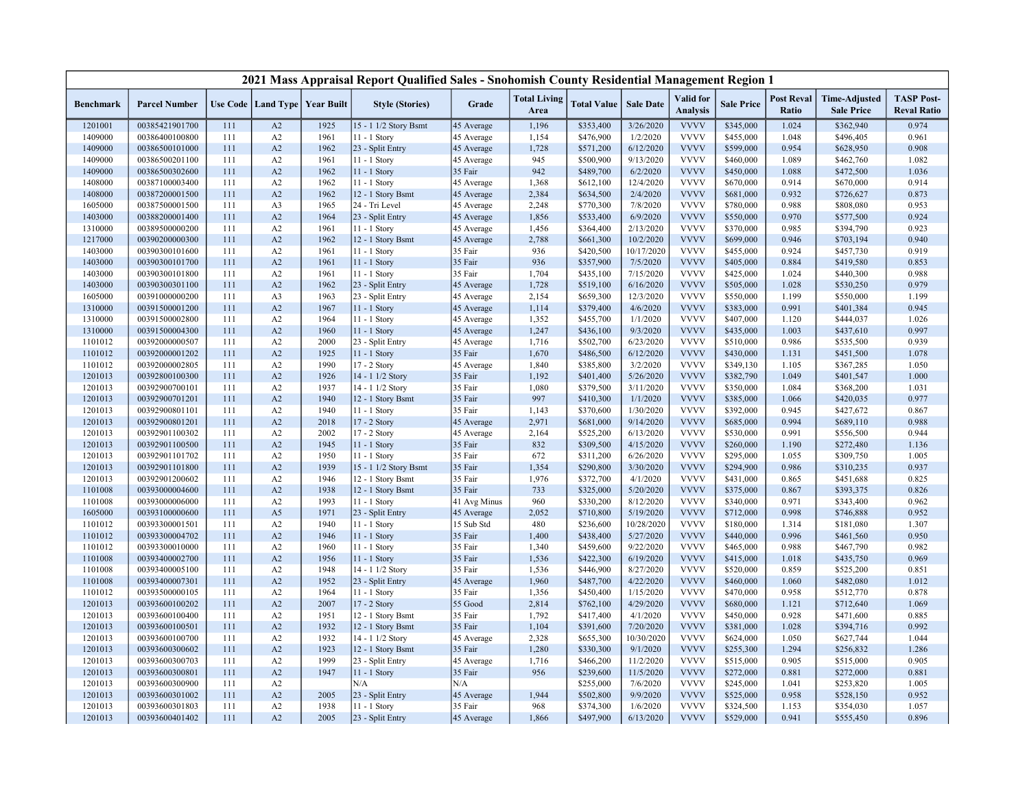# 2021 Mass Appraisal Report Qualified Sales - Snohomish County Residential Management Region 1

| Benchmark | Parcel Number | Use Code | Land Type | Year Built | Style (Stories) | Grade | Total Living Area | Total Value | Sale Date | Valid for Analysis | Sale Price | Post Reval Ratio | Time-Adjusted Sale Price | TASP Post-Reval Ratio |
|---|---|---|---|---|---|---|---|---|---|---|---|---|---|---|
| 1201001 | 00385421901700 | 111 | A2 | 1925 | 15 - 1 1/2 Story Bsmt | 45 Average | 1,196 | $353,400 | 3/26/2020 | VVVV | $345,000 | 1.024 | $362,940 | 0.974 |
| 1409000 | 00386400100800 | 111 | A2 | 1961 | 11 - 1 Story | 45 Average | 1,154 | $476,900 | 1/2/2020 | VVVV | $455,000 | 1.048 | $496,405 | 0.961 |
| 1409000 | 00386500101000 | 111 | A2 | 1962 | 23 - Split Entry | 45 Average | 1,728 | $571,200 | 6/12/2020 | VVVV | $599,000 | 0.954 | $628,950 | 0.908 |
| 1409000 | 00386500201100 | 111 | A2 | 1961 | 11 - 1 Story | 45 Average | 945 | $500,900 | 9/13/2020 | VVVV | $460,000 | 1.089 | $462,760 | 1.082 |
| 1409000 | 00386500302600 | 111 | A2 | 1962 | 11 - 1 Story | 35 Fair | 942 | $489,700 | 6/2/2020 | VVVV | $450,000 | 1.088 | $472,500 | 1.036 |
| 1408000 | 00387100003400 | 111 | A2 | 1962 | 11 - 1 Story | 45 Average | 1,368 | $612,100 | 12/4/2020 | VVVV | $670,000 | 0.914 | $670,000 | 0.914 |
| 1408000 | 00387200001500 | 111 | A2 | 1962 | 12 - 1 Story Bsmt | 45 Average | 2,384 | $634,500 | 2/4/2020 | VVVV | $681,000 | 0.932 | $726,627 | 0.873 |
| 1605000 | 00387500001500 | 111 | A3 | 1965 | 24 - Tri Level | 45 Average | 2,248 | $770,300 | 7/8/2020 | VVVV | $780,000 | 0.988 | $808,080 | 0.953 |
| 1403000 | 00388200001400 | 111 | A2 | 1964 | 23 - Split Entry | 45 Average | 1,856 | $533,400 | 6/9/2020 | VVVV | $550,000 | 0.970 | $577,500 | 0.924 |
| 1310000 | 00389500000200 | 111 | A2 | 1961 | 11 - 1 Story | 45 Average | 1,456 | $364,400 | 2/13/2020 | VVVV | $370,000 | 0.985 | $394,790 | 0.923 |
| 1217000 | 00390200000300 | 111 | A2 | 1962 | 12 - 1 Story Bsmt | 45 Average | 2,788 | $661,300 | 10/2/2020 | VVVV | $699,000 | 0.946 | $703,194 | 0.940 |
| 1403000 | 00390300101600 | 111 | A2 | 1961 | 11 - 1 Story | 35 Fair | 936 | $420,500 | 10/17/2020 | VVVV | $455,000 | 0.924 | $457,730 | 0.919 |
| 1403000 | 00390300101700 | 111 | A2 | 1961 | 11 - 1 Story | 35 Fair | 936 | $357,900 | 7/5/2020 | VVVV | $405,000 | 0.884 | $419,580 | 0.853 |
| 1403000 | 00390300101800 | 111 | A2 | 1961 | 11 - 1 Story | 35 Fair | 1,704 | $435,100 | 7/15/2020 | VVVV | $425,000 | 1.024 | $440,300 | 0.988 |
| 1403000 | 00390300301100 | 111 | A2 | 1962 | 23 - Split Entry | 45 Average | 1,728 | $519,100 | 6/16/2020 | VVVV | $505,000 | 1.028 | $530,250 | 0.979 |
| 1605000 | 00391000000200 | 111 | A3 | 1963 | 23 - Split Entry | 45 Average | 2,154 | $659,300 | 12/3/2020 | VVVV | $550,000 | 1.199 | $550,000 | 1.199 |
| 1310000 | 00391500001200 | 111 | A2 | 1967 | 11 - 1 Story | 45 Average | 1,114 | $379,400 | 4/6/2020 | VVVV | $383,000 | 0.991 | $401,384 | 0.945 |
| 1310000 | 00391500002800 | 111 | A2 | 1964 | 11 - 1 Story | 45 Average | 1,352 | $455,700 | 1/1/2020 | VVVV | $407,000 | 1.120 | $444,037 | 1.026 |
| 1310000 | 00391500004300 | 111 | A2 | 1960 | 11 - 1 Story | 45 Average | 1,247 | $436,100 | 9/3/2020 | VVVV | $435,000 | 1.003 | $437,610 | 0.997 |
| 1101012 | 00392000000507 | 111 | A2 | 2000 | 23 - Split Entry | 45 Average | 1,716 | $502,700 | 6/23/2020 | VVVV | $510,000 | 0.986 | $535,500 | 0.939 |
| 1101012 | 00392000001202 | 111 | A2 | 1925 | 11 - 1 Story | 35 Fair | 1,670 | $486,500 | 6/12/2020 | VVVV | $430,000 | 1.131 | $451,500 | 1.078 |
| 1101012 | 00392000002805 | 111 | A2 | 1990 | 17 - 2 Story | 45 Average | 1,840 | $385,800 | 3/2/2020 | VVVV | $349,130 | 1.105 | $367,285 | 1.050 |
| 1201013 | 00392800100300 | 111 | A2 | 1926 | 14 - 1 1/2 Story | 35 Fair | 1,192 | $401,400 | 5/26/2020 | VVVV | $382,790 | 1.049 | $401,547 | 1.000 |
| 1201013 | 00392900700101 | 111 | A2 | 1937 | 14 - 1 1/2 Story | 35 Fair | 1,080 | $379,500 | 3/11/2020 | VVVV | $350,000 | 1.084 | $368,200 | 1.031 |
| 1201013 | 00392900701201 | 111 | A2 | 1940 | 12 - 1 Story Bsmt | 35 Fair | 997 | $410,300 | 1/1/2020 | VVVV | $385,000 | 1.066 | $420,035 | 0.977 |
| 1201013 | 00392900801101 | 111 | A2 | 1940 | 11 - 1 Story | 35 Fair | 1,143 | $370,600 | 1/30/2020 | VVVV | $392,000 | 0.945 | $427,672 | 0.867 |
| 1201013 | 00392900801201 | 111 | A2 | 2018 | 17 - 2 Story | 45 Average | 2,971 | $681,000 | 9/14/2020 | VVVV | $685,000 | 0.994 | $689,110 | 0.988 |
| 1201013 | 00392901100302 | 111 | A2 | 2002 | 17 - 2 Story | 45 Average | 2,164 | $525,200 | 6/13/2020 | VVVV | $530,000 | 0.991 | $556,500 | 0.944 |
| 1201013 | 00392901100500 | 111 | A2 | 1945 | 11 - 1 Story | 35 Fair | 832 | $309,500 | 4/15/2020 | VVVV | $260,000 | 1.190 | $272,480 | 1.136 |
| 1201013 | 00392901101702 | 111 | A2 | 1950 | 11 - 1 Story | 35 Fair | 672 | $311,200 | 6/26/2020 | VVVV | $295,000 | 1.055 | $309,750 | 1.005 |
| 1201013 | 00392901101800 | 111 | A2 | 1939 | 15 - 1 1/2 Story Bsmt | 35 Fair | 1,354 | $290,800 | 3/30/2020 | VVVV | $294,900 | 0.986 | $310,235 | 0.937 |
| 1201013 | 00392901200602 | 111 | A2 | 1946 | 12 - 1 Story Bsmt | 35 Fair | 1,976 | $372,700 | 4/1/2020 | VVVV | $431,000 | 0.865 | $451,688 | 0.825 |
| 1101008 | 00393000004600 | 111 | A2 | 1938 | 12 - 1 Story Bsmt | 35 Fair | 733 | $325,000 | 5/20/2020 | VVVV | $375,000 | 0.867 | $393,375 | 0.826 |
| 1101008 | 00393000006000 | 111 | A2 | 1993 | 11 - 1 Story | 41 Avg Minus | 960 | $330,200 | 8/12/2020 | VVVV | $340,000 | 0.971 | $343,400 | 0.962 |
| 1605000 | 00393100000600 | 111 | A5 | 1971 | 23 - Split Entry | 45 Average | 2,052 | $710,800 | 5/19/2020 | VVVV | $712,000 | 0.998 | $746,888 | 0.952 |
| 1101012 | 00393300001501 | 111 | A2 | 1940 | 11 - 1 Story | 15 Sub Std | 480 | $236,600 | 10/28/2020 | VVVV | $180,000 | 1.314 | $181,080 | 1.307 |
| 1101012 | 00393300004702 | 111 | A2 | 1946 | 11 - 1 Story | 35 Fair | 1,400 | $438,400 | 5/27/2020 | VVVV | $440,000 | 0.996 | $461,560 | 0.950 |
| 1101012 | 00393300010000 | 111 | A2 | 1960 | 11 - 1 Story | 35 Fair | 1,340 | $459,600 | 9/22/2020 | VVVV | $465,000 | 0.988 | $467,790 | 0.982 |
| 1101008 | 00393400002700 | 111 | A2 | 1956 | 11 - 1 Story | 35 Fair | 1,536 | $422,300 | 6/19/2020 | VVVV | $415,000 | 1.018 | $435,750 | 0.969 |
| 1101008 | 00393400005100 | 111 | A2 | 1948 | 14 - 1 1/2 Story | 35 Fair | 1,536 | $446,900 | 8/27/2020 | VVVV | $520,000 | 0.859 | $525,200 | 0.851 |
| 1101008 | 00393400007301 | 111 | A2 | 1952 | 23 - Split Entry | 45 Average | 1,960 | $487,700 | 4/22/2020 | VVVV | $460,000 | 1.060 | $482,080 | 1.012 |
| 1101012 | 00393500000105 | 111 | A2 | 1964 | 11 - 1 Story | 35 Fair | 1,356 | $450,400 | 1/15/2020 | VVVV | $470,000 | 0.958 | $512,770 | 0.878 |
| 1201013 | 00393600100202 | 111 | A2 | 2007 | 17 - 2 Story | 55 Good | 2,814 | $762,100 | 4/29/2020 | VVVV | $680,000 | 1.121 | $712,640 | 1.069 |
| 1201013 | 00393600100400 | 111 | A2 | 1951 | 12 - 1 Story Bsmt | 35 Fair | 1,792 | $417,400 | 4/1/2020 | VVVV | $450,000 | 0.928 | $471,600 | 0.885 |
| 1201013 | 00393600100501 | 111 | A2 | 1932 | 12 - 1 Story Bsmt | 35 Fair | 1,104 | $391,600 | 7/20/2020 | VVVV | $381,000 | 1.028 | $394,716 | 0.992 |
| 1201013 | 00393600100700 | 111 | A2 | 1932 | 14 - 1 1/2 Story | 45 Average | 2,328 | $655,300 | 10/30/2020 | VVVV | $624,000 | 1.050 | $627,744 | 1.044 |
| 1201013 | 00393600300602 | 111 | A2 | 1923 | 12 - 1 Story Bsmt | 35 Fair | 1,280 | $330,300 | 9/1/2020 | VVVV | $255,300 | 1.294 | $256,832 | 1.286 |
| 1201013 | 00393600300703 | 111 | A2 | 1999 | 23 - Split Entry | 45 Average | 1,716 | $466,200 | 11/2/2020 | VVVV | $515,000 | 0.905 | $515,000 | 0.905 |
| 1201013 | 00393600300801 | 111 | A2 | 1947 | 11 - 1 Story | 35 Fair | 956 | $239,600 | 11/5/2020 | VVVV | $272,000 | 0.881 | $272,000 | 0.881 |
| 1201013 | 00393600300900 | 111 | A2 | | N/A | N/A | | $255,000 | 7/6/2020 | VVVV | $245,000 | 1.041 | $253,820 | 1.005 |
| 1201013 | 00393600301002 | 111 | A2 | 2005 | 23 - Split Entry | 45 Average | 1,944 | $502,800 | 9/9/2020 | VVVV | $525,000 | 0.958 | $528,150 | 0.952 |
| 1201013 | 00393600301803 | 111 | A2 | 1938 | 11 - 1 Story | 35 Fair | 968 | $374,300 | 1/6/2020 | VVVV | $324,500 | 1.153 | $354,030 | 1.057 |
| 1201013 | 00393600401402 | 111 | A2 | 2005 | 23 - Split Entry | 45 Average | 1,866 | $497,900 | 6/13/2020 | VVVV | $529,000 | 0.941 | $555,450 | 0.896 |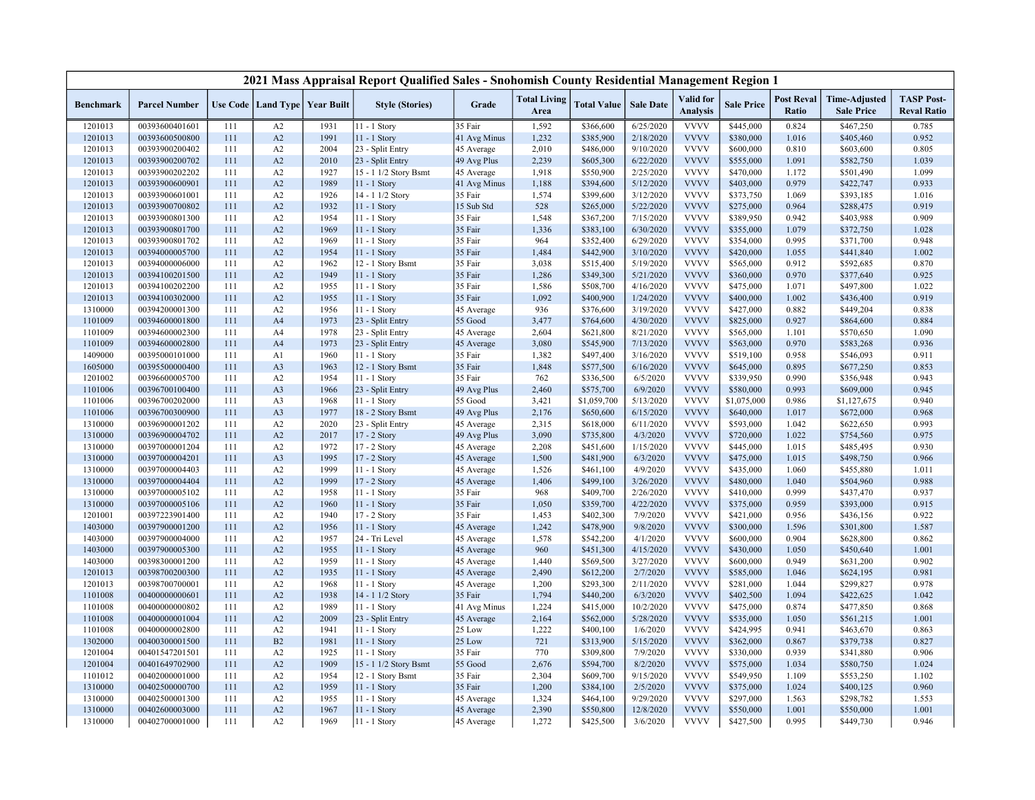# 2021 Mass Appraisal Report Qualified Sales - Snohomish County Residential Management Region 1

| Benchmark | Parcel Number | Use Code | Land Type | Year Built | Style (Stories) | Grade | Total Living Area | Total Value | Sale Date | Valid for Analysis | Sale Price | Post Reval Ratio | Time-Adjusted Sale Price | TASP Post-Reval Ratio |
|---|---|---|---|---|---|---|---|---|---|---|---|---|---|---|
| 1201013 | 00393600401601 | 111 | A2 | 1931 | 11 - 1 Story | 35 Fair | 1,592 | $366,600 | 6/25/2020 | VVVV | $445,000 | 0.824 | $467,250 | 0.785 |
| 1201013 | 00393600500800 | 111 | A2 | 1991 | 11 - 1 Story | 41 Avg Minus | 1,232 | $385,900 | 2/18/2020 | VVVV | $380,000 | 1.016 | $405,460 | 0.952 |
| 1201013 | 00393900200402 | 111 | A2 | 2004 | 23 - Split Entry | 45 Average | 2,010 | $486,000 | 9/10/2020 | VVVV | $600,000 | 0.810 | $603,600 | 0.805 |
| 1201013 | 00393900200702 | 111 | A2 | 2010 | 23 - Split Entry | 49 Avg Plus | 2,239 | $605,300 | 6/22/2020 | VVVV | $555,000 | 1.091 | $582,750 | 1.039 |
| 1201013 | 00393900202202 | 111 | A2 | 1927 | 15 - 1 1/2 Story Bsmt | 45 Average | 1,918 | $550,900 | 2/25/2020 | VVVV | $470,000 | 1.172 | $501,490 | 1.099 |
| 1201013 | 00393900600901 | 111 | A2 | 1989 | 11 - 1 Story | 41 Avg Minus | 1,188 | $394,600 | 5/12/2020 | VVVV | $403,000 | 0.979 | $422,747 | 0.933 |
| 1201013 | 00393900601001 | 111 | A2 | 1926 | 14 - 1 1/2 Story | 35 Fair | 1,574 | $399,600 | 3/12/2020 | VVVV | $373,750 | 1.069 | $393,185 | 1.016 |
| 1201013 | 00393900700802 | 111 | A2 | 1932 | 11 - 1 Story | 15 Sub Std | 528 | $265,000 | 5/22/2020 | VVVV | $275,000 | 0.964 | $288,475 | 0.919 |
| 1201013 | 00393900801300 | 111 | A2 | 1954 | 11 - 1 Story | 35 Fair | 1,548 | $367,200 | 7/15/2020 | VVVV | $389,950 | 0.942 | $403,988 | 0.909 |
| 1201013 | 00393900801700 | 111 | A2 | 1969 | 11 - 1 Story | 35 Fair | 1,336 | $383,100 | 6/30/2020 | VVVV | $355,000 | 1.079 | $372,750 | 1.028 |
| 1201013 | 00393900801702 | 111 | A2 | 1969 | 11 - 1 Story | 35 Fair | 964 | $352,400 | 6/29/2020 | VVVV | $354,000 | 0.995 | $371,700 | 0.948 |
| 1201013 | 00394000005700 | 111 | A2 | 1954 | 11 - 1 Story | 35 Fair | 1,484 | $442,900 | 3/10/2020 | VVVV | $420,000 | 1.055 | $441,840 | 1.002 |
| 1201013 | 00394000006000 | 111 | A2 | 1962 | 12 - 1 Story Bsmt | 35 Fair | 3,038 | $515,400 | 5/19/2020 | VVVV | $565,000 | 0.912 | $592,685 | 0.870 |
| 1201013 | 00394100201500 | 111 | A2 | 1949 | 11 - 1 Story | 35 Fair | 1,286 | $349,300 | 5/21/2020 | VVVV | $360,000 | 0.970 | $377,640 | 0.925 |
| 1201013 | 00394100202200 | 111 | A2 | 1955 | 11 - 1 Story | 35 Fair | 1,586 | $508,700 | 4/16/2020 | VVVV | $475,000 | 1.071 | $497,800 | 1.022 |
| 1201013 | 00394100302000 | 111 | A2 | 1955 | 11 - 1 Story | 35 Fair | 1,092 | $400,900 | 1/24/2020 | VVVV | $400,000 | 1.002 | $436,400 | 0.919 |
| 1310000 | 00394200001300 | 111 | A2 | 1956 | 11 - 1 Story | 45 Average | 936 | $376,600 | 3/19/2020 | VVVV | $427,000 | 0.882 | $449,204 | 0.838 |
| 1101009 | 00394600001800 | 111 | A4 | 1973 | 23 - Split Entry | 55 Good | 3,477 | $764,600 | 4/30/2020 | VVVV | $825,000 | 0.927 | $864,600 | 0.884 |
| 1101009 | 00394600002300 | 111 | A4 | 1978 | 23 - Split Entry | 45 Average | 2,604 | $621,800 | 8/21/2020 | VVVV | $565,000 | 1.101 | $570,650 | 1.090 |
| 1101009 | 00394600002800 | 111 | A4 | 1973 | 23 - Split Entry | 45 Average | 3,080 | $545,900 | 7/13/2020 | VVVV | $563,000 | 0.970 | $583,268 | 0.936 |
| 1409000 | 00395000101000 | 111 | A1 | 1960 | 11 - 1 Story | 35 Fair | 1,382 | $497,400 | 3/16/2020 | VVVV | $519,100 | 0.958 | $546,093 | 0.911 |
| 1605000 | 00395500000400 | 111 | A3 | 1963 | 12 - 1 Story Bsmt | 35 Fair | 1,848 | $577,500 | 6/16/2020 | VVVV | $645,000 | 0.895 | $677,250 | 0.853 |
| 1201002 | 00396600005700 | 111 | A2 | 1954 | 11 - 1 Story | 35 Fair | 762 | $336,500 | 6/5/2020 | VVVV | $339,950 | 0.990 | $356,948 | 0.943 |
| 1101006 | 00396700100400 | 111 | A3 | 1966 | 23 - Split Entry | 49 Avg Plus | 2,460 | $575,700 | 6/9/2020 | VVVV | $580,000 | 0.993 | $609,000 | 0.945 |
| 1101006 | 00396700202000 | 111 | A3 | 1968 | 11 - 1 Story | 55 Good | 3,421 | $1,059,700 | 5/13/2020 | VVVV | $1,075,000 | 0.986 | $1,127,675 | 0.940 |
| 1101006 | 00396700300900 | 111 | A3 | 1977 | 18 - 2 Story Bsmt | 49 Avg Plus | 2,176 | $650,600 | 6/15/2020 | VVVV | $640,000 | 1.017 | $672,000 | 0.968 |
| 1310000 | 00396900001202 | 111 | A2 | 2020 | 23 - Split Entry | 45 Average | 2,315 | $618,000 | 6/11/2020 | VVVV | $593,000 | 1.042 | $622,650 | 0.993 |
| 1310000 | 00396900004702 | 111 | A2 | 2017 | 17 - 2 Story | 49 Avg Plus | 3,090 | $735,800 | 4/3/2020 | VVVV | $720,000 | 1.022 | $754,560 | 0.975 |
| 1310000 | 00397000001204 | 111 | A2 | 1972 | 17 - 2 Story | 45 Average | 2,208 | $451,600 | 1/15/2020 | VVVV | $445,000 | 1.015 | $485,495 | 0.930 |
| 1310000 | 00397000004201 | 111 | A3 | 1995 | 17 - 2 Story | 45 Average | 1,500 | $481,900 | 6/3/2020 | VVVV | $475,000 | 1.015 | $498,750 | 0.966 |
| 1310000 | 00397000004403 | 111 | A2 | 1999 | 11 - 1 Story | 45 Average | 1,526 | $461,100 | 4/9/2020 | VVVV | $435,000 | 1.060 | $455,880 | 1.011 |
| 1310000 | 00397000004404 | 111 | A2 | 1999 | 17 - 2 Story | 45 Average | 1,406 | $499,100 | 3/26/2020 | VVVV | $480,000 | 1.040 | $504,960 | 0.988 |
| 1310000 | 00397000005102 | 111 | A2 | 1958 | 11 - 1 Story | 35 Fair | 968 | $409,700 | 2/26/2020 | VVVV | $410,000 | 0.999 | $437,470 | 0.937 |
| 1310000 | 00397000005106 | 111 | A2 | 1960 | 11 - 1 Story | 35 Fair | 1,050 | $359,700 | 4/22/2020 | VVVV | $375,000 | 0.959 | $393,000 | 0.915 |
| 1201001 | 00397223901400 | 111 | A2 | 1940 | 17 - 2 Story | 35 Fair | 1,453 | $402,300 | 7/9/2020 | VVVV | $421,000 | 0.956 | $436,156 | 0.922 |
| 1403000 | 00397900001200 | 111 | A2 | 1956 | 11 - 1 Story | 45 Average | 1,242 | $478,900 | 9/8/2020 | VVVV | $300,000 | 1.596 | $301,800 | 1.587 |
| 1403000 | 00397900004000 | 111 | A2 | 1957 | 24 - Tri Level | 45 Average | 1,578 | $542,200 | 4/1/2020 | VVVV | $600,000 | 0.904 | $628,800 | 0.862 |
| 1403000 | 00397900005300 | 111 | A2 | 1955 | 11 - 1 Story | 45 Average | 960 | $451,300 | 4/15/2020 | VVVV | $430,000 | 1.050 | $450,640 | 1.001 |
| 1403000 | 00398300001200 | 111 | A2 | 1959 | 11 - 1 Story | 45 Average | 1,440 | $569,500 | 3/27/2020 | VVVV | $600,000 | 0.949 | $631,200 | 0.902 |
| 1201013 | 00398700200300 | 111 | A2 | 1935 | 11 - 1 Story | 45 Average | 2,490 | $612,200 | 2/7/2020 | VVVV | $585,000 | 1.046 | $624,195 | 0.981 |
| 1201013 | 00398700700001 | 111 | A2 | 1968 | 11 - 1 Story | 45 Average | 1,200 | $293,300 | 2/11/2020 | VVVV | $281,000 | 1.044 | $299,827 | 0.978 |
| 1101008 | 00400000000601 | 111 | A2 | 1938 | 14 - 1 1/2 Story | 35 Fair | 1,794 | $440,200 | 6/3/2020 | VVVV | $402,500 | 1.094 | $422,625 | 1.042 |
| 1101008 | 00400000000802 | 111 | A2 | 1989 | 11 - 1 Story | 41 Avg Minus | 1,224 | $415,000 | 10/2/2020 | VVVV | $475,000 | 0.874 | $477,850 | 0.868 |
| 1101008 | 00400000001004 | 111 | A2 | 2009 | 23 - Split Entry | 45 Average | 2,164 | $562,000 | 5/28/2020 | VVVV | $535,000 | 1.050 | $561,215 | 1.001 |
| 1101008 | 00400000002800 | 111 | A2 | 1941 | 11 - 1 Story | 25 Low | 1,222 | $400,100 | 1/6/2020 | VVVV | $424,995 | 0.941 | $463,670 | 0.863 |
| 1302000 | 00400300001500 | 111 | B2 | 1981 | 11 - 1 Story | 25 Low | 721 | $313,900 | 5/15/2020 | VVVV | $362,000 | 0.867 | $379,738 | 0.827 |
| 1201004 | 00401547201501 | 111 | A2 | 1925 | 11 - 1 Story | 35 Fair | 770 | $309,800 | 7/9/2020 | VVVV | $330,000 | 0.939 | $341,880 | 0.906 |
| 1201004 | 00401649702900 | 111 | A2 | 1909 | 15 - 1 1/2 Story Bsmt | 55 Good | 2,676 | $594,700 | 8/2/2020 | VVVV | $575,000 | 1.034 | $580,750 | 1.024 |
| 1101012 | 00402000001000 | 111 | A2 | 1954 | 12 - 1 Story Bsmt | 35 Fair | 2,304 | $609,700 | 9/15/2020 | VVVV | $549,950 | 1.109 | $553,250 | 1.102 |
| 1310000 | 00402500000700 | 111 | A2 | 1959 | 11 - 1 Story | 35 Fair | 1,200 | $384,100 | 2/5/2020 | VVVV | $375,000 | 1.024 | $400,125 | 0.960 |
| 1310000 | 00402500001300 | 111 | A2 | 1955 | 11 - 1 Story | 45 Average | 1,324 | $464,100 | 9/29/2020 | VVVV | $297,000 | 1.563 | $298,782 | 1.553 |
| 1310000 | 00402600003000 | 111 | A2 | 1967 | 11 - 1 Story | 45 Average | 2,390 | $550,800 | 12/8/2020 | VVVV | $550,000 | 1.001 | $550,000 | 1.001 |
| 1310000 | 00402700001000 | 111 | A2 | 1969 | 11 - 1 Story | 45 Average | 1,272 | $425,500 | 3/6/2020 | VVVV | $427,500 | 0.995 | $449,730 | 0.946 |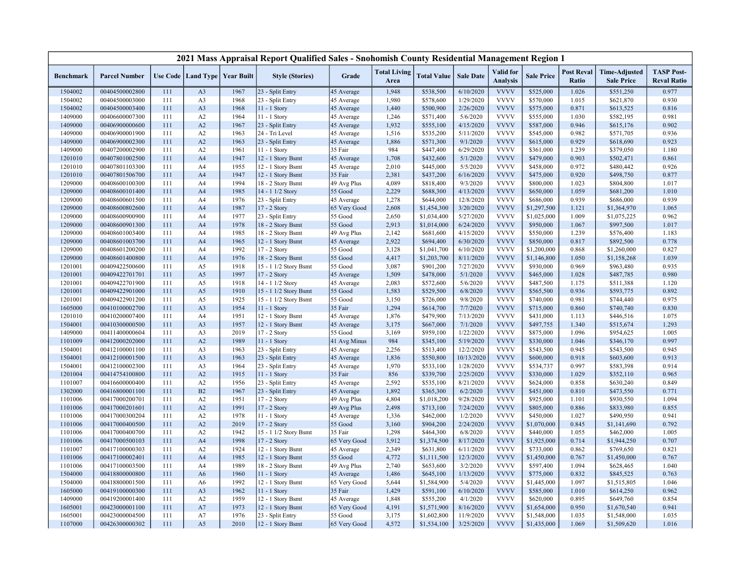# 2021 Mass Appraisal Report Qualified Sales - Snohomish County Residential Management Region 1

| Benchmark | Parcel Number | Use Code | Land Type | Year Built | Style (Stories) | Grade | Total Living Area | Total Value | Sale Date | Valid for Analysis | Sale Price | Post Reval Ratio | Time-Adjusted Sale Price | TASP Post-Reval Ratio |
|---|---|---|---|---|---|---|---|---|---|---|---|---|---|---|
| 1504002 | 00404500002800 | 111 | A3 | 1967 | 23 - Split Entry | 45 Average | 1,948 | $538,500 | 6/10/2020 | VVVV | $525,000 | 1.026 | $551,250 | 0.977 |
| 1504002 | 00404500003000 | 111 | A3 | 1968 | 23 - Split Entry | 45 Average | 1,980 | $578,600 | 1/29/2020 | VVVV | $570,000 | 1.015 | $621,870 | 0.930 |
| 1504002 | 00404500003400 | 111 | A3 | 1968 | 11 - 1 Story | 45 Average | 1,440 | $500,900 | 2/26/2020 | VVVV | $575,000 | 0.871 | $613,525 | 0.816 |
| 1409000 | 00406600007300 | 111 | A2 | 1964 | 11 - 1 Story | 45 Average | 1,246 | $571,400 | 5/6/2020 | VVVV | $555,000 | 1.030 | $582,195 | 0.981 |
| 1409000 | 00406900000600 | 111 | A2 | 1967 | 23 - Split Entry | 45 Average | 1,932 | $555,100 | 4/15/2020 | VVVV | $587,000 | 0.946 | $615,176 | 0.902 |
| 1409000 | 00406900001900 | 111 | A2 | 1963 | 24 - Tri Level | 45 Average | 1,516 | $535,200 | 5/11/2020 | VVVV | $545,000 | 0.982 | $571,705 | 0.936 |
| 1409000 | 00406900002300 | 111 | A2 | 1963 | 23 - Split Entry | 45 Average | 1,886 | $571,300 | 9/1/2020 | VVVV | $615,000 | 0.929 | $618,690 | 0.923 |
| 1409000 | 00407200002900 | 111 | A2 | 1961 | 11 - 1 Story | 35 Fair | 984 | $447,400 | 6/29/2020 | VVVV | $361,000 | 1.239 | $379,050 | 1.180 |
| 1201010 | 00407801002500 | 111 | A4 | 1947 | 12 - 1 Story Bsmt | 45 Average | 1,708 | $432,600 | 5/1/2020 | VVVV | $479,000 | 0.903 | $502,471 | 0.861 |
| 1201010 | 00407801103300 | 111 | A4 | 1955 | 12 - 1 Story Bsmt | 45 Average | 2,010 | $445,000 | 5/5/2020 | VVVV | $458,000 | 0.972 | $480,442 | 0.926 |
| 1201010 | 00407801506700 | 111 | A4 | 1947 | 12 - 1 Story Bsmt | 35 Fair | 2,381 | $437,200 | 6/16/2020 | VVVV | $475,000 | 0.920 | $498,750 | 0.877 |
| 1209000 | 00408600100300 | 111 | A4 | 1994 | 18 - 2 Story Bsmt | 49 Avg Plus | 4,089 | $818,400 | 9/3/2020 | VVVV | $800,000 | 1.023 | $804,800 | 1.017 |
| 1209000 | 00408600101400 | 111 | A4 | 1985 | 14 - 1 1/2 Story | 55 Good | 2,229 | $688,300 | 4/13/2020 | VVVV | $650,000 | 1.059 | $681,200 | 1.010 |
| 1209000 | 00408600601500 | 111 | A4 | 1976 | 23 - Split Entry | 45 Average | 1,278 | $644,000 | 12/8/2020 | VVVV | $686,000 | 0.939 | $686,000 | 0.939 |
| 1209000 | 00408600802600 | 111 | A4 | 1987 | 17 - 2 Story | 65 Very Good | 2,608 | $1,454,300 | 3/20/2020 | VVVV | $1,297,500 | 1.121 | $1,364,970 | 1.065 |
| 1209000 | 00408600900900 | 111 | A4 | 1977 | 23 - Split Entry | 55 Good | 2,650 | $1,034,400 | 5/27/2020 | VVVV | $1,025,000 | 1.009 | $1,075,225 | 0.962 |
| 1209000 | 00408600901300 | 111 | A4 | 1978 | 18 - 2 Story Bsmt | 55 Good | 2,913 | $1,014,000 | 6/24/2020 | VVVV | $950,000 | 1.067 | $997,500 | 1.017 |
| 1209000 | 00408601003400 | 111 | A4 | 1985 | 18 - 2 Story Bsmt | 49 Avg Plus | 2,142 | $681,600 | 4/15/2020 | VVVV | $550,000 | 1.239 | $576,400 | 1.183 |
| 1209000 | 00408601003700 | 111 | A4 | 1965 | 12 - 1 Story Bsmt | 45 Average | 2,922 | $694,400 | 6/30/2020 | VVVV | $850,000 | 0.817 | $892,500 | 0.778 |
| 1209000 | 00408601200200 | 111 | A4 | 1992 | 17 - 2 Story | 55 Good | 3,128 | $1,041,700 | 6/10/2020 | VVVV | $1,200,000 | 0.868 | $1,260,000 | 0.827 |
| 1209000 | 00408601400800 | 111 | A4 | 1976 | 18 - 2 Story Bsmt | 55 Good | 4,417 | $1,203,700 | 8/11/2020 | VVVV | $1,146,800 | 1.050 | $1,158,268 | 1.039 |
| 1201001 | 00409422500600 | 111 | A5 | 1918 | 15 - 1 1/2 Story Bsmt | 55 Good | 3,087 | $901,200 | 7/27/2020 | VVVV | $930,000 | 0.969 | $963,480 | 0.935 |
| 1201001 | 00409422701701 | 111 | A5 | 1997 | 17 - 2 Story | 45 Average | 1,509 | $478,000 | 5/1/2020 | VVVV | $465,000 | 1.028 | $487,785 | 0.980 |
| 1201001 | 00409422701900 | 111 | A5 | 1918 | 14 - 1 1/2 Story | 45 Average | 2,083 | $572,600 | 5/6/2020 | VVVV | $487,500 | 1.175 | $511,388 | 1.120 |
| 1201001 | 00409422901000 | 111 | A5 | 1910 | 15 - 1 1/2 Story Bsmt | 55 Good | 1,583 | $529,500 | 6/8/2020 | VVVV | $565,500 | 0.936 | $593,775 | 0.892 |
| 1201001 | 00409422901200 | 111 | A5 | 1925 | 15 - 1 1/2 Story Bsmt | 55 Good | 3,150 | $726,000 | 9/8/2020 | VVVV | $740,000 | 0.981 | $744,440 | 0.975 |
| 1605000 | 00410100002700 | 111 | A3 | 1954 | 11 - 1 Story | 35 Fair | 1,294 | $614,700 | 7/7/2020 | VVVV | $715,000 | 0.860 | $740,740 | 0.830 |
| 1201010 | 00410200007400 | 111 | A4 | 1951 | 12 - 1 Story Bsmt | 45 Average | 1,876 | $479,900 | 7/13/2020 | VVVV | $431,000 | 1.113 | $446,516 | 1.075 |
| 1504001 | 00410300000500 | 111 | A3 | 1957 | 12 - 1 Story Bsmt | 45 Average | 3,175 | $667,000 | 7/1/2020 | VVVV | $497,755 | 1.340 | $515,674 | 1.293 |
| 1409000 | 00411400000604 | 111 | A3 | 2019 | 17 - 2 Story | 55 Good | 3,169 | $959,100 | 1/22/2020 | VVVV | $875,000 | 1.096 | $954,625 | 1.005 |
| 1101009 | 00412000202000 | 111 | A2 | 1989 | 11 - 1 Story | 41 Avg Minus | 984 | $345,100 | 5/19/2020 | VVVV | $330,000 | 1.046 | $346,170 | 0.997 |
| 1504001 | 00412100001100 | 111 | A3 | 1963 | 23 - Split Entry | 45 Average | 2,256 | $513,400 | 12/2/2020 | VVVV | $543,500 | 0.945 | $543,500 | 0.945 |
| 1504001 | 00412100001500 | 111 | A3 | 1963 | 23 - Split Entry | 45 Average | 1,836 | $550,800 | 10/13/2020 | VVVV | $600,000 | 0.918 | $603,600 | 0.913 |
| 1504001 | 00412100002300 | 111 | A3 | 1964 | 23 - Split Entry | 45 Average | 1,970 | $533,100 | 1/28/2020 | VVVV | $534,737 | 0.997 | $583,398 | 0.914 |
| 1201004 | 00414754100800 | 111 | A2 | 1915 | 11 - 1 Story | 35 Fair | 856 | $339,700 | 2/25/2020 | VVVV | $330,000 | 1.029 | $352,110 | 0.965 |
| 1101007 | 00416600000400 | 111 | A2 | 1956 | 23 - Split Entry | 45 Average | 2,592 | $535,100 | 8/21/2020 | VVVV | $624,000 | 0.858 | $630,240 | 0.849 |
| 1302000 | 00416800001100 | 111 | B2 | 1967 | 23 - Split Entry | 45 Average | 1,892 | $365,300 | 6/2/2020 | VVVV | $451,000 | 0.810 | $473,550 | 0.771 |
| 1101006 | 00417000200701 | 111 | A2 | 1951 | 17 - 2 Story | 49 Avg Plus | 4,804 | $1,018,200 | 9/28/2020 | VVVV | $925,000 | 1.101 | $930,550 | 1.094 |
| 1101006 | 00417000201601 | 111 | A2 | 1991 | 17 - 2 Story | 49 Avg Plus | 2,498 | $713,100 | 7/24/2020 | VVVV | $805,000 | 0.886 | $833,980 | 0.855 |
| 1101006 | 00417000300204 | 111 | A2 | 1978 | 11 - 1 Story | 45 Average | 1,336 | $462,000 | 1/2/2020 | VVVV | $450,000 | 1.027 | $490,950 | 0.941 |
| 1101006 | 00417000400500 | 111 | A2 | 2019 | 17 - 2 Story | 55 Good | 3,160 | $904,200 | 2/24/2020 | VVVV | $1,070,000 | 0.845 | $1,141,690 | 0.792 |
| 1101006 | 00417000400700 | 111 | A2 | 1942 | 15 - 1 1/2 Story Bsmt | 35 Fair | 1,298 | $464,300 | 6/8/2020 | VVVV | $440,000 | 1.055 | $462,000 | 1.005 |
| 1101006 | 00417000500103 | 111 | A4 | 1998 | 17 - 2 Story | 65 Very Good | 3,912 | $1,374,500 | 8/17/2020 | VVVV | $1,925,000 | 0.714 | $1,944,250 | 0.707 |
| 1101007 | 00417100000303 | 111 | A2 | 1924 | 12 - 1 Story Bsmt | 45 Average | 2,349 | $631,800 | 6/11/2020 | VVVV | $733,000 | 0.862 | $769,650 | 0.821 |
| 1101006 | 00417100002401 | 111 | A4 | 1985 | 12 - 1 Story Bsmt | 55 Good | 4,772 | $1,111,500 | 12/3/2020 | VVVV | $1,450,000 | 0.767 | $1,450,000 | 0.767 |
| 1101006 | 00417100003500 | 111 | A4 | 1989 | 18 - 2 Story Bsmt | 49 Avg Plus | 2,740 | $653,600 | 3/2/2020 | VVVV | $597,400 | 1.094 | $628,465 | 1.040 |
| 1504000 | 00418800000800 | 111 | A6 | 1960 | 11 - 1 Story | 45 Average | 1,486 | $645,100 | 1/13/2020 | VVVV | $775,000 | 0.832 | $845,525 | 0.763 |
| 1504000 | 00418800001500 | 111 | A6 | 1992 | 12 - 1 Story Bsmt | 65 Very Good | 5,644 | $1,584,900 | 5/4/2020 | VVVV | $1,445,000 | 1.097 | $1,515,805 | 1.046 |
| 1605000 | 00419100000300 | 111 | A3 | 1962 | 11 - 1 Story | 35 Fair | 1,429 | $591,100 | 6/10/2020 | VVVV | $585,000 | 1.010 | $614,250 | 0.962 |
| 1409000 | 00419200001400 | 111 | A2 | 1959 | 12 - 1 Story Bsmt | 45 Average | 1,848 | $555,200 | 4/1/2020 | VVVV | $620,000 | 0.895 | $649,760 | 0.854 |
| 1605001 | 00423000001100 | 111 | A7 | 1973 | 12 - 1 Story Bsmt | 65 Very Good | 4,191 | $1,571,900 | 8/16/2020 | VVVV | $1,654,000 | 0.950 | $1,670,540 | 0.941 |
| 1605001 | 00423000004500 | 111 | A7 | 1976 | 23 - Split Entry | 55 Good | 3,175 | $1,602,800 | 11/9/2020 | VVVV | $1,548,000 | 1.035 | $1,548,000 | 1.035 |
| 1107000 | 00426300000302 | 111 | A5 | 2010 | 12 - 1 Story Bsmt | 65 Very Good | 4,572 | $1,534,100 | 3/25/2020 | VVVV | $1,435,000 | 1.069 | $1,509,620 | 1.016 |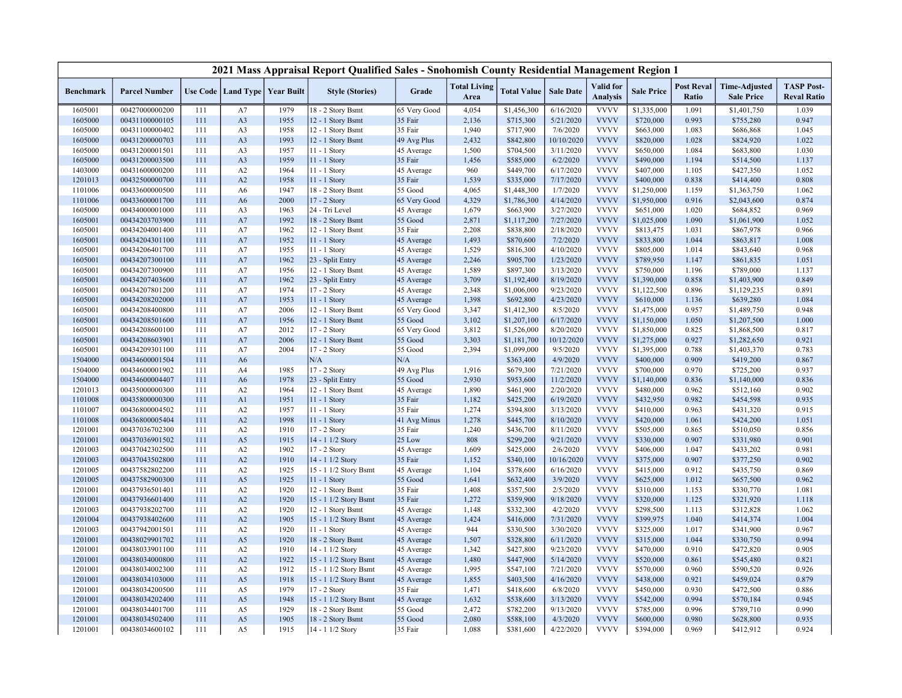# 2021 Mass Appraisal Report Qualified Sales - Snohomish County Residential Management Region 1

| Benchmark | Parcel Number | Use Code | Land Type | Year Built | Style (Stories) | Grade | Total Living Area | Total Value | Sale Date | Valid for Analysis | Sale Price | Post Reval Ratio | Time-Adjusted Sale Price | TASP Post-Reval Ratio |
|---|---|---|---|---|---|---|---|---|---|---|---|---|---|---|
| 1605001 | 00427000000200 | 111 | A7 | 1979 | 18 - 2 Story Bsmt | 65 Very Good | 4,054 | $1,456,300 | 6/16/2020 | VVVV | $1,335,000 | 1.091 | $1,401,750 | 1.039 |
| 1605000 | 00431100000105 | 111 | A3 | 1955 | 12 - 1 Story Bsmt | 35 Fair | 2,136 | $715,300 | 5/21/2020 | VVVV | $720,000 | 0.993 | $755,280 | 0.947 |
| 1605000 | 00431100000402 | 111 | A3 | 1958 | 12 - 1 Story Bsmt | 35 Fair | 1,940 | $717,900 | 7/6/2020 | VVVV | $663,000 | 1.083 | $686,868 | 1.045 |
| 1605000 | 00431200000703 | 111 | A3 | 1993 | 12 - 1 Story Bsmt | 49 Avg Plus | 2,432 | $842,800 | 10/10/2020 | VVVV | $820,000 | 1.028 | $824,920 | 1.022 |
| 1605000 | 00431200001501 | 111 | A3 | 1957 | 11 - 1 Story | 45 Average | 1,500 | $704,500 | 3/11/2020 | VVVV | $650,000 | 1.084 | $683,800 | 1.030 |
| 1605000 | 00431200003500 | 111 | A3 | 1959 | 11 - 1 Story | 35 Fair | 1,456 | $585,000 | 6/2/2020 | VVVV | $490,000 | 1.194 | $514,500 | 1.137 |
| 1403000 | 00431600000200 | 111 | A2 | 1964 | 11 - 1 Story | 45 Average | 960 | $449,700 | 6/17/2020 | VVVV | $407,000 | 1.105 | $427,350 | 1.052 |
| 1201013 | 00432500000700 | 111 | A2 | 1958 | 11 - 1 Story | 35 Fair | 1,539 | $335,000 | 7/17/2020 | VVVV | $400,000 | 0.838 | $414,400 | 0.808 |
| 1101006 | 00433600000500 | 111 | A6 | 1947 | 18 - 2 Story Bsmt | 55 Good | 4,065 | $1,448,300 | 1/7/2020 | VVVV | $1,250,000 | 1.159 | $1,363,750 | 1.062 |
| 1101006 | 00433600001700 | 111 | A6 | 2000 | 17 - 2 Story | 65 Very Good | 4,329 | $1,786,300 | 4/14/2020 | VVVV | $1,950,000 | 0.916 | $2,043,600 | 0.874 |
| 1605000 | 00434000001000 | 111 | A3 | 1963 | 24 - Tri Level | 45 Average | 1,679 | $663,900 | 3/27/2020 | VVVV | $651,000 | 1.020 | $684,852 | 0.969 |
| 1605001 | 00434203703900 | 111 | A7 | 1992 | 18 - 2 Story Bsmt | 55 Good | 2,871 | $1,117,200 | 7/27/2020 | VVVV | $1,025,000 | 1.090 | $1,061,900 | 1.052 |
| 1605001 | 00434204001400 | 111 | A7 | 1962 | 12 - 1 Story Bsmt | 35 Fair | 2,208 | $838,800 | 2/18/2020 | VVVV | $813,475 | 1.031 | $867,978 | 0.966 |
| 1605001 | 00434204301100 | 111 | A7 | 1952 | 11 - 1 Story | 45 Average | 1,493 | $870,600 | 7/2/2020 | VVVV | $833,800 | 1.044 | $863,817 | 1.008 |
| 1605001 | 00434206401700 | 111 | A7 | 1955 | 11 - 1 Story | 45 Average | 1,529 | $816,300 | 4/10/2020 | VVVV | $805,000 | 1.014 | $843,640 | 0.968 |
| 1605001 | 00434207300100 | 111 | A7 | 1962 | 23 - Split Entry | 45 Average | 2,246 | $905,700 | 1/23/2020 | VVVV | $789,950 | 1.147 | $861,835 | 1.051 |
| 1605001 | 00434207300900 | 111 | A7 | 1956 | 12 - 1 Story Bsmt | 45 Average | 1,589 | $897,300 | 3/13/2020 | VVVV | $750,000 | 1.196 | $789,000 | 1.137 |
| 1605001 | 00434207403600 | 111 | A7 | 1962 | 23 - Split Entry | 45 Average | 3,709 | $1,192,400 | 8/19/2020 | VVVV | $1,390,000 | 0.858 | $1,403,900 | 0.849 |
| 1605001 | 00434207801200 | 111 | A7 | 1974 | 17 - 2 Story | 45 Average | 2,348 | $1,006,000 | 9/23/2020 | VVVV | $1,122,500 | 0.896 | $1,129,235 | 0.891 |
| 1605001 | 00434208202000 | 111 | A7 | 1953 | 11 - 1 Story | 45 Average | 1,398 | $692,800 | 4/23/2020 | VVVV | $610,000 | 1.136 | $639,280 | 1.084 |
| 1605001 | 00434208400800 | 111 | A7 | 2006 | 12 - 1 Story Bsmt | 65 Very Good | 3,347 | $1,412,300 | 8/5/2020 | VVVV | $1,475,000 | 0.957 | $1,489,750 | 0.948 |
| 1605001 | 00434208501600 | 111 | A7 | 1956 | 12 - 1 Story Bsmt | 55 Good | 3,102 | $1,207,100 | 6/17/2020 | VVVV | $1,150,000 | 1.050 | $1,207,500 | 1.000 |
| 1605001 | 00434208600100 | 111 | A7 | 2012 | 17 - 2 Story | 65 Very Good | 3,812 | $1,526,000 | 8/20/2020 | VVVV | $1,850,000 | 0.825 | $1,868,500 | 0.817 |
| 1605001 | 00434208603901 | 111 | A7 | 2006 | 12 - 1 Story Bsmt | 55 Good | 3,303 | $1,181,700 | 10/12/2020 | VVVV | $1,275,000 | 0.927 | $1,282,650 | 0.921 |
| 1605001 | 00434209301100 | 111 | A7 | 2004 | 17 - 2 Story | 55 Good | 2,394 | $1,099,000 | 9/5/2020 | VVVV | $1,395,000 | 0.788 | $1,403,370 | 0.783 |
| 1504000 | 00434600001504 | 111 | A6 | | N/A | N/A | | $363,400 | 4/9/2020 | VVVV | $400,000 | 0.909 | $419,200 | 0.867 |
| 1504000 | 00434600001902 | 111 | A4 | 1985 | 17 - 2 Story | 49 Avg Plus | 1,916 | $679,300 | 7/21/2020 | VVVV | $700,000 | 0.970 | $725,200 | 0.937 |
| 1504000 | 00434600004407 | 111 | A6 | 1978 | 23 - Split Entry | 55 Good | 2,930 | $953,600 | 11/2/2020 | VVVV | $1,140,000 | 0.836 | $1,140,000 | 0.836 |
| 1201013 | 00435000000300 | 111 | A2 | 1964 | 12 - 1 Story Bsmt | 45 Average | 1,890 | $461,900 | 2/20/2020 | VVVV | $480,000 | 0.962 | $512,160 | 0.902 |
| 1101008 | 00435800000300 | 111 | A1 | 1951 | 11 - 1 Story | 35 Fair | 1,182 | $425,200 | 6/19/2020 | VVVV | $432,950 | 0.982 | $454,598 | 0.935 |
| 1101007 | 00436800004502 | 111 | A2 | 1957 | 11 - 1 Story | 35 Fair | 1,274 | $394,800 | 3/13/2020 | VVVV | $410,000 | 0.963 | $431,320 | 0.915 |
| 1101008 | 00436800005404 | 111 | A2 | 1998 | 11 - 1 Story | 41 Avg Minus | 1,278 | $445,700 | 8/10/2020 | VVVV | $420,000 | 1.061 | $424,200 | 1.051 |
| 1201001 | 00437036702300 | 111 | A2 | 1910 | 17 - 2 Story | 35 Fair | 1,240 | $436,700 | 8/11/2020 | VVVV | $505,000 | 0.865 | $510,050 | 0.856 |
| 1201001 | 00437036901502 | 111 | A5 | 1915 | 14 - 1 1/2 Story | 25 Low | 808 | $299,200 | 9/21/2020 | VVVV | $330,000 | 0.907 | $331,980 | 0.901 |
| 1201003 | 00437042302500 | 111 | A2 | 1902 | 17 - 2 Story | 45 Average | 1,609 | $425,000 | 2/6/2020 | VVVV | $406,000 | 1.047 | $433,202 | 0.981 |
| 1201003 | 00437043502800 | 111 | A2 | 1910 | 14 - 1 1/2 Story | 35 Fair | 1,152 | $340,100 | 10/16/2020 | VVVV | $375,000 | 0.907 | $377,250 | 0.902 |
| 1201005 | 00437582802200 | 111 | A2 | 1925 | 15 - 1 1/2 Story Bsmt | 45 Average | 1,104 | $378,600 | 6/16/2020 | VVVV | $415,000 | 0.912 | $435,750 | 0.869 |
| 1201005 | 00437582900300 | 111 | A5 | 1925 | 11 - 1 Story | 55 Good | 1,641 | $632,400 | 3/9/2020 | VVVV | $625,000 | 1.012 | $657,500 | 0.962 |
| 1201001 | 00437936501401 | 111 | A2 | 1920 | 12 - 1 Story Bsmt | 35 Fair | 1,408 | $357,500 | 2/5/2020 | VVVV | $310,000 | 1.153 | $330,770 | 1.081 |
| 1201001 | 00437936601400 | 111 | A2 | 1920 | 15 - 1 1/2 Story Bsmt | 35 Fair | 1,272 | $359,900 | 9/18/2020 | VVVV | $320,000 | 1.125 | $321,920 | 1.118 |
| 1201003 | 00437938202700 | 111 | A2 | 1920 | 12 - 1 Story Bsmt | 45 Average | 1,148 | $332,300 | 4/2/2020 | VVVV | $298,500 | 1.113 | $312,828 | 1.062 |
| 1201004 | 00437938402600 | 111 | A2 | 1905 | 15 - 1 1/2 Story Bsmt | 45 Average | 1,424 | $416,000 | 7/31/2020 | VVVV | $399,975 | 1.040 | $414,374 | 1.004 |
| 1201003 | 00437942001501 | 111 | A2 | 1920 | 11 - 1 Story | 45 Average | 944 | $330,500 | 3/30/2020 | VVVV | $325,000 | 1.017 | $341,900 | 0.967 |
| 1201001 | 00438029901702 | 111 | A5 | 1920 | 18 - 2 Story Bsmt | 45 Average | 1,507 | $328,800 | 6/11/2020 | VVVV | $315,000 | 1.044 | $330,750 | 0.994 |
| 1201001 | 00438033901100 | 111 | A2 | 1910 | 14 - 1 1/2 Story | 45 Average | 1,342 | $427,800 | 9/23/2020 | VVVV | $470,000 | 0.910 | $472,820 | 0.905 |
| 1201001 | 00438034000800 | 111 | A2 | 1922 | 15 - 1 1/2 Story Bsmt | 45 Average | 1,480 | $447,900 | 5/14/2020 | VVVV | $520,000 | 0.861 | $545,480 | 0.821 |
| 1201001 | 00438034002300 | 111 | A2 | 1912 | 15 - 1 1/2 Story Bsmt | 45 Average | 1,995 | $547,100 | 7/21/2020 | VVVV | $570,000 | 0.960 | $590,520 | 0.926 |
| 1201001 | 00438034103000 | 111 | A5 | 1918 | 15 - 1 1/2 Story Bsmt | 45 Average | 1,855 | $403,500 | 4/16/2020 | VVVV | $438,000 | 0.921 | $459,024 | 0.879 |
| 1201001 | 00438034200500 | 111 | A5 | 1979 | 17 - 2 Story | 35 Fair | 1,471 | $418,600 | 6/8/2020 | VVVV | $450,000 | 0.930 | $472,500 | 0.886 |
| 1201001 | 00438034202400 | 111 | A5 | 1948 | 15 - 1 1/2 Story Bsmt | 45 Average | 1,632 | $538,600 | 3/13/2020 | VVVV | $542,000 | 0.994 | $570,184 | 0.945 |
| 1201001 | 00438034401700 | 111 | A5 | 1929 | 18 - 2 Story Bsmt | 55 Good | 2,472 | $782,200 | 9/13/2020 | VVVV | $785,000 | 0.996 | $789,710 | 0.990 |
| 1201001 | 00438034502400 | 111 | A5 | 1905 | 18 - 2 Story Bsmt | 55 Good | 2,080 | $588,100 | 4/3/2020 | VVVV | $600,000 | 0.980 | $628,800 | 0.935 |
| 1201001 | 00438034600102 | 111 | A5 | 1915 | 14 - 1 1/2 Story | 35 Fair | 1,088 | $381,600 | 4/22/2020 | VVVV | $394,000 | 0.969 | $412,912 | 0.924 |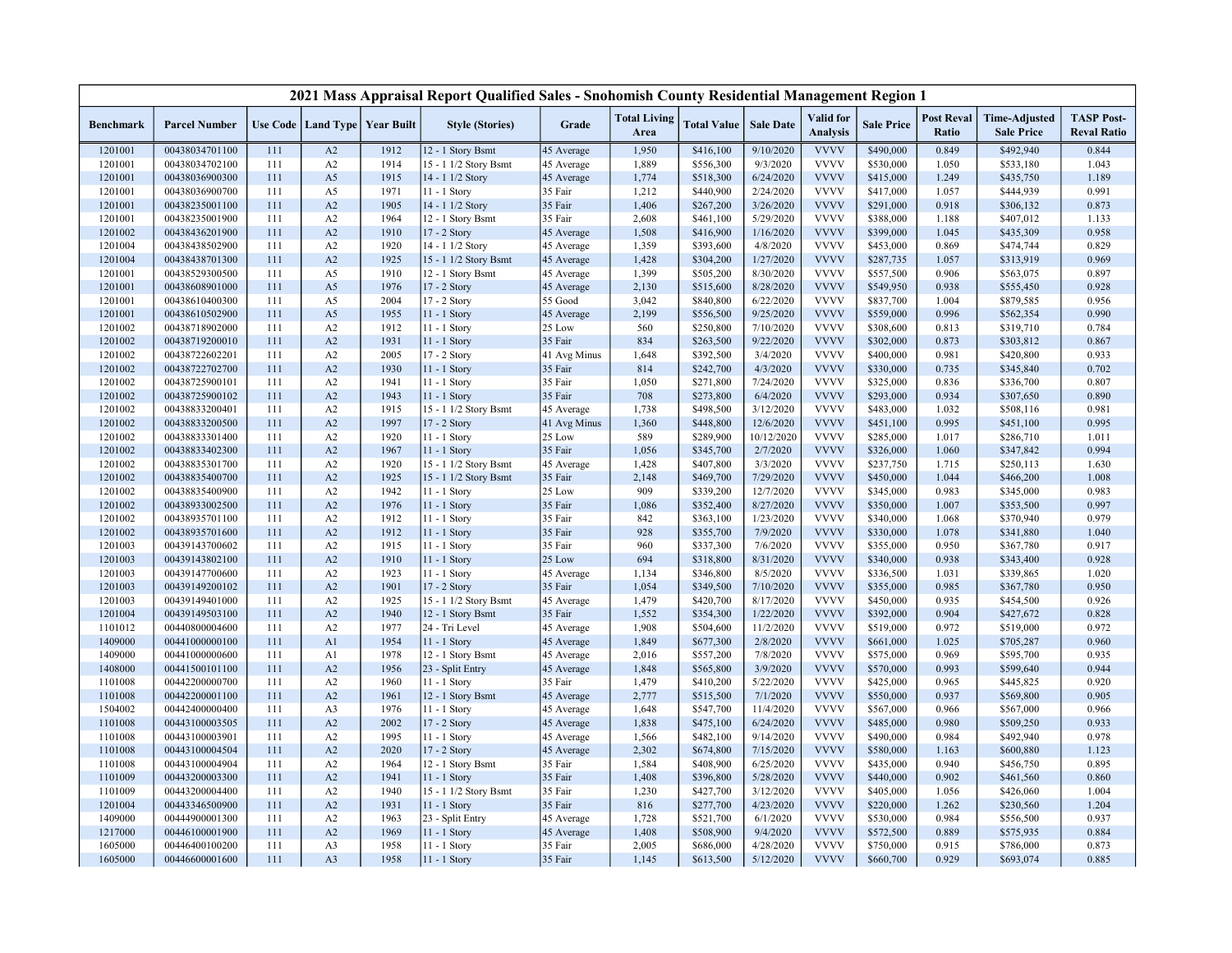# 2021 Mass Appraisal Report Qualified Sales - Snohomish County Residential Management Region 1

| Benchmark | Parcel Number | Use Code | Land Type | Year Built | Style (Stories) | Grade | Total Living Area | Total Value | Sale Date | Valid for Analysis | Sale Price | Post Reval Ratio | Time-Adjusted Sale Price | TASP Post-Reval Ratio |
|---|---|---|---|---|---|---|---|---|---|---|---|---|---|---|
| 1201001 | 00438034701100 | 111 | A2 | 1912 | 12 - 1 Story Bsmt | 45 Average | 1,950 | $416,100 | 9/10/2020 | VVVV | $490,000 | 0.849 | $492,940 | 0.844 |
| 1201001 | 00438034702100 | 111 | A2 | 1914 | 15 - 1 1/2 Story Bsmt | 45 Average | 1,889 | $556,300 | 9/3/2020 | VVVV | $530,000 | 1.050 | $533,180 | 1.043 |
| 1201001 | 00438036900300 | 111 | A5 | 1915 | 14 - 1 1/2 Story | 45 Average | 1,774 | $518,300 | 6/24/2020 | VVVV | $415,000 | 1.249 | $435,750 | 1.189 |
| 1201001 | 00438036900700 | 111 | A5 | 1971 | 11 - 1 Story | 35 Fair | 1,212 | $440,900 | 2/24/2020 | VVVV | $417,000 | 1.057 | $444,939 | 0.991 |
| 1201001 | 00438235001100 | 111 | A2 | 1905 | 14 - 1 1/2 Story | 35 Fair | 1,406 | $267,200 | 3/26/2020 | VVVV | $291,000 | 0.918 | $306,132 | 0.873 |
| 1201001 | 00438235001900 | 111 | A2 | 1964 | 12 - 1 Story Bsmt | 35 Fair | 2,608 | $461,100 | 5/29/2020 | VVVV | $388,000 | 1.188 | $407,012 | 1.133 |
| 1201002 | 00438436201900 | 111 | A2 | 1910 | 17 - 2 Story | 45 Average | 1,508 | $416,900 | 1/16/2020 | VVVV | $399,000 | 1.045 | $435,309 | 0.958 |
| 1201004 | 00438438502900 | 111 | A2 | 1920 | 14 - 1 1/2 Story | 45 Average | 1,359 | $393,600 | 4/8/2020 | VVVV | $453,000 | 0.869 | $474,744 | 0.829 |
| 1201004 | 00438438701300 | 111 | A2 | 1925 | 15 - 1 1/2 Story Bsmt | 45 Average | 1,428 | $304,200 | 1/27/2020 | VVVV | $287,735 | 1.057 | $313,919 | 0.969 |
| 1201001 | 00438529300500 | 111 | A5 | 1910 | 12 - 1 Story Bsmt | 45 Average | 1,399 | $505,200 | 8/30/2020 | VVVV | $557,500 | 0.906 | $563,075 | 0.897 |
| 1201001 | 00438608901000 | 111 | A5 | 1976 | 17 - 2 Story | 45 Average | 2,130 | $515,600 | 8/28/2020 | VVVV | $549,950 | 0.938 | $555,450 | 0.928 |
| 1201001 | 00438610400300 | 111 | A5 | 2004 | 17 - 2 Story | 55 Good | 3,042 | $840,800 | 6/22/2020 | VVVV | $837,700 | 1.004 | $879,585 | 0.956 |
| 1201001 | 00438610502900 | 111 | A5 | 1955 | 11 - 1 Story | 45 Average | 2,199 | $556,500 | 9/25/2020 | VVVV | $559,000 | 0.996 | $562,354 | 0.990 |
| 1201002 | 00438718902000 | 111 | A2 | 1912 | 11 - 1 Story | 25 Low | 560 | $250,800 | 7/10/2020 | VVVV | $308,600 | 0.813 | $319,710 | 0.784 |
| 1201002 | 00438719200010 | 111 | A2 | 1931 | 11 - 1 Story | 35 Fair | 834 | $263,500 | 9/22/2020 | VVVV | $302,000 | 0.873 | $303,812 | 0.867 |
| 1201002 | 00438722602201 | 111 | A2 | 2005 | 17 - 2 Story | 41 Avg Minus | 1,648 | $392,500 | 3/4/2020 | VVVV | $400,000 | 0.981 | $420,800 | 0.933 |
| 1201002 | 00438722702700 | 111 | A2 | 1930 | 11 - 1 Story | 35 Fair | 814 | $242,700 | 4/3/2020 | VVVV | $330,000 | 0.735 | $345,840 | 0.702 |
| 1201002 | 00438725900101 | 111 | A2 | 1941 | 11 - 1 Story | 35 Fair | 1,050 | $271,800 | 7/24/2020 | VVVV | $325,000 | 0.836 | $336,700 | 0.807 |
| 1201002 | 00438725900102 | 111 | A2 | 1943 | 11 - 1 Story | 35 Fair | 708 | $273,800 | 6/4/2020 | VVVV | $293,000 | 0.934 | $307,650 | 0.890 |
| 1201002 | 00438833200401 | 111 | A2 | 1915 | 15 - 1 1/2 Story Bsmt | 45 Average | 1,738 | $498,500 | 3/12/2020 | VVVV | $483,000 | 1.032 | $508,116 | 0.981 |
| 1201002 | 00438833200500 | 111 | A2 | 1997 | 17 - 2 Story | 41 Avg Minus | 1,360 | $448,800 | 12/6/2020 | VVVV | $451,100 | 0.995 | $451,100 | 0.995 |
| 1201002 | 00438833301400 | 111 | A2 | 1920 | 11 - 1 Story | 25 Low | 589 | $289,900 | 10/12/2020 | VVVV | $285,000 | 1.017 | $286,710 | 1.011 |
| 1201002 | 00438833402300 | 111 | A2 | 1967 | 11 - 1 Story | 35 Fair | 1,056 | $345,700 | 2/7/2020 | VVVV | $326,000 | 1.060 | $347,842 | 0.994 |
| 1201002 | 00438835301700 | 111 | A2 | 1920 | 15 - 1 1/2 Story Bsmt | 45 Average | 1,428 | $407,800 | 3/3/2020 | VVVV | $237,750 | 1.715 | $250,113 | 1.630 |
| 1201002 | 00438835400700 | 111 | A2 | 1925 | 15 - 1 1/2 Story Bsmt | 35 Fair | 2,148 | $469,700 | 7/29/2020 | VVVV | $450,000 | 1.044 | $466,200 | 1.008 |
| 1201002 | 00438835400900 | 111 | A2 | 1942 | 11 - 1 Story | 25 Low | 909 | $339,200 | 12/7/2020 | VVVV | $345,000 | 0.983 | $345,000 | 0.983 |
| 1201002 | 00438933002500 | 111 | A2 | 1976 | 11 - 1 Story | 35 Fair | 1,086 | $352,400 | 8/27/2020 | VVVV | $350,000 | 1.007 | $353,500 | 0.997 |
| 1201002 | 00438935701100 | 111 | A2 | 1912 | 11 - 1 Story | 35 Fair | 842 | $363,100 | 1/23/2020 | VVVV | $340,000 | 1.068 | $370,940 | 0.979 |
| 1201002 | 00438935701600 | 111 | A2 | 1912 | 11 - 1 Story | 35 Fair | 928 | $355,700 | 7/9/2020 | VVVV | $330,000 | 1.078 | $341,880 | 1.040 |
| 1201003 | 00439143700602 | 111 | A2 | 1915 | 11 - 1 Story | 35 Fair | 960 | $337,300 | 7/6/2020 | VVVV | $355,000 | 0.950 | $367,780 | 0.917 |
| 1201003 | 00439143802100 | 111 | A2 | 1910 | 11 - 1 Story | 25 Low | 694 | $318,800 | 8/31/2020 | VVVV | $340,000 | 0.938 | $343,400 | 0.928 |
| 1201003 | 00439147700600 | 111 | A2 | 1923 | 11 - 1 Story | 45 Average | 1,134 | $346,800 | 8/5/2020 | VVVV | $336,500 | 1.031 | $339,865 | 1.020 |
| 1201003 | 00439149200102 | 111 | A2 | 1901 | 17 - 2 Story | 35 Fair | 1,054 | $349,500 | 7/10/2020 | VVVV | $355,000 | 0.985 | $367,780 | 0.950 |
| 1201003 | 00439149401000 | 111 | A2 | 1925 | 15 - 1 1/2 Story Bsmt | 45 Average | 1,479 | $420,700 | 8/17/2020 | VVVV | $450,000 | 0.935 | $454,500 | 0.926 |
| 1201004 | 00439149503100 | 111 | A2 | 1940 | 12 - 1 Story Bsmt | 35 Fair | 1,552 | $354,300 | 1/22/2020 | VVVV | $392,000 | 0.904 | $427,672 | 0.828 |
| 1101012 | 00440800004600 | 111 | A2 | 1977 | 24 - Tri Level | 45 Average | 1,908 | $504,600 | 11/2/2020 | VVVV | $519,000 | 0.972 | $519,000 | 0.972 |
| 1409000 | 00441000000100 | 111 | A1 | 1954 | 11 - 1 Story | 45 Average | 1,849 | $677,300 | 2/8/2020 | VVVV | $661,000 | 1.025 | $705,287 | 0.960 |
| 1409000 | 00441000000600 | 111 | A1 | 1978 | 12 - 1 Story Bsmt | 45 Average | 2,016 | $557,200 | 7/8/2020 | VVVV | $575,000 | 0.969 | $595,700 | 0.935 |
| 1408000 | 00441500101100 | 111 | A2 | 1956 | 23 - Split Entry | 45 Average | 1,848 | $565,800 | 3/9/2020 | VVVV | $570,000 | 0.993 | $599,640 | 0.944 |
| 1101008 | 00442200000700 | 111 | A2 | 1960 | 11 - 1 Story | 35 Fair | 1,479 | $410,200 | 5/22/2020 | VVVV | $425,000 | 0.965 | $445,825 | 0.920 |
| 1101008 | 00442200001100 | 111 | A2 | 1961 | 12 - 1 Story Bsmt | 45 Average | 2,777 | $515,500 | 7/1/2020 | VVVV | $550,000 | 0.937 | $569,800 | 0.905 |
| 1504002 | 00442400000400 | 111 | A3 | 1976 | 11 - 1 Story | 45 Average | 1,648 | $547,700 | 11/4/2020 | VVVV | $567,000 | 0.966 | $567,000 | 0.966 |
| 1101008 | 00443100003505 | 111 | A2 | 2002 | 17 - 2 Story | 45 Average | 1,838 | $475,100 | 6/24/2020 | VVVV | $485,000 | 0.980 | $509,250 | 0.933 |
| 1101008 | 00443100003901 | 111 | A2 | 1995 | 11 - 1 Story | 45 Average | 1,566 | $482,100 | 9/14/2020 | VVVV | $490,000 | 0.984 | $492,940 | 0.978 |
| 1101008 | 00443100004504 | 111 | A2 | 2020 | 17 - 2 Story | 45 Average | 2,302 | $674,800 | 7/15/2020 | VVVV | $580,000 | 1.163 | $600,880 | 1.123 |
| 1101008 | 00443100004904 | 111 | A2 | 1964 | 12 - 1 Story Bsmt | 35 Fair | 1,584 | $408,900 | 6/25/2020 | VVVV | $435,000 | 0.940 | $456,750 | 0.895 |
| 1101009 | 00443200003300 | 111 | A2 | 1941 | 11 - 1 Story | 35 Fair | 1,408 | $396,800 | 5/28/2020 | VVVV | $440,000 | 0.902 | $461,560 | 0.860 |
| 1101009 | 00443200004400 | 111 | A2 | 1940 | 15 - 1 1/2 Story Bsmt | 35 Fair | 1,230 | $427,700 | 3/12/2020 | VVVV | $405,000 | 1.056 | $426,060 | 1.004 |
| 1201004 | 00443346500900 | 111 | A2 | 1931 | 11 - 1 Story | 35 Fair | 816 | $277,700 | 4/23/2020 | VVVV | $220,000 | 1.262 | $230,560 | 1.204 |
| 1409000 | 00444900001300 | 111 | A2 | 1963 | 23 - Split Entry | 45 Average | 1,728 | $521,700 | 6/1/2020 | VVVV | $530,000 | 0.984 | $556,500 | 0.937 |
| 1217000 | 00446100001900 | 111 | A2 | 1969 | 11 - 1 Story | 45 Average | 1,408 | $508,900 | 9/4/2020 | VVVV | $572,500 | 0.889 | $575,935 | 0.884 |
| 1605000 | 00446400100200 | 111 | A3 | 1958 | 11 - 1 Story | 35 Fair | 2,005 | $686,000 | 4/28/2020 | VVVV | $750,000 | 0.915 | $786,000 | 0.873 |
| 1605000 | 00446600001600 | 111 | A3 | 1958 | 11 - 1 Story | 35 Fair | 1,145 | $613,500 | 5/12/2020 | VVVV | $660,700 | 0.929 | $693,074 | 0.885 |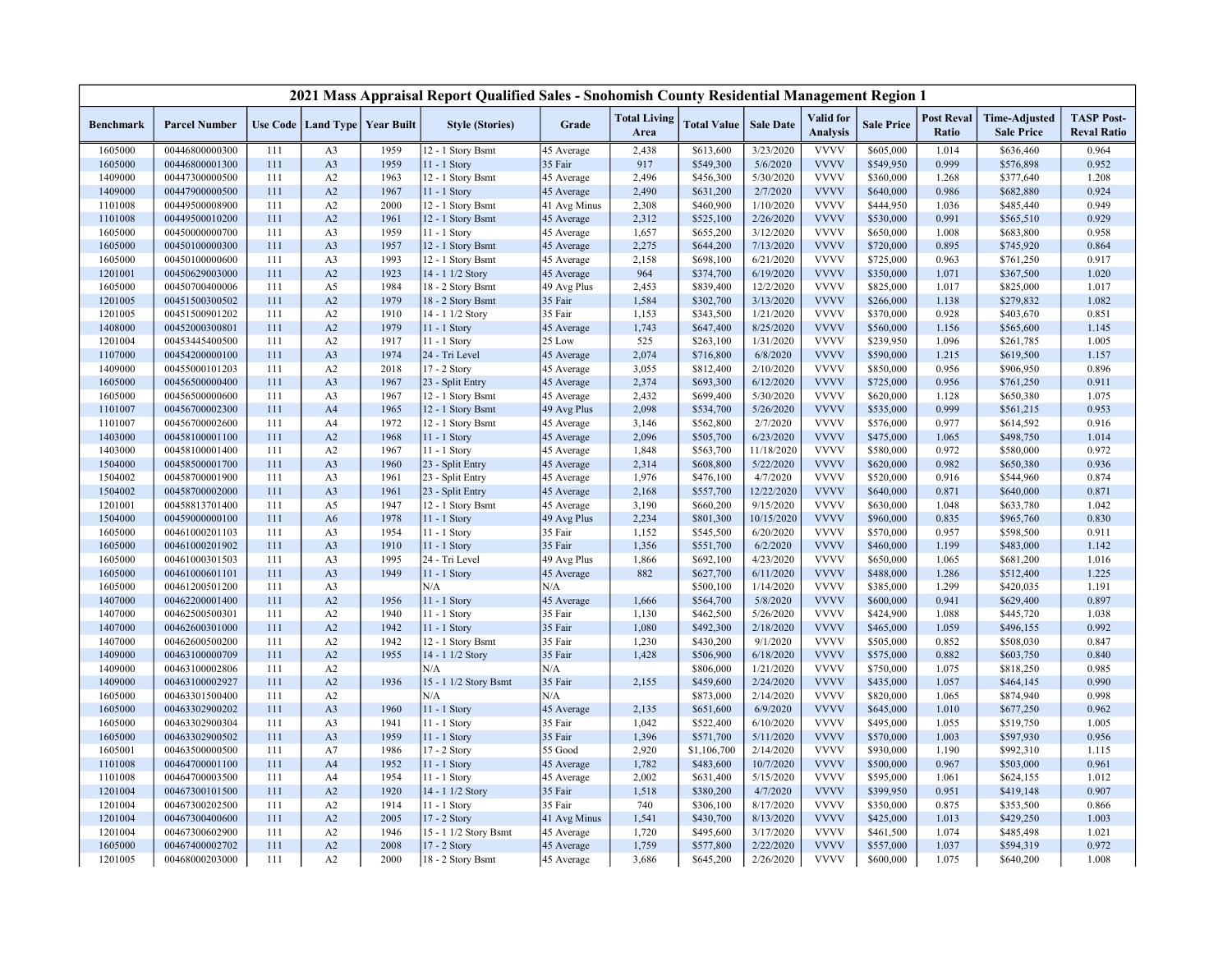# 2021 Mass Appraisal Report Qualified Sales - Snohomish County Residential Management Region 1

| Benchmark | Parcel Number | Use Code | Land Type | Year Built | Style (Stories) | Grade | Total Living Area | Total Value | Sale Date | Valid for Analysis | Sale Price | Post Reval Ratio | Time-Adjusted Sale Price | TASP Post-Reval Ratio |
|---|---|---|---|---|---|---|---|---|---|---|---|---|---|---|
| 1605000 | 00446800000300 | 111 | A3 | 1959 | 12 - 1 Story Bsmt | 45 Average | 2,438 | $613,600 | 3/23/2020 | VVVV | $605,000 | 1.014 | $636,460 | 0.964 |
| 1605000 | 00446800001300 | 111 | A3 | 1959 | 11 - 1 Story | 35 Fair | 917 | $549,300 | 5/6/2020 | VVVV | $549,950 | 0.999 | $576,898 | 0.952 |
| 1409000 | 00447300000500 | 111 | A2 | 1963 | 12 - 1 Story Bsmt | 45 Average | 2,496 | $456,300 | 5/30/2020 | VVVV | $360,000 | 1.268 | $377,640 | 1.208 |
| 1409000 | 00447900000500 | 111 | A2 | 1967 | 11 - 1 Story | 45 Average | 2,490 | $631,200 | 2/7/2020 | VVVV | $640,000 | 0.986 | $682,880 | 0.924 |
| 1101008 | 00449500008900 | 111 | A2 | 2000 | 12 - 1 Story Bsmt | 41 Avg Minus | 2,308 | $460,900 | 1/10/2020 | VVVV | $444,950 | 1.036 | $485,440 | 0.949 |
| 1101008 | 00449500010200 | 111 | A2 | 1961 | 12 - 1 Story Bsmt | 45 Average | 2,312 | $525,100 | 2/26/2020 | VVVV | $530,000 | 0.991 | $565,510 | 0.929 |
| 1605000 | 00450000000700 | 111 | A3 | 1959 | 11 - 1 Story | 45 Average | 1,657 | $655,200 | 3/12/2020 | VVVV | $650,000 | 1.008 | $683,800 | 0.958 |
| 1605000 | 00450100000300 | 111 | A3 | 1957 | 12 - 1 Story Bsmt | 45 Average | 2,275 | $644,200 | 7/13/2020 | VVVV | $720,000 | 0.895 | $745,920 | 0.864 |
| 1605000 | 00450100000600 | 111 | A3 | 1993 | 12 - 1 Story Bsmt | 45 Average | 2,158 | $698,100 | 6/21/2020 | VVVV | $725,000 | 0.963 | $761,250 | 0.917 |
| 1201001 | 00450629003000 | 111 | A2 | 1923 | 14 - 1 1/2 Story | 45 Average | 964 | $374,700 | 6/19/2020 | VVVV | $350,000 | 1.071 | $367,500 | 1.020 |
| 1605000 | 00450700400006 | 111 | A5 | 1984 | 18 - 2 Story Bsmt | 49 Avg Plus | 2,453 | $839,400 | 12/2/2020 | VVVV | $825,000 | 1.017 | $825,000 | 1.017 |
| 1201005 | 00451500300502 | 111 | A2 | 1979 | 18 - 2 Story Bsmt | 35 Fair | 1,584 | $302,700 | 3/13/2020 | VVVV | $266,000 | 1.138 | $279,832 | 1.082 |
| 1201005 | 00451500901202 | 111 | A2 | 1910 | 14 - 1 1/2 Story | 35 Fair | 1,153 | $343,500 | 1/21/2020 | VVVV | $370,000 | 0.928 | $403,670 | 0.851 |
| 1408000 | 00452000300801 | 111 | A2 | 1979 | 11 - 1 Story | 45 Average | 1,743 | $647,400 | 8/25/2020 | VVVV | $560,000 | 1.156 | $565,600 | 1.145 |
| 1201004 | 00453445400500 | 111 | A2 | 1917 | 11 - 1 Story | 25 Low | 525 | $263,100 | 1/31/2020 | VVVV | $239,950 | 1.096 | $261,785 | 1.005 |
| 1107000 | 00454200000100 | 111 | A3 | 1974 | 24 - Tri Level | 45 Average | 2,074 | $716,800 | 6/8/2020 | VVVV | $590,000 | 1.215 | $619,500 | 1.157 |
| 1409000 | 00455000101203 | 111 | A2 | 2018 | 17 - 2 Story | 45 Average | 3,055 | $812,400 | 2/10/2020 | VVVV | $850,000 | 0.956 | $906,950 | 0.896 |
| 1605000 | 00456500000400 | 111 | A3 | 1967 | 23 - Split Entry | 45 Average | 2,374 | $693,300 | 6/12/2020 | VVVV | $725,000 | 0.956 | $761,250 | 0.911 |
| 1605000 | 00456500000600 | 111 | A3 | 1967 | 12 - 1 Story Bsmt | 45 Average | 2,432 | $699,400 | 5/30/2020 | VVVV | $620,000 | 1.128 | $650,380 | 1.075 |
| 1101007 | 00456700002300 | 111 | A4 | 1965 | 12 - 1 Story Bsmt | 49 Avg Plus | 2,098 | $534,700 | 5/26/2020 | VVVV | $535,000 | 0.999 | $561,215 | 0.953 |
| 1101007 | 00456700002600 | 111 | A4 | 1972 | 12 - 1 Story Bsmt | 45 Average | 3,146 | $562,800 | 2/7/2020 | VVVV | $576,000 | 0.977 | $614,592 | 0.916 |
| 1403000 | 00458100001100 | 111 | A2 | 1968 | 11 - 1 Story | 45 Average | 2,096 | $505,700 | 6/23/2020 | VVVV | $475,000 | 1.065 | $498,750 | 1.014 |
| 1403000 | 00458100001400 | 111 | A2 | 1967 | 11 - 1 Story | 45 Average | 1,848 | $563,700 | 11/18/2020 | VVVV | $580,000 | 0.972 | $580,000 | 0.972 |
| 1504000 | 00458500001700 | 111 | A3 | 1960 | 23 - Split Entry | 45 Average | 2,314 | $608,800 | 5/22/2020 | VVVV | $620,000 | 0.982 | $650,380 | 0.936 |
| 1504002 | 00458700001900 | 111 | A3 | 1961 | 23 - Split Entry | 45 Average | 1,976 | $476,100 | 4/7/2020 | VVVV | $520,000 | 0.916 | $544,960 | 0.874 |
| 1504002 | 00458700002000 | 111 | A3 | 1961 | 23 - Split Entry | 45 Average | 2,168 | $557,700 | 12/22/2020 | VVVV | $640,000 | 0.871 | $640,000 | 0.871 |
| 1201001 | 00458813701400 | 111 | A5 | 1947 | 12 - 1 Story Bsmt | 45 Average | 3,190 | $660,200 | 9/15/2020 | VVVV | $630,000 | 1.048 | $633,780 | 1.042 |
| 1504000 | 00459000000100 | 111 | A6 | 1978 | 11 - 1 Story | 49 Avg Plus | 2,234 | $801,300 | 10/15/2020 | VVVV | $960,000 | 0.835 | $965,760 | 0.830 |
| 1605000 | 00461000201103 | 111 | A3 | 1954 | 11 - 1 Story | 35 Fair | 1,152 | $545,500 | 6/20/2020 | VVVV | $570,000 | 0.957 | $598,500 | 0.911 |
| 1605000 | 00461000201902 | 111 | A3 | 1910 | 11 - 1 Story | 35 Fair | 1,356 | $551,700 | 6/2/2020 | VVVV | $460,000 | 1.199 | $483,000 | 1.142 |
| 1605000 | 00461000301503 | 111 | A3 | 1995 | 24 - Tri Level | 49 Avg Plus | 1,866 | $692,100 | 4/23/2020 | VVVV | $650,000 | 1.065 | $681,200 | 1.016 |
| 1605000 | 00461000601101 | 111 | A3 | 1949 | 11 - 1 Story | 45 Average | 882 | $627,700 | 6/11/2020 | VVVV | $488,000 | 1.286 | $512,400 | 1.225 |
| 1605000 | 00461200501200 | 111 | A3 | | N/A | N/A | | $500,100 | 1/14/2020 | VVVV | $385,000 | 1.299 | $420,035 | 1.191 |
| 1407000 | 00462200001400 | 111 | A2 | 1956 | 11 - 1 Story | 45 Average | 1,666 | $564,700 | 5/8/2020 | VVVV | $600,000 | 0.941 | $629,400 | 0.897 |
| 1407000 | 00462500500301 | 111 | A2 | 1940 | 11 - 1 Story | 35 Fair | 1,130 | $462,500 | 5/26/2020 | VVVV | $424,900 | 1.088 | $445,720 | 1.038 |
| 1407000 | 00462600301000 | 111 | A2 | 1942 | 11 - 1 Story | 35 Fair | 1,080 | $492,300 | 2/18/2020 | VVVV | $465,000 | 1.059 | $496,155 | 0.992 |
| 1407000 | 00462600500200 | 111 | A2 | 1942 | 12 - 1 Story Bsmt | 35 Fair | 1,230 | $430,200 | 9/1/2020 | VVVV | $505,000 | 0.852 | $508,030 | 0.847 |
| 1409000 | 00463100000709 | 111 | A2 | 1955 | 14 - 1 1/2 Story | 35 Fair | 1,428 | $506,900 | 6/18/2020 | VVVV | $575,000 | 0.882 | $603,750 | 0.840 |
| 1409000 | 00463100002806 | 111 | A2 | | N/A | N/A | | $806,000 | 1/21/2020 | VVVV | $750,000 | 1.075 | $818,250 | 0.985 |
| 1409000 | 00463100002927 | 111 | A2 | 1936 | 15 - 1 1/2 Story Bsmt | 35 Fair | 2,155 | $459,600 | 2/24/2020 | VVVV | $435,000 | 1.057 | $464,145 | 0.990 |
| 1605000 | 00463301500400 | 111 | A2 | | N/A | N/A | | $873,000 | 2/14/2020 | VVVV | $820,000 | 1.065 | $874,940 | 0.998 |
| 1605000 | 00463302900202 | 111 | A3 | 1960 | 11 - 1 Story | 45 Average | 2,135 | $651,600 | 6/9/2020 | VVVV | $645,000 | 1.010 | $677,250 | 0.962 |
| 1605000 | 00463302900304 | 111 | A3 | 1941 | 11 - 1 Story | 35 Fair | 1,042 | $522,400 | 6/10/2020 | VVVV | $495,000 | 1.055 | $519,750 | 1.005 |
| 1605000 | 00463302900502 | 111 | A3 | 1959 | 11 - 1 Story | 35 Fair | 1,396 | $571,700 | 5/11/2020 | VVVV | $570,000 | 1.003 | $597,930 | 0.956 |
| 1605001 | 00463500000500 | 111 | A7 | 1986 | 17 - 2 Story | 55 Good | 2,920 | $1,106,700 | 2/14/2020 | VVVV | $930,000 | 1.190 | $992,310 | 1.115 |
| 1101008 | 00464700001100 | 111 | A4 | 1952 | 11 - 1 Story | 45 Average | 1,782 | $483,600 | 10/7/2020 | VVVV | $500,000 | 0.967 | $503,000 | 0.961 |
| 1101008 | 00464700003500 | 111 | A4 | 1954 | 11 - 1 Story | 45 Average | 2,002 | $631,400 | 5/15/2020 | VVVV | $595,000 | 1.061 | $624,155 | 1.012 |
| 1201004 | 00467300101500 | 111 | A2 | 1920 | 14 - 1 1/2 Story | 35 Fair | 1,518 | $380,200 | 4/7/2020 | VVVV | $399,950 | 0.951 | $419,148 | 0.907 |
| 1201004 | 00467300202500 | 111 | A2 | 1914 | 11 - 1 Story | 35 Fair | 740 | $306,100 | 8/17/2020 | VVVV | $350,000 | 0.875 | $353,500 | 0.866 |
| 1201004 | 00467300400600 | 111 | A2 | 2005 | 17 - 2 Story | 41 Avg Minus | 1,541 | $430,700 | 8/13/2020 | VVVV | $425,000 | 1.013 | $429,250 | 1.003 |
| 1201004 | 00467300602900 | 111 | A2 | 1946 | 15 - 1 1/2 Story Bsmt | 45 Average | 1,720 | $495,600 | 3/17/2020 | VVVV | $461,500 | 1.074 | $485,498 | 1.021 |
| 1605000 | 00467400002702 | 111 | A2 | 2008 | 17 - 2 Story | 45 Average | 1,759 | $577,800 | 2/22/2020 | VVVV | $557,000 | 1.037 | $594,319 | 0.972 |
| 1201005 | 00468000203000 | 111 | A2 | 2000 | 18 - 2 Story Bsmt | 45 Average | 3,686 | $645,200 | 2/26/2020 | VVVV | $600,000 | 1.075 | $640,200 | 1.008 |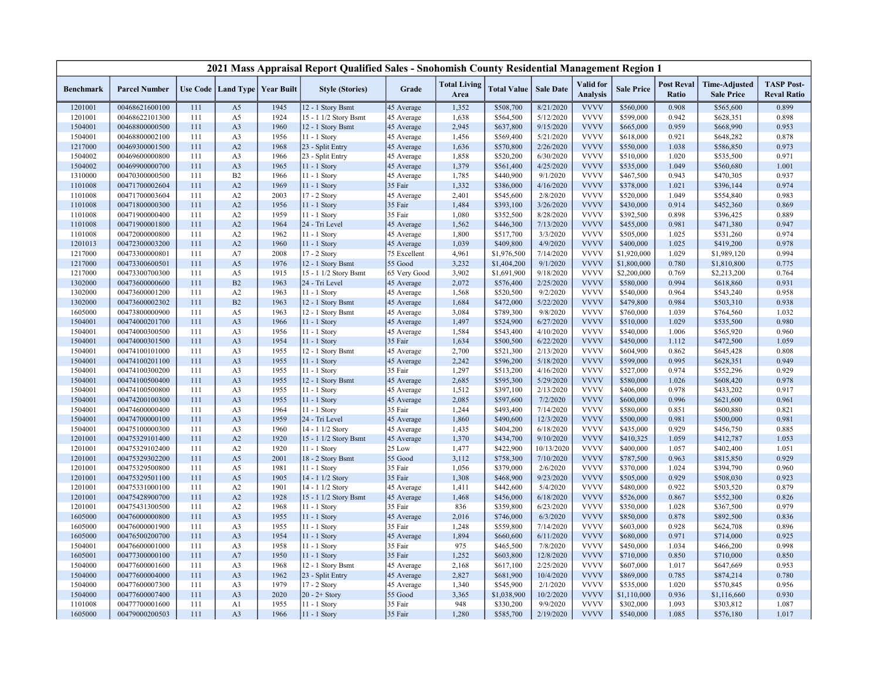# 2021 Mass Appraisal Report Qualified Sales - Snohomish County Residential Management Region 1

| Benchmark | Parcel Number | Use Code | Land Type | Year Built | Style (Stories) | Grade | Total Living Area | Total Value | Sale Date | Valid for Analysis | Sale Price | Post Reval Ratio | Time-Adjusted Sale Price | TASP Post-Reval Ratio |
|---|---|---|---|---|---|---|---|---|---|---|---|---|---|---|
| 1201001 | 00468621600100 | 111 | A5 | 1945 | 12 - 1 Story Bsmt | 45 Average | 1,352 | $508,700 | 8/21/2020 | VVVV | $560,000 | 0.908 | $565,600 | 0.899 |
| 1201001 | 00468622101300 | 111 | A5 | 1924 | 15 - 1 1/2 Story Bsmt | 45 Average | 1,638 | $564,500 | 5/12/2020 | VVVV | $599,000 | 0.942 | $628,351 | 0.898 |
| 1504001 | 00468800000500 | 111 | A3 | 1960 | 12 - 1 Story Bsmt | 45 Average | 2,945 | $637,800 | 9/15/2020 | VVVV | $665,000 | 0.959 | $668,990 | 0.953 |
| 1504001 | 00468800002100 | 111 | A3 | 1956 | 11 - 1 Story | 45 Average | 1,456 | $569,400 | 5/21/2020 | VVVV | $618,000 | 0.921 | $648,282 | 0.878 |
| 1217000 | 00469300001500 | 111 | A2 | 1968 | 23 - Split Entry | 45 Average | 1,636 | $570,800 | 2/26/2020 | VVVV | $550,000 | 1.038 | $586,850 | 0.973 |
| 1504002 | 00469600000800 | 111 | A3 | 1966 | 23 - Split Entry | 45 Average | 1,858 | $520,200 | 6/30/2020 | VVVV | $510,000 | 1.020 | $535,500 | 0.971 |
| 1504002 | 00469900000700 | 111 | A3 | 1965 | 11 - 1 Story | 45 Average | 1,379 | $561,400 | 4/25/2020 | VVVV | $535,000 | 1.049 | $560,680 | 1.001 |
| 1310000 | 00470300000500 | 111 | B2 | 1966 | 11 - 1 Story | 45 Average | 1,785 | $440,900 | 9/1/2020 | VVVV | $467,500 | 0.943 | $470,305 | 0.937 |
| 1101008 | 00471700002604 | 111 | A2 | 1969 | 11 - 1 Story | 35 Fair | 1,332 | $386,000 | 4/16/2020 | VVVV | $378,000 | 1.021 | $396,144 | 0.974 |
| 1101008 | 00471700003604 | 111 | A2 | 2003 | 17 - 2 Story | 45 Average | 2,401 | $545,600 | 2/8/2020 | VVVV | $520,000 | 1.049 | $554,840 | 0.983 |
| 1101008 | 00471800000300 | 111 | A2 | 1956 | 11 - 1 Story | 35 Fair | 1,484 | $393,100 | 3/26/2020 | VVVV | $430,000 | 0.914 | $452,360 | 0.869 |
| 1101008 | 00471900000400 | 111 | A2 | 1959 | 11 - 1 Story | 35 Fair | 1,080 | $352,500 | 8/28/2020 | VVVV | $392,500 | 0.898 | $396,425 | 0.889 |
| 1101008 | 00471900001800 | 111 | A2 | 1964 | 24 - Tri Level | 45 Average | 1,562 | $446,300 | 7/13/2020 | VVVV | $455,000 | 0.981 | $471,380 | 0.947 |
| 1101008 | 00472000000800 | 111 | A2 | 1962 | 11 - 1 Story | 45 Average | 1,800 | $517,700 | 3/3/2020 | VVVV | $505,000 | 1.025 | $531,260 | 0.974 |
| 1201013 | 00472300003200 | 111 | A2 | 1960 | 11 - 1 Story | 45 Average | 1,039 | $409,800 | 4/9/2020 | VVVV | $400,000 | 1.025 | $419,200 | 0.978 |
| 1217000 | 00473300000801 | 111 | A7 | 2008 | 17 - 2 Story | 75 Excellent | 4,961 | $1,976,500 | 7/14/2020 | VVVV | $1,920,000 | 1.029 | $1,989,120 | 0.994 |
| 1217000 | 00473300600501 | 111 | A5 | 1976 | 12 - 1 Story Bsmt | 55 Good | 3,232 | $1,404,200 | 9/1/2020 | VVVV | $1,800,000 | 0.780 | $1,810,800 | 0.775 |
| 1217000 | 00473300700300 | 111 | A5 | 1915 | 15 - 1 1/2 Story Bsmt | 65 Very Good | 3,902 | $1,691,900 | 9/18/2020 | VVVV | $2,200,000 | 0.769 | $2,213,200 | 0.764 |
| 1302000 | 00473600000600 | 111 | B2 | 1963 | 24 - Tri Level | 45 Average | 2,072 | $576,400 | 2/25/2020 | VVVV | $580,000 | 0.994 | $618,860 | 0.931 |
| 1302000 | 00473600001200 | 111 | A2 | 1963 | 11 - 1 Story | 45 Average | 1,568 | $520,500 | 9/2/2020 | VVVV | $540,000 | 0.964 | $543,240 | 0.958 |
| 1302000 | 00473600002302 | 111 | B2 | 1963 | 12 - 1 Story Bsmt | 45 Average | 1,684 | $472,000 | 5/22/2020 | VVVV | $479,800 | 0.984 | $503,310 | 0.938 |
| 1605000 | 00473800000900 | 111 | A5 | 1963 | 12 - 1 Story Bsmt | 45 Average | 3,084 | $789,300 | 9/8/2020 | VVVV | $760,000 | 1.039 | $764,560 | 1.032 |
| 1504001 | 00474000201700 | 111 | A3 | 1966 | 11 - 1 Story | 45 Average | 1,497 | $524,900 | 6/27/2020 | VVVV | $510,000 | 1.029 | $535,500 | 0.980 |
| 1504001 | 00474000300500 | 111 | A3 | 1956 | 11 - 1 Story | 45 Average | 1,584 | $543,400 | 4/10/2020 | VVVV | $540,000 | 1.006 | $565,920 | 0.960 |
| 1504001 | 00474000301500 | 111 | A3 | 1954 | 11 - 1 Story | 35 Fair | 1,634 | $500,500 | 6/22/2020 | VVVV | $450,000 | 1.112 | $472,500 | 1.059 |
| 1504001 | 00474100101000 | 111 | A3 | 1955 | 12 - 1 Story Bsmt | 45 Average | 2,700 | $521,300 | 2/13/2020 | VVVV | $604,900 | 0.862 | $645,428 | 0.808 |
| 1504001 | 00474100201100 | 111 | A3 | 1955 | 11 - 1 Story | 45 Average | 2,242 | $596,200 | 5/18/2020 | VVVV | $599,000 | 0.995 | $628,351 | 0.949 |
| 1504001 | 00474100300200 | 111 | A3 | 1955 | 11 - 1 Story | 35 Fair | 1,297 | $513,200 | 4/16/2020 | VVVV | $527,000 | 0.974 | $552,296 | 0.929 |
| 1504001 | 00474100500400 | 111 | A3 | 1955 | 12 - 1 Story Bsmt | 45 Average | 2,685 | $595,300 | 5/29/2020 | VVVV | $580,000 | 1.026 | $608,420 | 0.978 |
| 1504001 | 00474100500800 | 111 | A3 | 1955 | 11 - 1 Story | 45 Average | 1,512 | $397,100 | 2/13/2020 | VVVV | $406,000 | 0.978 | $433,202 | 0.917 |
| 1504001 | 00474200100300 | 111 | A3 | 1955 | 11 - 1 Story | 45 Average | 2,085 | $597,600 | 7/2/2020 | VVVV | $600,000 | 0.996 | $621,600 | 0.961 |
| 1504001 | 00474600000400 | 111 | A3 | 1964 | 11 - 1 Story | 35 Fair | 1,244 | $493,400 | 7/14/2020 | VVVV | $580,000 | 0.851 | $600,880 | 0.821 |
| 1504001 | 00474700000100 | 111 | A3 | 1959 | 24 - Tri Level | 45 Average | 1,860 | $490,600 | 12/3/2020 | VVVV | $500,000 | 0.981 | $500,000 | 0.981 |
| 1504001 | 00475100000300 | 111 | A3 | 1960 | 14 - 1 1/2 Story | 45 Average | 1,435 | $404,200 | 6/18/2020 | VVVV | $435,000 | 0.929 | $456,750 | 0.885 |
| 1201001 | 00475329101400 | 111 | A2 | 1920 | 15 - 1 1/2 Story Bsmt | 45 Average | 1,370 | $434,700 | 9/10/2020 | VVVV | $410,325 | 1.059 | $412,787 | 1.053 |
| 1201001 | 00475329102400 | 111 | A2 | 1920 | 11 - 1 Story | 25 Low | 1,477 | $422,900 | 10/13/2020 | VVVV | $400,000 | 1.057 | $402,400 | 1.051 |
| 1201001 | 00475329302200 | 111 | A5 | 2001 | 18 - 2 Story Bsmt | 55 Good | 3,112 | $758,300 | 7/10/2020 | VVVV | $787,500 | 0.963 | $815,850 | 0.929 |
| 1201001 | 00475329500800 | 111 | A5 | 1981 | 11 - 1 Story | 35 Fair | 1,056 | $379,000 | 2/6/2020 | VVVV | $370,000 | 1.024 | $394,790 | 0.960 |
| 1201001 | 00475329501100 | 111 | A5 | 1905 | 14 - 1 1/2 Story | 35 Fair | 1,308 | $468,900 | 9/23/2020 | VVVV | $505,000 | 0.929 | $508,030 | 0.923 |
| 1201001 | 00475331000100 | 111 | A2 | 1901 | 14 - 1 1/2 Story | 45 Average | 1,411 | $442,600 | 5/4/2020 | VVVV | $480,000 | 0.922 | $503,520 | 0.879 |
| 1201001 | 00475428900700 | 111 | A2 | 1928 | 15 - 1 1/2 Story Bsmt | 45 Average | 1,468 | $456,000 | 6/18/2020 | VVVV | $526,000 | 0.867 | $552,300 | 0.826 |
| 1201001 | 00475431300500 | 111 | A2 | 1968 | 11 - 1 Story | 35 Fair | 836 | $359,800 | 6/23/2020 | VVVV | $350,000 | 1.028 | $367,500 | 0.979 |
| 1605000 | 00476000000800 | 111 | A3 | 1955 | 11 - 1 Story | 45 Average | 2,016 | $746,000 | 6/3/2020 | VVVV | $850,000 | 0.878 | $892,500 | 0.836 |
| 1605000 | 00476000001900 | 111 | A3 | 1955 | 11 - 1 Story | 35 Fair | 1,248 | $559,800 | 7/14/2020 | VVVV | $603,000 | 0.928 | $624,708 | 0.896 |
| 1605000 | 00476500200700 | 111 | A3 | 1954 | 11 - 1 Story | 45 Average | 1,894 | $660,600 | 6/11/2020 | VVVV | $680,000 | 0.971 | $714,000 | 0.925 |
| 1504001 | 00476600001000 | 111 | A3 | 1958 | 11 - 1 Story | 35 Fair | 975 | $465,500 | 7/8/2020 | VVVV | $450,000 | 1.034 | $466,200 | 0.998 |
| 1605001 | 00477300000100 | 111 | A7 | 1950 | 11 - 1 Story | 35 Fair | 1,252 | $603,800 | 12/8/2020 | VVVV | $710,000 | 0.850 | $710,000 | 0.850 |
| 1504000 | 00477600001600 | 111 | A3 | 1968 | 12 - 1 Story Bsmt | 45 Average | 2,168 | $617,100 | 2/25/2020 | VVVV | $607,000 | 1.017 | $647,669 | 0.953 |
| 1504000 | 00477600004000 | 111 | A3 | 1962 | 23 - Split Entry | 45 Average | 2,827 | $681,900 | 10/4/2020 | VVVV | $869,000 | 0.785 | $874,214 | 0.780 |
| 1504000 | 00477600007300 | 111 | A3 | 1979 | 17 - 2 Story | 45 Average | 1,340 | $545,900 | 2/1/2020 | VVVV | $535,000 | 1.020 | $570,845 | 0.956 |
| 1504000 | 00477600007400 | 111 | A3 | 2020 | 20 - 2+ Story | 55 Good | 3,365 | $1,038,900 | 10/2/2020 | VVVV | $1,110,000 | 0.936 | $1,116,660 | 0.930 |
| 1101008 | 00477700001600 | 111 | A1 | 1955 | 11 - 1 Story | 35 Fair | 948 | $330,200 | 9/9/2020 | VVVV | $302,000 | 1.093 | $303,812 | 1.087 |
| 1605000 | 00479000200503 | 111 | A3 | 1966 | 11 - 1 Story | 35 Fair | 1,280 | $585,700 | 2/19/2020 | VVVV | $540,000 | 1.085 | $576,180 | 1.017 |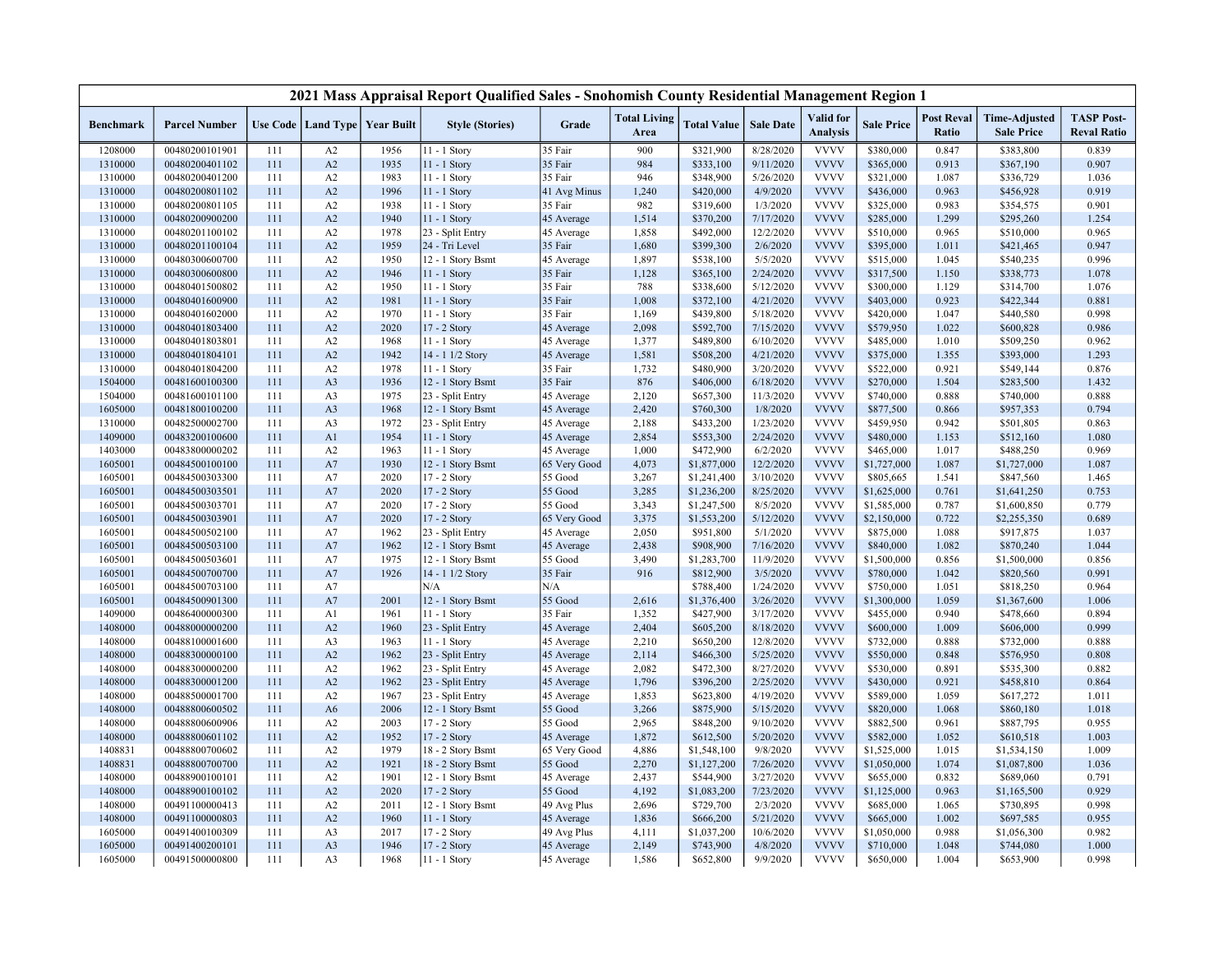# 2021 Mass Appraisal Report Qualified Sales - Snohomish County Residential Management Region 1

| Benchmark | Parcel Number | Use Code | Land Type | Year Built | Style (Stories) | Grade | Total Living Area | Total Value | Sale Date | Valid for Analysis | Sale Price | Post Reval Ratio | Time-Adjusted Sale Price | TASP Post-Reval Ratio |
|---|---|---|---|---|---|---|---|---|---|---|---|---|---|---|
| 1208000 | 00480200101901 | 111 | A2 | 1956 | 11 - 1 Story | 35 Fair | 900 | $321,900 | 8/28/2020 | VVVV | $380,000 | 0.847 | $383,800 | 0.839 |
| 1310000 | 00480200401102 | 111 | A2 | 1935 | 11 - 1 Story | 35 Fair | 984 | $333,100 | 9/11/2020 | VVVV | $365,000 | 0.913 | $367,190 | 0.907 |
| 1310000 | 00480200401200 | 111 | A2 | 1983 | 11 - 1 Story | 35 Fair | 946 | $348,900 | 5/26/2020 | VVVV | $321,000 | 1.087 | $336,729 | 1.036 |
| 1310000 | 00480200801102 | 111 | A2 | 1996 | 11 - 1 Story | 41 Avg Minus | 1,240 | $420,000 | 4/9/2020 | VVVV | $436,000 | 0.963 | $456,928 | 0.919 |
| 1310000 | 00480200801105 | 111 | A2 | 1938 | 11 - 1 Story | 35 Fair | 982 | $319,600 | 1/3/2020 | VVVV | $325,000 | 0.983 | $354,575 | 0.901 |
| 1310000 | 00480200900200 | 111 | A2 | 1940 | 11 - 1 Story | 45 Average | 1,514 | $370,200 | 7/17/2020 | VVVV | $285,000 | 1.299 | $295,260 | 1.254 |
| 1310000 | 00480201100102 | 111 | A2 | 1978 | 23 - Split Entry | 45 Average | 1,858 | $492,000 | 12/2/2020 | VVVV | $510,000 | 0.965 | $510,000 | 0.965 |
| 1310000 | 00480201100104 | 111 | A2 | 1959 | 24 - Tri Level | 35 Fair | 1,680 | $399,300 | 2/6/2020 | VVVV | $395,000 | 1.011 | $421,465 | 0.947 |
| 1310000 | 00480300600700 | 111 | A2 | 1950 | 12 - 1 Story Bsmt | 45 Average | 1,897 | $538,100 | 5/5/2020 | VVVV | $515,000 | 1.045 | $540,235 | 0.996 |
| 1310000 | 00480300600800 | 111 | A2 | 1946 | 11 - 1 Story | 35 Fair | 1,128 | $365,100 | 2/24/2020 | VVVV | $317,500 | 1.150 | $338,773 | 1.078 |
| 1310000 | 00480401500802 | 111 | A2 | 1950 | 11 - 1 Story | 35 Fair | 788 | $338,600 | 5/12/2020 | VVVV | $300,000 | 1.129 | $314,700 | 1.076 |
| 1310000 | 00480401600900 | 111 | A2 | 1981 | 11 - 1 Story | 35 Fair | 1,008 | $372,100 | 4/21/2020 | VVVV | $403,000 | 0.923 | $422,344 | 0.881 |
| 1310000 | 00480401602000 | 111 | A2 | 1970 | 11 - 1 Story | 35 Fair | 1,169 | $439,800 | 5/18/2020 | VVVV | $420,000 | 1.047 | $440,580 | 0.998 |
| 1310000 | 00480401803400 | 111 | A2 | 2020 | 17 - 2 Story | 45 Average | 2,098 | $592,700 | 7/15/2020 | VVVV | $579,950 | 1.022 | $600,828 | 0.986 |
| 1310000 | 00480401803801 | 111 | A2 | 1968 | 11 - 1 Story | 45 Average | 1,377 | $489,800 | 6/10/2020 | VVVV | $485,000 | 1.010 | $509,250 | 0.962 |
| 1310000 | 00480401804101 | 111 | A2 | 1942 | 14 - 1 1/2 Story | 45 Average | 1,581 | $508,200 | 4/21/2020 | VVVV | $375,000 | 1.355 | $393,000 | 1.293 |
| 1310000 | 00480401804200 | 111 | A2 | 1978 | 11 - 1 Story | 35 Fair | 1,732 | $480,900 | 3/20/2020 | VVVV | $522,000 | 0.921 | $549,144 | 0.876 |
| 1504000 | 00481600100300 | 111 | A3 | 1936 | 12 - 1 Story Bsmt | 35 Fair | 876 | $406,000 | 6/18/2020 | VVVV | $270,000 | 1.504 | $283,500 | 1.432 |
| 1504000 | 00481600101100 | 111 | A3 | 1975 | 23 - Split Entry | 45 Average | 2,120 | $657,300 | 11/3/2020 | VVVV | $740,000 | 0.888 | $740,000 | 0.888 |
| 1605000 | 00481800100200 | 111 | A3 | 1968 | 12 - 1 Story Bsmt | 45 Average | 2,420 | $760,300 | 1/8/2020 | VVVV | $877,500 | 0.866 | $957,353 | 0.794 |
| 1310000 | 00482500002700 | 111 | A3 | 1972 | 23 - Split Entry | 45 Average | 2,188 | $433,200 | 1/23/2020 | VVVV | $459,950 | 0.942 | $501,805 | 0.863 |
| 1409000 | 00483200100600 | 111 | A1 | 1954 | 11 - 1 Story | 45 Average | 2,854 | $553,300 | 2/24/2020 | VVVV | $480,000 | 1.153 | $512,160 | 1.080 |
| 1403000 | 00483800000202 | 111 | A2 | 1963 | 11 - 1 Story | 45 Average | 1,000 | $472,900 | 6/2/2020 | VVVV | $465,000 | 1.017 | $488,250 | 0.969 |
| 1605001 | 00484500100100 | 111 | A7 | 1930 | 12 - 1 Story Bsmt | 65 Very Good | 4,073 | $1,877,000 | 12/2/2020 | VVVV | $1,727,000 | 1.087 | $1,727,000 | 1.087 |
| 1605001 | 00484500303300 | 111 | A7 | 2020 | 17 - 2 Story | 55 Good | 3,267 | $1,241,400 | 3/10/2020 | VVVV | $805,665 | 1.541 | $847,560 | 1.465 |
| 1605001 | 00484500303501 | 111 | A7 | 2020 | 17 - 2 Story | 55 Good | 3,285 | $1,236,200 | 8/25/2020 | VVVV | $1,625,000 | 0.761 | $1,641,250 | 0.753 |
| 1605001 | 00484500303701 | 111 | A7 | 2020 | 17 - 2 Story | 55 Good | 3,343 | $1,247,500 | 8/5/2020 | VVVV | $1,585,000 | 0.787 | $1,600,850 | 0.779 |
| 1605001 | 00484500303901 | 111 | A7 | 2020 | 17 - 2 Story | 65 Very Good | 3,375 | $1,553,200 | 5/12/2020 | VVVV | $2,150,000 | 0.722 | $2,255,350 | 0.689 |
| 1605001 | 00484500502100 | 111 | A7 | 1962 | 23 - Split Entry | 45 Average | 2,050 | $951,800 | 5/1/2020 | VVVV | $875,000 | 1.088 | $917,875 | 1.037 |
| 1605001 | 00484500503100 | 111 | A7 | 1962 | 12 - 1 Story Bsmt | 45 Average | 2,438 | $908,900 | 7/16/2020 | VVVV | $840,000 | 1.082 | $870,240 | 1.044 |
| 1605001 | 00484500503601 | 111 | A7 | 1975 | 12 - 1 Story Bsmt | 55 Good | 3,490 | $1,283,700 | 11/9/2020 | VVVV | $1,500,000 | 0.856 | $1,500,000 | 0.856 |
| 1605001 | 00484500700700 | 111 | A7 | 1926 | 14 - 1 1/2 Story | 35 Fair | 916 | $812,900 | 3/5/2020 | VVVV | $780,000 | 1.042 | $820,560 | 0.991 |
| 1605001 | 00484500703100 | 111 | A7 | | N/A | N/A | | $788,400 | 1/24/2020 | VVVV | $750,000 | 1.051 | $818,250 | 0.964 |
| 1605001 | 00484500901300 | 111 | A7 | 2001 | 12 - 1 Story Bsmt | 55 Good | 2,616 | $1,376,400 | 3/26/2020 | VVVV | $1,300,000 | 1.059 | $1,367,600 | 1.006 |
| 1409000 | 00486400000300 | 111 | A1 | 1961 | 11 - 1 Story | 35 Fair | 1,352 | $427,900 | 3/17/2020 | VVVV | $455,000 | 0.940 | $478,660 | 0.894 |
| 1408000 | 00488000000200 | 111 | A2 | 1960 | 23 - Split Entry | 45 Average | 2,404 | $605,200 | 8/18/2020 | VVVV | $600,000 | 1.009 | $606,000 | 0.999 |
| 1408000 | 00488100001600 | 111 | A3 | 1963 | 11 - 1 Story | 45 Average | 2,210 | $650,200 | 12/8/2020 | VVVV | $732,000 | 0.888 | $732,000 | 0.888 |
| 1408000 | 00488300000100 | 111 | A2 | 1962 | 23 - Split Entry | 45 Average | 2,114 | $466,300 | 5/25/2020 | VVVV | $550,000 | 0.848 | $576,950 | 0.808 |
| 1408000 | 00488300000200 | 111 | A2 | 1962 | 23 - Split Entry | 45 Average | 2,082 | $472,300 | 8/27/2020 | VVVV | $530,000 | 0.891 | $535,300 | 0.882 |
| 1408000 | 00488300001200 | 111 | A2 | 1962 | 23 - Split Entry | 45 Average | 1,796 | $396,200 | 2/25/2020 | VVVV | $430,000 | 0.921 | $458,810 | 0.864 |
| 1408000 | 00488500001700 | 111 | A2 | 1967 | 23 - Split Entry | 45 Average | 1,853 | $623,800 | 4/19/2020 | VVVV | $589,000 | 1.059 | $617,272 | 1.011 |
| 1408000 | 00488800600502 | 111 | A6 | 2006 | 12 - 1 Story Bsmt | 55 Good | 3,266 | $875,900 | 5/15/2020 | VVVV | $820,000 | 1.068 | $860,180 | 1.018 |
| 1408000 | 00488800600906 | 111 | A2 | 2003 | 17 - 2 Story | 55 Good | 2,965 | $848,200 | 9/10/2020 | VVVV | $882,500 | 0.961 | $887,795 | 0.955 |
| 1408000 | 00488800601102 | 111 | A2 | 1952 | 17 - 2 Story | 45 Average | 1,872 | $612,500 | 5/20/2020 | VVVV | $582,000 | 1.052 | $610,518 | 1.003 |
| 1408831 | 00488800700602 | 111 | A2 | 1979 | 18 - 2 Story Bsmt | 65 Very Good | 4,886 | $1,548,100 | 9/8/2020 | VVVV | $1,525,000 | 1.015 | $1,534,150 | 1.009 |
| 1408831 | 00488800700700 | 111 | A2 | 1921 | 18 - 2 Story Bsmt | 55 Good | 2,270 | $1,127,200 | 7/26/2020 | VVVV | $1,050,000 | 1.074 | $1,087,800 | 1.036 |
| 1408000 | 00488900100101 | 111 | A2 | 1901 | 12 - 1 Story Bsmt | 45 Average | 2,437 | $544,900 | 3/27/2020 | VVVV | $655,000 | 0.832 | $689,060 | 0.791 |
| 1408000 | 00488900100102 | 111 | A2 | 2020 | 17 - 2 Story | 55 Good | 4,192 | $1,083,200 | 7/23/2020 | VVVV | $1,125,000 | 0.963 | $1,165,500 | 0.929 |
| 1408000 | 00491100000413 | 111 | A2 | 2011 | 12 - 1 Story Bsmt | 49 Avg Plus | 2,696 | $729,700 | 2/3/2020 | VVVV | $685,000 | 1.065 | $730,895 | 0.998 |
| 1408000 | 00491100000803 | 111 | A2 | 1960 | 11 - 1 Story | 45 Average | 1,836 | $666,200 | 5/21/2020 | VVVV | $665,000 | 1.002 | $697,585 | 0.955 |
| 1605000 | 00491400100309 | 111 | A3 | 2017 | 17 - 2 Story | 49 Avg Plus | 4,111 | $1,037,200 | 10/6/2020 | VVVV | $1,050,000 | 0.988 | $1,056,300 | 0.982 |
| 1605000 | 00491400200101 | 111 | A3 | 1946 | 17 - 2 Story | 45 Average | 2,149 | $743,900 | 4/8/2020 | VVVV | $710,000 | 1.048 | $744,080 | 1.000 |
| 1605000 | 00491500000800 | 111 | A3 | 1968 | 11 - 1 Story | 45 Average | 1,586 | $652,800 | 9/9/2020 | VVVV | $650,000 | 1.004 | $653,900 | 0.998 |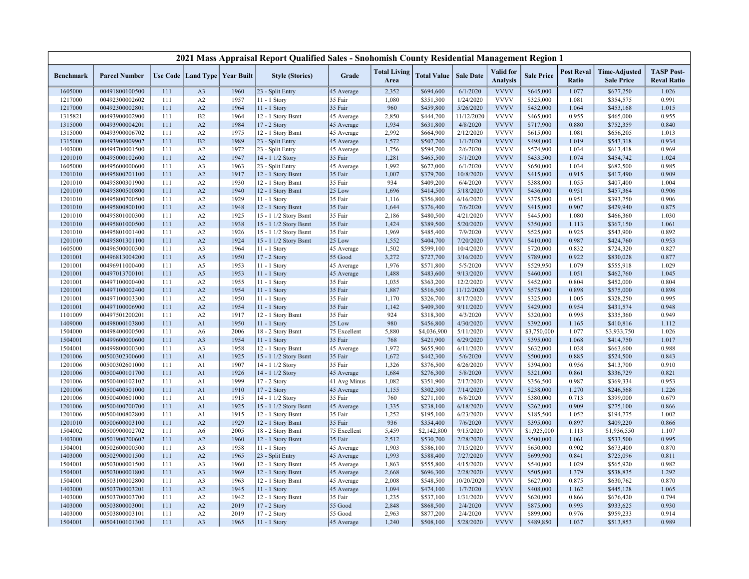# 2021 Mass Appraisal Report Qualified Sales - Snohomish County Residential Management Region 1

| Benchmark | Parcel Number | Use Code | Land Type | Year Built | Style (Stories) | Grade | Total Living Area | Total Value | Sale Date | Valid for Analysis | Sale Price | Post Reval Ratio | Time-Adjusted Sale Price | TASP Post-Reval Ratio |
|---|---|---|---|---|---|---|---|---|---|---|---|---|---|---|
| 1605000 | 00491800100500 | 111 | A3 | 1960 | 23 - Split Entry | 45 Average | 2,352 | $694,600 | 6/1/2020 | VVVV | $645,000 | 1.077 | $677,250 | 1.026 |
| 1217000 | 00492300002602 | 111 | A2 | 1957 | 11 - 1 Story | 35 Fair | 1,080 | $351,300 | 1/24/2020 | VVVV | $325,000 | 1.081 | $354,575 | 0.991 |
| 1217000 | 00492300002801 | 111 | A2 | 1964 | 11 - 1 Story | 35 Fair | 960 | $459,800 | 5/26/2020 | VVVV | $432,000 | 1.064 | $453,168 | 1.015 |
| 1315821 | 00493900002900 | 111 | B2 | 1964 | 12 - 1 Story Bsmt | 45 Average | 2,850 | $444,200 | 11/12/2020 | VVVV | $465,000 | 0.955 | $465,000 | 0.955 |
| 1315000 | 00493900004201 | 111 | A2 | 1984 | 17 - 2 Story | 45 Average | 1,934 | $631,800 | 4/8/2020 | VVVV | $717,900 | 0.880 | $752,359 | 0.840 |
| 1315000 | 00493900006702 | 111 | A2 | 1975 | 12 - 1 Story Bsmt | 45 Average | 2,992 | $664,900 | 2/12/2020 | VVVV | $615,000 | 1.081 | $656,205 | 1.013 |
| 1315000 | 00493900009902 | 111 | B2 | 1989 | 23 - Split Entry | 45 Average | 1,572 | $507,700 | 1/1/2020 | VVVV | $498,000 | 1.019 | $543,318 | 0.934 |
| 1403000 | 00494700001500 | 111 | A2 | 1972 | 23 - Split Entry | 45 Average | 1,756 | $594,700 | 2/6/2020 | VVVV | $574,900 | 1.034 | $613,418 | 0.969 |
| 1201010 | 00495000102600 | 111 | A2 | 1947 | 14 - 1 1/2 Story | 35 Fair | 1,281 | $465,500 | 5/1/2020 | VVVV | $433,500 | 1.074 | $454,742 | 1.024 |
| 1605000 | 00495600000600 | 111 | A3 | 1963 | 23 - Split Entry | 45 Average | 1,992 | $672,000 | 6/1/2020 | VVVV | $650,000 | 1.034 | $682,500 | 0.985 |
| 1201010 | 00495800201100 | 111 | A2 | 1917 | 12 - 1 Story Bsmt | 35 Fair | 1,007 | $379,700 | 10/8/2020 | VVVV | $415,000 | 0.915 | $417,490 | 0.909 |
| 1201010 | 00495800301900 | 111 | A2 | 1930 | 12 - 1 Story Bsmt | 35 Fair | 934 | $409,200 | 6/4/2020 | VVVV | $388,000 | 1.055 | $407,400 | 1.004 |
| 1201010 | 00495800500800 | 111 | A2 | 1940 | 12 - 1 Story Bsmt | 25 Low | 1,696 | $414,500 | 5/18/2020 | VVVV | $436,000 | 0.951 | $457,364 | 0.906 |
| 1201010 | 00495800700500 | 111 | A2 | 1929 | 11 - 1 Story | 35 Fair | 1,116 | $356,800 | 6/16/2020 | VVVV | $375,000 | 0.951 | $393,750 | 0.906 |
| 1201010 | 00495800800100 | 111 | A2 | 1948 | 12 - 1 Story Bsmt | 35 Fair | 1,644 | $376,400 | 7/6/2020 | VVVV | $415,000 | 0.907 | $429,940 | 0.875 |
| 1201010 | 00495801000300 | 111 | A2 | 1925 | 15 - 1 1/2 Story Bsmt | 35 Fair | 2,186 | $480,500 | 4/21/2020 | VVVV | $445,000 | 1.080 | $466,360 | 1.030 |
| 1201010 | 00495801000500 | 111 | A2 | 1938 | 15 - 1 1/2 Story Bsmt | 35 Fair | 1,424 | $389,500 | 5/20/2020 | VVVV | $350,000 | 1.113 | $367,150 | 1.061 |
| 1201010 | 00495801001400 | 111 | A2 | 1926 | 15 - 1 1/2 Story Bsmt | 35 Fair | 1,969 | $485,400 | 7/9/2020 | VVVV | $525,000 | 0.925 | $543,900 | 0.892 |
| 1201010 | 00495801301100 | 111 | A2 | 1924 | 15 - 1 1/2 Story Bsmt | 25 Low | 1,552 | $404,700 | 7/20/2020 | VVVV | $410,000 | 0.987 | $424,760 | 0.953 |
| 1605000 | 00496500000300 | 111 | A3 | 1964 | 11 - 1 Story | 45 Average | 1,502 | $599,100 | 10/4/2020 | VVVV | $720,000 | 0.832 | $724,320 | 0.827 |
| 1201001 | 00496813004200 | 111 | A5 | 1950 | 17 - 2 Story | 55 Good | 3,272 | $727,700 | 3/16/2020 | VVVV | $789,000 | 0.922 | $830,028 | 0.877 |
| 1201001 | 00496911000400 | 111 | A5 | 1953 | 11 - 1 Story | 45 Average | 1,976 | $571,800 | 5/5/2020 | VVVV | $529,950 | 1.079 | $555,918 | 1.029 |
| 1201001 | 00497013700101 | 111 | A5 | 1953 | 11 - 1 Story | 45 Average | 1,488 | $483,600 | 9/13/2020 | VVVV | $460,000 | 1.051 | $462,760 | 1.045 |
| 1201001 | 00497100000400 | 111 | A2 | 1955 | 11 - 1 Story | 35 Fair | 1,035 | $363,200 | 12/2/2020 | VVVV | $452,000 | 0.804 | $452,000 | 0.804 |
| 1201001 | 00497100002400 | 111 | A2 | 1954 | 11 - 1 Story | 35 Fair | 1,887 | $516,500 | 11/12/2020 | VVVV | $575,000 | 0.898 | $575,000 | 0.898 |
| 1201001 | 00497100003300 | 111 | A2 | 1950 | 11 - 1 Story | 35 Fair | 1,170 | $326,700 | 8/17/2020 | VVVV | $325,000 | 1.005 | $328,250 | 0.995 |
| 1201001 | 00497100006900 | 111 | A2 | 1954 | 11 - 1 Story | 35 Fair | 1,142 | $409,300 | 9/11/2020 | VVVV | $429,000 | 0.954 | $431,574 | 0.948 |
| 1101009 | 00497501200201 | 111 | A2 | 1917 | 12 - 1 Story Bsmt | 35 Fair | 924 | $318,300 | 4/3/2020 | VVVV | $320,000 | 0.995 | $335,360 | 0.949 |
| 1409000 | 00498000103800 | 111 | A1 | 1950 | 11 - 1 Story | 25 Low | 980 | $456,800 | 4/30/2020 | VVVV | $392,000 | 1.165 | $410,816 | 1.112 |
| 1504000 | 00498400000500 | 111 | A6 | 2006 | 18 - 2 Story Bsmt | 75 Excellent | 5,880 | $4,036,900 | 5/11/2020 | VVVV | $3,750,000 | 1.077 | $3,933,750 | 1.026 |
| 1504001 | 00499600000600 | 111 | A3 | 1954 | 11 - 1 Story | 35 Fair | 768 | $421,900 | 6/29/2020 | VVVV | $395,000 | 1.068 | $414,750 | 1.017 |
| 1504001 | 00499800000300 | 111 | A3 | 1958 | 12 - 1 Story Bsmt | 45 Average | 1,972 | $655,900 | 6/11/2020 | VVVV | $632,000 | 1.038 | $663,600 | 0.988 |
| 1201006 | 00500302300600 | 111 | A1 | 1925 | 15 - 1 1/2 Story Bsmt | 35 Fair | 1,672 | $442,300 | 5/6/2020 | VVVV | $500,000 | 0.885 | $524,500 | 0.843 |
| 1201006 | 00500302601000 | 111 | A1 | 1907 | 14 - 1 1/2 Story | 35 Fair | 1,326 | $376,500 | 6/26/2020 | VVVV | $394,000 | 0.956 | $413,700 | 0.910 |
| 1201006 | 00500400101700 | 111 | A1 | 1926 | 14 - 1 1/2 Story | 45 Average | 1,684 | $276,300 | 5/8/2020 | VVVV | $321,000 | 0.861 | $336,729 | 0.821 |
| 1201006 | 00500400102102 | 111 | A1 | 1999 | 17 - 2 Story | 41 Avg Minus | 1,082 | $351,900 | 7/17/2020 | VVVV | $356,500 | 0.987 | $369,334 | 0.953 |
| 1201006 | 00500400501000 | 111 | A1 | 1910 | 17 - 2 Story | 45 Average | 1,155 | $302,300 | 7/14/2020 | VVVV | $238,000 | 1.270 | $246,568 | 1.226 |
| 1201006 | 00500400601000 | 111 | A1 | 1915 | 14 - 1 1/2 Story | 35 Fair | 760 | $271,100 | 6/8/2020 | VVVV | $380,000 | 0.713 | $399,000 | 0.679 |
| 1201006 | 00500400700700 | 111 | A1 | 1925 | 15 - 1 1/2 Story Bsmt | 45 Average | 1,335 | $238,100 | 6/18/2020 | VVVV | $262,000 | 0.909 | $275,100 | 0.866 |
| 1201006 | 00500400802800 | 111 | A1 | 1915 | 12 - 1 Story Bsmt | 35 Fair | 1,252 | $195,100 | 6/23/2020 | VVVV | $185,500 | 1.052 | $194,775 | 1.002 |
| 1201010 | 00500600003100 | 111 | A2 | 1929 | 12 - 1 Story Bsmt | 35 Fair | 936 | $354,400 | 7/6/2020 | VVVV | $395,000 | 0.897 | $409,220 | 0.866 |
| 1504002 | 00500900002702 | 111 | A6 | 2005 | 18 - 2 Story Bsmt | 75 Excellent | 5,459 | $2,142,800 | 9/15/2020 | VVVV | $1,925,000 | 1.113 | $1,936,550 | 1.107 |
| 1403000 | 00501900200602 | 111 | A2 | 1960 | 12 - 1 Story Bsmt | 35 Fair | 2,512 | $530,700 | 2/28/2020 | VVVV | $500,000 | 1.061 | $533,500 | 0.995 |
| 1504001 | 00502600000500 | 111 | A3 | 1958 | 11 - 1 Story | 45 Average | 1,903 | $586,100 | 7/15/2020 | VVVV | $650,000 | 0.902 | $673,400 | 0.870 |
| 1403000 | 00502900001500 | 111 | A2 | 1965 | 23 - Split Entry | 45 Average | 1,993 | $588,400 | 7/27/2020 | VVVV | $699,900 | 0.841 | $725,096 | 0.811 |
| 1504001 | 00503000001500 | 111 | A3 | 1960 | 12 - 1 Story Bsmt | 45 Average | 1,863 | $555,800 | 4/15/2020 | VVVV | $540,000 | 1.029 | $565,920 | 0.982 |
| 1504001 | 00503000001800 | 111 | A3 | 1969 | 12 - 1 Story Bsmt | 45 Average | 2,668 | $696,300 | 2/28/2020 | VVVV | $505,000 | 1.379 | $538,835 | 1.292 |
| 1504001 | 00503100002800 | 111 | A3 | 1963 | 12 - 1 Story Bsmt | 45 Average | 2,008 | $548,500 | 10/20/2020 | VVVV | $627,000 | 0.875 | $630,762 | 0.870 |
| 1403000 | 00503700003201 | 111 | A2 | 1945 | 11 - 1 Story | 45 Average | 1,094 | $474,100 | 1/7/2020 | VVVV | $408,000 | 1.162 | $445,128 | 1.065 |
| 1403000 | 00503700003700 | 111 | A2 | 1942 | 12 - 1 Story Bsmt | 35 Fair | 1,235 | $537,100 | 1/31/2020 | VVVV | $620,000 | 0.866 | $676,420 | 0.794 |
| 1403000 | 00503800003001 | 111 | A2 | 2019 | 17 - 2 Story | 55 Good | 2,848 | $868,500 | 2/4/2020 | VVVV | $875,000 | 0.993 | $933,625 | 0.930 |
| 1403000 | 00503800003101 | 111 | A2 | 2019 | 17 - 2 Story | 55 Good | 2,963 | $877,200 | 2/4/2020 | VVVV | $899,000 | 0.976 | $959,233 | 0.914 |
| 1504001 | 00504100101300 | 111 | A3 | 1965 | 11 - 1 Story | 45 Average | 1,240 | $508,100 | 5/28/2020 | VVVV | $489,850 | 1.037 | $513,853 | 0.989 |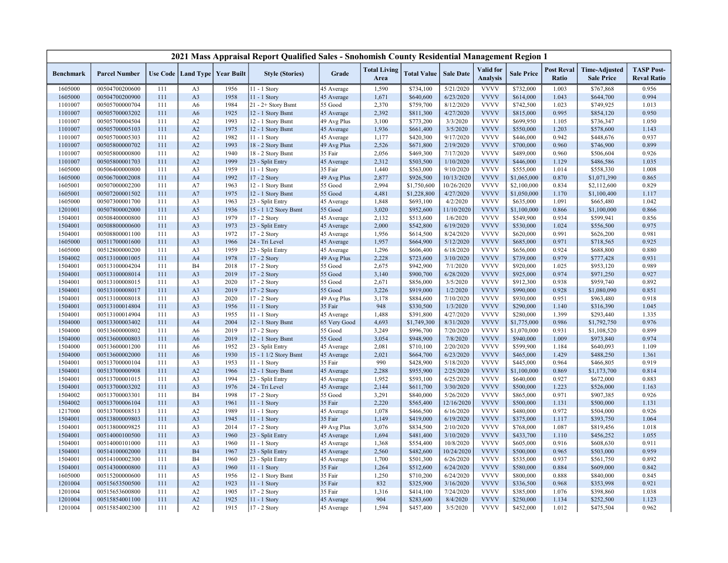# 2021 Mass Appraisal Report Qualified Sales - Snohomish County Residential Management Region 1

| Benchmark | Parcel Number | Use Code | Land Type | Year Built | Style (Stories) | Grade | Total Living Area | Total Value | Sale Date | Valid for Analysis | Sale Price | Post Reval Ratio | Time-Adjusted Sale Price | TASP Post-Reval Ratio |
|---|---|---|---|---|---|---|---|---|---|---|---|---|---|---|
| 1605000 | 00504700200600 | 111 | A3 | 1956 | 11 - 1 Story | 45 Average | 1,590 | $734,100 | 5/21/2020 | VVVV | $732,000 | 1.003 | $767,868 | 0.956 |
| 1605000 | 00504700200900 | 111 | A3 | 1958 | 11 - 1 Story | 45 Average | 1,671 | $640,600 | 6/23/2020 | VVVV | $614,000 | 1.043 | $644,700 | 0.994 |
| 1101007 | 00505700000704 | 111 | A6 | 1984 | 21 - 2+ Story Bsmt | 55 Good | 2,370 | $759,700 | 8/12/2020 | VVVV | $742,500 | 1.023 | $749,925 | 1.013 |
| 1101007 | 00505700003202 | 111 | A6 | 1925 | 12 - 1 Story Bsmt | 45 Average | 2,392 | $811,300 | 4/27/2020 | VVVV | $815,000 | 0.995 | $854,120 | 0.950 |
| 1101007 | 00505700004504 | 111 | A2 | 1993 | 12 - 1 Story Bsmt | 49 Avg Plus | 3,100 | $773,200 | 3/3/2020 | VVVV | $699,950 | 1.105 | $736,347 | 1.050 |
| 1101007 | 00505700005103 | 111 | A2 | 1975 | 12 - 1 Story Bsmt | 45 Average | 1,936 | $661,400 | 3/5/2020 | VVVV | $550,000 | 1.203 | $578,600 | 1.143 |
| 1101007 | 00505700005303 | 111 | A2 | 1982 | 11 - 1 Story | 45 Average | 1,177 | $420,300 | 9/17/2020 | VVVV | $446,000 | 0.942 | $448,676 | 0.937 |
| 1101007 | 00505800000702 | 111 | A2 | 1993 | 18 - 2 Story Bsmt | 49 Avg Plus | 2,526 | $671,800 | 2/19/2020 | VVVV | $700,000 | 0.960 | $746,900 | 0.899 |
| 1101007 | 00505800000800 | 111 | A2 | 1940 | 18 - 2 Story Bsmt | 35 Fair | 2,056 | $469,300 | 7/17/2020 | VVVV | $489,000 | 0.960 | $506,604 | 0.926 |
| 1101007 | 00505800001703 | 111 | A2 | 1999 | 23 - Split Entry | 45 Average | 2,312 | $503,500 | 1/10/2020 | VVVV | $446,000 | 1.129 | $486,586 | 1.035 |
| 1605000 | 00506400000800 | 111 | A3 | 1959 | 11 - 1 Story | 35 Fair | 1,440 | $563,000 | 9/10/2020 | VVVV | $555,000 | 1.014 | $558,330 | 1.008 |
| 1605000 | 00506700002008 | 111 | A4 | 1992 | 17 - 2 Story | 49 Avg Plus | 2,877 | $926,500 | 10/13/2020 | VVVV | $1,065,000 | 0.870 | $1,071,390 | 0.865 |
| 1605001 | 00507000002200 | 111 | A7 | 1963 | 12 - 1 Story Bsmt | 55 Good | 2,994 | $1,750,600 | 10/26/2020 | VVVV | $2,100,000 | 0.834 | $2,112,600 | 0.829 |
| 1605001 | 00507200001502 | 111 | A7 | 1975 | 12 - 1 Story Bsmt | 55 Good | 4,481 | $1,228,800 | 4/27/2020 | VVVV | $1,050,000 | 1.170 | $1,100,400 | 1.117 |
| 1605000 | 00507300001700 | 111 | A3 | 1963 | 23 - Split Entry | 45 Average | 1,848 | $693,100 | 4/2/2020 | VVVV | $635,000 | 1.091 | $665,480 | 1.042 |
| 1201001 | 00507800002000 | 111 | A5 | 1936 | 15 - 1 1/2 Story Bsmt | 55 Good | 3,020 | $952,600 | 11/10/2020 | VVVV | $1,100,000 | 0.866 | $1,100,000 | 0.866 |
| 1504001 | 00508400000800 | 111 | A3 | 1979 | 17 - 2 Story | 45 Average | 2,132 | $513,600 | 1/6/2020 | VVVV | $549,900 | 0.934 | $599,941 | 0.856 |
| 1504001 | 00508800000600 | 111 | A3 | 1973 | 23 - Split Entry | 45 Average | 2,000 | $542,800 | 6/19/2020 | VVVV | $530,000 | 1.024 | $556,500 | 0.975 |
| 1504001 | 00508800001100 | 111 | A3 | 1972 | 17 - 2 Story | 45 Average | 1,956 | $614,500 | 8/24/2020 | VVVV | $620,000 | 0.991 | $626,200 | 0.981 |
| 1605000 | 00511700001600 | 111 | A3 | 1966 | 24 - Tri Level | 45 Average | 1,957 | $664,900 | 5/12/2020 | VVVV | $685,000 | 0.971 | $718,565 | 0.925 |
| 1605000 | 00512800000200 | 111 | A3 | 1959 | 23 - Split Entry | 45 Average | 1,296 | $606,400 | 6/18/2020 | VVVV | $656,000 | 0.924 | $688,800 | 0.880 |
| 1504002 | 00513100001005 | 111 | A4 | 1978 | 17 - 2 Story | 49 Avg Plus | 2,228 | $723,600 | 3/10/2020 | VVVV | $739,000 | 0.979 | $777,428 | 0.931 |
| 1504001 | 00513100004204 | 111 | B4 | 2018 | 17 - 2 Story | 55 Good | 2,675 | $942,900 | 7/1/2020 | VVVV | $920,000 | 1.025 | $953,120 | 0.989 |
| 1504001 | 00513100008014 | 111 | A3 | 2019 | 17 - 2 Story | 55 Good | 3,140 | $900,700 | 6/28/2020 | VVVV | $925,000 | 0.974 | $971,250 | 0.927 |
| 1504001 | 00513100008015 | 111 | A3 | 2020 | 17 - 2 Story | 55 Good | 2,671 | $856,000 | 3/5/2020 | VVVV | $912,300 | 0.938 | $959,740 | 0.892 |
| 1504001 | 00513100008017 | 111 | A3 | 2019 | 17 - 2 Story | 55 Good | 3,226 | $919,000 | 1/2/2020 | VVVV | $990,000 | 0.928 | $1,080,090 | 0.851 |
| 1504001 | 00513100008018 | 111 | A3 | 2020 | 17 - 2 Story | 49 Avg Plus | 3,178 | $884,600 | 7/10/2020 | VVVV | $930,000 | 0.951 | $963,480 | 0.918 |
| 1504001 | 00513100014804 | 111 | A3 | 1956 | 11 - 1 Story | 35 Fair | 948 | $330,500 | 1/3/2020 | VVVV | $290,000 | 1.140 | $316,390 | 1.045 |
| 1504001 | 00513100014904 | 111 | A3 | 1955 | 11 - 1 Story | 45 Average | 1,488 | $391,800 | 4/27/2020 | VVVV | $280,000 | 1.399 | $293,440 | 1.335 |
| 1504000 | 00513300003402 | 111 | A4 | 2004 | 12 - 1 Story Bsmt | 65 Very Good | 4,693 | $1,749,300 | 8/31/2020 | VVVV | $1,775,000 | 0.986 | $1,792,750 | 0.976 |
| 1504000 | 00513600000802 | 111 | A6 | 2019 | 17 - 2 Story | 55 Good | 3,249 | $996,700 | 7/20/2020 | VVVV | $1,070,000 | 0.931 | $1,108,520 | 0.899 |
| 1504000 | 00513600000803 | 111 | A6 | 2019 | 12 - 1 Story Bsmt | 55 Good | 3,054 | $948,900 | 7/8/2020 | VVVV | $940,000 | 1.009 | $973,840 | 0.974 |
| 1504000 | 00513600001200 | 111 | A6 | 1952 | 23 - Split Entry | 45 Average | 2,081 | $710,100 | 2/20/2020 | VVVV | $599,900 | 1.184 | $640,093 | 1.109 |
| 1504000 | 00513600002000 | 111 | A6 | 1930 | 15 - 1 1/2 Story Bsmt | 45 Average | 2,021 | $664,700 | 6/23/2020 | VVVV | $465,000 | 1.429 | $488,250 | 1.361 |
| 1504001 | 00513700000104 | 111 | A3 | 1953 | 11 - 1 Story | 35 Fair | 990 | $428,900 | 5/18/2020 | VVVV | $445,000 | 0.964 | $466,805 | 0.919 |
| 1504001 | 00513700000908 | 111 | A2 | 1966 | 12 - 1 Story Bsmt | 45 Average | 2,288 | $955,900 | 2/25/2020 | VVVV | $1,100,000 | 0.869 | $1,173,700 | 0.814 |
| 1504001 | 00513700001015 | 111 | A3 | 1994 | 23 - Split Entry | 45 Average | 1,952 | $593,100 | 6/25/2020 | VVVV | $640,000 | 0.927 | $672,000 | 0.883 |
| 1504001 | 00513700003202 | 111 | A3 | 1976 | 24 - Tri Level | 45 Average | 2,144 | $611,700 | 3/30/2020 | VVVV | $500,000 | 1.223 | $526,000 | 1.163 |
| 1504002 | 00513700003301 | 111 | B4 | 1998 | 17 - 2 Story | 55 Good | 3,291 | $840,000 | 5/26/2020 | VVVV | $865,000 | 0.971 | $907,385 | 0.926 |
| 1504002 | 00513700006104 | 111 | A3 | 1961 | 11 - 1 Story | 35 Fair | 2,220 | $565,400 | 12/16/2020 | VVVV | $500,000 | 1.131 | $500,000 | 1.131 |
| 1217000 | 00513700008513 | 111 | A2 | 1989 | 11 - 1 Story | 45 Average | 1,078 | $466,500 | 6/16/2020 | VVVV | $480,000 | 0.972 | $504,000 | 0.926 |
| 1504001 | 00513800009803 | 111 | A3 | 1945 | 11 - 1 Story | 35 Fair | 1,149 | $419,000 | 6/19/2020 | VVVV | $375,000 | 1.117 | $393,750 | 1.064 |
| 1504001 | 00513800009825 | 111 | A3 | 2014 | 17 - 2 Story | 49 Avg Plus | 3,076 | $834,500 | 2/10/2020 | VVVV | $768,000 | 1.087 | $819,456 | 1.018 |
| 1504001 | 00514000100500 | 111 | A3 | 1960 | 23 - Split Entry | 45 Average | 1,694 | $481,400 | 3/10/2020 | VVVV | $433,700 | 1.110 | $456,252 | 1.055 |
| 1504001 | 00514000101000 | 111 | A3 | 1960 | 11 - 1 Story | 45 Average | 1,368 | $554,400 | 10/8/2020 | VVVV | $605,000 | 0.916 | $608,630 | 0.911 |
| 1504001 | 00514100002000 | 111 | B4 | 1967 | 23 - Split Entry | 45 Average | 2,560 | $482,600 | 10/24/2020 | VVVV | $500,000 | 0.965 | $503,000 | 0.959 |
| 1504001 | 00514100002300 | 111 | B4 | 1960 | 23 - Split Entry | 45 Average | 1,700 | $501,300 | 6/26/2020 | VVVV | $535,000 | 0.937 | $561,750 | 0.892 |
| 1504001 | 00514300000800 | 111 | A3 | 1960 | 11 - 1 Story | 35 Fair | 1,264 | $512,600 | 6/24/2020 | VVVV | $580,000 | 0.884 | $609,000 | 0.842 |
| 1605000 | 00515200000600 | 111 | A5 | 1956 | 12 - 1 Story Bsmt | 35 Fair | 1,250 | $710,200 | 6/24/2020 | VVVV | $800,000 | 0.888 | $840,000 | 0.845 |
| 1201004 | 00515653500500 | 111 | A2 | 1923 | 11 - 1 Story | 35 Fair | 832 | $325,900 | 3/16/2020 | VVVV | $336,500 | 0.968 | $353,998 | 0.921 |
| 1201004 | 00515653600800 | 111 | A2 | 1905 | 17 - 2 Story | 35 Fair | 1,316 | $414,100 | 7/24/2020 | VVVV | $385,000 | 1.076 | $398,860 | 1.038 |
| 1201004 | 00515854001100 | 111 | A2 | 1925 | 11 - 1 Story | 45 Average | 904 | $283,600 | 8/4/2020 | VVVV | $250,000 | 1.134 | $252,500 | 1.123 |
| 1201004 | 00515854002300 | 111 | A2 | 1915 | 17 - 2 Story | 45 Average | 1,594 | $457,400 | 3/5/2020 | VVVV | $452,000 | 1.012 | $475,504 | 0.962 |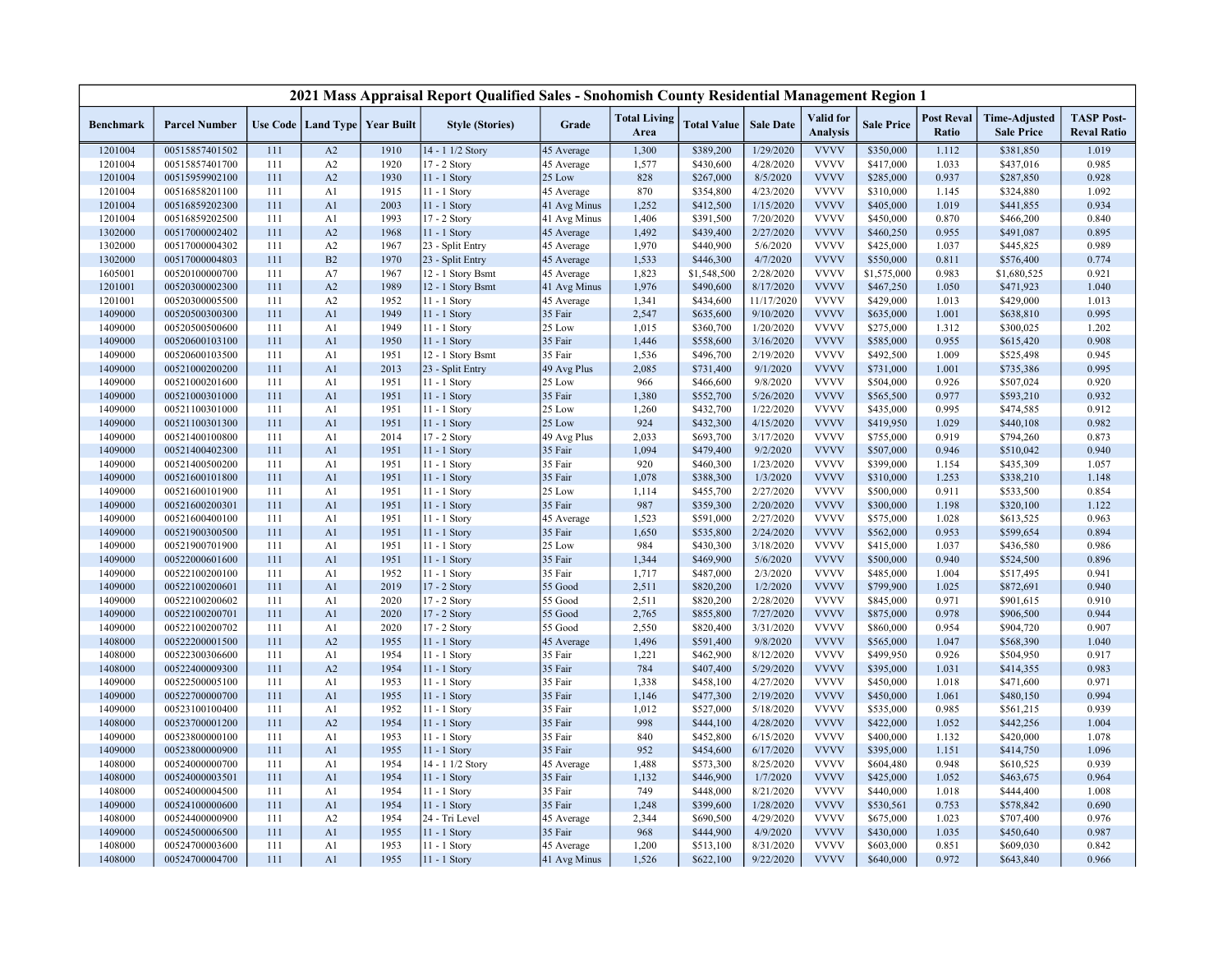| 2021 Mass Appraisal Report Qualified Sales - Snohomish County Residential Management Region 1 | | | | | | | | | | | | | | | |
|---|---|---|---|---|---|---|---|---|---|---|---|---|---|---|---|
| **Benchmark** | **Parcel Number** | **Use Code** | **Land Type** | **Year Built** | **Style (Stories)** | **Grade** | **Total Living Area** | **Total Value** | **Sale Date** | **Valid for Analysis** | **Sale Price** | **Post Reval Ratio** | **Time-Adjusted Sale Price** | **TASP Post-Reval Ratio** |
| 1201004 | 00515857401502 | 111 | A2 | 1910 | 14 - 1 1/2 Story | 45 Average | 1,300 | $389,200 | 1/29/2020 | VVVV | $350,000 | 1.112 | $381,850 | 1.019 |
| 1201004 | 00515857401700 | 111 | A2 | 1920 | 17 - 2 Story | 45 Average | 1,577 | $430,600 | 4/28/2020 | VVVV | $417,000 | 1.033 | $437,016 | 0.985 |
| 1201004 | 00515959902100 | 111 | A2 | 1930 | 11 - 1 Story | 25 Low | 828 | $267,000 | 8/5/2020 | VVVV | $285,000 | 0.937 | $287,850 | 0.928 |
| 1201004 | 00516858201100 | 111 | A1 | 1915 | 11 - 1 Story | 45 Average | 870 | $354,800 | 4/23/2020 | VVVV | $310,000 | 1.145 | $324,880 | 1.092 |
| 1201004 | 00516859202300 | 111 | A1 | 2003 | 11 - 1 Story | 41 Avg Minus | 1,252 | $412,500 | 1/15/2020 | VVVV | $405,000 | 1.019 | $441,855 | 0.934 |
| 1201004 | 00516859202500 | 111 | A1 | 1993 | 17 - 2 Story | 41 Avg Minus | 1,406 | $391,500 | 7/20/2020 | VVVV | $450,000 | 0.870 | $466,200 | 0.840 |
| 1302000 | 00517000002402 | 111 | A2 | 1968 | 11 - 1 Story | 45 Average | 1,492 | $439,400 | 2/27/2020 | VVVV | $460,250 | 0.955 | $491,087 | 0.895 |
| 1302000 | 00517000004302 | 111 | A2 | 1967 | 23 - Split Entry | 45 Average | 1,970 | $440,900 | 5/6/2020 | VVVV | $425,000 | 1.037 | $445,825 | 0.989 |
| 1302000 | 00517000004803 | 111 | B2 | 1970 | 23 - Split Entry | 45 Average | 1,533 | $446,300 | 4/7/2020 | VVVV | $550,000 | 0.811 | $576,400 | 0.774 |
| 1605001 | 00520100000700 | 111 | A7 | 1967 | 12 - 1 Story Bsmt | 45 Average | 1,823 | $1,548,500 | 2/28/2020 | VVVV | $1,575,000 | 0.983 | $1,680,525 | 0.921 |
| 1201001 | 00520300002300 | 111 | A2 | 1989 | 12 - 1 Story Bsmt | 41 Avg Minus | 1,976 | $490,600 | 8/17/2020 | VVVV | $467,250 | 1.050 | $471,923 | 1.040 |
| 1201001 | 00520300005500 | 111 | A2 | 1952 | 11 - 1 Story | 45 Average | 1,341 | $434,600 | 11/17/2020 | VVVV | $429,000 | 1.013 | $429,000 | 1.013 |
| 1409000 | 00520500300300 | 111 | A1 | 1949 | 11 - 1 Story | 35 Fair | 2,547 | $635,600 | 9/10/2020 | VVVV | $635,000 | 1.001 | $638,810 | 0.995 |
| 1409000 | 00520500500600 | 111 | A1 | 1949 | 11 - 1 Story | 25 Low | 1,015 | $360,700 | 1/20/2020 | VVVV | $275,000 | 1.312 | $300,025 | 1.202 |
| 1409000 | 00520600103100 | 111 | A1 | 1950 | 11 - 1 Story | 35 Fair | 1,446 | $558,600 | 3/16/2020 | VVVV | $585,000 | 0.955 | $615,420 | 0.908 |
| 1409000 | 00520600103500 | 111 | A1 | 1951 | 12 - 1 Story Bsmt | 35 Fair | 1,536 | $496,700 | 2/19/2020 | VVVV | $492,500 | 1.009 | $525,498 | 0.945 |
| 1409000 | 00521000200200 | 111 | A1 | 2013 | 23 - Split Entry | 49 Avg Plus | 2,085 | $731,400 | 9/1/2020 | VVVV | $731,000 | 1.001 | $735,386 | 0.995 |
| 1409000 | 00521000201600 | 111 | A1 | 1951 | 11 - 1 Story | 25 Low | 966 | $466,600 | 9/8/2020 | VVVV | $504,000 | 0.926 | $507,024 | 0.920 |
| 1409000 | 00521000301000 | 111 | A1 | 1951 | 11 - 1 Story | 35 Fair | 1,380 | $552,700 | 5/26/2020 | VVVV | $565,500 | 0.977 | $593,210 | 0.932 |
| 1409000 | 00521100301000 | 111 | A1 | 1951 | 11 - 1 Story | 25 Low | 1,260 | $432,700 | 1/22/2020 | VVVV | $435,000 | 0.995 | $474,585 | 0.912 |
| 1409000 | 00521100301300 | 111 | A1 | 1951 | 11 - 1 Story | 25 Low | 924 | $432,300 | 4/15/2020 | VVVV | $419,950 | 1.029 | $440,108 | 0.982 |
| 1409000 | 00521400100800 | 111 | A1 | 2014 | 17 - 2 Story | 49 Avg Plus | 2,033 | $693,700 | 3/17/2020 | VVVV | $755,000 | 0.919 | $794,260 | 0.873 |
| 1409000 | 00521400402300 | 111 | A1 | 1951 | 11 - 1 Story | 35 Fair | 1,094 | $479,400 | 9/2/2020 | VVVV | $507,000 | 0.946 | $510,042 | 0.940 |
| 1409000 | 00521400500200 | 111 | A1 | 1951 | 11 - 1 Story | 35 Fair | 920 | $460,300 | 1/23/2020 | VVVV | $399,000 | 1.154 | $435,309 | 1.057 |
| 1409000 | 00521600101800 | 111 | A1 | 1951 | 11 - 1 Story | 35 Fair | 1,078 | $388,300 | 1/3/2020 | VVVV | $310,000 | 1.253 | $338,210 | 1.148 |
| 1409000 | 00521600101900 | 111 | A1 | 1951 | 11 - 1 Story | 25 Low | 1,114 | $455,700 | 2/27/2020 | VVVV | $500,000 | 0.911 | $533,500 | 0.854 |
| 1409000 | 00521600200301 | 111 | A1 | 1951 | 11 - 1 Story | 35 Fair | 987 | $359,300 | 2/20/2020 | VVVV | $300,000 | 1.198 | $320,100 | 1.122 |
| 1409000 | 00521600400100 | 111 | A1 | 1951 | 11 - 1 Story | 45 Average | 1,523 | $591,000 | 2/27/2020 | VVVV | $575,000 | 1.028 | $613,525 | 0.963 |
| 1409000 | 00521900300500 | 111 | A1 | 1951 | 11 - 1 Story | 35 Fair | 1,650 | $535,800 | 2/24/2020 | VVVV | $562,000 | 0.953 | $599,654 | 0.894 |
| 1409000 | 00521900701900 | 111 | A1 | 1951 | 11 - 1 Story | 25 Low | 984 | $430,300 | 3/18/2020 | VVVV | $415,000 | 1.037 | $436,580 | 0.986 |
| 1409000 | 00522000601600 | 111 | A1 | 1951 | 11 - 1 Story | 35 Fair | 1,344 | $469,900 | 5/6/2020 | VVVV | $500,000 | 0.940 | $524,500 | 0.896 |
| 1409000 | 00522100200100 | 111 | A1 | 1952 | 11 - 1 Story | 35 Fair | 1,717 | $487,000 | 2/3/2020 | VVVV | $485,000 | 1.004 | $517,495 | 0.941 |
| 1409000 | 00522100200601 | 111 | A1 | 2019 | 17 - 2 Story | 55 Good | 2,511 | $820,200 | 1/2/2020 | VVVV | $799,900 | 1.025 | $872,691 | 0.940 |
| 1409000 | 00522100200602 | 111 | A1 | 2020 | 17 - 2 Story | 55 Good | 2,511 | $820,200 | 2/28/2020 | VVVV | $845,000 | 0.971 | $901,615 | 0.910 |
| 1409000 | 00522100200701 | 111 | A1 | 2020 | 17 - 2 Story | 55 Good | 2,765 | $855,800 | 7/27/2020 | VVVV | $875,000 | 0.978 | $906,500 | 0.944 |
| 1409000 | 00522100200702 | 111 | A1 | 2020 | 17 - 2 Story | 55 Good | 2,550 | $820,400 | 3/31/2020 | VVVV | $860,000 | 0.954 | $904,720 | 0.907 |
| 1408000 | 00522200001500 | 111 | A2 | 1955 | 11 - 1 Story | 45 Average | 1,496 | $591,400 | 9/8/2020 | VVVV | $565,000 | 1.047 | $568,390 | 1.040 |
| 1408000 | 00522300306600 | 111 | A1 | 1954 | 11 - 1 Story | 35 Fair | 1,221 | $462,900 | 8/12/2020 | VVVV | $499,950 | 0.926 | $504,950 | 0.917 |
| 1408000 | 00522400009300 | 111 | A2 | 1954 | 11 - 1 Story | 35 Fair | 784 | $407,400 | 5/29/2020 | VVVV | $395,000 | 1.031 | $414,355 | 0.983 |
| 1409000 | 00522500005100 | 111 | A1 | 1953 | 11 - 1 Story | 35 Fair | 1,338 | $458,100 | 4/27/2020 | VVVV | $450,000 | 1.018 | $471,600 | 0.971 |
| 1409000 | 00522700000700 | 111 | A1 | 1955 | 11 - 1 Story | 35 Fair | 1,146 | $477,300 | 2/19/2020 | VVVV | $450,000 | 1.061 | $480,150 | 0.994 |
| 1409000 | 00523100100400 | 111 | A1 | 1952 | 11 - 1 Story | 35 Fair | 1,012 | $527,000 | 5/18/2020 | VVVV | $535,000 | 0.985 | $561,215 | 0.939 |
| 1408000 | 00523700001200 | 111 | A2 | 1954 | 11 - 1 Story | 35 Fair | 998 | $444,100 | 4/28/2020 | VVVV | $422,000 | 1.052 | $442,256 | 1.004 |
| 1409000 | 00523800000100 | 111 | A1 | 1953 | 11 - 1 Story | 35 Fair | 840 | $452,800 | 6/15/2020 | VVVV | $400,000 | 1.132 | $420,000 | 1.078 |
| 1409000 | 00523800000900 | 111 | A1 | 1955 | 11 - 1 Story | 35 Fair | 952 | $454,600 | 6/17/2020 | VVVV | $395,000 | 1.151 | $414,750 | 1.096 |
| 1408000 | 00524000000700 | 111 | A1 | 1954 | 14 - 1 1/2 Story | 45 Average | 1,488 | $573,300 | 8/25/2020 | VVVV | $604,480 | 0.948 | $610,525 | 0.939 |
| 1408000 | 00524000003501 | 111 | A1 | 1954 | 11 - 1 Story | 35 Fair | 1,132 | $446,900 | 1/7/2020 | VVVV | $425,000 | 1.052 | $463,675 | 0.964 |
| 1408000 | 00524000004500 | 111 | A1 | 1954 | 11 - 1 Story | 35 Fair | 749 | $448,000 | 8/21/2020 | VVVV | $440,000 | 1.018 | $444,400 | 1.008 |
| 1409000 | 00524100000600 | 111 | A1 | 1954 | 11 - 1 Story | 35 Fair | 1,248 | $399,600 | 1/28/2020 | VVVV | $530,561 | 0.753 | $578,842 | 0.690 |
| 1408000 | 00524400000900 | 111 | A2 | 1954 | 24 - Tri Level | 45 Average | 2,344 | $690,500 | 4/29/2020 | VVVV | $675,000 | 1.023 | $707,400 | 0.976 |
| 1409000 | 00524500006500 | 111 | A1 | 1955 | 11 - 1 Story | 35 Fair | 968 | $444,900 | 4/9/2020 | VVVV | $430,000 | 1.035 | $450,640 | 0.987 |
| 1408000 | 00524700003600 | 111 | A1 | 1953 | 11 - 1 Story | 45 Average | 1,200 | $513,100 | 8/31/2020 | VVVV | $603,000 | 0.851 | $609,030 | 0.842 |
| 1408000 | 00524700004700 | 111 | A1 | 1955 | 11 - 1 Story | 41 Avg Minus | 1,526 | $622,100 | 9/22/2020 | VVVV | $640,000 | 0.972 | $643,840 | 0.966 |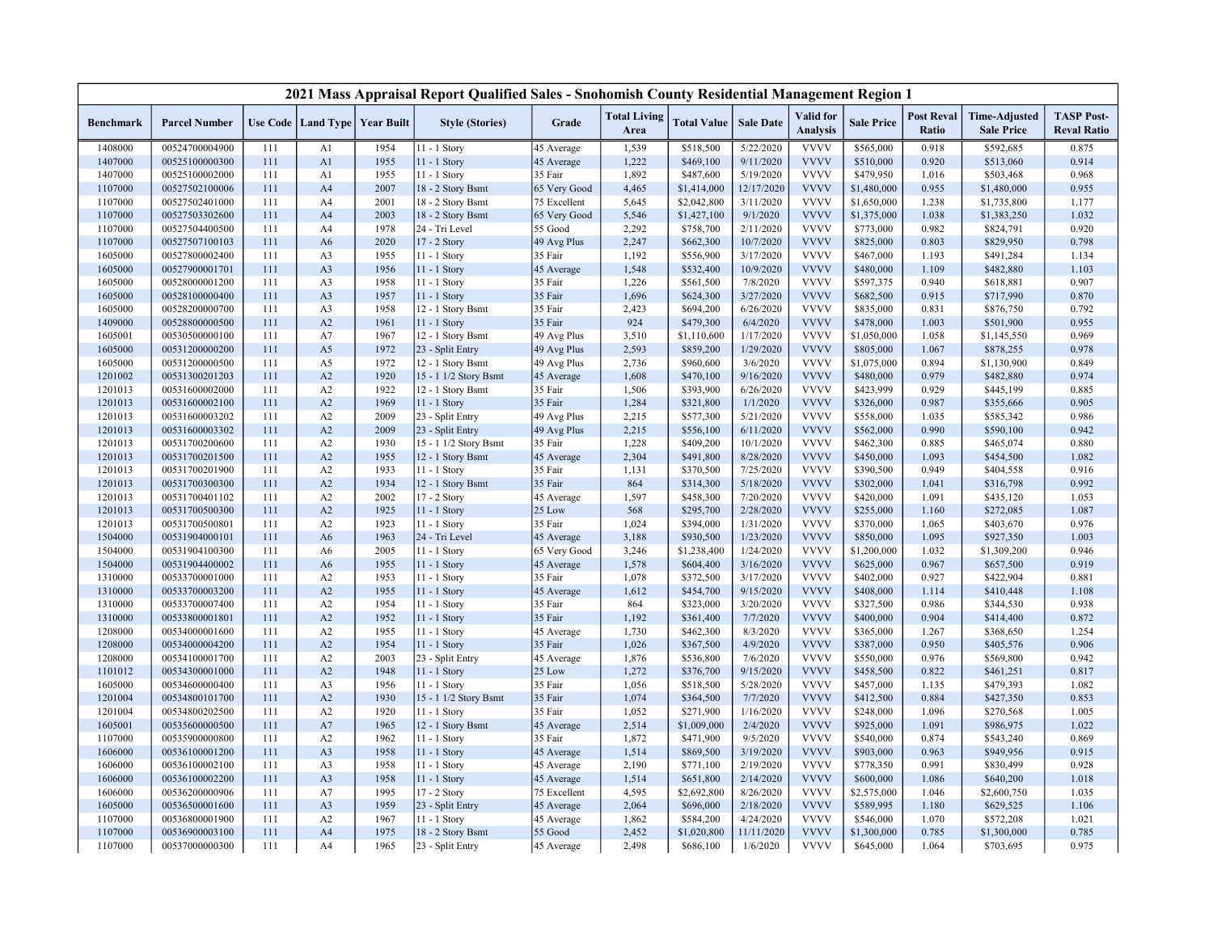## 2021 Mass Appraisal Report Qualified Sales - Snohomish County Residential Management Region 1

| Benchmark | Parcel Number | Use Code | Land Type | Year Built | Style (Stories) | Grade | Total Living Area | Total Value | Sale Date | Valid for Analysis | Sale Price | Post Reval Ratio | Time-Adjusted Sale Price | TASP Post-Reval Ratio |
|---|---|---|---|---|---|---|---|---|---|---|---|---|---|---|
| 1408000 | 00524700004900 | 111 | A1 | 1954 | 11 - 1 Story | 45 Average | 1,539 | $518,500 | 5/22/2020 | VVVV | $565,000 | 0.918 | $592,685 | 0.875 |
| 1407000 | 00525100000300 | 111 | A1 | 1955 | 11 - 1 Story | 45 Average | 1,222 | $469,100 | 9/11/2020 | VVVV | $510,000 | 0.920 | $513,060 | 0.914 |
| 1407000 | 00525100002000 | 111 | A1 | 1955 | 11 - 1 Story | 35 Fair | 1,892 | $487,600 | 5/19/2020 | VVVV | $479,950 | 1.016 | $503,468 | 0.968 |
| 1107000 | 00527502100006 | 111 | A4 | 2007 | 18 - 2 Story Bsmt | 65 Very Good | 4,465 | $1,414,000 | 12/17/2020 | VVVV | $1,480,000 | 0.955 | $1,480,000 | 0.955 |
| 1107000 | 00527502401000 | 111 | A4 | 2001 | 18 - 2 Story Bsmt | 75 Excellent | 5,645 | $2,042,800 | 3/11/2020 | VVVV | $1,650,000 | 1.238 | $1,735,800 | 1.177 |
| 1107000 | 00527503302600 | 111 | A4 | 2003 | 18 - 2 Story Bsmt | 65 Very Good | 5,546 | $1,427,100 | 9/1/2020 | VVVV | $1,375,000 | 1.038 | $1,383,250 | 1.032 |
| 1107000 | 00527504400500 | 111 | A4 | 1978 | 24 - Tri Level | 55 Good | 2,292 | $758,700 | 2/11/2020 | VVVV | $773,000 | 0.982 | $824,791 | 0.920 |
| 1107000 | 00527507100103 | 111 | A6 | 2020 | 17 - 2 Story | 49 Avg Plus | 2,247 | $662,300 | 10/7/2020 | VVVV | $825,000 | 0.803 | $829,950 | 0.798 |
| 1605000 | 00527800002400 | 111 | A3 | 1955 | 11 - 1 Story | 35 Fair | 1,192 | $556,900 | 3/17/2020 | VVVV | $467,000 | 1.193 | $491,284 | 1.134 |
| 1605000 | 00527900001701 | 111 | A3 | 1956 | 11 - 1 Story | 45 Average | 1,548 | $532,400 | 10/9/2020 | VVVV | $480,000 | 1.109 | $482,880 | 1.103 |
| 1605000 | 00528000001200 | 111 | A3 | 1958 | 11 - 1 Story | 35 Fair | 1,226 | $561,500 | 7/8/2020 | VVVV | $597,375 | 0.940 | $618,881 | 0.907 |
| 1605000 | 00528100000400 | 111 | A3 | 1957 | 11 - 1 Story | 35 Fair | 1,696 | $624,300 | 3/27/2020 | VVVV | $682,500 | 0.915 | $717,990 | 0.870 |
| 1605000 | 00528200000700 | 111 | A3 | 1958 | 12 - 1 Story Bsmt | 35 Fair | 2,423 | $694,200 | 6/26/2020 | VVVV | $835,000 | 0.831 | $876,750 | 0.792 |
| 1409000 | 00528800000500 | 111 | A2 | 1961 | 11 - 1 Story | 35 Fair | 924 | $479,300 | 6/4/2020 | VVVV | $478,000 | 1.003 | $501,900 | 0.955 |
| 1605001 | 00530500000100 | 111 | A7 | 1967 | 12 - 1 Story Bsmt | 49 Avg Plus | 3,510 | $1,110,600 | 1/17/2020 | VVVV | $1,050,000 | 1.058 | $1,145,550 | 0.969 |
| 1605000 | 00531200000200 | 111 | A5 | 1972 | 23 - Split Entry | 49 Avg Plus | 2,593 | $859,200 | 1/29/2020 | VVVV | $805,000 | 1.067 | $878,255 | 0.978 |
| 1605000 | 00531200000500 | 111 | A5 | 1972 | 12 - 1 Story Bsmt | 49 Avg Plus | 2,736 | $960,600 | 3/6/2020 | VVVV | $1,075,000 | 0.894 | $1,130,900 | 0.849 |
| 1201002 | 00531300201203 | 111 | A2 | 1920 | 15 - 1 1/2 Story Bsmt | 45 Average | 1,608 | $470,100 | 9/16/2020 | VVVV | $480,000 | 0.979 | $482,880 | 0.974 |
| 1201013 | 00531600002000 | 111 | A2 | 1922 | 12 - 1 Story Bsmt | 35 Fair | 1,506 | $393,900 | 6/26/2020 | VVVV | $423,999 | 0.929 | $445,199 | 0.885 |
| 1201013 | 00531600002100 | 111 | A2 | 1969 | 11 - 1 Story | 35 Fair | 1,284 | $321,800 | 1/1/2020 | VVVV | $326,000 | 0.987 | $355,666 | 0.905 |
| 1201013 | 00531600003202 | 111 | A2 | 2009 | 23 - Split Entry | 49 Avg Plus | 2,215 | $577,300 | 5/21/2020 | VVVV | $558,000 | 1.035 | $585,342 | 0.986 |
| 1201013 | 00531600003302 | 111 | A2 | 2009 | 23 - Split Entry | 49 Avg Plus | 2,215 | $556,100 | 6/11/2020 | VVVV | $562,000 | 0.990 | $590,100 | 0.942 |
| 1201013 | 00531700200600 | 111 | A2 | 1930 | 15 - 1 1/2 Story Bsmt | 35 Fair | 1,228 | $409,200 | 10/1/2020 | VVVV | $462,300 | 0.885 | $465,074 | 0.880 |
| 1201013 | 00531700201500 | 111 | A2 | 1955 | 12 - 1 Story Bsmt | 45 Average | 2,304 | $491,800 | 8/28/2020 | VVVV | $450,000 | 1.093 | $454,500 | 1.082 |
| 1201013 | 00531700201900 | 111 | A2 | 1933 | 11 - 1 Story | 35 Fair | 1,131 | $370,500 | 7/25/2020 | VVVV | $390,500 | 0.949 | $404,558 | 0.916 |
| 1201013 | 00531700300300 | 111 | A2 | 1934 | 12 - 1 Story Bsmt | 35 Fair | 864 | $314,300 | 5/18/2020 | VVVV | $302,000 | 1.041 | $316,798 | 0.992 |
| 1201013 | 00531700401102 | 111 | A2 | 2002 | 17 - 2 Story | 45 Average | 1,597 | $458,300 | 7/20/2020 | VVVV | $420,000 | 1.091 | $435,120 | 1.053 |
| 1201013 | 00531700500300 | 111 | A2 | 1925 | 11 - 1 Story | 25 Low | 568 | $295,700 | 2/28/2020 | VVVV | $255,000 | 1.160 | $272,085 | 1.087 |
| 1201013 | 00531700500801 | 111 | A2 | 1923 | 11 - 1 Story | 35 Fair | 1,024 | $394,000 | 1/31/2020 | VVVV | $370,000 | 1.065 | $403,670 | 0.976 |
| 1504000 | 00531904000101 | 111 | A6 | 1963 | 24 - Tri Level | 45 Average | 3,188 | $930,500 | 1/23/2020 | VVVV | $850,000 | 1.095 | $927,350 | 1.003 |
| 1504000 | 00531904100300 | 111 | A6 | 2005 | 11 - 1 Story | 65 Very Good | 3,246 | $1,238,400 | 1/24/2020 | VVVV | $1,200,000 | 1.032 | $1,309,200 | 0.946 |
| 1504000 | 00531904400002 | 111 | A6 | 1955 | 11 - 1 Story | 45 Average | 1,578 | $604,400 | 3/16/2020 | VVVV | $625,000 | 0.967 | $657,500 | 0.919 |
| 1310000 | 00533700001000 | 111 | A2 | 1953 | 11 - 1 Story | 35 Fair | 1,078 | $372,500 | 3/17/2020 | VVVV | $402,000 | 0.927 | $422,904 | 0.881 |
| 1310000 | 00533700003200 | 111 | A2 | 1955 | 11 - 1 Story | 45 Average | 1,612 | $454,700 | 9/15/2020 | VVVV | $408,000 | 1.114 | $410,448 | 1.108 |
| 1310000 | 00533700007400 | 111 | A2 | 1954 | 11 - 1 Story | 35 Fair | 864 | $323,000 | 3/20/2020 | VVVV | $327,500 | 0.986 | $344,530 | 0.938 |
| 1310000 | 00533800001801 | 111 | A2 | 1952 | 11 - 1 Story | 35 Fair | 1,192 | $361,400 | 7/7/2020 | VVVV | $400,000 | 0.904 | $414,400 | 0.872 |
| 1208000 | 00534000001600 | 111 | A2 | 1955 | 11 - 1 Story | 45 Average | 1,730 | $462,300 | 8/3/2020 | VVVV | $365,000 | 1.267 | $368,650 | 1.254 |
| 1208000 | 00534000004200 | 111 | A2 | 1954 | 11 - 1 Story | 35 Fair | 1,026 | $367,500 | 4/9/2020 | VVVV | $387,000 | 0.950 | $405,576 | 0.906 |
| 1208000 | 00534100001700 | 111 | A2 | 2003 | 23 - Split Entry | 45 Average | 1,876 | $536,800 | 7/6/2020 | VVVV | $550,000 | 0.976 | $569,800 | 0.942 |
| 1101012 | 00534300001000 | 111 | A2 | 1948 | 11 - 1 Story | 25 Low | 1,272 | $376,700 | 9/15/2020 | VVVV | $458,500 | 0.822 | $461,251 | 0.817 |
| 1605000 | 00534600000400 | 111 | A3 | 1956 | 11 - 1 Story | 35 Fair | 1,056 | $518,500 | 5/28/2020 | VVVV | $457,000 | 1.135 | $479,393 | 1.082 |
| 1201004 | 00534800101700 | 111 | A2 | 1930 | 15 - 1 1/2 Story Bsmt | 35 Fair | 1,074 | $364,500 | 7/7/2020 | VVVV | $412,500 | 0.884 | $427,350 | 0.853 |
| 1201004 | 00534800202500 | 111 | A2 | 1920 | 11 - 1 Story | 35 Fair | 1,052 | $271,900 | 1/16/2020 | VVVV | $248,000 | 1.096 | $270,568 | 1.005 |
| 1605001 | 00535600000500 | 111 | A7 | 1965 | 12 - 1 Story Bsmt | 45 Average | 2,514 | $1,009,000 | 2/4/2020 | VVVV | $925,000 | 1.091 | $986,975 | 1.022 |
| 1107000 | 00535900000800 | 111 | A2 | 1962 | 11 - 1 Story | 35 Fair | 1,872 | $471,900 | 9/5/2020 | VVVV | $540,000 | 0.874 | $543,240 | 0.869 |
| 1606000 | 00536100001200 | 111 | A3 | 1958 | 11 - 1 Story | 45 Average | 1,514 | $869,500 | 3/19/2020 | VVVV | $903,000 | 0.963 | $949,956 | 0.915 |
| 1606000 | 00536100002100 | 111 | A3 | 1958 | 11 - 1 Story | 45 Average | 2,190 | $771,100 | 2/19/2020 | VVVV | $778,350 | 0.991 | $830,499 | 0.928 |
| 1606000 | 00536100002200 | 111 | A3 | 1958 | 11 - 1 Story | 45 Average | 1,514 | $651,800 | 2/14/2020 | VVVV | $600,000 | 1.086 | $640,200 | 1.018 |
| 1606000 | 00536200000906 | 111 | A7 | 1995 | 17 - 2 Story | 75 Excellent | 4,595 | $2,692,800 | 8/26/2020 | VVVV | $2,575,000 | 1.046 | $2,600,750 | 1.035 |
| 1605000 | 00536500001600 | 111 | A3 | 1959 | 23 - Split Entry | 45 Average | 2,064 | $696,000 | 2/18/2020 | VVVV | $589,995 | 1.180 | $629,525 | 1.106 |
| 1107000 | 00536800001900 | 111 | A2 | 1967 | 11 - 1 Story | 45 Average | 1,862 | $584,200 | 4/24/2020 | VVVV | $546,000 | 1.070 | $572,208 | 1.021 |
| 1107000 | 00536900003100 | 111 | A4 | 1975 | 18 - 2 Story Bsmt | 55 Good | 2,452 | $1,020,800 | 11/11/2020 | VVVV | $1,300,000 | 0.785 | $1,300,000 | 0.785 |
| 1107000 | 00537000000300 | 111 | A4 | 1965 | 23 - Split Entry | 45 Average | 2,498 | $686,100 | 1/6/2020 | VVVV | $645,000 | 1.064 | $703,695 | 0.975 |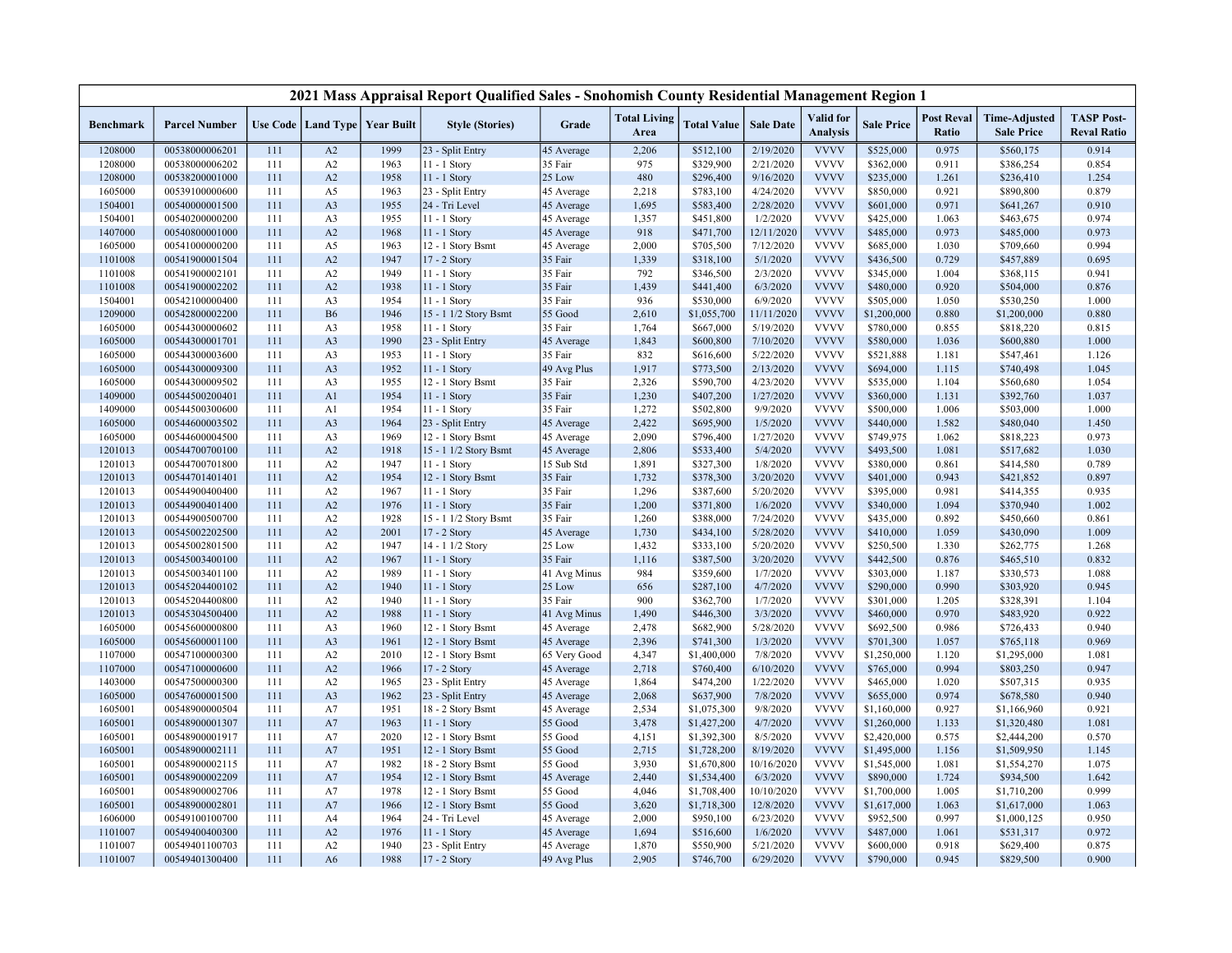# 2021 Mass Appraisal Report Qualified Sales - Snohomish County Residential Management Region 1

| Benchmark | Parcel Number | Use Code | Land Type | Year Built | Style (Stories) | Grade | Total Living Area | Total Value | Sale Date | Valid for Analysis | Sale Price | Post Reval Ratio | Time-Adjusted Sale Price | TASP Post-Reval Ratio |
|---|---|---|---|---|---|---|---|---|---|---|---|---|---|---|
| 1208000 | 00538000006201 | 111 | A2 | 1999 | 23 - Split Entry | 45 Average | 2,206 | $512,100 | 2/19/2020 | VVVV | $525,000 | 0.975 | $560,175 | 0.914 |
| 1208000 | 00538000006202 | 111 | A2 | 1963 | 11 - 1 Story | 35 Fair | 975 | $329,900 | 2/21/2020 | VVVV | $362,000 | 0.911 | $386,254 | 0.854 |
| 1208000 | 00538200001000 | 111 | A2 | 1958 | 11 - 1 Story | 25 Low | 480 | $296,400 | 9/16/2020 | VVVV | $235,000 | 1.261 | $236,410 | 1.254 |
| 1605000 | 00539100000600 | 111 | A5 | 1963 | 23 - Split Entry | 45 Average | 2,218 | $783,100 | 4/24/2020 | VVVV | $850,000 | 0.921 | $890,800 | 0.879 |
| 1504001 | 00540000001500 | 111 | A3 | 1955 | 24 - Tri Level | 45 Average | 1,695 | $583,400 | 2/28/2020 | VVVV | $601,000 | 0.971 | $641,267 | 0.910 |
| 1504001 | 00540200000200 | 111 | A3 | 1955 | 11 - 1 Story | 45 Average | 1,357 | $451,800 | 1/2/2020 | VVVV | $425,000 | 1.063 | $463,675 | 0.974 |
| 1407000 | 00540800001000 | 111 | A2 | 1968 | 11 - 1 Story | 45 Average | 918 | $471,700 | 12/11/2020 | VVVV | $485,000 | 0.973 | $485,000 | 0.973 |
| 1605000 | 00541000000200 | 111 | A5 | 1963 | 12 - 1 Story Bsmt | 45 Average | 2,000 | $705,500 | 7/12/2020 | VVVV | $685,000 | 1.030 | $709,660 | 0.994 |
| 1101008 | 00541900001504 | 111 | A2 | 1947 | 17 - 2 Story | 35 Fair | 1,339 | $318,100 | 5/1/2020 | VVVV | $436,500 | 0.729 | $457,889 | 0.695 |
| 1101008 | 00541900002101 | 111 | A2 | 1949 | 11 - 1 Story | 35 Fair | 792 | $346,500 | 2/3/2020 | VVVV | $345,000 | 1.004 | $368,115 | 0.941 |
| 1101008 | 00541900002202 | 111 | A2 | 1938 | 11 - 1 Story | 35 Fair | 1,439 | $441,400 | 6/3/2020 | VVVV | $480,000 | 0.920 | $504,000 | 0.876 |
| 1504001 | 00542100000400 | 111 | A3 | 1954 | 11 - 1 Story | 35 Fair | 936 | $530,000 | 6/9/2020 | VVVV | $505,000 | 1.050 | $530,250 | 1.000 |
| 1209000 | 00542800002200 | 111 | B6 | 1946 | 15 - 1 1/2 Story Bsmt | 55 Good | 2,610 | $1,055,700 | 11/11/2020 | VVVV | $1,200,000 | 0.880 | $1,200,000 | 0.880 |
| 1605000 | 00544300000602 | 111 | A3 | 1958 | 11 - 1 Story | 35 Fair | 1,764 | $667,000 | 5/19/2020 | VVVV | $780,000 | 0.855 | $818,220 | 0.815 |
| 1605000 | 00544300001701 | 111 | A3 | 1990 | 23 - Split Entry | 45 Average | 1,843 | $600,800 | 7/10/2020 | VVVV | $580,000 | 1.036 | $600,880 | 1.000 |
| 1605000 | 00544300003600 | 111 | A3 | 1953 | 11 - 1 Story | 35 Fair | 832 | $616,600 | 5/22/2020 | VVVV | $521,888 | 1.181 | $547,461 | 1.126 |
| 1605000 | 00544300009300 | 111 | A3 | 1952 | 11 - 1 Story | 49 Avg Plus | 1,917 | $773,500 | 2/13/2020 | VVVV | $694,000 | 1.115 | $740,498 | 1.045 |
| 1605000 | 00544300009502 | 111 | A3 | 1955 | 12 - 1 Story Bsmt | 35 Fair | 2,326 | $590,700 | 4/23/2020 | VVVV | $535,000 | 1.104 | $560,680 | 1.054 |
| 1409000 | 00544500200401 | 111 | A1 | 1954 | 11 - 1 Story | 35 Fair | 1,230 | $407,200 | 1/27/2020 | VVVV | $360,000 | 1.131 | $392,760 | 1.037 |
| 1409000 | 00544500300600 | 111 | A1 | 1954 | 11 - 1 Story | 35 Fair | 1,272 | $502,800 | 9/9/2020 | VVVV | $500,000 | 1.006 | $503,000 | 1.000 |
| 1605000 | 00544600003502 | 111 | A3 | 1964 | 23 - Split Entry | 45 Average | 2,422 | $695,900 | 1/5/2020 | VVVV | $440,000 | 1.582 | $480,040 | 1.450 |
| 1605000 | 00544600004500 | 111 | A3 | 1969 | 12 - 1 Story Bsmt | 45 Average | 2,090 | $796,400 | 1/27/2020 | VVVV | $749,975 | 1.062 | $818,223 | 0.973 |
| 1201013 | 00544700700100 | 111 | A2 | 1918 | 15 - 1 1/2 Story Bsmt | 45 Average | 2,806 | $533,400 | 5/4/2020 | VVVV | $493,500 | 1.081 | $517,682 | 1.030 |
| 1201013 | 00544700701800 | 111 | A2 | 1947 | 11 - 1 Story | 15 Sub Std | 1,891 | $327,300 | 1/8/2020 | VVVV | $380,000 | 0.861 | $414,580 | 0.789 |
| 1201013 | 00544701401401 | 111 | A2 | 1954 | 12 - 1 Story Bsmt | 35 Fair | 1,732 | $378,300 | 3/20/2020 | VVVV | $401,000 | 0.943 | $421,852 | 0.897 |
| 1201013 | 00544900400400 | 111 | A2 | 1967 | 11 - 1 Story | 35 Fair | 1,296 | $387,600 | 5/20/2020 | VVVV | $395,000 | 0.981 | $414,355 | 0.935 |
| 1201013 | 00544900401400 | 111 | A2 | 1976 | 11 - 1 Story | 35 Fair | 1,200 | $371,800 | 1/6/2020 | VVVV | $340,000 | 1.094 | $370,940 | 1.002 |
| 1201013 | 00544900500700 | 111 | A2 | 1928 | 15 - 1 1/2 Story Bsmt | 35 Fair | 1,260 | $388,000 | 7/24/2020 | VVVV | $435,000 | 0.892 | $450,660 | 0.861 |
| 1201013 | 00545002202500 | 111 | A2 | 2001 | 17 - 2 Story | 45 Average | 1,730 | $434,100 | 5/28/2020 | VVVV | $410,000 | 1.059 | $430,090 | 1.009 |
| 1201013 | 00545002801500 | 111 | A2 | 1947 | 14 - 1 1/2 Story | 25 Low | 1,432 | $333,100 | 5/20/2020 | VVVV | $250,500 | 1.330 | $262,775 | 1.268 |
| 1201013 | 00545003400100 | 111 | A2 | 1967 | 11 - 1 Story | 35 Fair | 1,116 | $387,500 | 3/20/2020 | VVVV | $442,500 | 0.876 | $465,510 | 0.832 |
| 1201013 | 00545003401100 | 111 | A2 | 1989 | 11 - 1 Story | 41 Avg Minus | 984 | $359,600 | 1/7/2020 | VVVV | $303,000 | 1.187 | $330,573 | 1.088 |
| 1201013 | 00545204400102 | 111 | A2 | 1940 | 11 - 1 Story | 25 Low | 656 | $287,100 | 4/7/2020 | VVVV | $290,000 | 0.990 | $303,920 | 0.945 |
| 1201013 | 00545204400800 | 111 | A2 | 1940 | 11 - 1 Story | 35 Fair | 900 | $362,700 | 1/7/2020 | VVVV | $301,000 | 1.205 | $328,391 | 1.104 |
| 1201013 | 00545304500400 | 111 | A2 | 1988 | 11 - 1 Story | 41 Avg Minus | 1,490 | $446,300 | 3/3/2020 | VVVV | $460,000 | 0.970 | $483,920 | 0.922 |
| 1605000 | 00545600000800 | 111 | A3 | 1960 | 12 - 1 Story Bsmt | 45 Average | 2,478 | $682,900 | 5/28/2020 | VVVV | $692,500 | 0.986 | $726,433 | 0.940 |
| 1605000 | 00545600001100 | 111 | A3 | 1961 | 12 - 1 Story Bsmt | 45 Average | 2,396 | $741,300 | 1/3/2020 | VVVV | $701,300 | 1.057 | $765,118 | 0.969 |
| 1107000 | 00547100000300 | 111 | A2 | 2010 | 12 - 1 Story Bsmt | 65 Very Good | 4,347 | $1,400,000 | 7/8/2020 | VVVV | $1,250,000 | 1.120 | $1,295,000 | 1.081 |
| 1107000 | 00547100000600 | 111 | A2 | 1966 | 17 - 2 Story | 45 Average | 2,718 | $760,400 | 6/10/2020 | VVVV | $765,000 | 0.994 | $803,250 | 0.947 |
| 1403000 | 00547500000300 | 111 | A2 | 1965 | 23 - Split Entry | 45 Average | 1,864 | $474,200 | 1/22/2020 | VVVV | $465,000 | 1.020 | $507,315 | 0.935 |
| 1605000 | 00547600001500 | 111 | A3 | 1962 | 23 - Split Entry | 45 Average | 2,068 | $637,900 | 7/8/2020 | VVVV | $655,000 | 0.974 | $678,580 | 0.940 |
| 1605001 | 00548900000504 | 111 | A7 | 1951 | 18 - 2 Story Bsmt | 45 Average | 2,534 | $1,075,300 | 9/8/2020 | VVVV | $1,160,000 | 0.927 | $1,166,960 | 0.921 |
| 1605001 | 00548900001307 | 111 | A7 | 1963 | 11 - 1 Story | 55 Good | 3,478 | $1,427,200 | 4/7/2020 | VVVV | $1,260,000 | 1.133 | $1,320,480 | 1.081 |
| 1605001 | 00548900001917 | 111 | A7 | 2020 | 12 - 1 Story Bsmt | 55 Good | 4,151 | $1,392,300 | 8/5/2020 | VVVV | $2,420,000 | 0.575 | $2,444,200 | 0.570 |
| 1605001 | 00548900002111 | 111 | A7 | 1951 | 12 - 1 Story Bsmt | 55 Good | 2,715 | $1,728,200 | 8/19/2020 | VVVV | $1,495,000 | 1.156 | $1,509,950 | 1.145 |
| 1605001 | 00548900002115 | 111 | A7 | 1982 | 18 - 2 Story Bsmt | 55 Good | 3,930 | $1,670,800 | 10/16/2020 | VVVV | $1,545,000 | 1.081 | $1,554,270 | 1.075 |
| 1605001 | 00548900002209 | 111 | A7 | 1954 | 12 - 1 Story Bsmt | 45 Average | 2,440 | $1,534,400 | 6/3/2020 | VVVV | $890,000 | 1.724 | $934,500 | 1.642 |
| 1605001 | 00548900002706 | 111 | A7 | 1978 | 12 - 1 Story Bsmt | 55 Good | 4,046 | $1,708,400 | 10/10/2020 | VVVV | $1,700,000 | 1.005 | $1,710,200 | 0.999 |
| 1605001 | 00548900002801 | 111 | A7 | 1966 | 12 - 1 Story Bsmt | 55 Good | 3,620 | $1,718,300 | 12/8/2020 | VVVV | $1,617,000 | 1.063 | $1,617,000 | 1.063 |
| 1606000 | 00549100100700 | 111 | A4 | 1964 | 24 - Tri Level | 45 Average | 2,000 | $950,100 | 6/23/2020 | VVVV | $952,500 | 0.997 | $1,000,125 | 0.950 |
| 1101007 | 00549400400300 | 111 | A2 | 1976 | 11 - 1 Story | 45 Average | 1,694 | $516,600 | 1/6/2020 | VVVV | $487,000 | 1.061 | $531,317 | 0.972 |
| 1101007 | 00549401100703 | 111 | A2 | 1940 | 23 - Split Entry | 45 Average | 1,870 | $550,900 | 5/21/2020 | VVVV | $600,000 | 0.918 | $629,400 | 0.875 |
| 1101007 | 00549401300400 | 111 | A6 | 1988 | 17 - 2 Story | 49 Avg Plus | 2,905 | $746,700 | 6/29/2020 | VVVV | $790,000 | 0.945 | $829,500 | 0.900 |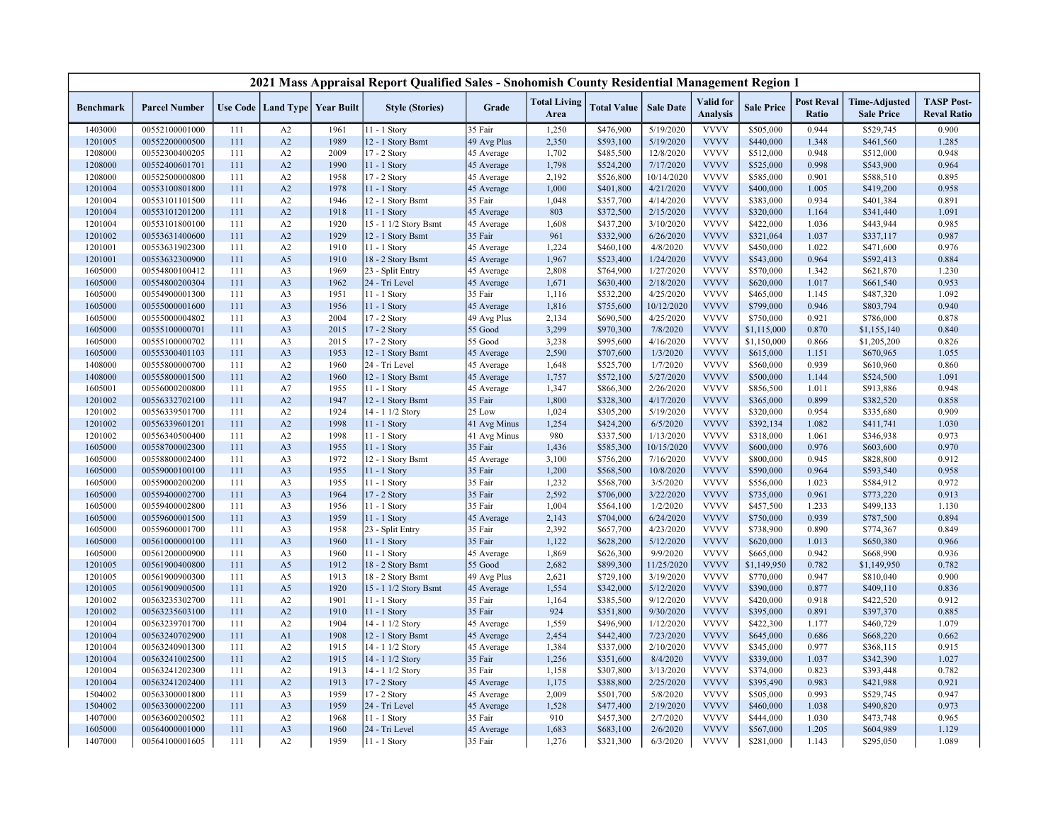## 2021 Mass Appraisal Report Qualified Sales - Snohomish County Residential Management Region 1

| Benchmark | Parcel Number | Use Code | Land Type | Year Built | Style (Stories) | Grade | Total Living Area | Total Value | Sale Date | Valid for Analysis | Sale Price | Post Reval Ratio | Time-Adjusted Sale Price | TASP Post-Reval Ratio |
|---|---|---|---|---|---|---|---|---|---|---|---|---|---|---|
| 1403000 | 00552100001000 | 111 | A2 | 1961 | 11 - 1 Story | 35 Fair | 1,250 | $476,900 | 5/19/2020 | VVVV | $505,000 | 0.944 | $529,745 | 0.900 |
| 1201005 | 00552200000500 | 111 | A2 | 1989 | 12 - 1 Story Bsmt | 49 Avg Plus | 2,350 | $593,100 | 5/19/2020 | VVVV | $440,000 | 1.348 | $461,560 | 1.285 |
| 1208000 | 00552300400205 | 111 | A2 | 2009 | 17 - 2 Story | 45 Average | 1,702 | $485,500 | 12/8/2020 | VVVV | $512,000 | 0.948 | $512,000 | 0.948 |
| 1208000 | 00552400601701 | 111 | A2 | 1990 | 11 - 1 Story | 45 Average | 1,798 | $524,200 | 7/17/2020 | VVVV | $525,000 | 0.998 | $543,900 | 0.964 |
| 1208000 | 00552500000800 | 111 | A2 | 1958 | 17 - 2 Story | 45 Average | 2,192 | $526,800 | 10/14/2020 | VVVV | $585,000 | 0.901 | $588,510 | 0.895 |
| 1201004 | 00553100801800 | 111 | A2 | 1978 | 11 - 1 Story | 45 Average | 1,000 | $401,800 | 4/21/2020 | VVVV | $400,000 | 1.005 | $419,200 | 0.958 |
| 1201004 | 00553101101500 | 111 | A2 | 1946 | 12 - 1 Story Bsmt | 35 Fair | 1,048 | $357,700 | 4/14/2020 | VVVV | $383,000 | 0.934 | $401,384 | 0.891 |
| 1201004 | 00553101201200 | 111 | A2 | 1918 | 11 - 1 Story | 45 Average | 803 | $372,500 | 2/15/2020 | VVVV | $320,000 | 1.164 | $341,440 | 1.091 |
| 1201004 | 00553101800100 | 111 | A2 | 1920 | 15 - 1 1/2 Story Bsmt | 45 Average | 1,608 | $437,200 | 3/10/2020 | VVVV | $422,000 | 1.036 | $443,944 | 0.985 |
| 1201002 | 00553631400600 | 111 | A2 | 1929 | 12 - 1 Story Bsmt | 35 Fair | 961 | $332,900 | 6/26/2020 | VVVV | $321,064 | 1.037 | $337,117 | 0.987 |
| 1201001 | 00553631902300 | 111 | A2 | 1910 | 11 - 1 Story | 45 Average | 1,224 | $460,100 | 4/8/2020 | VVVV | $450,000 | 1.022 | $471,600 | 0.976 |
| 1201001 | 00553632300900 | 111 | A5 | 1910 | 18 - 2 Story Bsmt | 45 Average | 1,967 | $523,400 | 1/24/2020 | VVVV | $543,000 | 0.964 | $592,413 | 0.884 |
| 1605000 | 00554800100412 | 111 | A3 | 1969 | 23 - Split Entry | 45 Average | 2,808 | $764,900 | 1/27/2020 | VVVV | $570,000 | 1.342 | $621,870 | 1.230 |
| 1605000 | 00554800200304 | 111 | A3 | 1962 | 24 - Tri Level | 45 Average | 1,671 | $630,400 | 2/18/2020 | VVVV | $620,000 | 1.017 | $661,540 | 0.953 |
| 1605000 | 00554900001300 | 111 | A3 | 1951 | 11 - 1 Story | 35 Fair | 1,116 | $532,200 | 4/25/2020 | VVVV | $465,000 | 1.145 | $487,320 | 1.092 |
| 1605000 | 00555000001600 | 111 | A3 | 1956 | 11 - 1 Story | 45 Average | 1,816 | $755,600 | 10/12/2020 | VVVV | $799,000 | 0.946 | $803,794 | 0.940 |
| 1605000 | 00555000004802 | 111 | A3 | 2004 | 17 - 2 Story | 49 Avg Plus | 2,134 | $690,500 | 4/25/2020 | VVVV | $750,000 | 0.921 | $786,000 | 0.878 |
| 1605000 | 00555100000701 | 111 | A3 | 2015 | 17 - 2 Story | 55 Good | 3,299 | $970,300 | 7/8/2020 | VVVV | $1,115,000 | 0.870 | $1,155,140 | 0.840 |
| 1605000 | 00555100000702 | 111 | A3 | 2015 | 17 - 2 Story | 55 Good | 3,238 | $995,600 | 4/16/2020 | VVVV | $1,150,000 | 0.866 | $1,205,200 | 0.826 |
| 1605000 | 00555300401103 | 111 | A3 | 1953 | 12 - 1 Story Bsmt | 45 Average | 2,590 | $707,600 | 1/3/2020 | VVVV | $615,000 | 1.151 | $670,965 | 1.055 |
| 1408000 | 00555800000700 | 111 | A2 | 1960 | 24 - Tri Level | 45 Average | 1,648 | $525,700 | 1/7/2020 | VVVV | $560,000 | 0.939 | $610,960 | 0.860 |
| 1408000 | 00555800001500 | 111 | A2 | 1960 | 12 - 1 Story Bsmt | 45 Average | 1,757 | $572,100 | 5/27/2020 | VVVV | $500,000 | 1.144 | $524,500 | 1.091 |
| 1605001 | 00556000200800 | 111 | A7 | 1955 | 11 - 1 Story | 45 Average | 1,347 | $866,300 | 2/26/2020 | VVVV | $856,500 | 1.011 | $913,886 | 0.948 |
| 1201002 | 00556332702100 | 111 | A2 | 1947 | 12 - 1 Story Bsmt | 35 Fair | 1,800 | $328,300 | 4/17/2020 | VVVV | $365,000 | 0.899 | $382,520 | 0.858 |
| 1201002 | 00556339501700 | 111 | A2 | 1924 | 14 - 1 1/2 Story | 25 Low | 1,024 | $305,200 | 5/19/2020 | VVVV | $320,000 | 0.954 | $335,680 | 0.909 |
| 1201002 | 00556339601201 | 111 | A2 | 1998 | 11 - 1 Story | 41 Avg Minus | 1,254 | $424,200 | 6/5/2020 | VVVV | $392,134 | 1.082 | $411,741 | 1.030 |
| 1201002 | 00556340500400 | 111 | A2 | 1998 | 11 - 1 Story | 41 Avg Minus | 980 | $337,500 | 1/13/2020 | VVVV | $318,000 | 1.061 | $346,938 | 0.973 |
| 1605000 | 00558700002300 | 111 | A3 | 1955 | 11 - 1 Story | 35 Fair | 1,436 | $585,300 | 10/15/2020 | VVVV | $600,000 | 0.976 | $603,600 | 0.970 |
| 1605000 | 00558800002400 | 111 | A3 | 1972 | 12 - 1 Story Bsmt | 45 Average | 3,100 | $756,200 | 7/16/2020 | VVVV | $800,000 | 0.945 | $828,800 | 0.912 |
| 1605000 | 00559000100100 | 111 | A3 | 1955 | 11 - 1 Story | 35 Fair | 1,200 | $568,500 | 10/8/2020 | VVVV | $590,000 | 0.964 | $593,540 | 0.958 |
| 1605000 | 00559000200200 | 111 | A3 | 1955 | 11 - 1 Story | 35 Fair | 1,232 | $568,700 | 3/5/2020 | VVVV | $556,000 | 1.023 | $584,912 | 0.972 |
| 1605000 | 00559400002700 | 111 | A3 | 1964 | 17 - 2 Story | 35 Fair | 2,592 | $706,000 | 3/22/2020 | VVVV | $735,000 | 0.961 | $773,220 | 0.913 |
| 1605000 | 00559400002800 | 111 | A3 | 1956 | 11 - 1 Story | 35 Fair | 1,004 | $564,100 | 1/2/2020 | VVVV | $457,500 | 1.233 | $499,133 | 1.130 |
| 1605000 | 00559600001500 | 111 | A3 | 1959 | 11 - 1 Story | 45 Average | 2,143 | $704,000 | 6/24/2020 | VVVV | $750,000 | 0.939 | $787,500 | 0.894 |
| 1605000 | 00559600001700 | 111 | A3 | 1958 | 23 - Split Entry | 35 Fair | 2,392 | $657,700 | 4/23/2020 | VVVV | $738,900 | 0.890 | $774,367 | 0.849 |
| 1605000 | 00561000000100 | 111 | A3 | 1960 | 11 - 1 Story | 35 Fair | 1,122 | $628,200 | 5/12/2020 | VVVV | $620,000 | 1.013 | $650,380 | 0.966 |
| 1605000 | 00561200000900 | 111 | A3 | 1960 | 11 - 1 Story | 45 Average | 1,869 | $626,300 | 9/9/2020 | VVVV | $665,000 | 0.942 | $668,990 | 0.936 |
| 1201005 | 00561900400800 | 111 | A5 | 1912 | 18 - 2 Story Bsmt | 55 Good | 2,682 | $899,300 | 11/25/2020 | VVVV | $1,149,950 | 0.782 | $1,149,950 | 0.782 |
| 1201005 | 00561900900300 | 111 | A5 | 1913 | 18 - 2 Story Bsmt | 49 Avg Plus | 2,621 | $729,100 | 3/19/2020 | VVVV | $770,000 | 0.947 | $810,040 | 0.900 |
| 1201005 | 00561900900500 | 111 | A5 | 1920 | 15 - 1 1/2 Story Bsmt | 45 Average | 1,554 | $342,000 | 5/12/2020 | VVVV | $390,000 | 0.877 | $409,110 | 0.836 |
| 1201002 | 00563235302700 | 111 | A2 | 1901 | 11 - 1 Story | 35 Fair | 1,164 | $385,500 | 9/12/2020 | VVVV | $420,000 | 0.918 | $422,520 | 0.912 |
| 1201002 | 00563235603100 | 111 | A2 | 1910 | 11 - 1 Story | 35 Fair | 924 | $351,800 | 9/30/2020 | VVVV | $395,000 | 0.891 | $397,370 | 0.885 |
| 1201004 | 00563239701700 | 111 | A2 | 1904 | 14 - 1 1/2 Story | 45 Average | 1,559 | $496,900 | 1/12/2020 | VVVV | $422,300 | 1.177 | $460,729 | 1.079 |
| 1201004 | 00563240702900 | 111 | A1 | 1908 | 12 - 1 Story Bsmt | 45 Average | 2,454 | $442,400 | 7/23/2020 | VVVV | $645,000 | 0.686 | $668,220 | 0.662 |
| 1201004 | 00563240901300 | 111 | A2 | 1915 | 14 - 1 1/2 Story | 45 Average | 1,384 | $337,000 | 2/10/2020 | VVVV | $345,000 | 0.977 | $368,115 | 0.915 |
| 1201004 | 00563241002500 | 111 | A2 | 1915 | 14 - 1 1/2 Story | 35 Fair | 1,256 | $351,600 | 8/4/2020 | VVVV | $339,000 | 1.037 | $342,390 | 1.027 |
| 1201004 | 00563241202300 | 111 | A2 | 1913 | 14 - 1 1/2 Story | 35 Fair | 1,158 | $307,800 | 3/13/2020 | VVVV | $374,000 | 0.823 | $393,448 | 0.782 |
| 1201004 | 00563241202400 | 111 | A2 | 1913 | 17 - 2 Story | 45 Average | 1,175 | $388,800 | 2/25/2020 | VVVV | $395,490 | 0.983 | $421,988 | 0.921 |
| 1504002 | 00563300001800 | 111 | A3 | 1959 | 17 - 2 Story | 45 Average | 2,009 | $501,700 | 5/8/2020 | VVVV | $505,000 | 0.993 | $529,745 | 0.947 |
| 1504002 | 00563300002200 | 111 | A3 | 1959 | 24 - Tri Level | 45 Average | 1,528 | $477,400 | 2/19/2020 | VVVV | $460,000 | 1.038 | $490,820 | 0.973 |
| 1407000 | 00563600200502 | 111 | A2 | 1968 | 11 - 1 Story | 35 Fair | 910 | $457,300 | 2/7/2020 | VVVV | $444,000 | 1.030 | $473,748 | 0.965 |
| 1605000 | 00564000001000 | 111 | A3 | 1960 | 24 - Tri Level | 45 Average | 1,683 | $683,100 | 2/6/2020 | VVVV | $567,000 | 1.205 | $604,989 | 1.129 |
| 1407000 | 00564100001605 | 111 | A2 | 1959 | 11 - 1 Story | 35 Fair | 1,276 | $321,300 | 6/3/2020 | VVVV | $281,000 | 1.143 | $295,050 | 1.089 |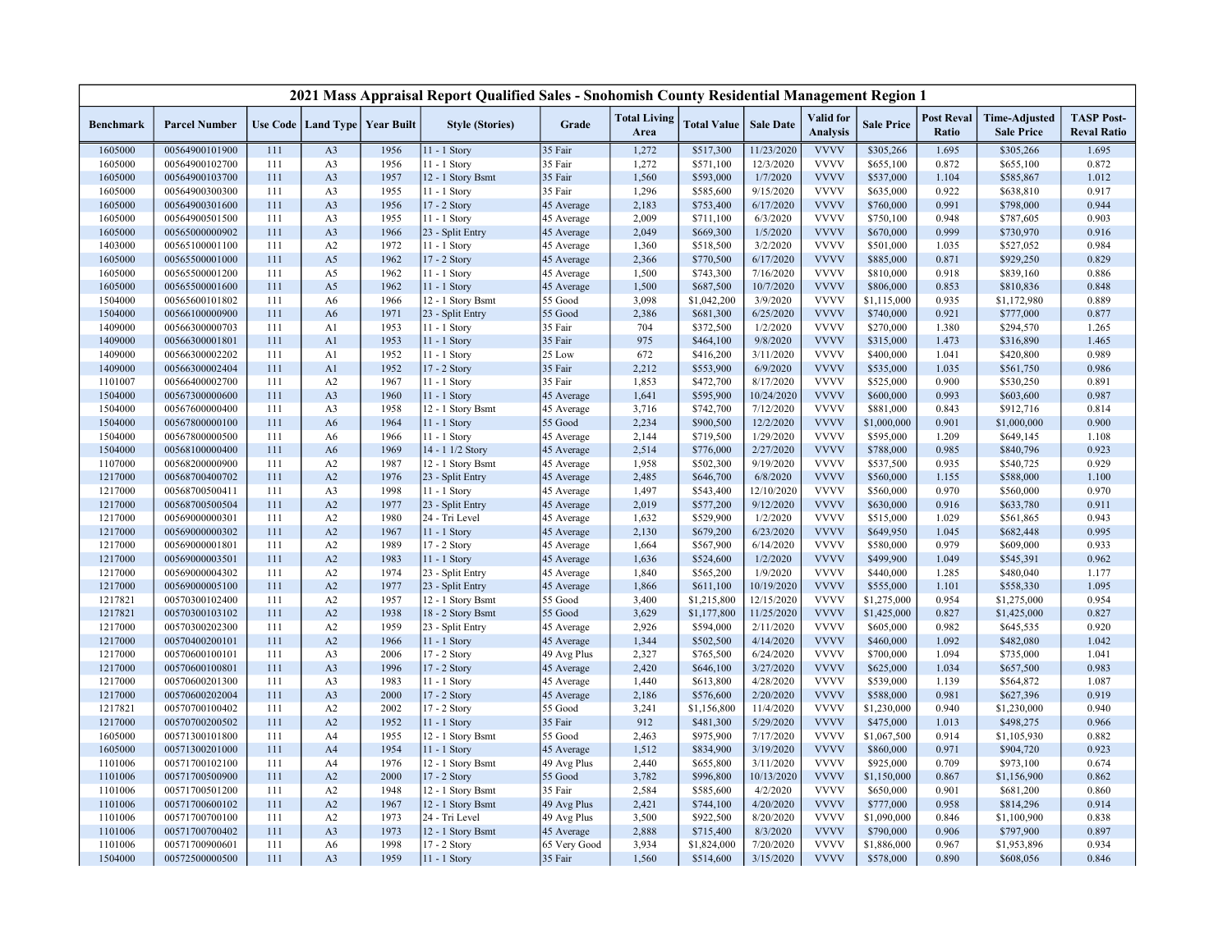# 2021 Mass Appraisal Report Qualified Sales - Snohomish County Residential Management Region 1

| Benchmark | Parcel Number | Use Code | Land Type | Year Built | Style (Stories) | Grade | Total Living Area | Total Value | Sale Date | Valid for Analysis | Sale Price | Post Reval Ratio | Time-Adjusted Sale Price | TASP Post-Reval Ratio |
|---|---|---|---|---|---|---|---|---|---|---|---|---|---|---|
| 1605000 | 00564900101900 | 111 | A3 | 1956 | 11 - 1 Story | 35 Fair | 1,272 | $517,300 | 11/23/2020 | VVVV | $305,266 | 1.695 | $305,266 | 1.695 |
| 1605000 | 00564900102700 | 111 | A3 | 1956 | 11 - 1 Story | 35 Fair | 1,272 | $571,100 | 12/3/2020 | VVVV | $655,100 | 0.872 | $655,100 | 0.872 |
| 1605000 | 00564900103700 | 111 | A3 | 1957 | 12 - 1 Story Bsmt | 35 Fair | 1,560 | $593,000 | 1/7/2020 | VVVV | $537,000 | 1.104 | $585,867 | 1.012 |
| 1605000 | 00564900300300 | 111 | A3 | 1955 | 11 - 1 Story | 35 Fair | 1,296 | $585,600 | 9/15/2020 | VVVV | $635,000 | 0.922 | $638,810 | 0.917 |
| 1605000 | 00564900301600 | 111 | A3 | 1956 | 17 - 2 Story | 45 Average | 2,183 | $753,400 | 6/17/2020 | VVVV | $760,000 | 0.991 | $798,000 | 0.944 |
| 1605000 | 00564900501500 | 111 | A3 | 1955 | 11 - 1 Story | 45 Average | 2,009 | $711,100 | 6/3/2020 | VVVV | $750,100 | 0.948 | $787,605 | 0.903 |
| 1605000 | 00565000000902 | 111 | A3 | 1966 | 23 - Split Entry | 45 Average | 2,049 | $669,300 | 1/5/2020 | VVVV | $670,000 | 0.999 | $730,970 | 0.916 |
| 1403000 | 00565100001100 | 111 | A2 | 1972 | 11 - 1 Story | 45 Average | 1,360 | $518,500 | 3/2/2020 | VVVV | $501,000 | 1.035 | $527,052 | 0.984 |
| 1605000 | 00565500001000 | 111 | A5 | 1962 | 17 - 2 Story | 45 Average | 2,366 | $770,500 | 6/17/2020 | VVVV | $885,000 | 0.871 | $929,250 | 0.829 |
| 1605000 | 00565500001200 | 111 | A5 | 1962 | 11 - 1 Story | 45 Average | 1,500 | $743,300 | 7/16/2020 | VVVV | $810,000 | 0.918 | $839,160 | 0.886 |
| 1605000 | 00565500001600 | 111 | A5 | 1962 | 11 - 1 Story | 45 Average | 1,500 | $687,500 | 10/7/2020 | VVVV | $806,000 | 0.853 | $810,836 | 0.848 |
| 1504000 | 00565600101802 | 111 | A6 | 1966 | 12 - 1 Story Bsmt | 55 Good | 3,098 | $1,042,200 | 3/9/2020 | VVVV | $1,115,000 | 0.935 | $1,172,980 | 0.889 |
| 1504000 | 00566100000900 | 111 | A6 | 1971 | 23 - Split Entry | 55 Good | 2,386 | $681,300 | 6/25/2020 | VVVV | $740,000 | 0.921 | $777,000 | 0.877 |
| 1409000 | 00566300000703 | 111 | A1 | 1953 | 11 - 1 Story | 35 Fair | 704 | $372,500 | 1/2/2020 | VVVV | $270,000 | 1.380 | $294,570 | 1.265 |
| 1409000 | 00566300001801 | 111 | A1 | 1953 | 11 - 1 Story | 35 Fair | 975 | $464,100 | 9/8/2020 | VVVV | $315,000 | 1.473 | $316,890 | 1.465 |
| 1409000 | 00566300002202 | 111 | A1 | 1952 | 11 - 1 Story | 25 Low | 672 | $416,200 | 3/11/2020 | VVVV | $400,000 | 1.041 | $420,800 | 0.989 |
| 1409000 | 00566300002404 | 111 | A1 | 1952 | 17 - 2 Story | 35 Fair | 2,212 | $553,900 | 6/9/2020 | VVVV | $535,000 | 1.035 | $561,750 | 0.986 |
| 1101007 | 00566400002700 | 111 | A2 | 1967 | 11 - 1 Story | 35 Fair | 1,853 | $472,700 | 8/17/2020 | VVVV | $525,000 | 0.900 | $530,250 | 0.891 |
| 1504000 | 00567300000600 | 111 | A3 | 1960 | 11 - 1 Story | 45 Average | 1,641 | $595,900 | 10/24/2020 | VVVV | $600,000 | 0.993 | $603,600 | 0.987 |
| 1504000 | 00567600000400 | 111 | A3 | 1958 | 12 - 1 Story Bsmt | 45 Average | 3,716 | $742,700 | 7/12/2020 | VVVV | $881,000 | 0.843 | $912,716 | 0.814 |
| 1504000 | 00567800000100 | 111 | A6 | 1964 | 11 - 1 Story | 55 Good | 2,234 | $900,500 | 12/2/2020 | VVVV | $1,000,000 | 0.901 | $1,000,000 | 0.900 |
| 1504000 | 00567800000500 | 111 | A6 | 1966 | 11 - 1 Story | 45 Average | 2,144 | $719,500 | 1/29/2020 | VVVV | $595,000 | 1.209 | $649,145 | 1.108 |
| 1504000 | 00568100000400 | 111 | A6 | 1969 | 14 - 1 1/2 Story | 45 Average | 2,514 | $776,000 | 2/27/2020 | VVVV | $788,000 | 0.985 | $840,796 | 0.923 |
| 1107000 | 00568200000900 | 111 | A2 | 1987 | 12 - 1 Story Bsmt | 45 Average | 1,958 | $502,300 | 9/19/2020 | VVVV | $537,500 | 0.935 | $540,725 | 0.929 |
| 1217000 | 00568700400702 | 111 | A2 | 1976 | 23 - Split Entry | 45 Average | 2,485 | $646,700 | 6/8/2020 | VVVV | $560,000 | 1.155 | $588,000 | 1.100 |
| 1217000 | 00568700500411 | 111 | A3 | 1998 | 11 - 1 Story | 45 Average | 1,497 | $543,400 | 12/10/2020 | VVVV | $560,000 | 0.970 | $560,000 | 0.970 |
| 1217000 | 00568700500504 | 111 | A2 | 1977 | 23 - Split Entry | 45 Average | 2,019 | $577,200 | 9/12/2020 | VVVV | $630,000 | 0.916 | $633,780 | 0.911 |
| 1217000 | 00569000000301 | 111 | A2 | 1980 | 24 - Tri Level | 45 Average | 1,632 | $529,900 | 1/2/2020 | VVVV | $515,000 | 1.029 | $561,865 | 0.943 |
| 1217000 | 00569000000302 | 111 | A2 | 1967 | 11 - 1 Story | 45 Average | 2,130 | $679,200 | 6/23/2020 | VVVV | $649,950 | 1.045 | $682,448 | 0.995 |
| 1217000 | 00569000001801 | 111 | A2 | 1989 | 17 - 2 Story | 45 Average | 1,664 | $567,900 | 6/14/2020 | VVVV | $580,000 | 0.979 | $609,000 | 0.933 |
| 1217000 | 00569000003501 | 111 | A2 | 1983 | 11 - 1 Story | 45 Average | 1,636 | $524,600 | 1/2/2020 | VVVV | $499,900 | 1.049 | $545,391 | 0.962 |
| 1217000 | 00569000004302 | 111 | A2 | 1974 | 23 - Split Entry | 45 Average | 1,840 | $565,200 | 1/9/2020 | VVVV | $440,000 | 1.285 | $480,040 | 1.177 |
| 1217000 | 00569000005100 | 111 | A2 | 1977 | 23 - Split Entry | 45 Average | 1,866 | $611,100 | 10/19/2020 | VVVV | $555,000 | 1.101 | $558,330 | 1.095 |
| 1217821 | 00570300102400 | 111 | A2 | 1957 | 12 - 1 Story Bsmt | 55 Good | 3,400 | $1,215,800 | 12/15/2020 | VVVV | $1,275,000 | 0.954 | $1,275,000 | 0.954 |
| 1217821 | 00570300103102 | 111 | A2 | 1938 | 18 - 2 Story Bsmt | 55 Good | 3,629 | $1,177,800 | 11/25/2020 | VVVV | $1,425,000 | 0.827 | $1,425,000 | 0.827 |
| 1217000 | 00570300202300 | 111 | A2 | 1959 | 23 - Split Entry | 45 Average | 2,926 | $594,000 | 2/11/2020 | VVVV | $605,000 | 0.982 | $645,535 | 0.920 |
| 1217000 | 00570400200101 | 111 | A2 | 1966 | 11 - 1 Story | 45 Average | 1,344 | $502,500 | 4/14/2020 | VVVV | $460,000 | 1.092 | $482,080 | 1.042 |
| 1217000 | 00570600100101 | 111 | A3 | 2006 | 17 - 2 Story | 49 Avg Plus | 2,327 | $765,500 | 6/24/2020 | VVVV | $700,000 | 1.094 | $735,000 | 1.041 |
| 1217000 | 00570600100801 | 111 | A3 | 1996 | 17 - 2 Story | 45 Average | 2,420 | $646,100 | 3/27/2020 | VVVV | $625,000 | 1.034 | $657,500 | 0.983 |
| 1217000 | 00570600201300 | 111 | A3 | 1983 | 11 - 1 Story | 45 Average | 1,440 | $613,800 | 4/28/2020 | VVVV | $539,000 | 1.139 | $564,872 | 1.087 |
| 1217000 | 00570600202004 | 111 | A3 | 2000 | 17 - 2 Story | 45 Average | 2,186 | $576,600 | 2/20/2020 | VVVV | $588,000 | 0.981 | $627,396 | 0.919 |
| 1217821 | 00570700100402 | 111 | A2 | 2002 | 17 - 2 Story | 55 Good | 3,241 | $1,156,800 | 11/4/2020 | VVVV | $1,230,000 | 0.940 | $1,230,000 | 0.940 |
| 1217000 | 00570700200502 | 111 | A2 | 1952 | 11 - 1 Story | 35 Fair | 912 | $481,300 | 5/29/2020 | VVVV | $475,000 | 1.013 | $498,275 | 0.966 |
| 1605000 | 00571300101800 | 111 | A4 | 1955 | 12 - 1 Story Bsmt | 55 Good | 2,463 | $975,900 | 7/17/2020 | VVVV | $1,067,500 | 0.914 | $1,105,930 | 0.882 |
| 1605000 | 00571300201000 | 111 | A4 | 1954 | 11 - 1 Story | 45 Average | 1,512 | $834,900 | 3/19/2020 | VVVV | $860,000 | 0.971 | $904,720 | 0.923 |
| 1101006 | 00571700102100 | 111 | A4 | 1976 | 12 - 1 Story Bsmt | 49 Avg Plus | 2,440 | $655,800 | 3/11/2020 | VVVV | $925,000 | 0.709 | $973,100 | 0.674 |
| 1101006 | 00571700500900 | 111 | A2 | 2000 | 17 - 2 Story | 55 Good | 3,782 | $996,800 | 10/13/2020 | VVVV | $1,150,000 | 0.867 | $1,156,900 | 0.862 |
| 1101006 | 00571700501200 | 111 | A2 | 1948 | 12 - 1 Story Bsmt | 35 Fair | 2,584 | $585,600 | 4/2/2020 | VVVV | $650,000 | 0.901 | $681,200 | 0.860 |
| 1101006 | 00571700600102 | 111 | A2 | 1967 | 12 - 1 Story Bsmt | 49 Avg Plus | 2,421 | $744,100 | 4/20/2020 | VVVV | $777,000 | 0.958 | $814,296 | 0.914 |
| 1101006 | 00571700700100 | 111 | A2 | 1973 | 24 - Tri Level | 49 Avg Plus | 3,500 | $922,500 | 8/20/2020 | VVVV | $1,090,000 | 0.846 | $1,100,900 | 0.838 |
| 1101006 | 00571700700402 | 111 | A3 | 1973 | 12 - 1 Story Bsmt | 45 Average | 2,888 | $715,400 | 8/3/2020 | VVVV | $790,000 | 0.906 | $797,900 | 0.897 |
| 1101006 | 00571700900601 | 111 | A6 | 1998 | 17 - 2 Story | 65 Very Good | 3,934 | $1,824,000 | 7/20/2020 | VVVV | $1,886,000 | 0.967 | $1,953,896 | 0.934 |
| 1504000 | 00572500000500 | 111 | A3 | 1959 | 11 - 1 Story | 35 Fair | 1,560 | $514,600 | 3/15/2020 | VVVV | $578,000 | 0.890 | $608,056 | 0.846 |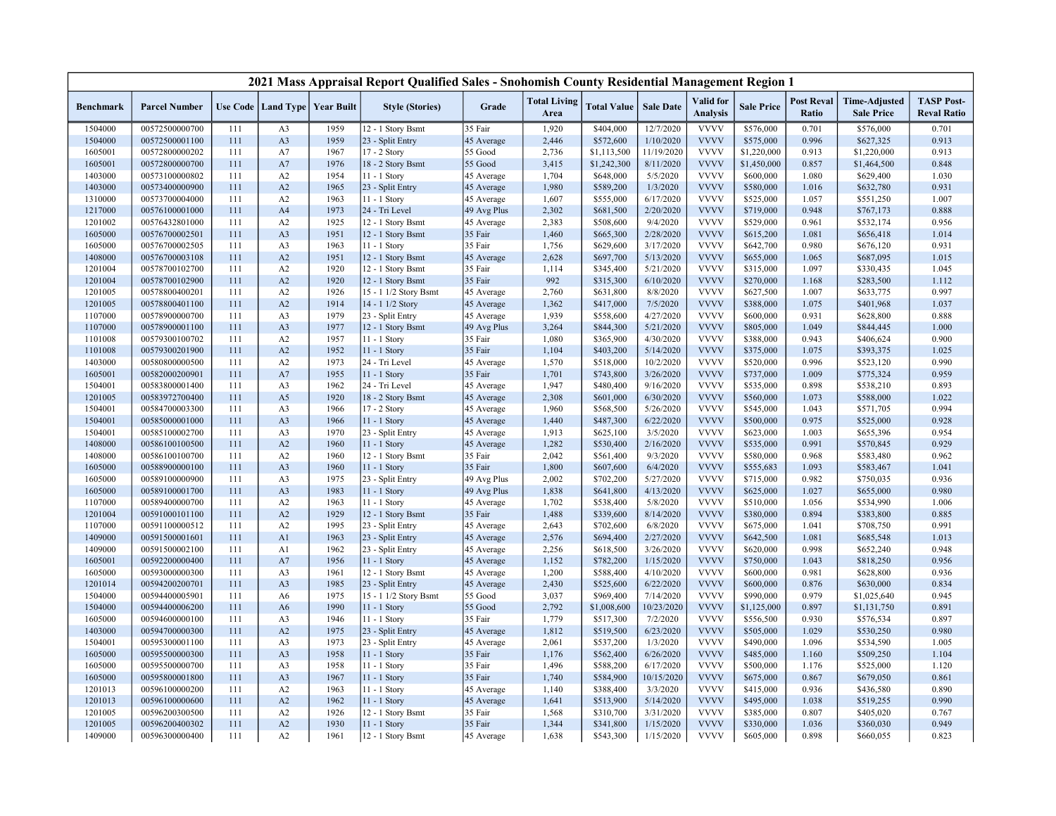# 2021 Mass Appraisal Report Qualified Sales - Snohomish County Residential Management Region 1

| Benchmark | Parcel Number | Use Code | Land Type | Year Built | Style (Stories) | Grade | Total Living Area | Total Value | Sale Date | Valid for Analysis | Sale Price | Post Reval Ratio | Time-Adjusted Sale Price | TASP Post-Reval Ratio |
|---|---|---|---|---|---|---|---|---|---|---|---|---|---|---|
| 1504000 | 00572500000700 | 111 | A3 | 1959 | 12 - 1 Story Bsmt | 35 Fair | 1,920 | $404,000 | 12/7/2020 | VVVV | $576,000 | 0.701 | $576,000 | 0.701 |
| 1504000 | 00572500001100 | 111 | A3 | 1959 | 23 - Split Entry | 45 Average | 2,446 | $572,600 | 1/10/2020 | VVVV | $575,000 | 0.996 | $627,325 | 0.913 |
| 1605001 | 00572800000202 | 111 | A7 | 1967 | 17 - 2 Story | 55 Good | 2,736 | $1,113,500 | 11/19/2020 | VVVV | $1,220,000 | 0.913 | $1,220,000 | 0.913 |
| 1605001 | 00572800000700 | 111 | A7 | 1976 | 18 - 2 Story Bsmt | 55 Good | 3,415 | $1,242,300 | 8/11/2020 | VVVV | $1,450,000 | 0.857 | $1,464,500 | 0.848 |
| 1403000 | 00573100000802 | 111 | A2 | 1954 | 11 - 1 Story | 45 Average | 1,704 | $648,000 | 5/5/2020 | VVVV | $600,000 | 1.080 | $629,400 | 1.030 |
| 1403000 | 00573400000900 | 111 | A2 | 1965 | 23 - Split Entry | 45 Average | 1,980 | $589,200 | 1/3/2020 | VVVV | $580,000 | 1.016 | $632,780 | 0.931 |
| 1310000 | 00573700004000 | 111 | A2 | 1963 | 11 - 1 Story | 45 Average | 1,607 | $555,000 | 6/17/2020 | VVVV | $525,000 | 1.057 | $551,250 | 1.007 |
| 1217000 | 00576100001000 | 111 | A4 | 1973 | 24 - Tri Level | 49 Avg Plus | 2,302 | $681,500 | 2/20/2020 | VVVV | $719,000 | 0.948 | $767,173 | 0.888 |
| 1201002 | 00576432801000 | 111 | A2 | 1925 | 12 - 1 Story Bsmt | 45 Average | 2,383 | $508,600 | 9/4/2020 | VVVV | $529,000 | 0.961 | $532,174 | 0.956 |
| 1605000 | 00576700002501 | 111 | A3 | 1951 | 12 - 1 Story Bsmt | 35 Fair | 1,460 | $665,300 | 2/28/2020 | VVVV | $615,200 | 1.081 | $656,418 | 1.014 |
| 1605000 | 00576700002505 | 111 | A3 | 1963 | 11 - 1 Story | 35 Fair | 1,756 | $629,600 | 3/17/2020 | VVVV | $642,700 | 0.980 | $676,120 | 0.931 |
| 1408000 | 00576700003108 | 111 | A2 | 1951 | 12 - 1 Story Bsmt | 45 Average | 2,628 | $697,700 | 5/13/2020 | VVVV | $655,000 | 1.065 | $687,095 | 1.015 |
| 1201004 | 00578700102700 | 111 | A2 | 1920 | 12 - 1 Story Bsmt | 35 Fair | 1,114 | $345,400 | 5/21/2020 | VVVV | $315,000 | 1.097 | $330,435 | 1.045 |
| 1201004 | 00578700102900 | 111 | A2 | 1920 | 12 - 1 Story Bsmt | 35 Fair | 992 | $315,300 | 6/10/2020 | VVVV | $270,000 | 1.168 | $283,500 | 1.112 |
| 1201005 | 00578800400201 | 111 | A2 | 1926 | 15 - 1 1/2 Story Bsmt | 45 Average | 2,760 | $631,800 | 8/8/2020 | VVVV | $627,500 | 1.007 | $633,775 | 0.997 |
| 1201005 | 00578800401100 | 111 | A2 | 1914 | 14 - 1 1/2 Story | 45 Average | 1,362 | $417,000 | 7/5/2020 | VVVV | $388,000 | 1.075 | $401,968 | 1.037 |
| 1107000 | 00578900000700 | 111 | A3 | 1979 | 23 - Split Entry | 45 Average | 1,939 | $558,600 | 4/27/2020 | VVVV | $600,000 | 0.931 | $628,800 | 0.888 |
| 1107000 | 00578900001100 | 111 | A3 | 1977 | 12 - 1 Story Bsmt | 49 Avg Plus | 3,264 | $844,300 | 5/21/2020 | VVVV | $805,000 | 1.049 | $844,445 | 1.000 |
| 1101008 | 00579300100702 | 111 | A2 | 1957 | 11 - 1 Story | 35 Fair | 1,080 | $365,900 | 4/30/2020 | VVVV | $388,000 | 0.943 | $406,624 | 0.900 |
| 1101008 | 00579300201900 | 111 | A2 | 1952 | 11 - 1 Story | 35 Fair | 1,104 | $403,200 | 5/14/2020 | VVVV | $375,000 | 1.075 | $393,375 | 1.025 |
| 1403000 | 00580800000500 | 111 | A2 | 1973 | 24 - Tri Level | 45 Average | 1,570 | $518,000 | 10/2/2020 | VVVV | $520,000 | 0.996 | $523,120 | 0.990 |
| 1605001 | 00582000200901 | 111 | A7 | 1955 | 11 - 1 Story | 35 Fair | 1,701 | $743,800 | 3/26/2020 | VVVV | $737,000 | 1.009 | $775,324 | 0.959 |
| 1504001 | 00583800001400 | 111 | A3 | 1962 | 24 - Tri Level | 45 Average | 1,947 | $480,400 | 9/16/2020 | VVVV | $535,000 | 0.898 | $538,210 | 0.893 |
| 1201005 | 00583972700400 | 111 | A5 | 1920 | 18 - 2 Story Bsmt | 45 Average | 2,308 | $601,000 | 6/30/2020 | VVVV | $560,000 | 1.073 | $588,000 | 1.022 |
| 1504001 | 00584700003300 | 111 | A3 | 1966 | 17 - 2 Story | 45 Average | 1,960 | $568,500 | 5/26/2020 | VVVV | $545,000 | 1.043 | $571,705 | 0.994 |
| 1504001 | 00585000001000 | 111 | A3 | 1966 | 11 - 1 Story | 45 Average | 1,440 | $487,300 | 6/22/2020 | VVVV | $500,000 | 0.975 | $525,000 | 0.928 |
| 1504001 | 00585100002700 | 111 | A3 | 1970 | 23 - Split Entry | 45 Average | 1,913 | $625,100 | 3/5/2020 | VVVV | $623,000 | 1.003 | $655,396 | 0.954 |
| 1408000 | 00586100100500 | 111 | A2 | 1960 | 11 - 1 Story | 45 Average | 1,282 | $530,400 | 2/16/2020 | VVVV | $535,000 | 0.991 | $570,845 | 0.929 |
| 1408000 | 00586100100700 | 111 | A2 | 1960 | 12 - 1 Story Bsmt | 35 Fair | 2,042 | $561,400 | 9/3/2020 | VVVV | $580,000 | 0.968 | $583,480 | 0.962 |
| 1605000 | 00588900000100 | 111 | A3 | 1960 | 11 - 1 Story | 35 Fair | 1,800 | $607,600 | 6/4/2020 | VVVV | $555,683 | 1.093 | $583,467 | 1.041 |
| 1605000 | 00589100000900 | 111 | A3 | 1975 | 23 - Split Entry | 49 Avg Plus | 2,002 | $702,200 | 5/27/2020 | VVVV | $715,000 | 0.982 | $750,035 | 0.936 |
| 1605000 | 00589100001700 | 111 | A3 | 1983 | 11 - 1 Story | 49 Avg Plus | 1,838 | $641,800 | 4/13/2020 | VVVV | $625,000 | 1.027 | $655,000 | 0.980 |
| 1107000 | 00589400000700 | 111 | A2 | 1963 | 11 - 1 Story | 45 Average | 1,702 | $538,400 | 5/8/2020 | VVVV | $510,000 | 1.056 | $534,990 | 1.006 |
| 1201004 | 00591000101100 | 111 | A2 | 1929 | 12 - 1 Story Bsmt | 35 Fair | 1,488 | $339,600 | 8/14/2020 | VVVV | $380,000 | 0.894 | $383,800 | 0.885 |
| 1107000 | 00591100000512 | 111 | A2 | 1995 | 23 - Split Entry | 45 Average | 2,643 | $702,600 | 6/8/2020 | VVVV | $675,000 | 1.041 | $708,750 | 0.991 |
| 1409000 | 00591500001601 | 111 | A1 | 1963 | 23 - Split Entry | 45 Average | 2,576 | $694,400 | 2/27/2020 | VVVV | $642,500 | 1.081 | $685,548 | 1.013 |
| 1409000 | 00591500002100 | 111 | A1 | 1962 | 23 - Split Entry | 45 Average | 2,256 | $618,500 | 3/26/2020 | VVVV | $620,000 | 0.998 | $652,240 | 0.948 |
| 1605001 | 00592200000400 | 111 | A7 | 1956 | 11 - 1 Story | 45 Average | 1,152 | $782,200 | 1/15/2020 | VVVV | $750,000 | 1.043 | $818,250 | 0.956 |
| 1605000 | 00593000000300 | 111 | A3 | 1961 | 12 - 1 Story Bsmt | 45 Average | 1,200 | $588,400 | 4/10/2020 | VVVV | $600,000 | 0.981 | $628,800 | 0.936 |
| 1201014 | 00594200200701 | 111 | A3 | 1985 | 23 - Split Entry | 45 Average | 2,430 | $525,600 | 6/22/2020 | VVVV | $600,000 | 0.876 | $630,000 | 0.834 |
| 1504000 | 00594400005901 | 111 | A6 | 1975 | 15 - 1 1/2 Story Bsmt | 55 Good | 3,037 | $969,400 | 7/14/2020 | VVVV | $990,000 | 0.979 | $1,025,640 | 0.945 |
| 1504000 | 00594400006200 | 111 | A6 | 1990 | 11 - 1 Story | 55 Good | 2,792 | $1,008,600 | 10/23/2020 | VVVV | $1,125,000 | 0.897 | $1,131,750 | 0.891 |
| 1605000 | 00594600000100 | 111 | A3 | 1946 | 11 - 1 Story | 35 Fair | 1,779 | $517,300 | 7/2/2020 | VVVV | $556,500 | 0.930 | $576,534 | 0.897 |
| 1403000 | 00594700000300 | 111 | A2 | 1975 | 23 - Split Entry | 45 Average | 1,812 | $519,500 | 6/23/2020 | VVVV | $505,000 | 1.029 | $530,250 | 0.980 |
| 1504001 | 00595300001100 | 111 | A3 | 1973 | 23 - Split Entry | 45 Average | 2,061 | $537,200 | 1/3/2020 | VVVV | $490,000 | 1.096 | $534,590 | 1.005 |
| 1605000 | 00595500000300 | 111 | A3 | 1958 | 11 - 1 Story | 35 Fair | 1,176 | $562,400 | 6/26/2020 | VVVV | $485,000 | 1.160 | $509,250 | 1.104 |
| 1605000 | 00595500000700 | 111 | A3 | 1958 | 11 - 1 Story | 35 Fair | 1,496 | $588,200 | 6/17/2020 | VVVV | $500,000 | 1.176 | $525,000 | 1.120 |
| 1605000 | 00595800001800 | 111 | A3 | 1967 | 11 - 1 Story | 35 Fair | 1,740 | $584,900 | 10/15/2020 | VVVV | $675,000 | 0.867 | $679,050 | 0.861 |
| 1201013 | 00596100000200 | 111 | A2 | 1963 | 11 - 1 Story | 45 Average | 1,140 | $388,400 | 3/3/2020 | VVVV | $415,000 | 0.936 | $436,580 | 0.890 |
| 1201013 | 00596100000600 | 111 | A2 | 1962 | 11 - 1 Story | 45 Average | 1,641 | $513,900 | 5/14/2020 | VVVV | $495,000 | 1.038 | $519,255 | 0.990 |
| 1201005 | 00596200300500 | 111 | A2 | 1926 | 12 - 1 Story Bsmt | 35 Fair | 1,568 | $310,700 | 3/31/2020 | VVVV | $385,000 | 0.807 | $405,020 | 0.767 |
| 1201005 | 00596200400302 | 111 | A2 | 1930 | 11 - 1 Story | 35 Fair | 1,344 | $341,800 | 1/15/2020 | VVVV | $330,000 | 1.036 | $360,030 | 0.949 |
| 1409000 | 00596300000400 | 111 | A2 | 1961 | 12 - 1 Story Bsmt | 45 Average | 1,638 | $543,300 | 1/15/2020 | VVVV | $605,000 | 0.898 | $660,055 | 0.823 |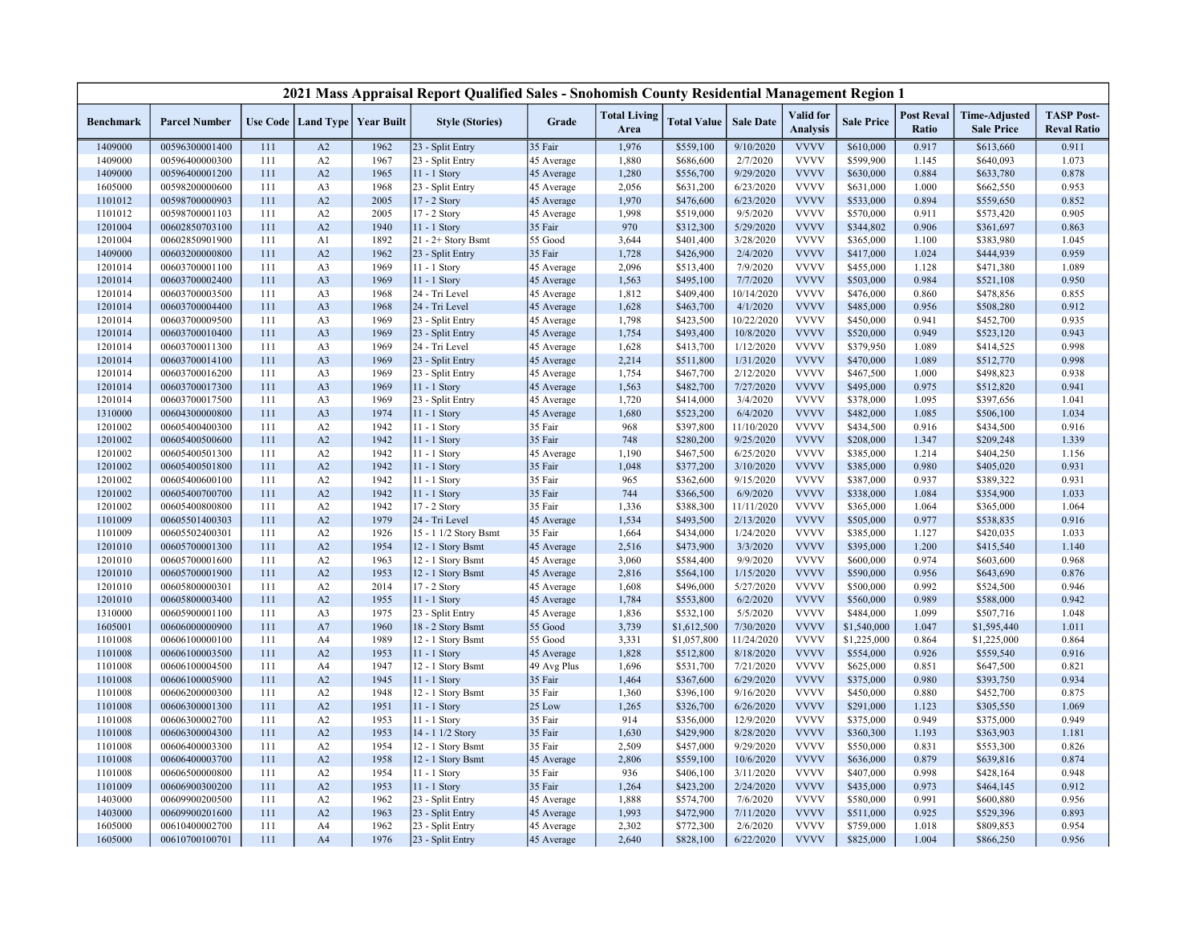## 2021 Mass Appraisal Report Qualified Sales - Snohomish County Residential Management Region 1

| Benchmark | Parcel Number | Use Code | Land Type | Year Built | Style (Stories) | Grade | Total Living Area | Total Value | Sale Date | Valid for Analysis | Sale Price | Post Reval Ratio | Time-Adjusted Sale Price | TASP Post-Reval Ratio |
|---|---|---|---|---|---|---|---|---|---|---|---|---|---|---|
| 1409000 | 00596300001400 | 111 | A2 | 1962 | 23 - Split Entry | 35 Fair | 1,976 | $559,100 | 9/10/2020 | VVVV | $610,000 | 0.917 | $613,660 | 0.911 |
| 1409000 | 00596400000300 | 111 | A2 | 1967 | 23 - Split Entry | 45 Average | 1,880 | $686,600 | 2/7/2020 | VVVV | $599,900 | 1.145 | $640,093 | 1.073 |
| 1409000 | 00596400001200 | 111 | A2 | 1965 | 11 - 1 Story | 45 Average | 1,280 | $556,700 | 9/29/2020 | VVVV | $630,000 | 0.884 | $633,780 | 0.878 |
| 1605000 | 00598200000600 | 111 | A3 | 1968 | 23 - Split Entry | 45 Average | 2,056 | $631,200 | 6/23/2020 | VVVV | $631,000 | 1.000 | $662,550 | 0.953 |
| 1101012 | 00598700000903 | 111 | A2 | 2005 | 17 - 2 Story | 45 Average | 1,970 | $476,600 | 6/23/2020 | VVVV | $533,000 | 0.894 | $559,650 | 0.852 |
| 1101012 | 00598700001103 | 111 | A2 | 2005 | 17 - 2 Story | 45 Average | 1,998 | $519,000 | 9/5/2020 | VVVV | $570,000 | 0.911 | $573,420 | 0.905 |
| 1201004 | 00602850703100 | 111 | A2 | 1940 | 11 - 1 Story | 35 Fair | 970 | $312,300 | 5/29/2020 | VVVV | $344,802 | 0.906 | $361,697 | 0.863 |
| 1201004 | 00602850901900 | 111 | A1 | 1892 | 21 - 2+ Story Bsmt | 55 Good | 3,644 | $401,400 | 3/28/2020 | VVVV | $365,000 | 1.100 | $383,980 | 1.045 |
| 1409000 | 00603200000800 | 111 | A2 | 1962 | 23 - Split Entry | 35 Fair | 1,728 | $426,900 | 2/4/2020 | VVVV | $417,000 | 1.024 | $444,939 | 0.959 |
| 1201014 | 00603700001100 | 111 | A3 | 1969 | 11 - 1 Story | 45 Average | 2,096 | $513,400 | 7/9/2020 | VVVV | $455,000 | 1.128 | $471,380 | 1.089 |
| 1201014 | 00603700002400 | 111 | A3 | 1969 | 11 - 1 Story | 45 Average | 1,563 | $495,100 | 7/7/2020 | VVVV | $503,000 | 0.984 | $521,108 | 0.950 |
| 1201014 | 00603700003500 | 111 | A3 | 1968 | 24 - Tri Level | 45 Average | 1,812 | $409,400 | 10/14/2020 | VVVV | $476,000 | 0.860 | $478,856 | 0.855 |
| 1201014 | 00603700004400 | 111 | A3 | 1968 | 24 - Tri Level | 45 Average | 1,628 | $463,700 | 4/1/2020 | VVVV | $485,000 | 0.956 | $508,280 | 0.912 |
| 1201014 | 00603700009500 | 111 | A3 | 1969 | 23 - Split Entry | 45 Average | 1,798 | $423,500 | 10/22/2020 | VVVV | $450,000 | 0.941 | $452,700 | 0.935 |
| 1201014 | 00603700010400 | 111 | A3 | 1969 | 23 - Split Entry | 45 Average | 1,754 | $493,400 | 10/8/2020 | VVVV | $520,000 | 0.949 | $523,120 | 0.943 |
| 1201014 | 00603700011300 | 111 | A3 | 1969 | 24 - Tri Level | 45 Average | 1,628 | $413,700 | 1/12/2020 | VVVV | $379,950 | 1.089 | $414,525 | 0.998 |
| 1201014 | 00603700014100 | 111 | A3 | 1969 | 23 - Split Entry | 45 Average | 2,214 | $511,800 | 1/31/2020 | VVVV | $470,000 | 1.089 | $512,770 | 0.998 |
| 1201014 | 00603700016200 | 111 | A3 | 1969 | 23 - Split Entry | 45 Average | 1,754 | $467,700 | 2/12/2020 | VVVV | $467,500 | 1.000 | $498,823 | 0.938 |
| 1201014 | 00603700017300 | 111 | A3 | 1969 | 11 - 1 Story | 45 Average | 1,563 | $482,700 | 7/27/2020 | VVVV | $495,000 | 0.975 | $512,820 | 0.941 |
| 1201014 | 00603700017500 | 111 | A3 | 1969 | 23 - Split Entry | 45 Average | 1,720 | $414,000 | 3/4/2020 | VVVV | $378,000 | 1.095 | $397,656 | 1.041 |
| 1310000 | 00604300000800 | 111 | A3 | 1974 | 11 - 1 Story | 45 Average | 1,680 | $523,200 | 6/4/2020 | VVVV | $482,000 | 1.085 | $506,100 | 1.034 |
| 1201002 | 00605400400300 | 111 | A2 | 1942 | 11 - 1 Story | 35 Fair | 968 | $397,800 | 11/10/2020 | VVVV | $434,500 | 0.916 | $434,500 | 0.916 |
| 1201002 | 00605400500600 | 111 | A2 | 1942 | 11 - 1 Story | 35 Fair | 748 | $280,200 | 9/25/2020 | VVVV | $208,000 | 1.347 | $209,248 | 1.339 |
| 1201002 | 00605400501300 | 111 | A2 | 1942 | 11 - 1 Story | 45 Average | 1,190 | $467,500 | 6/25/2020 | VVVV | $385,000 | 1.214 | $404,250 | 1.156 |
| 1201002 | 00605400501800 | 111 | A2 | 1942 | 11 - 1 Story | 35 Fair | 1,048 | $377,200 | 3/10/2020 | VVVV | $385,000 | 0.980 | $405,020 | 0.931 |
| 1201002 | 00605400600100 | 111 | A2 | 1942 | 11 - 1 Story | 35 Fair | 965 | $362,600 | 9/15/2020 | VVVV | $387,000 | 0.937 | $389,322 | 0.931 |
| 1201002 | 00605400700700 | 111 | A2 | 1942 | 11 - 1 Story | 35 Fair | 744 | $366,500 | 6/9/2020 | VVVV | $338,000 | 1.084 | $354,900 | 1.033 |
| 1201002 | 00605400800800 | 111 | A2 | 1942 | 17 - 2 Story | 35 Fair | 1,336 | $388,300 | 11/11/2020 | VVVV | $365,000 | 1.064 | $365,000 | 1.064 |
| 1101009 | 00605501400303 | 111 | A2 | 1979 | 24 - Tri Level | 45 Average | 1,534 | $493,500 | 2/13/2020 | VVVV | $505,000 | 0.977 | $538,835 | 0.916 |
| 1101009 | 00605502400301 | 111 | A2 | 1926 | 15 - 1 1/2 Story Bsmt | 35 Fair | 1,664 | $434,000 | 1/24/2020 | VVVV | $385,000 | 1.127 | $420,035 | 1.033 |
| 1201010 | 00605700001300 | 111 | A2 | 1954 | 12 - 1 Story Bsmt | 45 Average | 2,516 | $473,900 | 3/3/2020 | VVVV | $395,000 | 1.200 | $415,540 | 1.140 |
| 1201010 | 00605700001600 | 111 | A2 | 1963 | 12 - 1 Story Bsmt | 45 Average | 3,060 | $584,400 | 9/9/2020 | VVVV | $600,000 | 0.974 | $603,600 | 0.968 |
| 1201010 | 00605700001900 | 111 | A2 | 1953 | 12 - 1 Story Bsmt | 45 Average | 2,816 | $564,100 | 1/15/2020 | VVVV | $590,000 | 0.956 | $643,690 | 0.876 |
| 1201010 | 00605800000301 | 111 | A2 | 2014 | 17 - 2 Story | 45 Average | 1,608 | $496,000 | 5/27/2020 | VVVV | $500,000 | 0.992 | $524,500 | 0.946 |
| 1201010 | 00605800003400 | 111 | A2 | 1955 | 11 - 1 Story | 45 Average | 1,784 | $553,800 | 6/2/2020 | VVVV | $560,000 | 0.989 | $588,000 | 0.942 |
| 1310000 | 00605900001100 | 111 | A3 | 1975 | 23 - Split Entry | 45 Average | 1,836 | $532,100 | 5/5/2020 | VVVV | $484,000 | 1.099 | $507,716 | 1.048 |
| 1605001 | 00606000000900 | 111 | A7 | 1960 | 18 - 2 Story Bsmt | 55 Good | 3,739 | $1,612,500 | 7/30/2020 | VVVV | $1,540,000 | 1.047 | $1,595,440 | 1.011 |
| 1101008 | 00606100000100 | 111 | A4 | 1989 | 12 - 1 Story Bsmt | 55 Good | 3,331 | $1,057,800 | 11/24/2020 | VVVV | $1,225,000 | 0.864 | $1,225,000 | 0.864 |
| 1101008 | 00606100003500 | 111 | A2 | 1953 | 11 - 1 Story | 45 Average | 1,828 | $512,800 | 8/18/2020 | VVVV | $554,000 | 0.926 | $559,540 | 0.916 |
| 1101008 | 00606100004500 | 111 | A4 | 1947 | 12 - 1 Story Bsmt | 49 Avg Plus | 1,696 | $531,700 | 7/21/2020 | VVVV | $625,000 | 0.851 | $647,500 | 0.821 |
| 1101008 | 00606100005900 | 111 | A2 | 1945 | 11 - 1 Story | 35 Fair | 1,464 | $367,600 | 6/29/2020 | VVVV | $375,000 | 0.980 | $393,750 | 0.934 |
| 1101008 | 00606200000300 | 111 | A2 | 1948 | 12 - 1 Story Bsmt | 35 Fair | 1,360 | $396,100 | 9/16/2020 | VVVV | $450,000 | 0.880 | $452,700 | 0.875 |
| 1101008 | 00606300001300 | 111 | A2 | 1951 | 11 - 1 Story | 25 Low | 1,265 | $326,700 | 6/26/2020 | VVVV | $291,000 | 1.123 | $305,550 | 1.069 |
| 1101008 | 00606300002700 | 111 | A2 | 1953 | 11 - 1 Story | 35 Fair | 914 | $356,000 | 12/9/2020 | VVVV | $375,000 | 0.949 | $375,000 | 0.949 |
| 1101008 | 00606300004300 | 111 | A2 | 1953 | 14 - 1 1/2 Story | 35 Fair | 1,630 | $429,900 | 8/28/2020 | VVVV | $360,300 | 1.193 | $363,903 | 1.181 |
| 1101008 | 00606400003300 | 111 | A2 | 1954 | 12 - 1 Story Bsmt | 35 Fair | 2,509 | $457,000 | 9/29/2020 | VVVV | $550,000 | 0.831 | $553,300 | 0.826 |
| 1101008 | 00606400003700 | 111 | A2 | 1958 | 12 - 1 Story Bsmt | 45 Average | 2,806 | $559,100 | 10/6/2020 | VVVV | $636,000 | 0.879 | $639,816 | 0.874 |
| 1101008 | 00606500000800 | 111 | A2 | 1954 | 11 - 1 Story | 35 Fair | 936 | $406,100 | 3/11/2020 | VVVV | $407,000 | 0.998 | $428,164 | 0.948 |
| 1101009 | 00606900300200 | 111 | A2 | 1953 | 11 - 1 Story | 35 Fair | 1,264 | $423,200 | 2/24/2020 | VVVV | $435,000 | 0.973 | $464,145 | 0.912 |
| 1403000 | 00609900200500 | 111 | A2 | 1962 | 23 - Split Entry | 45 Average | 1,888 | $574,700 | 7/6/2020 | VVVV | $580,000 | 0.991 | $600,880 | 0.956 |
| 1403000 | 00609900201600 | 111 | A2 | 1963 | 23 - Split Entry | 45 Average | 1,993 | $472,900 | 7/11/2020 | VVVV | $511,000 | 0.925 | $529,396 | 0.893 |
| 1605000 | 00610400002700 | 111 | A4 | 1962 | 23 - Split Entry | 45 Average | 2,302 | $772,300 | 2/6/2020 | VVVV | $759,000 | 1.018 | $809,853 | 0.954 |
| 1605000 | 00610700100701 | 111 | A4 | 1976 | 23 - Split Entry | 45 Average | 2,640 | $828,100 | 6/22/2020 | VVVV | $825,000 | 1.004 | $866,250 | 0.956 |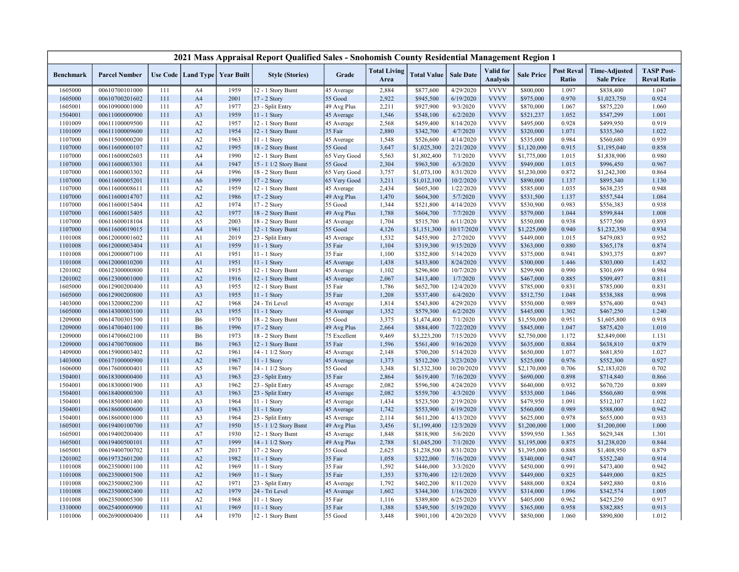# 2021 Mass Appraisal Report Qualified Sales - Snohomish County Residential Management Region 1

| Benchmark | Parcel Number | Use Code | Land Type | Year Built | Style (Stories) | Grade | Total Living Area | Total Value | Sale Date | Valid for Analysis | Sale Price | Post Reval Ratio | Time-Adjusted Sale Price | TASP Post-Reval Ratio |
|---|---|---|---|---|---|---|---|---|---|---|---|---|---|---|
| 1605000 | 00610700101000 | 111 | A4 | 1959 | 12 - 1 Story Bsmt | 45 Average | 2,884 | $877,600 | 4/29/2020 | VVVV | $800,000 | 1.097 | $838,400 | 1.047 |
| 1605000 | 00610700201602 | 111 | A4 | 2001 | 17 - 2 Story | 55 Good | 2,922 | $945,500 | 6/19/2020 | VVVV | $975,000 | 0.970 | $1,023,750 | 0.924 |
| 1605001 | 00610900001000 | 111 | A7 | 1977 | 23 - Split Entry | 49 Avg Plus | 2,211 | $927,900 | 9/3/2020 | VVVV | $870,000 | 1.067 | $875,220 | 1.060 |
| 1504001 | 00611000000900 | 111 | A3 | 1959 | 11 - 1 Story | 45 Average | 1,546 | $548,100 | 6/2/2020 | VVVV | $521,237 | 1.052 | $547,299 | 1.001 |
| 1101009 | 00611100009500 | 111 | A2 | 1957 | 12 - 1 Story Bsmt | 45 Average | 2,568 | $459,400 | 8/14/2020 | VVVV | $495,000 | 0.928 | $499,950 | 0.919 |
| 1101009 | 00611100009600 | 111 | A2 | 1954 | 12 - 1 Story Bsmt | 35 Fair | 2,880 | $342,700 | 4/7/2020 | VVVV | $320,000 | 1.071 | $335,360 | 1.022 |
| 1107000 | 00611500000200 | 111 | A2 | 1963 | 11 - 1 Story | 45 Average | 1,548 | $526,600 | 4/14/2020 | VVVV | $535,000 | 0.984 | $560,680 | 0.939 |
| 1107000 | 00611600000107 | 111 | A2 | 1995 | 18 - 2 Story Bsmt | 55 Good | 3,647 | $1,025,300 | 2/21/2020 | VVVV | $1,120,000 | 0.915 | $1,195,040 | 0.858 |
| 1107000 | 00611600002603 | 111 | A4 | 1990 | 12 - 1 Story Bsmt | 65 Very Good | 5,563 | $1,802,400 | 7/1/2020 | VVVV | $1,775,000 | 1.015 | $1,838,900 | 0.980 |
| 1107000 | 00611600003301 | 111 | A4 | 1947 | 15 - 1 1/2 Story Bsmt | 55 Good | 2,304 | $963,500 | 6/3/2020 | VVVV | $949,000 | 1.015 | $996,450 | 0.967 |
| 1107000 | 00611600003302 | 111 | A4 | 1996 | 18 - 2 Story Bsmt | 65 Very Good | 3,757 | $1,073,100 | 8/31/2020 | VVVV | $1,230,000 | 0.872 | $1,242,300 | 0.864 |
| 1107000 | 00611600005201 | 111 | A6 | 1999 | 17 - 2 Story | 65 Very Good | 3,211 | $1,012,100 | 10/2/2020 | VVVV | $890,000 | 1.137 | $895,340 | 1.130 |
| 1107000 | 00611600008611 | 111 | A2 | 1959 | 12 - 1 Story Bsmt | 45 Average | 2,434 | $605,300 | 1/22/2020 | VVVV | $585,000 | 1.035 | $638,235 | 0.948 |
| 1107000 | 00611600014707 | 111 | A2 | 1986 | 17 - 2 Story | 49 Avg Plus | 1,470 | $604,300 | 5/7/2020 | VVVV | $531,500 | 1.137 | $557,544 | 1.084 |
| 1107000 | 00611600015404 | 111 | A2 | 1974 | 17 - 2 Story | 55 Good | 1,344 | $521,800 | 4/14/2020 | VVVV | $530,900 | 0.983 | $556,383 | 0.938 |
| 1107000 | 00611600015405 | 111 | A2 | 1977 | 18 - 2 Story Bsmt | 49 Avg Plus | 1,788 | $604,700 | 7/7/2020 | VVVV | $579,000 | 1.044 | $599,844 | 1.008 |
| 1107000 | 00611600018104 | 111 | A5 | 2003 | 18 - 2 Story Bsmt | 45 Average | 1,704 | $515,700 | 6/11/2020 | VVVV | $550,000 | 0.938 | $577,500 | 0.893 |
| 1107000 | 00611600019015 | 111 | A4 | 1961 | 12 - 1 Story Bsmt | 55 Good | 4,126 | $1,151,300 | 10/17/2020 | VVVV | $1,225,000 | 0.940 | $1,232,350 | 0.934 |
| 1101008 | 00612000001602 | 111 | A1 | 2019 | 23 - Split Entry | 45 Average | 1,532 | $455,900 | 2/7/2020 | VVVV | $449,000 | 1.015 | $479,083 | 0.952 |
| 1101008 | 00612000003404 | 111 | A1 | 1959 | 11 - 1 Story | 35 Fair | 1,104 | $319,300 | 9/15/2020 | VVVV | $363,000 | 0.880 | $365,178 | 0.874 |
| 1101008 | 00612000007100 | 111 | A1 | 1951 | 11 - 1 Story | 35 Fair | 1,100 | $352,800 | 5/14/2020 | VVVV | $375,000 | 0.941 | $393,375 | 0.897 |
| 1101008 | 00612000010200 | 111 | A1 | 1951 | 11 - 1 Story | 45 Average | 1,438 | $433,800 | 8/24/2020 | VVVV | $300,000 | 1.446 | $303,000 | 1.432 |
| 1201002 | 00612300000800 | 111 | A2 | 1915 | 12 - 1 Story Bsmt | 45 Average | 1,102 | $296,800 | 10/7/2020 | VVVV | $299,900 | 0.990 | $301,699 | 0.984 |
| 1201002 | 00612300001000 | 111 | A2 | 1916 | 12 - 1 Story Bsmt | 45 Average | 2,067 | $413,400 | 1/7/2020 | VVVV | $467,000 | 0.885 | $509,497 | 0.811 |
| 1605000 | 00612900200400 | 111 | A3 | 1955 | 12 - 1 Story Bsmt | 35 Fair | 1,786 | $652,700 | 12/4/2020 | VVVV | $785,000 | 0.831 | $785,000 | 0.831 |
| 1605000 | 00612900200800 | 111 | A3 | 1955 | 11 - 1 Story | 35 Fair | 1,208 | $537,400 | 6/4/2020 | VVVV | $512,750 | 1.048 | $538,388 | 0.998 |
| 1403000 | 00613200002200 | 111 | A2 | 1968 | 24 - Tri Level | 45 Average | 1,814 | $543,800 | 4/29/2020 | VVVV | $550,000 | 0.989 | $576,400 | 0.943 |
| 1605000 | 00614300003100 | 111 | A3 | 1955 | 11 - 1 Story | 45 Average | 1,352 | $579,300 | 6/2/2020 | VVVV | $445,000 | 1.302 | $467,250 | 1.240 |
| 1209000 | 00614700301500 | 111 | B6 | 1970 | 18 - 2 Story Bsmt | 55 Good | 3,375 | $1,474,400 | 7/1/2020 | VVVV | $1,550,000 | 0.951 | $1,605,800 | 0.918 |
| 1209000 | 00614700401100 | 111 | B6 | 1996 | 17 - 2 Story | 49 Avg Plus | 2,664 | $884,400 | 7/22/2020 | VVVV | $845,000 | 1.047 | $875,420 | 1.010 |
| 1209000 | 00614700602100 | 111 | B6 | 1973 | 18 - 2 Story Bsmt | 75 Excellent | 9,469 | $3,223,200 | 7/15/2020 | VVVV | $2,750,000 | 1.172 | $2,849,000 | 1.131 |
| 1209000 | 00614700700800 | 111 | B6 | 1963 | 12 - 1 Story Bsmt | 35 Fair | 1,596 | $561,400 | 9/16/2020 | VVVV | $635,000 | 0.884 | $638,810 | 0.879 |
| 1409000 | 00615900003402 | 111 | A2 | 1961 | 14 - 1 1/2 Story | 45 Average | 2,148 | $700,200 | 5/14/2020 | VVVV | $650,000 | 1.077 | $681,850 | 1.027 |
| 1403000 | 00617100000900 | 111 | A2 | 1967 | 11 - 1 Story | 45 Average | 1,373 | $512,200 | 3/23/2020 | VVVV | $525,000 | 0.976 | $552,300 | 0.927 |
| 1606000 | 00617600000401 | 111 | A5 | 1967 | 14 - 1 1/2 Story | 55 Good | 3,348 | $1,532,300 | 10/20/2020 | VVVV | $2,170,000 | 0.706 | $2,183,020 | 0.702 |
| 1504001 | 00618300000400 | 111 | A3 | 1963 | 23 - Split Entry | 35 Fair | 2,864 | $619,400 | 7/16/2020 | VVVV | $690,000 | 0.898 | $714,840 | 0.866 |
| 1504001 | 00618300001900 | 111 | A3 | 1962 | 23 - Split Entry | 45 Average | 2,082 | $596,500 | 4/24/2020 | VVVV | $640,000 | 0.932 | $670,720 | 0.889 |
| 1504001 | 00618400000300 | 111 | A3 | 1963 | 23 - Split Entry | 45 Average | 2,082 | $559,700 | 4/3/2020 | VVVV | $535,000 | 1.046 | $560,680 | 0.998 |
| 1504001 | 00618500001400 | 111 | A3 | 1964 | 11 - 1 Story | 45 Average | 1,434 | $523,500 | 2/19/2020 | VVVV | $479,950 | 1.091 | $512,107 | 1.022 |
| 1504001 | 00618600000600 | 111 | A3 | 1963 | 11 - 1 Story | 45 Average | 1,742 | $553,900 | 6/19/2020 | VVVV | $560,000 | 0.989 | $588,000 | 0.942 |
| 1504001 | 00618600001000 | 111 | A3 | 1964 | 23 - Split Entry | 45 Average | 2,114 | $611,200 | 4/13/2020 | VVVV | $625,000 | 0.978 | $655,000 | 0.933 |
| 1605001 | 00619400100700 | 111 | A7 | 1950 | 15 - 1 1/2 Story Bsmt | 49 Avg Plus | 3,456 | $1,199,400 | 12/3/2020 | VVVV | $1,200,000 | 1.000 | $1,200,000 | 1.000 |
| 1605001 | 00619400200400 | 111 | A7 | 1930 | 12 - 1 Story Bsmt | 45 Average | 1,848 | $818,900 | 5/6/2020 | VVVV | $599,950 | 1.365 | $629,348 | 1.301 |
| 1605001 | 00619400500101 | 111 | A7 | 1999 | 14 - 1 1/2 Story | 49 Avg Plus | 2,788 | $1,045,200 | 7/1/2020 | VVVV | $1,195,000 | 0.875 | $1,238,020 | 0.844 |
| 1605001 | 00619400700702 | 111 | A7 | 2017 | 17 - 2 Story | 55 Good | 2,625 | $1,238,500 | 8/31/2020 | VVVV | $1,395,000 | 0.888 | $1,408,950 | 0.879 |
| 1201002 | 00619732601200 | 111 | A2 | 1982 | 11 - 1 Story | 35 Fair | 1,058 | $322,000 | 7/16/2020 | VVVV | $340,000 | 0.947 | $352,240 | 0.914 |
| 1101008 | 00623500001100 | 111 | A2 | 1969 | 11 - 1 Story | 35 Fair | 1,592 | $446,000 | 3/3/2020 | VVVV | $450,000 | 0.991 | $473,400 | 0.942 |
| 1101008 | 00623500001500 | 111 | A2 | 1969 | 11 - 1 Story | 35 Fair | 1,353 | $370,400 | 12/1/2020 | VVVV | $449,000 | 0.825 | $449,000 | 0.825 |
| 1101008 | 00623500002300 | 111 | A2 | 1971 | 23 - Split Entry | 45 Average | 1,792 | $402,200 | 8/11/2020 | VVVV | $488,000 | 0.824 | $492,880 | 0.816 |
| 1101008 | 00623500002400 | 111 | A2 | 1979 | 24 - Tri Level | 45 Average | 1,602 | $344,300 | 1/16/2020 | VVVV | $314,000 | 1.096 | $342,574 | 1.005 |
| 1101008 | 00623500005300 | 111 | A2 | 1968 | 11 - 1 Story | 35 Fair | 1,116 | $389,800 | 6/25/2020 | VVVV | $405,000 | 0.962 | $425,250 | 0.917 |
| 1310000 | 00625400000900 | 111 | A1 | 1969 | 11 - 1 Story | 35 Fair | 1,388 | $349,500 | 5/19/2020 | VVVV | $365,000 | 0.958 | $382,885 | 0.913 |
| 1101006 | 00626900000400 | 111 | A4 | 1970 | 12 - 1 Story Bsmt | 55 Good | 3,448 | $901,100 | 4/20/2020 | VVVV | $850,000 | 1.060 | $890,800 | 1.012 |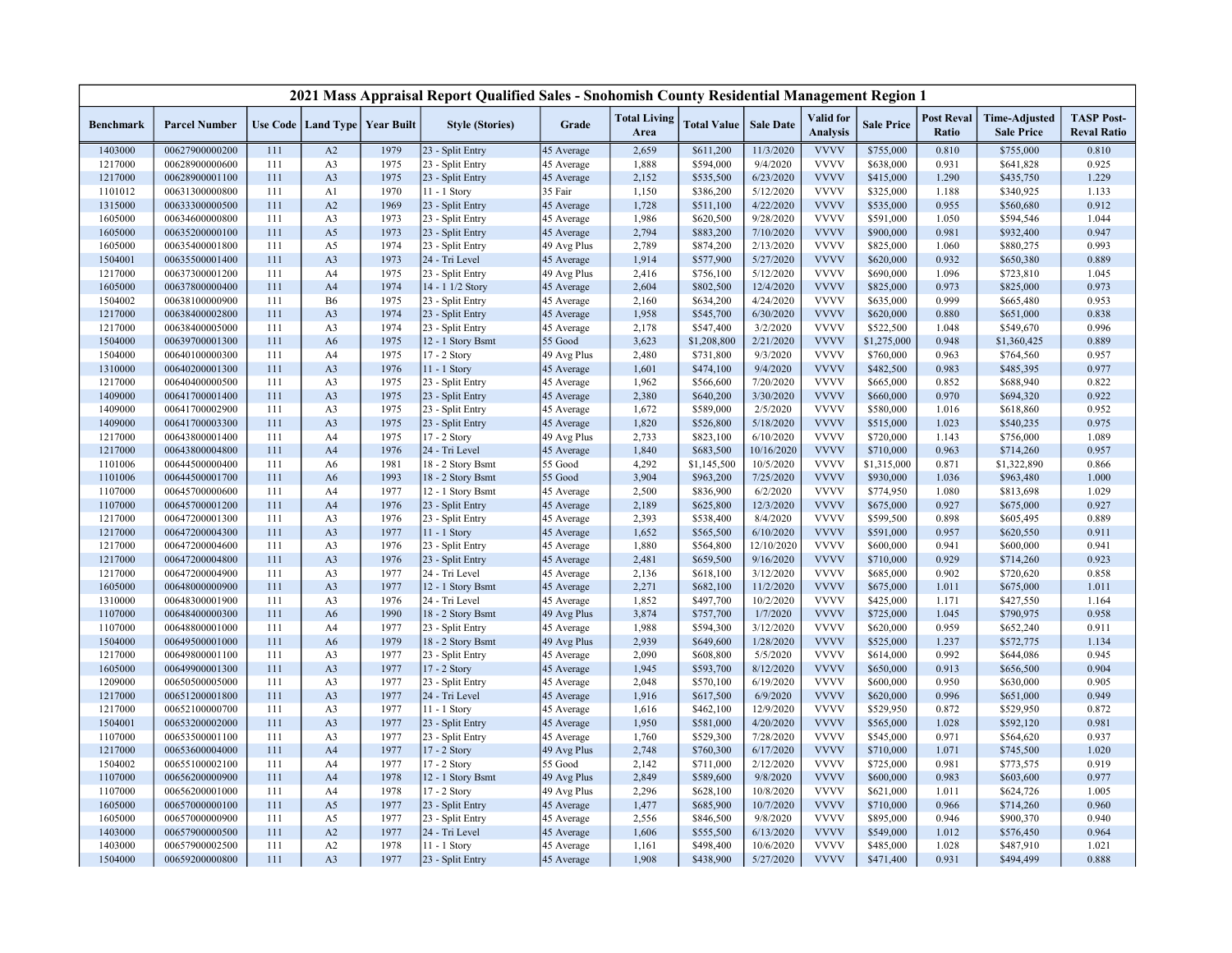## 2021 Mass Appraisal Report Qualified Sales - Snohomish County Residential Management Region 1

| Benchmark | Parcel Number | Use Code | Land Type | Year Built | Style (Stories) | Grade | Total Living Area | Total Value | Sale Date | Valid for Analysis | Sale Price | Post Reval Ratio | Time-Adjusted Sale Price | TASP Post-Reval Ratio |
|---|---|---|---|---|---|---|---|---|---|---|---|---|---|---|
| 1403000 | 00627900000200 | 111 | A2 | 1979 | 23 - Split Entry | 45 Average | 2,659 | $611,200 | 11/3/2020 | VVVV | $755,000 | 0.810 | $755,000 | 0.810 |
| 1217000 | 00628900000600 | 111 | A3 | 1975 | 23 - Split Entry | 45 Average | 1,888 | $594,000 | 9/4/2020 | VVVV | $638,000 | 0.931 | $641,828 | 0.925 |
| 1217000 | 00628900001100 | 111 | A3 | 1975 | 23 - Split Entry | 45 Average | 2,152 | $535,500 | 6/23/2020 | VVVV | $415,000 | 1.290 | $435,750 | 1.229 |
| 1101012 | 00631300000800 | 111 | A1 | 1970 | 11 - 1 Story | 35 Fair | 1,150 | $386,200 | 5/12/2020 | VVVV | $325,000 | 1.188 | $340,925 | 1.133 |
| 1315000 | 00633300000500 | 111 | A2 | 1969 | 23 - Split Entry | 45 Average | 1,728 | $511,100 | 4/22/2020 | VVVV | $535,000 | 0.955 | $560,680 | 0.912 |
| 1605000 | 00634600000800 | 111 | A3 | 1973 | 23 - Split Entry | 45 Average | 1,986 | $620,500 | 9/28/2020 | VVVV | $591,000 | 1.050 | $594,546 | 1.044 |
| 1605000 | 00635200000100 | 111 | A5 | 1973 | 23 - Split Entry | 45 Average | 2,794 | $883,200 | 7/10/2020 | VVVV | $900,000 | 0.981 | $932,400 | 0.947 |
| 1605000 | 00635400001800 | 111 | A5 | 1974 | 23 - Split Entry | 49 Avg Plus | 2,789 | $874,200 | 2/13/2020 | VVVV | $825,000 | 1.060 | $880,275 | 0.993 |
| 1504001 | 00635500001400 | 111 | A3 | 1973 | 24 - Tri Level | 45 Average | 1,914 | $577,900 | 5/27/2020 | VVVV | $620,000 | 0.932 | $650,380 | 0.889 |
| 1217000 | 00637300001200 | 111 | A4 | 1975 | 23 - Split Entry | 49 Avg Plus | 2,416 | $756,100 | 5/12/2020 | VVVV | $690,000 | 1.096 | $723,810 | 1.045 |
| 1605000 | 00637800000400 | 111 | A4 | 1974 | 14 - 1 1/2 Story | 45 Average | 2,604 | $802,500 | 12/4/2020 | VVVV | $825,000 | 0.973 | $825,000 | 0.973 |
| 1504002 | 00638100000900 | 111 | B6 | 1975 | 23 - Split Entry | 45 Average | 2,160 | $634,200 | 4/24/2020 | VVVV | $635,000 | 0.999 | $665,480 | 0.953 |
| 1217000 | 00638400002800 | 111 | A3 | 1974 | 23 - Split Entry | 45 Average | 1,958 | $545,700 | 6/30/2020 | VVVV | $620,000 | 0.880 | $651,000 | 0.838 |
| 1217000 | 00638400005000 | 111 | A3 | 1974 | 23 - Split Entry | 45 Average | 2,178 | $547,400 | 3/2/2020 | VVVV | $522,500 | 1.048 | $549,670 | 0.996 |
| 1504000 | 00639700001300 | 111 | A6 | 1975 | 12 - 1 Story Bsmt | 55 Good | 3,623 | $1,208,800 | 2/21/2020 | VVVV | $1,275,000 | 0.948 | $1,360,425 | 0.889 |
| 1504000 | 00640100000300 | 111 | A4 | 1975 | 17 - 2 Story | 49 Avg Plus | 2,480 | $731,800 | 9/3/2020 | VVVV | $760,000 | 0.963 | $764,560 | 0.957 |
| 1310000 | 00640200001300 | 111 | A3 | 1976 | 11 - 1 Story | 45 Average | 1,601 | $474,100 | 9/4/2020 | VVVV | $482,500 | 0.983 | $485,395 | 0.977 |
| 1217000 | 00640400000500 | 111 | A3 | 1975 | 23 - Split Entry | 45 Average | 1,962 | $566,600 | 7/20/2020 | VVVV | $665,000 | 0.852 | $688,940 | 0.822 |
| 1409000 | 00641700001400 | 111 | A3 | 1975 | 23 - Split Entry | 45 Average | 2,380 | $640,200 | 3/30/2020 | VVVV | $660,000 | 0.970 | $694,320 | 0.922 |
| 1409000 | 00641700002900 | 111 | A3 | 1975 | 23 - Split Entry | 45 Average | 1,672 | $589,000 | 2/5/2020 | VVVV | $580,000 | 1.016 | $618,860 | 0.952 |
| 1409000 | 00641700003300 | 111 | A3 | 1975 | 23 - Split Entry | 45 Average | 1,820 | $526,800 | 5/18/2020 | VVVV | $515,000 | 1.023 | $540,235 | 0.975 |
| 1217000 | 00643800001400 | 111 | A4 | 1975 | 17 - 2 Story | 49 Avg Plus | 2,733 | $823,100 | 6/10/2020 | VVVV | $720,000 | 1.143 | $756,000 | 1.089 |
| 1217000 | 00643800004800 | 111 | A4 | 1976 | 24 - Tri Level | 45 Average | 1,840 | $683,500 | 10/16/2020 | VVVV | $710,000 | 0.963 | $714,260 | 0.957 |
| 1101006 | 00644500000400 | 111 | A6 | 1981 | 18 - 2 Story Bsmt | 55 Good | 4,292 | $1,145,500 | 10/5/2020 | VVVV | $1,315,000 | 0.871 | $1,322,890 | 0.866 |
| 1101006 | 00644500001700 | 111 | A6 | 1993 | 18 - 2 Story Bsmt | 55 Good | 3,904 | $963,200 | 7/25/2020 | VVVV | $930,000 | 1.036 | $963,480 | 1.000 |
| 1107000 | 00645700000600 | 111 | A4 | 1977 | 12 - 1 Story Bsmt | 45 Average | 2,500 | $836,900 | 6/2/2020 | VVVV | $774,950 | 1.080 | $813,698 | 1.029 |
| 1107000 | 00645700001200 | 111 | A4 | 1976 | 23 - Split Entry | 45 Average | 2,189 | $625,800 | 12/3/2020 | VVVV | $675,000 | 0.927 | $675,000 | 0.927 |
| 1217000 | 00647200001300 | 111 | A3 | 1976 | 23 - Split Entry | 45 Average | 2,393 | $538,400 | 8/4/2020 | VVVV | $599,500 | 0.898 | $605,495 | 0.889 |
| 1217000 | 00647200004300 | 111 | A3 | 1977 | 11 - 1 Story | 45 Average | 1,652 | $565,500 | 6/10/2020 | VVVV | $591,000 | 0.957 | $620,550 | 0.911 |
| 1217000 | 00647200004600 | 111 | A3 | 1976 | 23 - Split Entry | 45 Average | 1,880 | $564,800 | 12/10/2020 | VVVV | $600,000 | 0.941 | $600,000 | 0.941 |
| 1217000 | 00647200004800 | 111 | A3 | 1976 | 23 - Split Entry | 45 Average | 2,481 | $659,500 | 9/16/2020 | VVVV | $710,000 | 0.929 | $714,260 | 0.923 |
| 1217000 | 00647200004900 | 111 | A3 | 1977 | 24 - Tri Level | 45 Average | 2,136 | $618,100 | 3/12/2020 | VVVV | $685,000 | 0.902 | $720,620 | 0.858 |
| 1605000 | 00648000000900 | 111 | A3 | 1977 | 12 - 1 Story Bsmt | 45 Average | 2,271 | $682,100 | 11/2/2020 | VVVV | $675,000 | 1.011 | $675,000 | 1.011 |
| 1310000 | 00648300001900 | 111 | A3 | 1976 | 24 - Tri Level | 45 Average | 1,852 | $497,700 | 10/2/2020 | VVVV | $425,000 | 1.171 | $427,550 | 1.164 |
| 1107000 | 00648400000300 | 111 | A6 | 1990 | 18 - 2 Story Bsmt | 49 Avg Plus | 3,874 | $757,700 | 1/7/2020 | VVVV | $725,000 | 1.045 | $790,975 | 0.958 |
| 1107000 | 00648800001000 | 111 | A4 | 1977 | 23 - Split Entry | 45 Average | 1,988 | $594,300 | 3/12/2020 | VVVV | $620,000 | 0.959 | $652,240 | 0.911 |
| 1504000 | 00649500001000 | 111 | A6 | 1979 | 18 - 2 Story Bsmt | 49 Avg Plus | 2,939 | $649,600 | 1/28/2020 | VVVV | $525,000 | 1.237 | $572,775 | 1.134 |
| 1217000 | 00649800001100 | 111 | A3 | 1977 | 23 - Split Entry | 45 Average | 2,090 | $608,800 | 5/5/2020 | VVVV | $614,000 | 0.992 | $644,086 | 0.945 |
| 1605000 | 00649900001300 | 111 | A3 | 1977 | 17 - 2 Story | 45 Average | 1,945 | $593,700 | 8/12/2020 | VVVV | $650,000 | 0.913 | $656,500 | 0.904 |
| 1209000 | 00650500005000 | 111 | A3 | 1977 | 23 - Split Entry | 45 Average | 2,048 | $570,100 | 6/19/2020 | VVVV | $600,000 | 0.950 | $630,000 | 0.905 |
| 1217000 | 00651200001800 | 111 | A3 | 1977 | 24 - Tri Level | 45 Average | 1,916 | $617,500 | 6/9/2020 | VVVV | $620,000 | 0.996 | $651,000 | 0.949 |
| 1217000 | 00652100000700 | 111 | A3 | 1977 | 11 - 1 Story | 45 Average | 1,616 | $462,100 | 12/9/2020 | VVVV | $529,950 | 0.872 | $529,950 | 0.872 |
| 1504001 | 00653200002000 | 111 | A3 | 1977 | 23 - Split Entry | 45 Average | 1,950 | $581,000 | 4/20/2020 | VVVV | $565,000 | 1.028 | $592,120 | 0.981 |
| 1107000 | 00653500001100 | 111 | A3 | 1977 | 23 - Split Entry | 45 Average | 1,760 | $529,300 | 7/28/2020 | VVVV | $545,000 | 0.971 | $564,620 | 0.937 |
| 1217000 | 00653600004000 | 111 | A4 | 1977 | 17 - 2 Story | 49 Avg Plus | 2,748 | $760,300 | 6/17/2020 | VVVV | $710,000 | 1.071 | $745,500 | 1.020 |
| 1504002 | 00655100002100 | 111 | A4 | 1977 | 17 - 2 Story | 55 Good | 2,142 | $711,000 | 2/12/2020 | VVVV | $725,000 | 0.981 | $773,575 | 0.919 |
| 1107000 | 00656200000900 | 111 | A4 | 1978 | 12 - 1 Story Bsmt | 49 Avg Plus | 2,849 | $589,600 | 9/8/2020 | VVVV | $600,000 | 0.983 | $603,600 | 0.977 |
| 1107000 | 00656200001000 | 111 | A4 | 1978 | 17 - 2 Story | 49 Avg Plus | 2,296 | $628,100 | 10/8/2020 | VVVV | $621,000 | 1.011 | $624,726 | 1.005 |
| 1605000 | 00657000000100 | 111 | A5 | 1977 | 23 - Split Entry | 45 Average | 1,477 | $685,900 | 10/7/2020 | VVVV | $710,000 | 0.966 | $714,260 | 0.960 |
| 1605000 | 00657000000900 | 111 | A5 | 1977 | 23 - Split Entry | 45 Average | 2,556 | $846,500 | 9/8/2020 | VVVV | $895,000 | 0.946 | $900,370 | 0.940 |
| 1403000 | 00657900000500 | 111 | A2 | 1977 | 24 - Tri Level | 45 Average | 1,606 | $555,500 | 6/13/2020 | VVVV | $549,000 | 1.012 | $576,450 | 0.964 |
| 1403000 | 00657900002500 | 111 | A2 | 1978 | 11 - 1 Story | 45 Average | 1,161 | $498,400 | 10/6/2020 | VVVV | $485,000 | 1.028 | $487,910 | 1.021 |
| 1504000 | 00659200000800 | 111 | A3 | 1977 | 23 - Split Entry | 45 Average | 1,908 | $438,900 | 5/27/2020 | VVVV | $471,400 | 0.931 | $494,499 | 0.888 |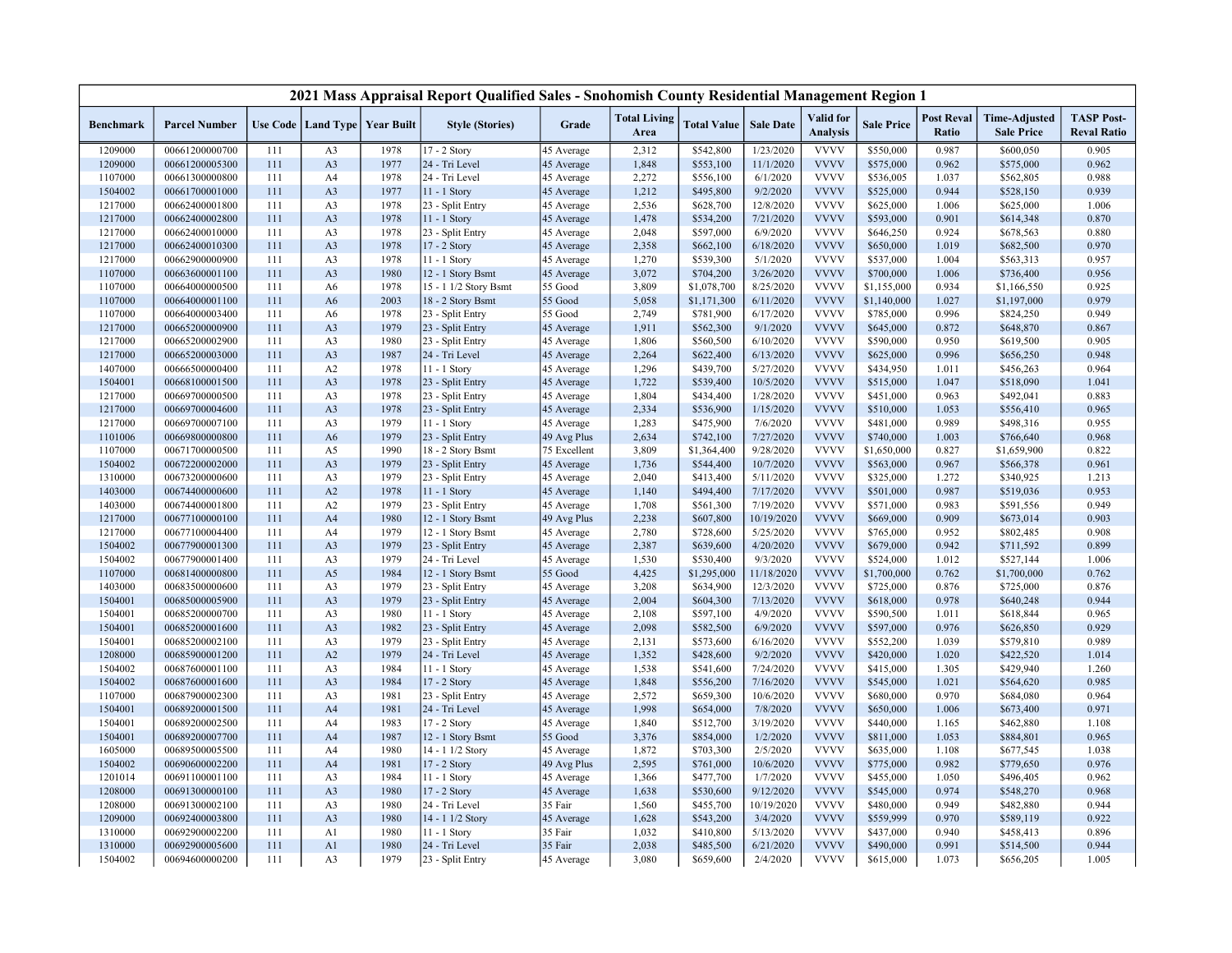# 2021 Mass Appraisal Report Qualified Sales - Snohomish County Residential Management Region 1

| Benchmark | Parcel Number | Use Code | Land Type | Year Built | Style (Stories) | Grade | Total Living Area | Total Value | Sale Date | Valid for Analysis | Sale Price | Post Reval Ratio | Time-Adjusted Sale Price | TASP Post-Reval Ratio |
|---|---|---|---|---|---|---|---|---|---|---|---|---|---|---|
| 1209000 | 00661200000700 | 111 | A3 | 1978 | 17 - 2 Story | 45 Average | 2,312 | $542,800 | 1/23/2020 | VVVV | $550,000 | 0.987 | $600,050 | 0.905 |
| 1209000 | 00661200005300 | 111 | A3 | 1977 | 24 - Tri Level | 45 Average | 1,848 | $553,100 | 11/1/2020 | VVVV | $575,000 | 0.962 | $575,000 | 0.962 |
| 1107000 | 00661300000800 | 111 | A4 | 1978 | 24 - Tri Level | 45 Average | 2,272 | $556,100 | 6/1/2020 | VVVV | $536,005 | 1.037 | $562,805 | 0.988 |
| 1504002 | 00661700001000 | 111 | A3 | 1977 | 11 - 1 Story | 45 Average | 1,212 | $495,800 | 9/2/2020 | VVVV | $525,000 | 0.944 | $528,150 | 0.939 |
| 1217000 | 00662400001800 | 111 | A3 | 1978 | 23 - Split Entry | 45 Average | 2,536 | $628,700 | 12/8/2020 | VVVV | $625,000 | 1.006 | $625,000 | 1.006 |
| 1217000 | 00662400002800 | 111 | A3 | 1978 | 11 - 1 Story | 45 Average | 1,478 | $534,200 | 7/21/2020 | VVVV | $593,000 | 0.901 | $614,348 | 0.870 |
| 1217000 | 00662400010000 | 111 | A3 | 1978 | 23 - Split Entry | 45 Average | 2,048 | $597,000 | 6/9/2020 | VVVV | $646,250 | 0.924 | $678,563 | 0.880 |
| 1217000 | 00662400010300 | 111 | A3 | 1978 | 17 - 2 Story | 45 Average | 2,358 | $662,100 | 6/18/2020 | VVVV | $650,000 | 1.019 | $682,500 | 0.970 |
| 1217000 | 00662900000900 | 111 | A3 | 1978 | 11 - 1 Story | 45 Average | 1,270 | $539,300 | 5/1/2020 | VVVV | $537,000 | 1.004 | $563,313 | 0.957 |
| 1107000 | 00663600001100 | 111 | A3 | 1980 | 12 - 1 Story Bsmt | 45 Average | 3,072 | $704,200 | 3/26/2020 | VVVV | $700,000 | 1.006 | $736,400 | 0.956 |
| 1107000 | 00664000000500 | 111 | A6 | 1978 | 15 - 1 1/2 Story Bsmt | 55 Good | 3,809 | $1,078,700 | 8/25/2020 | VVVV | $1,155,000 | 0.934 | $1,166,550 | 0.925 |
| 1107000 | 00664000001100 | 111 | A6 | 2003 | 18 - 2 Story Bsmt | 55 Good | 5,058 | $1,171,300 | 6/11/2020 | VVVV | $1,140,000 | 1.027 | $1,197,000 | 0.979 |
| 1107000 | 00664000003400 | 111 | A6 | 1978 | 23 - Split Entry | 55 Good | 2,749 | $781,900 | 6/17/2020 | VVVV | $785,000 | 0.996 | $824,250 | 0.949 |
| 1217000 | 00665200000900 | 111 | A3 | 1979 | 23 - Split Entry | 45 Average | 1,911 | $562,300 | 9/1/2020 | VVVV | $645,000 | 0.872 | $648,870 | 0.867 |
| 1217000 | 00665200002900 | 111 | A3 | 1980 | 23 - Split Entry | 45 Average | 1,806 | $560,500 | 6/10/2020 | VVVV | $590,000 | 0.950 | $619,500 | 0.905 |
| 1217000 | 00665200003000 | 111 | A3 | 1987 | 24 - Tri Level | 45 Average | 2,264 | $622,400 | 6/13/2020 | VVVV | $625,000 | 0.996 | $656,250 | 0.948 |
| 1407000 | 00666500000400 | 111 | A2 | 1978 | 11 - 1 Story | 45 Average | 1,296 | $439,700 | 5/27/2020 | VVVV | $434,950 | 1.011 | $456,263 | 0.964 |
| 1504001 | 00668100001500 | 111 | A3 | 1978 | 23 - Split Entry | 45 Average | 1,722 | $539,400 | 10/5/2020 | VVVV | $515,000 | 1.047 | $518,090 | 1.041 |
| 1217000 | 00669700000500 | 111 | A3 | 1978 | 23 - Split Entry | 45 Average | 1,804 | $434,400 | 1/28/2020 | VVVV | $451,000 | 0.963 | $492,041 | 0.883 |
| 1217000 | 00669700004600 | 111 | A3 | 1978 | 23 - Split Entry | 45 Average | 2,334 | $536,900 | 1/15/2020 | VVVV | $510,000 | 1.053 | $556,410 | 0.965 |
| 1217000 | 00669700007100 | 111 | A3 | 1979 | 11 - 1 Story | 45 Average | 1,283 | $475,900 | 7/6/2020 | VVVV | $481,000 | 0.989 | $498,316 | 0.955 |
| 1101006 | 00669800000800 | 111 | A6 | 1979 | 23 - Split Entry | 49 Avg Plus | 2,634 | $742,100 | 7/27/2020 | VVVV | $740,000 | 1.003 | $766,640 | 0.968 |
| 1107000 | 00671700000500 | 111 | A5 | 1990 | 18 - 2 Story Bsmt | 75 Excellent | 3,809 | $1,364,400 | 9/28/2020 | VVVV | $1,650,000 | 0.827 | $1,659,900 | 0.822 |
| 1504002 | 00672200002000 | 111 | A3 | 1979 | 23 - Split Entry | 45 Average | 1,736 | $544,400 | 10/7/2020 | VVVV | $563,000 | 0.967 | $566,378 | 0.961 |
| 1310000 | 00673200000600 | 111 | A3 | 1979 | 23 - Split Entry | 45 Average | 2,040 | $413,400 | 5/11/2020 | VVVV | $325,000 | 1.272 | $340,925 | 1.213 |
| 1403000 | 00674400000600 | 111 | A2 | 1978 | 11 - 1 Story | 45 Average | 1,140 | $494,400 | 7/17/2020 | VVVV | $501,000 | 0.987 | $519,036 | 0.953 |
| 1403000 | 00674400001800 | 111 | A2 | 1979 | 23 - Split Entry | 45 Average | 1,708 | $561,300 | 7/19/2020 | VVVV | $571,000 | 0.983 | $591,556 | 0.949 |
| 1217000 | 00677100000100 | 111 | A4 | 1980 | 12 - 1 Story Bsmt | 49 Avg Plus | 2,238 | $607,800 | 10/19/2020 | VVVV | $669,000 | 0.909 | $673,014 | 0.903 |
| 1217000 | 00677100004400 | 111 | A4 | 1979 | 12 - 1 Story Bsmt | 45 Average | 2,780 | $728,600 | 5/25/2020 | VVVV | $765,000 | 0.952 | $802,485 | 0.908 |
| 1504002 | 00677900001300 | 111 | A3 | 1979 | 23 - Split Entry | 45 Average | 2,387 | $639,600 | 4/20/2020 | VVVV | $679,000 | 0.942 | $711,592 | 0.899 |
| 1504002 | 00677900001400 | 111 | A3 | 1979 | 24 - Tri Level | 45 Average | 1,530 | $530,400 | 9/3/2020 | VVVV | $524,000 | 1.012 | $527,144 | 1.006 |
| 1107000 | 00681400000800 | 111 | A5 | 1984 | 12 - 1 Story Bsmt | 55 Good | 4,425 | $1,295,000 | 11/18/2020 | VVVV | $1,700,000 | 0.762 | $1,700,000 | 0.762 |
| 1403000 | 00683500000600 | 111 | A3 | 1979 | 23 - Split Entry | 45 Average | 3,208 | $634,900 | 12/3/2020 | VVVV | $725,000 | 0.876 | $725,000 | 0.876 |
| 1504001 | 00685000005900 | 111 | A3 | 1979 | 23 - Split Entry | 45 Average | 2,004 | $604,300 | 7/13/2020 | VVVV | $618,000 | 0.978 | $640,248 | 0.944 |
| 1504001 | 00685200000700 | 111 | A3 | 1980 | 11 - 1 Story | 45 Average | 2,108 | $597,100 | 4/9/2020 | VVVV | $590,500 | 1.011 | $618,844 | 0.965 |
| 1504001 | 00685200001600 | 111 | A3 | 1982 | 23 - Split Entry | 45 Average | 2,098 | $582,500 | 6/9/2020 | VVVV | $597,000 | 0.976 | $626,850 | 0.929 |
| 1504001 | 00685200002100 | 111 | A3 | 1979 | 23 - Split Entry | 45 Average | 2,131 | $573,600 | 6/16/2020 | VVVV | $552,200 | 1.039 | $579,810 | 0.989 |
| 1208000 | 00685900001200 | 111 | A2 | 1979 | 24 - Tri Level | 45 Average | 1,352 | $428,600 | 9/2/2020 | VVVV | $420,000 | 1.020 | $422,520 | 1.014 |
| 1504002 | 00687600001100 | 111 | A3 | 1984 | 11 - 1 Story | 45 Average | 1,538 | $541,600 | 7/24/2020 | VVVV | $415,000 | 1.305 | $429,940 | 1.260 |
| 1504002 | 00687600001600 | 111 | A3 | 1984 | 17 - 2 Story | 45 Average | 1,848 | $556,200 | 7/16/2020 | VVVV | $545,000 | 1.021 | $564,620 | 0.985 |
| 1107000 | 00687900002300 | 111 | A3 | 1981 | 23 - Split Entry | 45 Average | 2,572 | $659,300 | 10/6/2020 | VVVV | $680,000 | 0.970 | $684,080 | 0.964 |
| 1504001 | 00689200001500 | 111 | A4 | 1981 | 24 - Tri Level | 45 Average | 1,998 | $654,000 | 7/8/2020 | VVVV | $650,000 | 1.006 | $673,400 | 0.971 |
| 1504001 | 00689200002500 | 111 | A4 | 1983 | 17 - 2 Story | 45 Average | 1,840 | $512,700 | 3/19/2020 | VVVV | $440,000 | 1.165 | $462,880 | 1.108 |
| 1504001 | 00689200007700 | 111 | A4 | 1987 | 12 - 1 Story Bsmt | 55 Good | 3,376 | $854,000 | 1/2/2020 | VVVV | $811,000 | 1.053 | $884,801 | 0.965 |
| 1605000 | 00689500005500 | 111 | A4 | 1980 | 14 - 1 1/2 Story | 45 Average | 1,872 | $703,300 | 2/5/2020 | VVVV | $635,000 | 1.108 | $677,545 | 1.038 |
| 1504002 | 00690600002200 | 111 | A4 | 1981 | 17 - 2 Story | 49 Avg Plus | 2,595 | $761,000 | 10/6/2020 | VVVV | $775,000 | 0.982 | $779,650 | 0.976 |
| 1201014 | 00691100001100 | 111 | A3 | 1984 | 11 - 1 Story | 45 Average | 1,366 | $477,700 | 1/7/2020 | VVVV | $455,000 | 1.050 | $496,405 | 0.962 |
| 1208000 | 00691300000100 | 111 | A3 | 1980 | 17 - 2 Story | 45 Average | 1,638 | $530,600 | 9/12/2020 | VVVV | $545,000 | 0.974 | $548,270 | 0.968 |
| 1208000 | 00691300002100 | 111 | A3 | 1980 | 24 - Tri Level | 35 Fair | 1,560 | $455,700 | 10/19/2020 | VVVV | $480,000 | 0.949 | $482,880 | 0.944 |
| 1209000 | 00692400003800 | 111 | A3 | 1980 | 14 - 1 1/2 Story | 45 Average | 1,628 | $543,200 | 3/4/2020 | VVVV | $559,999 | 0.970 | $589,119 | 0.922 |
| 1310000 | 00692900002200 | 111 | A1 | 1980 | 11 - 1 Story | 35 Fair | 1,032 | $410,800 | 5/13/2020 | VVVV | $437,000 | 0.940 | $458,413 | 0.896 |
| 1310000 | 00692900005600 | 111 | A1 | 1980 | 24 - Tri Level | 35 Fair | 2,038 | $485,500 | 6/21/2020 | VVVV | $490,000 | 0.991 | $514,500 | 0.944 |
| 1504002 | 00694600000200 | 111 | A3 | 1979 | 23 - Split Entry | 45 Average | 3,080 | $659,600 | 2/4/2020 | VVVV | $615,000 | 1.073 | $656,205 | 1.005 |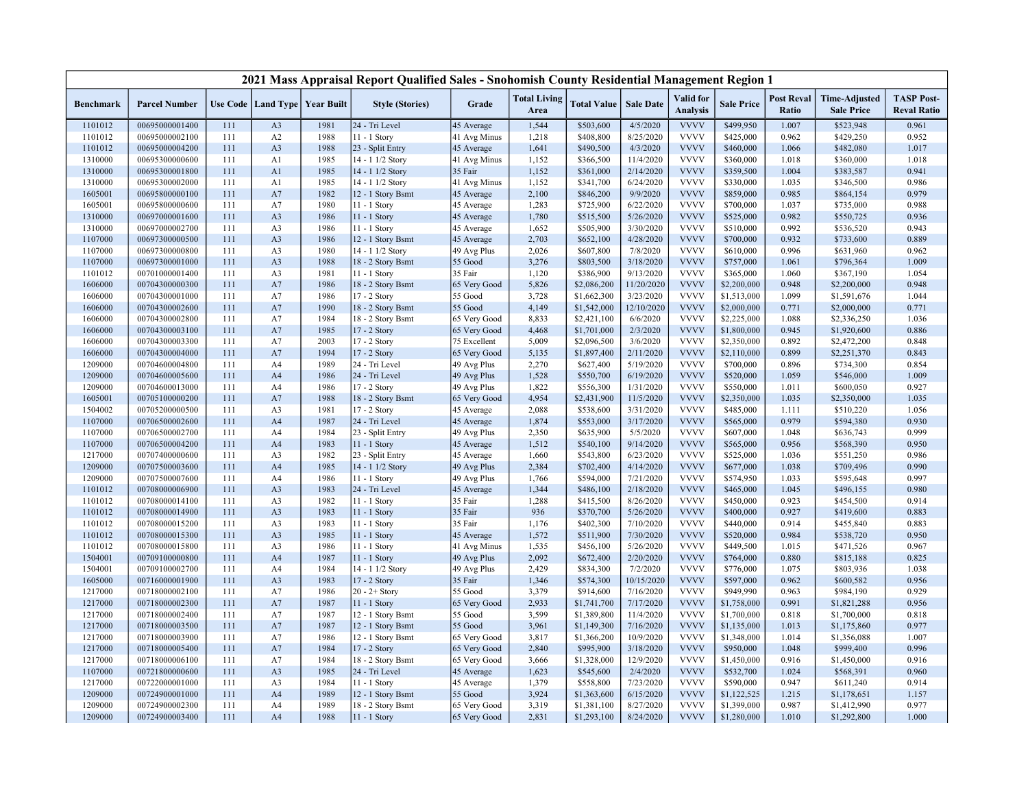# 2021 Mass Appraisal Report Qualified Sales - Snohomish County Residential Management Region 1

| Benchmark | Parcel Number | Use Code | Land Type | Year Built | Style (Stories) | Grade | Total Living Area | Total Value | Sale Date | Valid for Analysis | Sale Price | Post Reval Ratio | Time-Adjusted Sale Price | TASP Post-Reval Ratio |
|---|---|---|---|---|---|---|---|---|---|---|---|---|---|---|
| 1101012 | 00695000001400 | 111 | A3 | 1981 | 24 - Tri Level | 45 Average | 1,544 | $503,600 | 4/5/2020 | VVVV | $499,950 | 1.007 | $523,948 | 0.961 |
| 1101012 | 00695000002100 | 111 | A2 | 1988 | 11 - 1 Story | 41 Avg Minus | 1,218 | $408,800 | 8/25/2020 | VVVV | $425,000 | 0.962 | $429,250 | 0.952 |
| 1101012 | 00695000004200 | 111 | A3 | 1988 | 23 - Split Entry | 45 Average | 1,641 | $490,500 | 4/3/2020 | VVVV | $460,000 | 1.066 | $482,080 | 1.017 |
| 1310000 | 00695300000600 | 111 | A1 | 1985 | 14 - 1 1/2 Story | 41 Avg Minus | 1,152 | $366,500 | 11/4/2020 | VVVV | $360,000 | 1.018 | $360,000 | 1.018 |
| 1310000 | 00695300001800 | 111 | A1 | 1985 | 14 - 1 1/2 Story | 35 Fair | 1,152 | $361,000 | 2/14/2020 | VVVV | $359,500 | 1.004 | $383,587 | 0.941 |
| 1310000 | 00695300002000 | 111 | A1 | 1985 | 14 - 1 1/2 Story | 41 Avg Minus | 1,152 | $341,700 | 6/24/2020 | VVVV | $330,000 | 1.035 | $346,500 | 0.986 |
| 1605001 | 00695800000100 | 111 | A7 | 1982 | 12 - 1 Story Bsmt | 45 Average | 2,100 | $846,200 | 9/9/2020 | VVVV | $859,000 | 0.985 | $864,154 | 0.979 |
| 1605001 | 00695800000600 | 111 | A7 | 1980 | 11 - 1 Story | 45 Average | 1,283 | $725,900 | 6/22/2020 | VVVV | $700,000 | 1.037 | $735,000 | 0.988 |
| 1310000 | 00697000001600 | 111 | A3 | 1986 | 11 - 1 Story | 45 Average | 1,780 | $515,500 | 5/26/2020 | VVVV | $525,000 | 0.982 | $550,725 | 0.936 |
| 1310000 | 00697000002700 | 111 | A3 | 1986 | 11 - 1 Story | 45 Average | 1,652 | $505,900 | 3/30/2020 | VVVV | $510,000 | 0.992 | $536,520 | 0.943 |
| 1107000 | 00697300000500 | 111 | A3 | 1986 | 12 - 1 Story Bsmt | 45 Average | 2,703 | $652,100 | 4/28/2020 | VVVV | $700,000 | 0.932 | $733,600 | 0.889 |
| 1107000 | 00697300000800 | 111 | A3 | 1980 | 14 - 1 1/2 Story | 49 Avg Plus | 2,026 | $607,800 | 7/8/2020 | VVVV | $610,000 | 0.996 | $631,960 | 0.962 |
| 1107000 | 00697300001000 | 111 | A3 | 1988 | 18 - 2 Story Bsmt | 55 Good | 3,276 | $803,500 | 3/18/2020 | VVVV | $757,000 | 1.061 | $796,364 | 1.009 |
| 1101012 | 00701000001400 | 111 | A3 | 1981 | 11 - 1 Story | 35 Fair | 1,120 | $386,900 | 9/13/2020 | VVVV | $365,000 | 1.060 | $367,190 | 1.054 |
| 1606000 | 00704300000300 | 111 | A7 | 1986 | 18 - 2 Story Bsmt | 65 Very Good | 5,826 | $2,086,200 | 11/20/2020 | VVVV | $2,200,000 | 0.948 | $2,200,000 | 0.948 |
| 1606000 | 00704300001000 | 111 | A7 | 1986 | 17 - 2 Story | 55 Good | 3,728 | $1,662,300 | 3/23/2020 | VVVV | $1,513,000 | 1.099 | $1,591,676 | 1.044 |
| 1606000 | 00704300002600 | 111 | A7 | 1990 | 18 - 2 Story Bsmt | 55 Good | 4,149 | $1,542,000 | 12/10/2020 | VVVV | $2,000,000 | 0.771 | $2,000,000 | 0.771 |
| 1606000 | 00704300002800 | 111 | A7 | 1984 | 18 - 2 Story Bsmt | 65 Very Good | 8,833 | $2,421,100 | 6/6/2020 | VVVV | $2,225,000 | 1.088 | $2,336,250 | 1.036 |
| 1606000 | 00704300003100 | 111 | A7 | 1985 | 17 - 2 Story | 65 Very Good | 4,468 | $1,701,000 | 2/3/2020 | VVVV | $1,800,000 | 0.945 | $1,920,600 | 0.886 |
| 1606000 | 00704300003300 | 111 | A7 | 2003 | 17 - 2 Story | 75 Excellent | 5,009 | $2,096,500 | 3/6/2020 | VVVV | $2,350,000 | 0.892 | $2,472,200 | 0.848 |
| 1606000 | 00704300004000 | 111 | A7 | 1994 | 17 - 2 Story | 65 Very Good | 5,135 | $1,897,400 | 2/11/2020 | VVVV | $2,110,000 | 0.899 | $2,251,370 | 0.843 |
| 1209000 | 00704600004800 | 111 | A4 | 1989 | 24 - Tri Level | 49 Avg Plus | 2,270 | $627,400 | 5/19/2020 | VVVV | $700,000 | 0.896 | $734,300 | 0.854 |
| 1209000 | 00704600005600 | 111 | A4 | 1986 | 24 - Tri Level | 49 Avg Plus | 1,528 | $550,700 | 6/19/2020 | VVVV | $520,000 | 1.059 | $546,000 | 1.009 |
| 1209000 | 00704600013000 | 111 | A4 | 1986 | 17 - 2 Story | 49 Avg Plus | 1,822 | $556,300 | 1/31/2020 | VVVV | $550,000 | 1.011 | $600,050 | 0.927 |
| 1605001 | 00705100000200 | 111 | A7 | 1988 | 18 - 2 Story Bsmt | 65 Very Good | 4,954 | $2,431,900 | 11/5/2020 | VVVV | $2,350,000 | 1.035 | $2,350,000 | 1.035 |
| 1504002 | 00705200000500 | 111 | A3 | 1981 | 17 - 2 Story | 45 Average | 2,088 | $538,600 | 3/31/2020 | VVVV | $485,000 | 1.111 | $510,220 | 1.056 |
| 1107000 | 00706500002600 | 111 | A4 | 1987 | 24 - Tri Level | 45 Average | 1,874 | $553,000 | 3/17/2020 | VVVV | $565,000 | 0.979 | $594,380 | 0.930 |
| 1107000 | 00706500002700 | 111 | A4 | 1984 | 23 - Split Entry | 49 Avg Plus | 2,350 | $635,900 | 5/5/2020 | VVVV | $607,000 | 1.048 | $636,743 | 0.999 |
| 1107000 | 00706500004200 | 111 | A4 | 1983 | 11 - 1 Story | 45 Average | 1,512 | $540,100 | 9/14/2020 | VVVV | $565,000 | 0.956 | $568,390 | 0.950 |
| 1217000 | 00707400000600 | 111 | A3 | 1982 | 23 - Split Entry | 45 Average | 1,660 | $543,800 | 6/23/2020 | VVVV | $525,000 | 1.036 | $551,250 | 0.986 |
| 1209000 | 00707500003600 | 111 | A4 | 1985 | 14 - 1 1/2 Story | 49 Avg Plus | 2,384 | $702,400 | 4/14/2020 | VVVV | $677,000 | 1.038 | $709,496 | 0.990 |
| 1209000 | 00707500007600 | 111 | A4 | 1986 | 11 - 1 Story | 49 Avg Plus | 1,766 | $594,000 | 7/21/2020 | VVVV | $574,950 | 1.033 | $595,648 | 0.997 |
| 1101012 | 00708000006900 | 111 | A3 | 1983 | 24 - Tri Level | 45 Average | 1,344 | $486,100 | 2/18/2020 | VVVV | $465,000 | 1.045 | $496,155 | 0.980 |
| 1101012 | 00708000014100 | 111 | A3 | 1982 | 11 - 1 Story | 35 Fair | 1,288 | $415,500 | 8/26/2020 | VVVV | $450,000 | 0.923 | $454,500 | 0.914 |
| 1101012 | 00708000014900 | 111 | A3 | 1983 | 11 - 1 Story | 35 Fair | 936 | $370,700 | 5/26/2020 | VVVV | $400,000 | 0.927 | $419,600 | 0.883 |
| 1101012 | 00708000015200 | 111 | A3 | 1983 | 11 - 1 Story | 35 Fair | 1,176 | $402,300 | 7/10/2020 | VVVV | $440,000 | 0.914 | $455,840 | 0.883 |
| 1101012 | 00708000015300 | 111 | A3 | 1985 | 11 - 1 Story | 45 Average | 1,572 | $511,900 | 7/30/2020 | VVVV | $520,000 | 0.984 | $538,720 | 0.950 |
| 1101012 | 00708000015800 | 111 | A3 | 1986 | 11 - 1 Story | 41 Avg Minus | 1,535 | $456,100 | 5/26/2020 | VVVV | $449,500 | 1.015 | $471,526 | 0.967 |
| 1504001 | 00709100000800 | 111 | A4 | 1987 | 11 - 1 Story | 49 Avg Plus | 2,092 | $672,400 | 2/20/2020 | VVVV | $764,000 | 0.880 | $815,188 | 0.825 |
| 1504001 | 00709100002700 | 111 | A4 | 1984 | 14 - 1 1/2 Story | 49 Avg Plus | 2,429 | $834,300 | 7/2/2020 | VVVV | $776,000 | 1.075 | $803,936 | 1.038 |
| 1605000 | 00716000001900 | 111 | A3 | 1983 | 17 - 2 Story | 35 Fair | 1,346 | $574,300 | 10/15/2020 | VVVV | $597,000 | 0.962 | $600,582 | 0.956 |
| 1217000 | 00718000002100 | 111 | A7 | 1986 | 20 - 2+ Story | 55 Good | 3,379 | $914,600 | 7/16/2020 | VVVV | $949,990 | 0.963 | $984,190 | 0.929 |
| 1217000 | 00718000002300 | 111 | A7 | 1987 | 11 - 1 Story | 65 Very Good | 2,933 | $1,741,700 | 7/17/2020 | VVVV | $1,758,000 | 0.991 | $1,821,288 | 0.956 |
| 1217000 | 00718000002400 | 111 | A7 | 1987 | 12 - 1 Story Bsmt | 55 Good | 3,599 | $1,389,800 | 11/4/2020 | VVVV | $1,700,000 | 0.818 | $1,700,000 | 0.818 |
| 1217000 | 00718000003500 | 111 | A7 | 1987 | 12 - 1 Story Bsmt | 55 Good | 3,961 | $1,149,300 | 7/16/2020 | VVVV | $1,135,000 | 1.013 | $1,175,860 | 0.977 |
| 1217000 | 00718000003900 | 111 | A7 | 1986 | 12 - 1 Story Bsmt | 65 Very Good | 3,817 | $1,366,200 | 10/9/2020 | VVVV | $1,348,000 | 1.014 | $1,356,088 | 1.007 |
| 1217000 | 00718000005400 | 111 | A7 | 1984 | 17 - 2 Story | 65 Very Good | 2,840 | $995,900 | 3/18/2020 | VVVV | $950,000 | 1.048 | $999,400 | 0.996 |
| 1217000 | 00718000006100 | 111 | A7 | 1984 | 18 - 2 Story Bsmt | 65 Very Good | 3,666 | $1,328,000 | 12/9/2020 | VVVV | $1,450,000 | 0.916 | $1,450,000 | 0.916 |
| 1107000 | 00721800000600 | 111 | A3 | 1985 | 24 - Tri Level | 45 Average | 1,623 | $545,600 | 2/4/2020 | VVVV | $532,700 | 1.024 | $568,391 | 0.960 |
| 1217000 | 00722000001000 | 111 | A3 | 1984 | 11 - 1 Story | 45 Average | 1,379 | $558,800 | 7/23/2020 | VVVV | $590,000 | 0.947 | $611,240 | 0.914 |
| 1209000 | 00724900001000 | 111 | A4 | 1989 | 12 - 1 Story Bsmt | 55 Good | 3,924 | $1,363,600 | 6/15/2020 | VVVV | $1,122,525 | 1.215 | $1,178,651 | 1.157 |
| 1209000 | 00724900002300 | 111 | A4 | 1989 | 18 - 2 Story Bsmt | 65 Very Good | 3,319 | $1,381,100 | 8/27/2020 | VVVV | $1,399,000 | 0.987 | $1,412,990 | 0.977 |
| 1209000 | 00724900003400 | 111 | A4 | 1988 | 11 - 1 Story | 65 Very Good | 2,831 | $1,293,100 | 8/24/2020 | VVVV | $1,280,000 | 1.010 | $1,292,800 | 1.000 |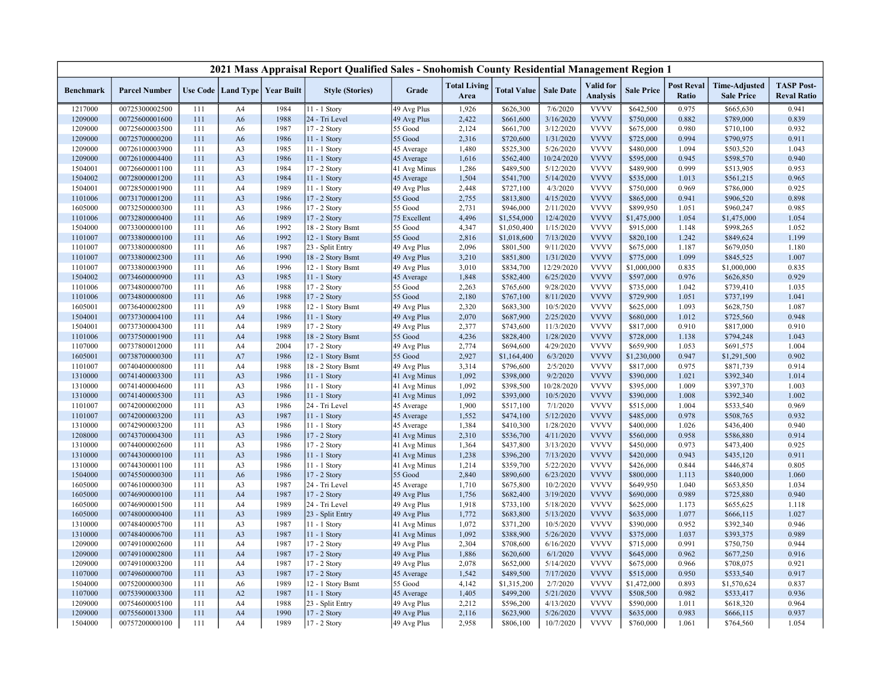## 2021 Mass Appraisal Report Qualified Sales - Snohomish County Residential Management Region 1

| Benchmark | Parcel Number | Use Code | Land Type | Year Built | Style (Stories) | Grade | Total Living Area | Total Value | Sale Date | Valid for Analysis | Sale Price | Post Reval Ratio | Time-Adjusted Sale Price | TASP Post-Reval Ratio |
|---|---|---|---|---|---|---|---|---|---|---|---|---|---|---|
| 1217000 | 00725300002500 | 111 | A4 | 1984 | 11 - 1 Story | 49 Avg Plus | 1,926 | $626,300 | 7/6/2020 | VVVV | $642,500 | 0.975 | $665,630 | 0.941 |
| 1209000 | 00725600001600 | 111 | A6 | 1988 | 24 - Tri Level | 49 Avg Plus | 2,422 | $661,600 | 3/16/2020 | VVVV | $750,000 | 0.882 | $789,000 | 0.839 |
| 1209000 | 00725600003500 | 111 | A6 | 1987 | 17 - 2 Story | 55 Good | 2,124 | $661,700 | 3/12/2020 | VVVV | $675,000 | 0.980 | $710,100 | 0.932 |
| 1209000 | 00725700000200 | 111 | A6 | 1986 | 11 - 1 Story | 55 Good | 2,316 | $720,600 | 1/31/2020 | VVVV | $725,000 | 0.994 | $790,975 | 0.911 |
| 1209000 | 00726100003900 | 111 | A3 | 1985 | 11 - 1 Story | 45 Average | 1,480 | $525,300 | 5/26/2020 | VVVV | $480,000 | 1.094 | $503,520 | 1.043 |
| 1209000 | 00726100004400 | 111 | A3 | 1986 | 11 - 1 Story | 45 Average | 1,616 | $562,400 | 10/24/2020 | VVVV | $595,000 | 0.945 | $598,570 | 0.940 |
| 1504001 | 00726600001100 | 111 | A3 | 1984 | 17 - 2 Story | 41 Avg Minus | 1,286 | $489,500 | 5/12/2020 | VVVV | $489,900 | 0.999 | $513,905 | 0.953 |
| 1504002 | 00728000001200 | 111 | A3 | 1984 | 11 - 1 Story | 45 Average | 1,504 | $541,700 | 5/14/2020 | VVVV | $535,000 | 1.013 | $561,215 | 0.965 |
| 1504001 | 00728500001900 | 111 | A4 | 1989 | 11 - 1 Story | 49 Avg Plus | 2,448 | $727,100 | 4/3/2020 | VVVV | $750,000 | 0.969 | $786,000 | 0.925 |
| 1101006 | 00731700001200 | 111 | A3 | 1986 | 17 - 2 Story | 55 Good | 2,755 | $813,800 | 4/15/2020 | VVVV | $865,000 | 0.941 | $906,520 | 0.898 |
| 1605000 | 00732500000300 | 111 | A3 | 1986 | 17 - 2 Story | 55 Good | 2,731 | $946,000 | 2/11/2020 | VVVV | $899,950 | 1.051 | $960,247 | 0.985 |
| 1101006 | 00732800000400 | 111 | A6 | 1989 | 17 - 2 Story | 75 Excellent | 4,496 | $1,554,000 | 12/4/2020 | VVVV | $1,475,000 | 1.054 | $1,475,000 | 1.054 |
| 1504000 | 00733000000100 | 111 | A6 | 1992 | 18 - 2 Story Bsmt | 55 Good | 4,347 | $1,050,400 | 1/15/2020 | VVVV | $915,000 | 1.148 | $998,265 | 1.052 |
| 1101007 | 00733800000100 | 111 | A6 | 1992 | 12 - 1 Story Bsmt | 55 Good | 2,816 | $1,018,600 | 7/13/2020 | VVVV | $820,100 | 1.242 | $849,624 | 1.199 |
| 1101007 | 00733800000800 | 111 | A6 | 1987 | 23 - Split Entry | 49 Avg Plus | 2,096 | $801,500 | 9/11/2020 | VVVV | $675,000 | 1.187 | $679,050 | 1.180 |
| 1101007 | 00733800002300 | 111 | A6 | 1990 | 18 - 2 Story Bsmt | 49 Avg Plus | 3,210 | $851,800 | 1/31/2020 | VVVV | $775,000 | 1.099 | $845,525 | 1.007 |
| 1101007 | 00733800003900 | 111 | A6 | 1996 | 12 - 1 Story Bsmt | 49 Avg Plus | 3,010 | $834,700 | 12/29/2020 | VVVV | $1,000,000 | 0.835 | $1,000,000 | 0.835 |
| 1504002 | 00734600000900 | 111 | A3 | 1985 | 11 - 1 Story | 45 Average | 1,848 | $582,400 | 6/25/2020 | VVVV | $597,000 | 0.976 | $626,850 | 0.929 |
| 1101006 | 00734800000700 | 111 | A6 | 1988 | 17 - 2 Story | 55 Good | 2,263 | $765,600 | 9/28/2020 | VVVV | $735,000 | 1.042 | $739,410 | 1.035 |
| 1101006 | 00734800000800 | 111 | A6 | 1988 | 17 - 2 Story | 55 Good | 2,180 | $767,100 | 8/11/2020 | VVVV | $729,900 | 1.051 | $737,199 | 1.041 |
| 1605001 | 00736400002800 | 111 | A9 | 1988 | 12 - 1 Story Bsmt | 49 Avg Plus | 2,320 | $683,300 | 10/5/2020 | VVVV | $625,000 | 1.093 | $628,750 | 1.087 |
| 1504001 | 00737300004100 | 111 | A4 | 1986 | 11 - 1 Story | 49 Avg Plus | 2,070 | $687,900 | 2/25/2020 | VVVV | $680,000 | 1.012 | $725,560 | 0.948 |
| 1504001 | 00737300004300 | 111 | A4 | 1989 | 17 - 2 Story | 49 Avg Plus | 2,377 | $743,600 | 11/3/2020 | VVVV | $817,000 | 0.910 | $817,000 | 0.910 |
| 1101006 | 00737500001900 | 111 | A4 | 1988 | 18 - 2 Story Bsmt | 55 Good | 4,236 | $828,400 | 1/28/2020 | VVVV | $728,000 | 1.138 | $794,248 | 1.043 |
| 1107000 | 00737800012000 | 111 | A4 | 2004 | 17 - 2 Story | 49 Avg Plus | 2,774 | $694,600 | 4/29/2020 | VVVV | $659,900 | 1.053 | $691,575 | 1.004 |
| 1605001 | 00738700000300 | 111 | A7 | 1986 | 12 - 1 Story Bsmt | 55 Good | 2,927 | $1,164,400 | 6/3/2020 | VVVV | $1,230,000 | 0.947 | $1,291,500 | 0.902 |
| 1101007 | 00740400000800 | 111 | A4 | 1988 | 18 - 2 Story Bsmt | 49 Avg Plus | 3,314 | $796,600 | 2/5/2020 | VVVV | $817,000 | 0.975 | $871,739 | 0.914 |
| 1310000 | 00741400003300 | 111 | A3 | 1986 | 11 - 1 Story | 41 Avg Minus | 1,092 | $398,000 | 9/2/2020 | VVVV | $390,000 | 1.021 | $392,340 | 1.014 |
| 1310000 | 00741400004600 | 111 | A3 | 1986 | 11 - 1 Story | 41 Avg Minus | 1,092 | $398,500 | 10/28/2020 | VVVV | $395,000 | 1.009 | $397,370 | 1.003 |
| 1310000 | 00741400005300 | 111 | A3 | 1986 | 11 - 1 Story | 41 Avg Minus | 1,092 | $393,000 | 10/5/2020 | VVVV | $390,000 | 1.008 | $392,340 | 1.002 |
| 1101007 | 00742000002000 | 111 | A3 | 1986 | 24 - Tri Level | 45 Average | 1,900 | $517,100 | 7/1/2020 | VVVV | $515,000 | 1.004 | $533,540 | 0.969 |
| 1101007 | 00742000003200 | 111 | A3 | 1987 | 11 - 1 Story | 45 Average | 1,552 | $474,100 | 5/12/2020 | VVVV | $485,000 | 0.978 | $508,765 | 0.932 |
| 1310000 | 00742900003200 | 111 | A3 | 1986 | 11 - 1 Story | 45 Average | 1,384 | $410,300 | 1/28/2020 | VVVV | $400,000 | 1.026 | $436,400 | 0.940 |
| 1208000 | 00743700004300 | 111 | A3 | 1986 | 17 - 2 Story | 41 Avg Minus | 2,310 | $536,700 | 4/11/2020 | VVVV | $560,000 | 0.958 | $586,880 | 0.914 |
| 1310000 | 00744000002600 | 111 | A3 | 1986 | 17 - 2 Story | 41 Avg Minus | 1,364 | $437,800 | 3/13/2020 | VVVV | $450,000 | 0.973 | $473,400 | 0.925 |
| 1310000 | 00744300000100 | 111 | A3 | 1986 | 11 - 1 Story | 41 Avg Minus | 1,238 | $396,200 | 7/13/2020 | VVVV | $420,000 | 0.943 | $435,120 | 0.911 |
| 1310000 | 00744300001100 | 111 | A3 | 1986 | 11 - 1 Story | 41 Avg Minus | 1,214 | $359,700 | 5/22/2020 | VVVV | $426,000 | 0.844 | $446,874 | 0.805 |
| 1504000 | 00745500000300 | 111 | A6 | 1986 | 17 - 2 Story | 55 Good | 2,840 | $890,600 | 6/23/2020 | VVVV | $800,000 | 1.113 | $840,000 | 1.060 |
| 1605000 | 00746100000300 | 111 | A3 | 1987 | 24 - Tri Level | 45 Average | 1,710 | $675,800 | 10/2/2020 | VVVV | $649,950 | 1.040 | $653,850 | 1.034 |
| 1605000 | 00746900000100 | 111 | A4 | 1987 | 17 - 2 Story | 49 Avg Plus | 1,756 | $682,400 | 3/19/2020 | VVVV | $690,000 | 0.989 | $725,880 | 0.940 |
| 1605000 | 00746900001500 | 111 | A4 | 1989 | 24 - Tri Level | 49 Avg Plus | 1,918 | $733,100 | 5/18/2020 | VVVV | $625,000 | 1.173 | $655,625 | 1.118 |
| 1605000 | 00748000000400 | 111 | A3 | 1989 | 23 - Split Entry | 49 Avg Plus | 1,772 | $683,800 | 5/13/2020 | VVVV | $635,000 | 1.077 | $666,115 | 1.027 |
| 1310000 | 00748400005700 | 111 | A3 | 1987 | 11 - 1 Story | 41 Avg Minus | 1,072 | $371,200 | 10/5/2020 | VVVV | $390,000 | 0.952 | $392,340 | 0.946 |
| 1310000 | 00748400006700 | 111 | A3 | 1987 | 11 - 1 Story | 41 Avg Minus | 1,092 | $388,900 | 5/26/2020 | VVVV | $375,000 | 1.037 | $393,375 | 0.989 |
| 1209000 | 00749100002600 | 111 | A4 | 1987 | 17 - 2 Story | 49 Avg Plus | 2,304 | $708,600 | 6/16/2020 | VVVV | $715,000 | 0.991 | $750,750 | 0.944 |
| 1209000 | 00749100002800 | 111 | A4 | 1987 | 17 - 2 Story | 49 Avg Plus | 1,886 | $620,600 | 6/1/2020 | VVVV | $645,000 | 0.962 | $677,250 | 0.916 |
| 1209000 | 00749100003200 | 111 | A4 | 1987 | 17 - 2 Story | 49 Avg Plus | 2,078 | $652,000 | 5/14/2020 | VVVV | $675,000 | 0.966 | $708,075 | 0.921 |
| 1107000 | 00749600000700 | 111 | A3 | 1987 | 17 - 2 Story | 45 Average | 1,542 | $489,500 | 7/17/2020 | VVVV | $515,000 | 0.950 | $533,540 | 0.917 |
| 1504000 | 00752000000300 | 111 | A6 | 1989 | 12 - 1 Story Bsmt | 55 Good | 4,142 | $1,315,200 | 2/7/2020 | VVVV | $1,472,000 | 0.893 | $1,570,624 | 0.837 |
| 1107000 | 00753900003300 | 111 | A2 | 1987 | 11 - 1 Story | 45 Average | 1,405 | $499,200 | 5/21/2020 | VVVV | $508,500 | 0.982 | $533,417 | 0.936 |
| 1209000 | 00754600005100 | 111 | A4 | 1988 | 23 - Split Entry | 49 Avg Plus | 2,212 | $596,200 | 4/13/2020 | VVVV | $590,000 | 1.011 | $618,320 | 0.964 |
| 1209000 | 00755600013300 | 111 | A4 | 1990 | 17 - 2 Story | 49 Avg Plus | 2,116 | $623,900 | 5/26/2020 | VVVV | $635,000 | 0.983 | $666,115 | 0.937 |
| 1504000 | 00757200000100 | 111 | A4 | 1989 | 17 - 2 Story | 49 Avg Plus | 2,958 | $806,100 | 10/7/2020 | VVVV | $760,000 | 1.061 | $764,560 | 1.054 |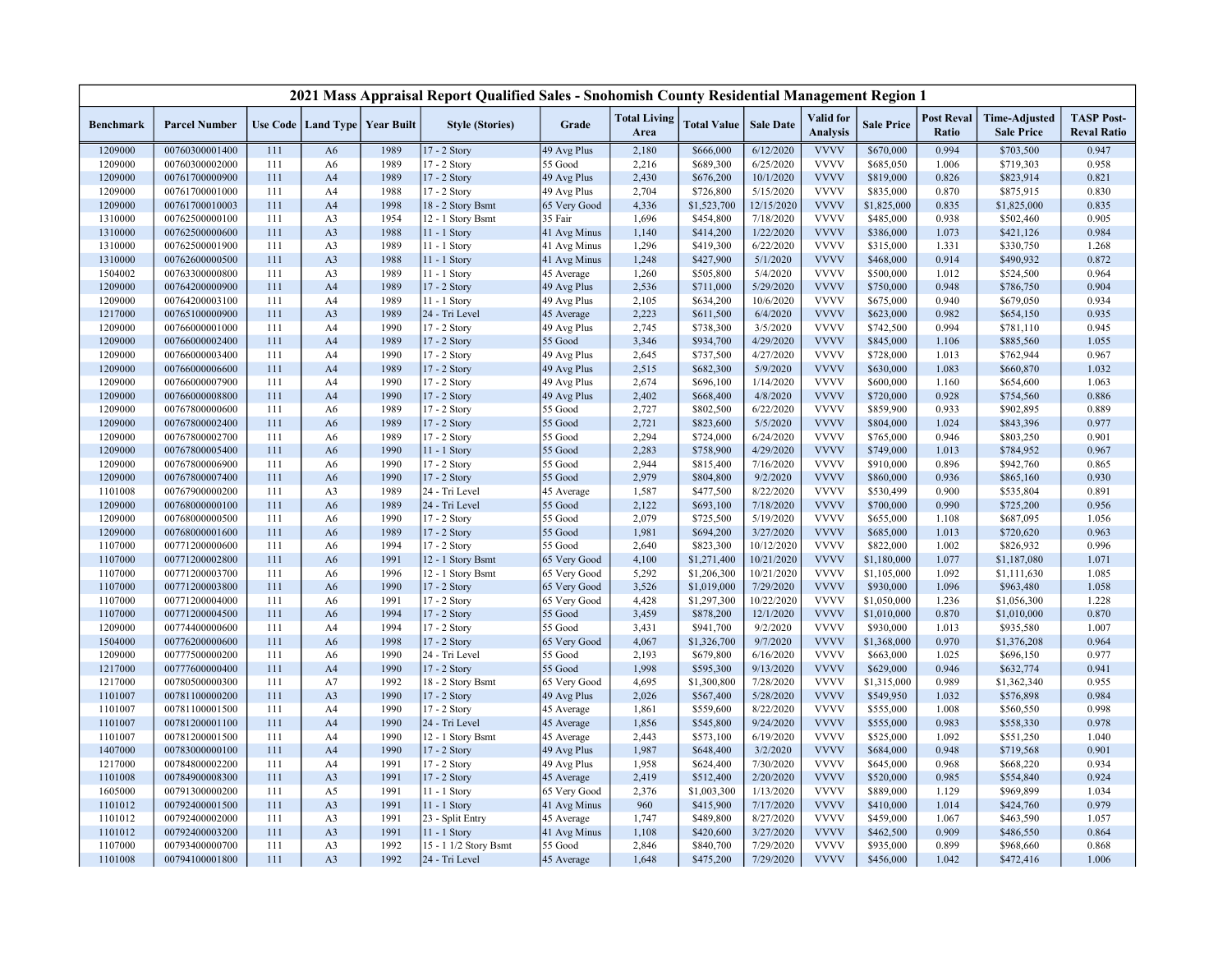## 2021 Mass Appraisal Report Qualified Sales - Snohomish County Residential Management Region 1

| Benchmark | Parcel Number | Use Code | Land Type | Year Built | Style (Stories) | Grade | Total Living Area | Total Value | Sale Date | Valid for Analysis | Sale Price | Post Reval Ratio | Time-Adjusted Sale Price | TASP Post-Reval Ratio |
|---|---|---|---|---|---|---|---|---|---|---|---|---|---|---|
| 1209000 | 00760300001400 | 111 | A6 | 1989 | 17 - 2 Story | 49 Avg Plus | 2,180 | $666,000 | 6/12/2020 | VVVV | $670,000 | 0.994 | $703,500 | 0.947 |
| 1209000 | 00760300002000 | 111 | A6 | 1989 | 17 - 2 Story | 55 Good | 2,216 | $689,300 | 6/25/2020 | VVVV | $685,050 | 1.006 | $719,303 | 0.958 |
| 1209000 | 00761700000900 | 111 | A4 | 1989 | 17 - 2 Story | 49 Avg Plus | 2,430 | $676,200 | 10/1/2020 | VVVV | $819,000 | 0.826 | $823,914 | 0.821 |
| 1209000 | 00761700001000 | 111 | A4 | 1988 | 17 - 2 Story | 49 Avg Plus | 2,704 | $726,800 | 5/15/2020 | VVVV | $835,000 | 0.870 | $875,915 | 0.830 |
| 1209000 | 00761700010003 | 111 | A4 | 1998 | 18 - 2 Story Bsmt | 65 Very Good | 4,336 | $1,523,700 | 12/15/2020 | VVVV | $1,825,000 | 0.835 | $1,825,000 | 0.835 |
| 1310000 | 00762500000100 | 111 | A3 | 1954 | 12 - 1 Story Bsmt | 35 Fair | 1,696 | $454,800 | 7/18/2020 | VVVV | $485,000 | 0.938 | $502,460 | 0.905 |
| 1310000 | 00762500000600 | 111 | A3 | 1988 | 11 - 1 Story | 41 Avg Minus | 1,140 | $414,200 | 1/22/2020 | VVVV | $386,000 | 1.073 | $421,126 | 0.984 |
| 1310000 | 00762500001900 | 111 | A3 | 1989 | 11 - 1 Story | 41 Avg Minus | 1,296 | $419,300 | 6/22/2020 | VVVV | $315,000 | 1.331 | $330,750 | 1.268 |
| 1310000 | 00762600000500 | 111 | A3 | 1988 | 11 - 1 Story | 41 Avg Minus | 1,248 | $427,900 | 5/1/2020 | VVVV | $468,000 | 0.914 | $490,932 | 0.872 |
| 1504002 | 00763300000800 | 111 | A3 | 1989 | 11 - 1 Story | 45 Average | 1,260 | $505,800 | 5/4/2020 | VVVV | $500,000 | 1.012 | $524,500 | 0.964 |
| 1209000 | 00764200000900 | 111 | A4 | 1989 | 17 - 2 Story | 49 Avg Plus | 2,536 | $711,000 | 5/29/2020 | VVVV | $750,000 | 0.948 | $786,750 | 0.904 |
| 1209000 | 00764200003100 | 111 | A4 | 1989 | 11 - 1 Story | 49 Avg Plus | 2,105 | $634,200 | 10/6/2020 | VVVV | $675,000 | 0.940 | $679,050 | 0.934 |
| 1217000 | 00765100000900 | 111 | A3 | 1989 | 24 - Tri Level | 45 Average | 2,223 | $611,500 | 6/4/2020 | VVVV | $623,000 | 0.982 | $654,150 | 0.935 |
| 1209000 | 00766000001000 | 111 | A4 | 1990 | 17 - 2 Story | 49 Avg Plus | 2,745 | $738,300 | 3/5/2020 | VVVV | $742,500 | 0.994 | $781,110 | 0.945 |
| 1209000 | 00766000002400 | 111 | A4 | 1989 | 17 - 2 Story | 55 Good | 3,346 | $934,700 | 4/29/2020 | VVVV | $845,000 | 1.106 | $885,560 | 1.055 |
| 1209000 | 00766000003400 | 111 | A4 | 1990 | 17 - 2 Story | 49 Avg Plus | 2,645 | $737,500 | 4/27/2020 | VVVV | $728,000 | 1.013 | $762,944 | 0.967 |
| 1209000 | 00766000006600 | 111 | A4 | 1989 | 17 - 2 Story | 49 Avg Plus | 2,515 | $682,300 | 5/9/2020 | VVVV | $630,000 | 1.083 | $660,870 | 1.032 |
| 1209000 | 00766000007900 | 111 | A4 | 1990 | 17 - 2 Story | 49 Avg Plus | 2,674 | $696,100 | 1/14/2020 | VVVV | $600,000 | 1.160 | $654,600 | 1.063 |
| 1209000 | 00766000008800 | 111 | A4 | 1990 | 17 - 2 Story | 49 Avg Plus | 2,402 | $668,400 | 4/8/2020 | VVVV | $720,000 | 0.928 | $754,560 | 0.886 |
| 1209000 | 00767800000600 | 111 | A6 | 1989 | 17 - 2 Story | 55 Good | 2,727 | $802,500 | 6/22/2020 | VVVV | $859,900 | 0.933 | $902,895 | 0.889 |
| 1209000 | 00767800002400 | 111 | A6 | 1989 | 17 - 2 Story | 55 Good | 2,721 | $823,600 | 5/5/2020 | VVVV | $804,000 | 1.024 | $843,396 | 0.977 |
| 1209000 | 00767800002700 | 111 | A6 | 1989 | 17 - 2 Story | 55 Good | 2,294 | $724,000 | 6/24/2020 | VVVV | $765,000 | 0.946 | $803,250 | 0.901 |
| 1209000 | 00767800005400 | 111 | A6 | 1990 | 11 - 1 Story | 55 Good | 2,283 | $758,900 | 4/29/2020 | VVVV | $749,000 | 1.013 | $784,952 | 0.967 |
| 1209000 | 00767800006900 | 111 | A6 | 1990 | 17 - 2 Story | 55 Good | 2,944 | $815,400 | 7/16/2020 | VVVV | $910,000 | 0.896 | $942,760 | 0.865 |
| 1209000 | 00767800007400 | 111 | A6 | 1990 | 17 - 2 Story | 55 Good | 2,979 | $804,800 | 9/2/2020 | VVVV | $860,000 | 0.936 | $865,160 | 0.930 |
| 1101008 | 00767900000200 | 111 | A3 | 1989 | 24 - Tri Level | 45 Average | 1,587 | $477,500 | 8/22/2020 | VVVV | $530,499 | 0.900 | $535,804 | 0.891 |
| 1209000 | 00768000000100 | 111 | A6 | 1989 | 24 - Tri Level | 55 Good | 2,122 | $693,100 | 7/18/2020 | VVVV | $700,000 | 0.990 | $725,200 | 0.956 |
| 1209000 | 00768000000500 | 111 | A6 | 1990 | 17 - 2 Story | 55 Good | 2,079 | $725,500 | 5/19/2020 | VVVV | $655,000 | 1.108 | $687,095 | 1.056 |
| 1209000 | 00768000001600 | 111 | A6 | 1989 | 17 - 2 Story | 55 Good | 1,981 | $694,200 | 3/27/2020 | VVVV | $685,000 | 1.013 | $720,620 | 0.963 |
| 1107000 | 00771200000600 | 111 | A6 | 1994 | 17 - 2 Story | 55 Good | 2,640 | $823,300 | 10/12/2020 | VVVV | $822,000 | 1.002 | $826,932 | 0.996 |
| 1107000 | 00771200002800 | 111 | A6 | 1991 | 12 - 1 Story Bsmt | 65 Very Good | 4,100 | $1,271,400 | 10/21/2020 | VVVV | $1,180,000 | 1.077 | $1,187,080 | 1.071 |
| 1107000 | 00771200003700 | 111 | A6 | 1996 | 12 - 1 Story Bsmt | 65 Very Good | 5,292 | $1,206,300 | 10/21/2020 | VVVV | $1,105,000 | 1.092 | $1,111,630 | 1.085 |
| 1107000 | 00771200003800 | 111 | A6 | 1990 | 17 - 2 Story | 65 Very Good | 3,526 | $1,019,000 | 7/29/2020 | VVVV | $930,000 | 1.096 | $963,480 | 1.058 |
| 1107000 | 00771200004000 | 111 | A6 | 1991 | 17 - 2 Story | 65 Very Good | 4,428 | $1,297,300 | 10/22/2020 | VVVV | $1,050,000 | 1.236 | $1,056,300 | 1.228 |
| 1107000 | 00771200004500 | 111 | A6 | 1994 | 17 - 2 Story | 55 Good | 3,459 | $878,200 | 12/1/2020 | VVVV | $1,010,000 | 0.870 | $1,010,000 | 0.870 |
| 1209000 | 00774400000600 | 111 | A4 | 1994 | 17 - 2 Story | 55 Good | 3,431 | $941,700 | 9/2/2020 | VVVV | $930,000 | 1.013 | $935,580 | 1.007 |
| 1504000 | 00776200000600 | 111 | A6 | 1998 | 17 - 2 Story | 65 Very Good | 4,067 | $1,326,700 | 9/7/2020 | VVVV | $1,368,000 | 0.970 | $1,376,208 | 0.964 |
| 1209000 | 00777500000200 | 111 | A6 | 1990 | 24 - Tri Level | 55 Good | 2,193 | $679,800 | 6/16/2020 | VVVV | $663,000 | 1.025 | $696,150 | 0.977 |
| 1217000 | 00777600000400 | 111 | A4 | 1990 | 17 - 2 Story | 55 Good | 1,998 | $595,300 | 9/13/2020 | VVVV | $629,000 | 0.946 | $632,774 | 0.941 |
| 1217000 | 00780500000300 | 111 | A7 | 1992 | 18 - 2 Story Bsmt | 65 Very Good | 4,695 | $1,300,800 | 7/28/2020 | VVVV | $1,315,000 | 0.989 | $1,362,340 | 0.955 |
| 1101007 | 00781100000200 | 111 | A3 | 1990 | 17 - 2 Story | 49 Avg Plus | 2,026 | $567,400 | 5/28/2020 | VVVV | $549,950 | 1.032 | $576,898 | 0.984 |
| 1101007 | 00781100001500 | 111 | A4 | 1990 | 17 - 2 Story | 45 Average | 1,861 | $559,600 | 8/22/2020 | VVVV | $555,000 | 1.008 | $560,550 | 0.998 |
| 1101007 | 00781200001100 | 111 | A4 | 1990 | 24 - Tri Level | 45 Average | 1,856 | $545,800 | 9/24/2020 | VVVV | $555,000 | 0.983 | $558,330 | 0.978 |
| 1101007 | 00781200001500 | 111 | A4 | 1990 | 12 - 1 Story Bsmt | 45 Average | 2,443 | $573,100 | 6/19/2020 | VVVV | $525,000 | 1.092 | $551,250 | 1.040 |
| 1407000 | 00783000000100 | 111 | A4 | 1990 | 17 - 2 Story | 49 Avg Plus | 1,987 | $648,400 | 3/2/2020 | VVVV | $684,000 | 0.948 | $719,568 | 0.901 |
| 1217000 | 00784800002200 | 111 | A4 | 1991 | 17 - 2 Story | 49 Avg Plus | 1,958 | $624,400 | 7/30/2020 | VVVV | $645,000 | 0.968 | $668,220 | 0.934 |
| 1101008 | 00784900008300 | 111 | A3 | 1991 | 17 - 2 Story | 45 Average | 2,419 | $512,400 | 2/20/2020 | VVVV | $520,000 | 0.985 | $554,840 | 0.924 |
| 1605000 | 00791300000200 | 111 | A5 | 1991 | 11 - 1 Story | 65 Very Good | 2,376 | $1,003,300 | 1/13/2020 | VVVV | $889,000 | 1.129 | $969,899 | 1.034 |
| 1101012 | 00792400001500 | 111 | A3 | 1991 | 11 - 1 Story | 41 Avg Minus | 960 | $415,900 | 7/17/2020 | VVVV | $410,000 | 1.014 | $424,760 | 0.979 |
| 1101012 | 00792400002000 | 111 | A3 | 1991 | 23 - Split Entry | 45 Average | 1,747 | $489,800 | 8/27/2020 | VVVV | $459,000 | 1.067 | $463,590 | 1.057 |
| 1101012 | 00792400003200 | 111 | A3 | 1991 | 11 - 1 Story | 41 Avg Minus | 1,108 | $420,600 | 3/27/2020 | VVVV | $462,500 | 0.909 | $486,550 | 0.864 |
| 1107000 | 00793400000700 | 111 | A3 | 1992 | 15 - 1 1/2 Story Bsmt | 55 Good | 2,846 | $840,700 | 7/29/2020 | VVVV | $935,000 | 0.899 | $968,660 | 0.868 |
| 1101008 | 00794100001800 | 111 | A3 | 1992 | 24 - Tri Level | 45 Average | 1,648 | $475,200 | 7/29/2020 | VVVV | $456,000 | 1.042 | $472,416 | 1.006 |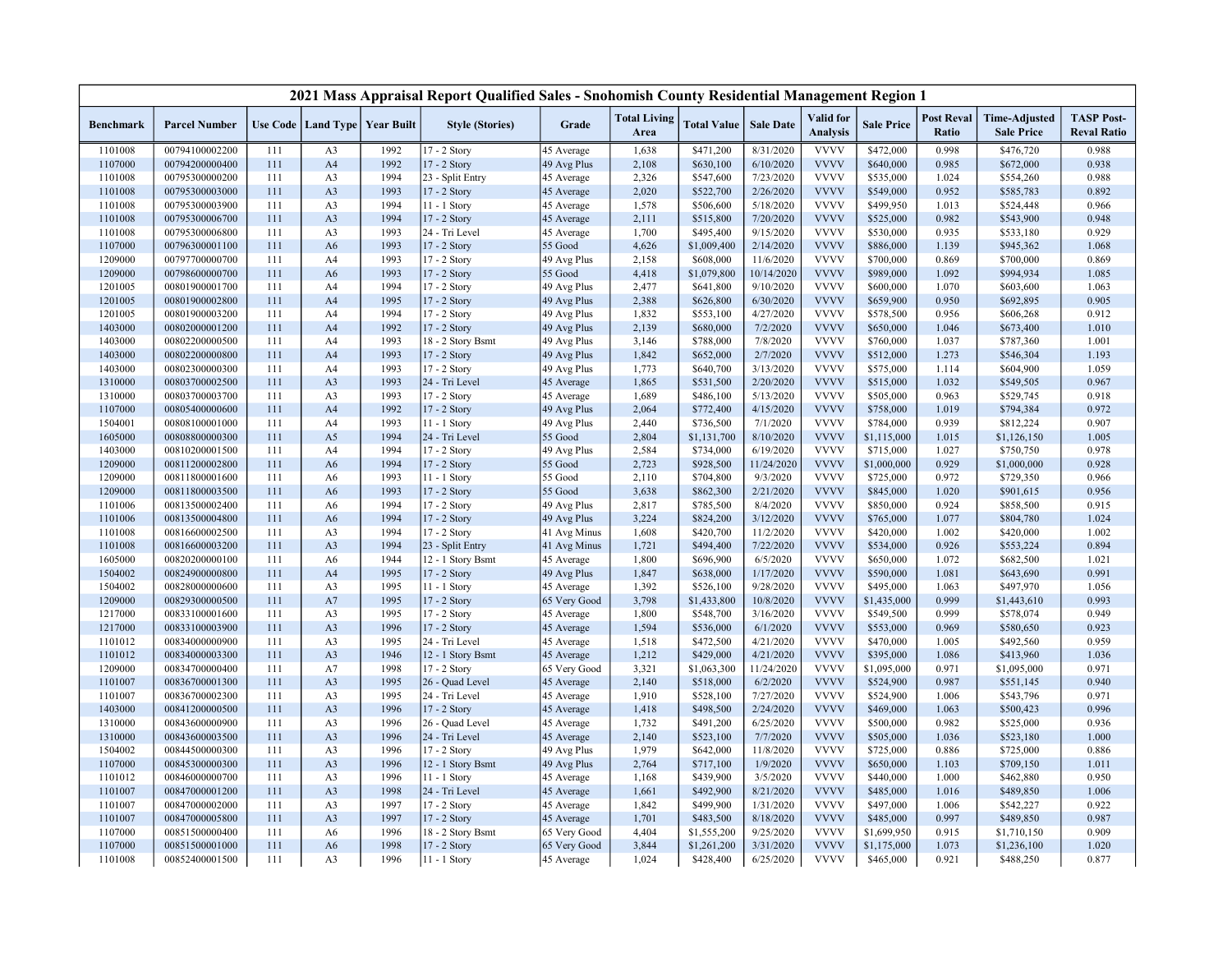| 2021 Mass Appraisal Report Qualified Sales - Snohomish County Residential Management Region 1 | | | | | | | | | | | | | | |
|---|---|---|---|---|---|---|---|---|---|---|---|---|---|---|
| Benchmark | Parcel Number | Use Code | Land Type | Year Built | Style (Stories) | Grade | Total Living Area | Total Value | Sale Date | Valid for Analysis | Sale Price | Post Reval Ratio | Time-Adjusted Sale Price | TASP Post-Reval Ratio |
| 1101008 | 00794100002200 | 111 | A3 | 1992 | 17 - 2 Story | 45 Average | 1,638 | $471,200 | 8/31/2020 | VVVV | $472,000 | 0.998 | $476,720 | 0.988 |
| 1107000 | 00794200000400 | 111 | A4 | 1992 | 17 - 2 Story | 49 Avg Plus | 2,108 | $630,100 | 6/10/2020 | VVVV | $640,000 | 0.985 | $672,000 | 0.938 |
| 1101008 | 00795300000200 | 111 | A3 | 1994 | 23 - Split Entry | 45 Average | 2,326 | $547,600 | 7/23/2020 | VVVV | $535,000 | 1.024 | $554,260 | 0.988 |
| 1101008 | 00795300003000 | 111 | A3 | 1993 | 17 - 2 Story | 45 Average | 2,020 | $522,700 | 2/26/2020 | VVVV | $549,000 | 0.952 | $585,783 | 0.892 |
| 1101008 | 00795300003900 | 111 | A3 | 1994 | 11 - 1 Story | 45 Average | 1,578 | $506,600 | 5/18/2020 | VVVV | $499,950 | 1.013 | $524,448 | 0.966 |
| 1101008 | 00795300006700 | 111 | A3 | 1994 | 17 - 2 Story | 45 Average | 2,111 | $515,800 | 7/20/2020 | VVVV | $525,000 | 0.982 | $543,900 | 0.948 |
| 1101008 | 00795300006800 | 111 | A3 | 1993 | 24 - Tri Level | 45 Average | 1,700 | $495,400 | 9/15/2020 | VVVV | $530,000 | 0.935 | $533,180 | 0.929 |
| 1107000 | 00796300001100 | 111 | A6 | 1993 | 17 - 2 Story | 55 Good | 4,626 | $1,009,400 | 2/14/2020 | VVVV | $886,000 | 1.139 | $945,362 | 1.068 |
| 1209000 | 00797700000700 | 111 | A4 | 1993 | 17 - 2 Story | 49 Avg Plus | 2,158 | $608,000 | 11/6/2020 | VVVV | $700,000 | 0.869 | $700,000 | 0.869 |
| 1209000 | 00798600000700 | 111 | A6 | 1993 | 17 - 2 Story | 55 Good | 4,418 | $1,079,800 | 10/14/2020 | VVVV | $989,000 | 1.092 | $994,934 | 1.085 |
| 1201005 | 00801900001700 | 111 | A4 | 1994 | 17 - 2 Story | 49 Avg Plus | 2,477 | $641,800 | 9/10/2020 | VVVV | $600,000 | 1.070 | $603,600 | 1.063 |
| 1201005 | 00801900002800 | 111 | A4 | 1995 | 17 - 2 Story | 49 Avg Plus | 2,388 | $626,800 | 6/30/2020 | VVVV | $659,900 | 0.950 | $692,895 | 0.905 |
| 1201005 | 00801900003200 | 111 | A4 | 1994 | 17 - 2 Story | 49 Avg Plus | 1,832 | $553,100 | 4/27/2020 | VVVV | $578,500 | 0.956 | $606,268 | 0.912 |
| 1403000 | 00802000001200 | 111 | A4 | 1992 | 17 - 2 Story | 49 Avg Plus | 2,139 | $680,000 | 7/2/2020 | VVVV | $650,000 | 1.046 | $673,400 | 1.010 |
| 1403000 | 00802200000500 | 111 | A4 | 1993 | 18 - 2 Story Bsmt | 49 Avg Plus | 3,146 | $788,000 | 7/8/2020 | VVVV | $760,000 | 1.037 | $787,360 | 1.001 |
| 1403000 | 00802200000800 | 111 | A4 | 1993 | 17 - 2 Story | 49 Avg Plus | 1,842 | $652,000 | 2/7/2020 | VVVV | $512,000 | 1.273 | $546,304 | 1.193 |
| 1403000 | 00802300000300 | 111 | A4 | 1993 | 17 - 2 Story | 49 Avg Plus | 1,773 | $640,700 | 3/13/2020 | VVVV | $575,000 | 1.114 | $604,900 | 1.059 |
| 1310000 | 00803700002500 | 111 | A3 | 1993 | 24 - Tri Level | 45 Average | 1,865 | $531,500 | 2/20/2020 | VVVV | $515,000 | 1.032 | $549,505 | 0.967 |
| 1310000 | 00803700003700 | 111 | A3 | 1993 | 17 - 2 Story | 45 Average | 1,689 | $486,100 | 5/13/2020 | VVVV | $505,000 | 0.963 | $529,745 | 0.918 |
| 1107000 | 00805400000600 | 111 | A4 | 1992 | 17 - 2 Story | 49 Avg Plus | 2,064 | $772,400 | 4/15/2020 | VVVV | $758,000 | 1.019 | $794,384 | 0.972 |
| 1504001 | 00808100001000 | 111 | A4 | 1993 | 11 - 1 Story | 49 Avg Plus | 2,440 | $736,500 | 7/1/2020 | VVVV | $784,000 | 0.939 | $812,224 | 0.907 |
| 1605000 | 00808800000300 | 111 | A5 | 1994 | 24 - Tri Level | 55 Good | 2,804 | $1,131,700 | 8/10/2020 | VVVV | $1,115,000 | 1.015 | $1,126,150 | 1.005 |
| 1403000 | 00810200001500 | 111 | A4 | 1994 | 17 - 2 Story | 49 Avg Plus | 2,584 | $734,000 | 6/19/2020 | VVVV | $715,000 | 1.027 | $750,750 | 0.978 |
| 1209000 | 00811200002800 | 111 | A6 | 1994 | 17 - 2 Story | 55 Good | 2,723 | $928,500 | 11/24/2020 | VVVV | $1,000,000 | 0.929 | $1,000,000 | 0.928 |
| 1209000 | 00811800001600 | 111 | A6 | 1993 | 11 - 1 Story | 55 Good | 2,110 | $704,800 | 9/3/2020 | VVVV | $725,000 | 0.972 | $729,350 | 0.966 |
| 1209000 | 00811800003500 | 111 | A6 | 1993 | 17 - 2 Story | 55 Good | 3,638 | $862,300 | 2/21/2020 | VVVV | $845,000 | 1.020 | $901,615 | 0.956 |
| 1101006 | 00813500002400 | 111 | A6 | 1994 | 17 - 2 Story | 49 Avg Plus | 2,817 | $785,500 | 8/4/2020 | VVVV | $850,000 | 0.924 | $858,500 | 0.915 |
| 1101006 | 00813500004800 | 111 | A6 | 1994 | 17 - 2 Story | 49 Avg Plus | 3,224 | $824,200 | 3/12/2020 | VVVV | $765,000 | 1.077 | $804,780 | 1.024 |
| 1101008 | 00816600002500 | 111 | A3 | 1994 | 17 - 2 Story | 41 Avg Minus | 1,608 | $420,700 | 11/2/2020 | VVVV | $420,000 | 1.002 | $420,000 | 1.002 |
| 1101008 | 00816600003200 | 111 | A3 | 1994 | 23 - Split Entry | 41 Avg Minus | 1,721 | $494,400 | 7/22/2020 | VVVV | $534,000 | 0.926 | $553,224 | 0.894 |
| 1605000 | 00820200000100 | 111 | A6 | 1944 | 12 - 1 Story Bsmt | 45 Average | 1,800 | $696,900 | 6/5/2020 | VVVV | $650,000 | 1.072 | $682,500 | 1.021 |
| 1504002 | 00824900000800 | 111 | A4 | 1995 | 17 - 2 Story | 49 Avg Plus | 1,847 | $638,000 | 1/17/2020 | VVVV | $590,000 | 1.081 | $643,690 | 0.991 |
| 1504002 | 00828000000600 | 111 | A3 | 1995 | 11 - 1 Story | 45 Average | 1,392 | $526,100 | 9/28/2020 | VVVV | $495,000 | 1.063 | $497,970 | 1.056 |
| 1209000 | 00829300000500 | 111 | A7 | 1995 | 17 - 2 Story | 65 Very Good | 3,798 | $1,433,800 | 10/8/2020 | VVVV | $1,435,000 | 0.999 | $1,443,610 | 0.993 |
| 1217000 | 00833100001600 | 111 | A3 | 1995 | 17 - 2 Story | 45 Average | 1,800 | $548,700 | 3/16/2020 | VVVV | $549,500 | 0.999 | $578,074 | 0.949 |
| 1217000 | 00833100003900 | 111 | A3 | 1996 | 17 - 2 Story | 45 Average | 1,594 | $536,000 | 6/1/2020 | VVVV | $553,000 | 0.969 | $580,650 | 0.923 |
| 1101012 | 00834000000900 | 111 | A3 | 1995 | 24 - Tri Level | 45 Average | 1,518 | $472,500 | 4/21/2020 | VVVV | $470,000 | 1.005 | $492,560 | 0.959 |
| 1101012 | 00834000003300 | 111 | A3 | 1946 | 12 - 1 Story Bsmt | 45 Average | 1,212 | $429,000 | 4/21/2020 | VVVV | $395,000 | 1.086 | $413,960 | 1.036 |
| 1209000 | 00834700000400 | 111 | A7 | 1998 | 17 - 2 Story | 65 Very Good | 3,321 | $1,063,300 | 11/24/2020 | VVVV | $1,095,000 | 0.971 | $1,095,000 | 0.971 |
| 1101007 | 00836700001300 | 111 | A3 | 1995 | 26 - Quad Level | 45 Average | 2,140 | $518,000 | 6/2/2020 | VVVV | $524,900 | 0.987 | $551,145 | 0.940 |
| 1101007 | 00836700002300 | 111 | A3 | 1995 | 24 - Tri Level | 45 Average | 1,910 | $528,100 | 7/27/2020 | VVVV | $524,900 | 1.006 | $543,796 | 0.971 |
| 1403000 | 00841200000500 | 111 | A3 | 1996 | 17 - 2 Story | 45 Average | 1,418 | $498,500 | 2/24/2020 | VVVV | $469,000 | 1.063 | $500,423 | 0.996 |
| 1310000 | 00843600000900 | 111 | A3 | 1996 | 26 - Quad Level | 45 Average | 1,732 | $491,200 | 6/25/2020 | VVVV | $500,000 | 0.982 | $525,000 | 0.936 |
| 1310000 | 00843600003500 | 111 | A3 | 1996 | 24 - Tri Level | 45 Average | 2,140 | $523,100 | 7/7/2020 | VVVV | $505,000 | 1.036 | $523,180 | 1.000 |
| 1504002 | 00844500000300 | 111 | A3 | 1996 | 17 - 2 Story | 49 Avg Plus | 1,979 | $642,000 | 11/8/2020 | VVVV | $725,000 | 0.886 | $725,000 | 0.886 |
| 1107000 | 00845300000300 | 111 | A3 | 1996 | 12 - 1 Story Bsmt | 49 Avg Plus | 2,764 | $717,100 | 1/9/2020 | VVVV | $650,000 | 1.103 | $709,150 | 1.011 |
| 1101012 | 00846000000700 | 111 | A3 | 1996 | 11 - 1 Story | 45 Average | 1,168 | $439,900 | 3/5/2020 | VVVV | $440,000 | 1.000 | $462,880 | 0.950 |
| 1101007 | 00847000001200 | 111 | A3 | 1998 | 24 - Tri Level | 45 Average | 1,661 | $492,900 | 8/21/2020 | VVVV | $485,000 | 1.016 | $489,850 | 1.006 |
| 1101007 | 00847000002000 | 111 | A3 | 1997 | 17 - 2 Story | 45 Average | 1,842 | $499,900 | 1/31/2020 | VVVV | $497,000 | 1.006 | $542,227 | 0.922 |
| 1101007 | 00847000005800 | 111 | A3 | 1997 | 17 - 2 Story | 45 Average | 1,701 | $483,500 | 8/18/2020 | VVVV | $485,000 | 0.997 | $489,850 | 0.987 |
| 1107000 | 00851500000400 | 111 | A6 | 1996 | 18 - 2 Story Bsmt | 65 Very Good | 4,404 | $1,555,200 | 9/25/2020 | VVVV | $1,699,950 | 0.915 | $1,710,150 | 0.909 |
| 1107000 | 00851500001000 | 111 | A6 | 1998 | 17 - 2 Story | 65 Very Good | 3,844 | $1,261,200 | 3/31/2020 | VVVV | $1,175,000 | 1.073 | $1,236,100 | 1.020 |
| 1101008 | 00852400001500 | 111 | A3 | 1996 | 11 - 1 Story | 45 Average | 1,024 | $428,400 | 6/25/2020 | VVVV | $465,000 | 0.921 | $488,250 | 0.877 |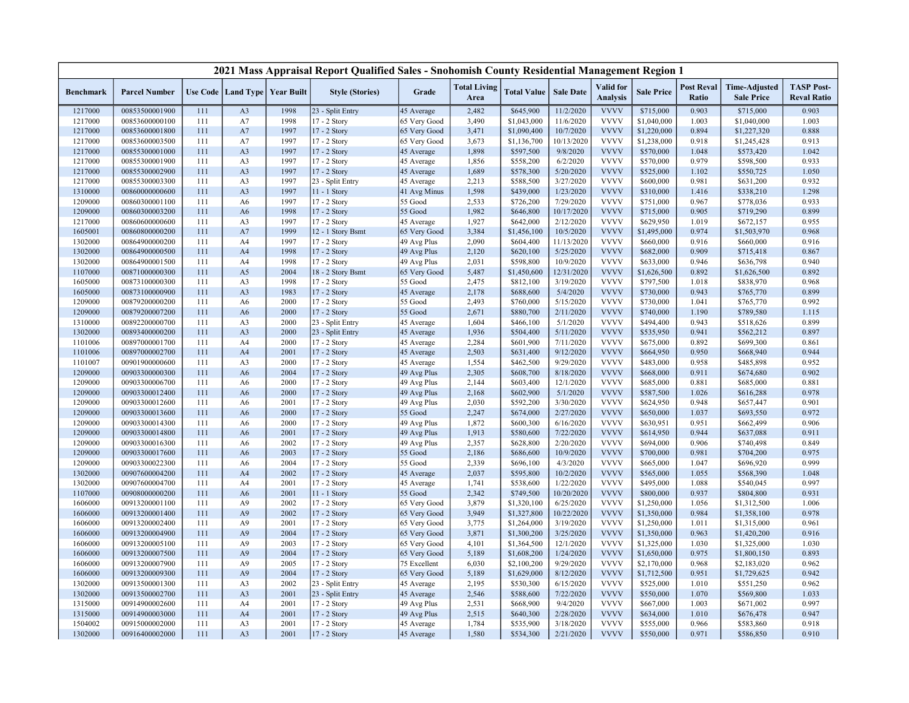# 2021 Mass Appraisal Report Qualified Sales - Snohomish County Residential Management Region 1

| Benchmark | Parcel Number | Use Code | Land Type | Year Built | Style (Stories) | Grade | Total Living Area | Total Value | Sale Date | Valid for Analysis | Sale Price | Post Reval Ratio | Time-Adjusted Sale Price | TASP Post-Reval Ratio |
|---|---|---|---|---|---|---|---|---|---|---|---|---|---|---|
| 1217000 | 00853500001900 | 111 | A3 | 1998 | 23 - Split Entry | 45 Average | 2,482 | $645,900 | 11/2/2020 | VVVV | $715,000 | 0.903 | $715,000 | 0.903 |
| 1217000 | 00853600000100 | 111 | A7 | 1998 | 17 - 2 Story | 65 Very Good | 3,490 | $1,043,000 | 11/6/2020 | VVVV | $1,040,000 | 1.003 | $1,040,000 | 1.003 |
| 1217000 | 00853600001800 | 111 | A7 | 1997 | 17 - 2 Story | 65 Very Good | 3,471 | $1,090,400 | 10/7/2020 | VVVV | $1,220,000 | 0.894 | $1,227,320 | 0.888 |
| 1217000 | 00853600003500 | 111 | A7 | 1997 | 17 - 2 Story | 65 Very Good | 3,673 | $1,136,700 | 10/13/2020 | VVVV | $1,238,000 | 0.918 | $1,245,428 | 0.913 |
| 1217000 | 00855300001000 | 111 | A3 | 1997 | 17 - 2 Story | 45 Average | 1,898 | $597,500 | 9/8/2020 | VVVV | $570,000 | 1.048 | $573,420 | 1.042 |
| 1217000 | 00855300001900 | 111 | A3 | 1997 | 17 - 2 Story | 45 Average | 1,856 | $558,200 | 6/2/2020 | VVVV | $570,000 | 0.979 | $598,500 | 0.933 |
| 1217000 | 00855300002900 | 111 | A3 | 1997 | 17 - 2 Story | 45 Average | 1,689 | $578,300 | 5/20/2020 | VVVV | $525,000 | 1.102 | $550,725 | 1.050 |
| 1217000 | 00855300003300 | 111 | A3 | 1997 | 23 - Split Entry | 45 Average | 2,213 | $588,500 | 3/27/2020 | VVVV | $600,000 | 0.981 | $631,200 | 0.932 |
| 1310000 | 00860000000600 | 111 | A3 | 1997 | 11 - 1 Story | 41 Avg Minus | 1,598 | $439,000 | 1/23/2020 | VVVV | $310,000 | 1.416 | $338,210 | 1.298 |
| 1209000 | 00860300001100 | 111 | A6 | 1997 | 17 - 2 Story | 55 Good | 2,533 | $726,200 | 7/29/2020 | VVVV | $751,000 | 0.967 | $778,036 | 0.933 |
| 1209000 | 00860300003200 | 111 | A6 | 1998 | 17 - 2 Story | 55 Good | 1,982 | $646,800 | 10/17/2020 | VVVV | $715,000 | 0.905 | $719,290 | 0.899 |
| 1217000 | 00860600000600 | 111 | A3 | 1997 | 17 - 2 Story | 45 Average | 1,927 | $642,000 | 2/12/2020 | VVVV | $629,950 | 1.019 | $672,157 | 0.955 |
| 1605001 | 00860800000200 | 111 | A7 | 1999 | 12 - 1 Story Bsmt | 65 Very Good | 3,384 | $1,456,100 | 10/5/2020 | VVVV | $1,495,000 | 0.974 | $1,503,970 | 0.968 |
| 1302000 | 00864900000200 | 111 | A4 | 1997 | 17 - 2 Story | 49 Avg Plus | 2,090 | $604,400 | 11/13/2020 | VVVV | $660,000 | 0.916 | $660,000 | 0.916 |
| 1302000 | 00864900000500 | 111 | A4 | 1998 | 17 - 2 Story | 49 Avg Plus | 2,120 | $620,100 | 5/25/2020 | VVVV | $682,000 | 0.909 | $715,418 | 0.867 |
| 1302000 | 00864900001500 | 111 | A4 | 1998 | 17 - 2 Story | 49 Avg Plus | 2,031 | $598,800 | 10/9/2020 | VVVV | $633,000 | 0.946 | $636,798 | 0.940 |
| 1107000 | 00871000000300 | 111 | A5 | 2004 | 18 - 2 Story Bsmt | 65 Very Good | 5,487 | $1,450,600 | 12/31/2020 | VVVV | $1,626,500 | 0.892 | $1,626,500 | 0.892 |
| 1605000 | 00873100000300 | 111 | A3 | 1998 | 17 - 2 Story | 55 Good | 2,475 | $812,100 | 3/19/2020 | VVVV | $797,500 | 1.018 | $838,970 | 0.968 |
| 1605000 | 00873100000900 | 111 | A3 | 1983 | 17 - 2 Story | 45 Average | 2,178 | $688,600 | 5/4/2020 | VVVV | $730,000 | 0.943 | $765,770 | 0.899 |
| 1209000 | 00879200000200 | 111 | A6 | 2000 | 17 - 2 Story | 55 Good | 2,493 | $760,000 | 5/15/2020 | VVVV | $730,000 | 1.041 | $765,770 | 0.992 |
| 1209000 | 00879200007200 | 111 | A6 | 2000 | 17 - 2 Story | 55 Good | 2,671 | $880,700 | 2/11/2020 | VVVV | $740,000 | 1.190 | $789,580 | 1.115 |
| 1310000 | 00892200000700 | 111 | A3 | 2000 | 23 - Split Entry | 45 Average | 1,604 | $466,100 | 5/1/2020 | VVVV | $494,400 | 0.943 | $518,626 | 0.899 |
| 1302000 | 00893400000200 | 111 | A3 | 2000 | 23 - Split Entry | 45 Average | 1,936 | $504,400 | 5/11/2020 | VVVV | $535,950 | 0.941 | $562,212 | 0.897 |
| 1101006 | 00897000001700 | 111 | A4 | 2000 | 17 - 2 Story | 45 Average | 2,284 | $601,900 | 7/11/2020 | VVVV | $675,000 | 0.892 | $699,300 | 0.861 |
| 1101006 | 00897000002700 | 111 | A4 | 2001 | 17 - 2 Story | 45 Average | 2,503 | $631,400 | 9/12/2020 | VVVV | $664,950 | 0.950 | $668,940 | 0.944 |
| 1101007 | 00901900000600 | 111 | A3 | 2000 | 17 - 2 Story | 45 Average | 1,554 | $462,500 | 9/29/2020 | VVVV | $483,000 | 0.958 | $485,898 | 0.952 |
| 1209000 | 00903300000300 | 111 | A6 | 2004 | 17 - 2 Story | 49 Avg Plus | 2,305 | $608,700 | 8/18/2020 | VVVV | $668,000 | 0.911 | $674,680 | 0.902 |
| 1209000 | 00903300006700 | 111 | A6 | 2000 | 17 - 2 Story | 49 Avg Plus | 2,144 | $603,400 | 12/1/2020 | VVVV | $685,000 | 0.881 | $685,000 | 0.881 |
| 1209000 | 00903300012400 | 111 | A6 | 2000 | 17 - 2 Story | 49 Avg Plus | 2,168 | $602,900 | 5/1/2020 | VVVV | $587,500 | 1.026 | $616,288 | 0.978 |
| 1209000 | 00903300012600 | 111 | A6 | 2001 | 17 - 2 Story | 49 Avg Plus | 2,030 | $592,200 | 3/30/2020 | VVVV | $624,950 | 0.948 | $657,447 | 0.901 |
| 1209000 | 00903300013600 | 111 | A6 | 2000 | 17 - 2 Story | 55 Good | 2,247 | $674,000 | 2/27/2020 | VVVV | $650,000 | 1.037 | $693,550 | 0.972 |
| 1209000 | 00903300014300 | 111 | A6 | 2000 | 17 - 2 Story | 49 Avg Plus | 1,872 | $600,300 | 6/16/2020 | VVVV | $630,951 | 0.951 | $662,499 | 0.906 |
| 1209000 | 00903300014800 | 111 | A6 | 2001 | 17 - 2 Story | 49 Avg Plus | 1,913 | $580,600 | 7/22/2020 | VVVV | $614,950 | 0.944 | $637,088 | 0.911 |
| 1209000 | 00903300016300 | 111 | A6 | 2002 | 17 - 2 Story | 49 Avg Plus | 2,357 | $628,800 | 2/20/2020 | VVVV | $694,000 | 0.906 | $740,498 | 0.849 |
| 1209000 | 00903300017600 | 111 | A6 | 2003 | 17 - 2 Story | 55 Good | 2,186 | $686,600 | 10/9/2020 | VVVV | $700,000 | 0.981 | $704,200 | 0.975 |
| 1209000 | 00903300022300 | 111 | A6 | 2004 | 17 - 2 Story | 55 Good | 2,339 | $696,100 | 4/3/2020 | VVVV | $665,000 | 1.047 | $696,920 | 0.999 |
| 1302000 | 00907600004200 | 111 | A4 | 2002 | 17 - 2 Story | 45 Average | 2,037 | $595,800 | 10/2/2020 | VVVV | $565,000 | 1.055 | $568,390 | 1.048 |
| 1302000 | 00907600004700 | 111 | A4 | 2001 | 17 - 2 Story | 45 Average | 1,741 | $538,600 | 1/22/2020 | VVVV | $495,000 | 1.088 | $540,045 | 0.997 |
| 1107000 | 00908000000200 | 111 | A6 | 2001 | 11 - 1 Story | 55 Good | 2,342 | $749,500 | 10/20/2020 | VVVV | $800,000 | 0.937 | $804,800 | 0.931 |
| 1606000 | 00913200001100 | 111 | A9 | 2002 | 17 - 2 Story | 65 Very Good | 3,879 | $1,320,100 | 6/25/2020 | VVVV | $1,250,000 | 1.056 | $1,312,500 | 1.006 |
| 1606000 | 00913200001400 | 111 | A9 | 2002 | 17 - 2 Story | 65 Very Good | 3,949 | $1,327,800 | 10/22/2020 | VVVV | $1,350,000 | 0.984 | $1,358,100 | 0.978 |
| 1606000 | 00913200002400 | 111 | A9 | 2001 | 17 - 2 Story | 65 Very Good | 3,775 | $1,264,000 | 3/19/2020 | VVVV | $1,250,000 | 1.011 | $1,315,000 | 0.961 |
| 1606000 | 00913200004900 | 111 | A9 | 2004 | 17 - 2 Story | 65 Very Good | 3,871 | $1,300,200 | 3/25/2020 | VVVV | $1,350,000 | 0.963 | $1,420,200 | 0.916 |
| 1606000 | 00913200005100 | 111 | A9 | 2003 | 17 - 2 Story | 65 Very Good | 4,101 | $1,364,500 | 12/1/2020 | VVVV | $1,325,000 | 1.030 | $1,325,000 | 1.030 |
| 1606000 | 00913200007500 | 111 | A9 | 2004 | 17 - 2 Story | 65 Very Good | 5,189 | $1,608,200 | 1/24/2020 | VVVV | $1,650,000 | 0.975 | $1,800,150 | 0.893 |
| 1606000 | 00913200007900 | 111 | A9 | 2005 | 17 - 2 Story | 75 Excellent | 6,030 | $2,100,200 | 9/29/2020 | VVVV | $2,170,000 | 0.968 | $2,183,020 | 0.962 |
| 1606000 | 00913200009300 | 111 | A9 | 2004 | 17 - 2 Story | 65 Very Good | 5,189 | $1,629,000 | 8/12/2020 | VVVV | $1,712,500 | 0.951 | $1,729,625 | 0.942 |
| 1302000 | 00913500001300 | 111 | A3 | 2002 | 23 - Split Entry | 45 Average | 2,195 | $530,300 | 6/15/2020 | VVVV | $525,000 | 1.010 | $551,250 | 0.962 |
| 1302000 | 00913500002700 | 111 | A3 | 2001 | 23 - Split Entry | 45 Average | 2,546 | $588,600 | 7/22/2020 | VVVV | $550,000 | 1.070 | $569,800 | 1.033 |
| 1315000 | 00914900002600 | 111 | A4 | 2001 | 17 - 2 Story | 49 Avg Plus | 2,531 | $668,900 | 9/4/2020 | VVVV | $667,000 | 1.003 | $671,002 | 0.997 |
| 1315000 | 00914900003000 | 111 | A4 | 2001 | 17 - 2 Story | 49 Avg Plus | 2,515 | $640,300 | 2/28/2020 | VVVV | $634,000 | 1.010 | $676,478 | 0.947 |
| 1504002 | 00915000002000 | 111 | A3 | 2001 | 17 - 2 Story | 45 Average | 1,784 | $535,900 | 3/18/2020 | VVVV | $555,000 | 0.966 | $583,860 | 0.918 |
| 1302000 | 00916400002000 | 111 | A3 | 2001 | 17 - 2 Story | 45 Average | 1,580 | $534,300 | 2/21/2020 | VVVV | $550,000 | 0.971 | $586,850 | 0.910 |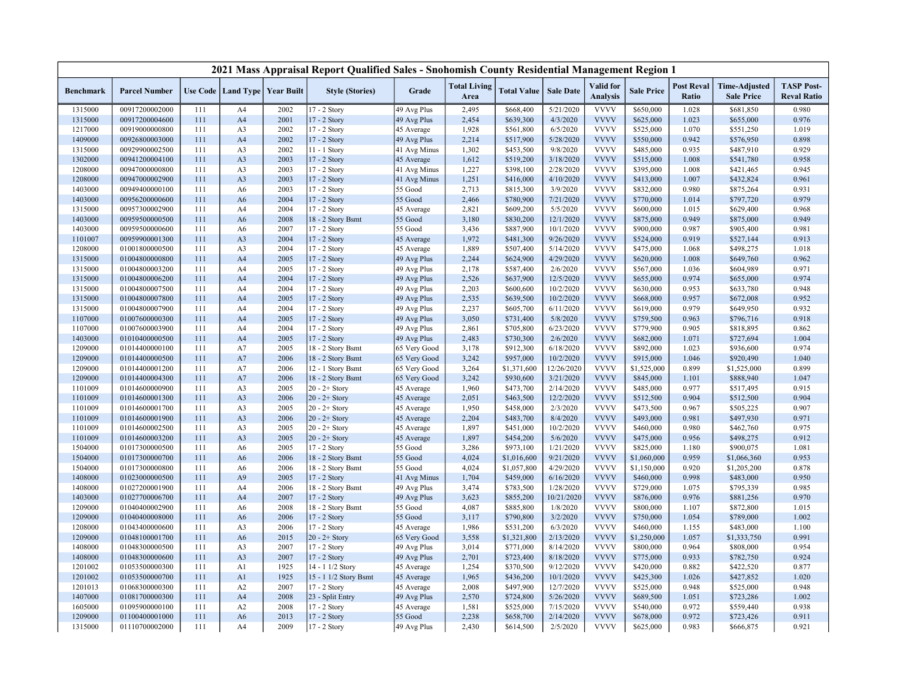| 2021 Mass Appraisal Report Qualified Sales - Snohomish County Residential Management Region 1 | | | | | | | | | | | | | | |
|---|---|---|---|---|---|---|---|---|---|---|---|---|---|---|
| Benchmark | Parcel Number | Use Code | Land Type | Year Built | Style (Stories) | Grade | Total Living Area | Total Value | Sale Date | Valid for Analysis | Sale Price | Post Reval Ratio | Time-Adjusted Sale Price | TASP Post-Reval Ratio |
| 1315000 | 00917200002000 | 111 | A4 | 2002 | 17 - 2 Story | 49 Avg Plus | 2,495 | $668,400 | 5/21/2020 | VVVV | $650,000 | 1.028 | $681,850 | 0.980 |
| 1315000 | 00917200004600 | 111 | A4 | 2001 | 17 - 2 Story | 49 Avg Plus | 2,454 | $639,300 | 4/3/2020 | VVVV | $625,000 | 1.023 | $655,000 | 0.976 |
| 1217000 | 00919000000800 | 111 | A3 | 2002 | 17 - 2 Story | 45 Average | 1,928 | $561,800 | 6/5/2020 | VVVV | $525,000 | 1.070 | $551,250 | 1.019 |
| 1409000 | 00926800003000 | 111 | A4 | 2002 | 17 - 2 Story | 49 Avg Plus | 2,214 | $517,900 | 5/28/2020 | VVVV | $550,000 | 0.942 | $576,950 | 0.898 |
| 1315000 | 00929900002500 | 111 | A3 | 2002 | 11 - 1 Story | 41 Avg Minus | 1,302 | $453,500 | 9/8/2020 | VVVV | $485,000 | 0.935 | $487,910 | 0.929 |
| 1302000 | 00941200004100 | 111 | A3 | 2003 | 17 - 2 Story | 45 Average | 1,612 | $519,200 | 3/18/2020 | VVVV | $515,000 | 1.008 | $541,780 | 0.958 |
| 1208000 | 00947000000800 | 111 | A3 | 2003 | 17 - 2 Story | 41 Avg Minus | 1,227 | $398,100 | 2/28/2020 | VVVV | $395,000 | 1.008 | $421,465 | 0.945 |
| 1208000 | 00947000002900 | 111 | A3 | 2003 | 17 - 2 Story | 41 Avg Minus | 1,251 | $416,000 | 4/10/2020 | VVVV | $413,000 | 1.007 | $432,824 | 0.961 |
| 1403000 | 00949400000100 | 111 | A6 | 2003 | 17 - 2 Story | 55 Good | 2,713 | $815,300 | 3/9/2020 | VVVV | $832,000 | 0.980 | $875,264 | 0.931 |
| 1403000 | 00956200000600 | 111 | A6 | 2004 | 17 - 2 Story | 55 Good | 2,466 | $780,900 | 7/21/2020 | VVVV | $770,000 | 1.014 | $797,720 | 0.979 |
| 1315000 | 00957300002900 | 111 | A4 | 2004 | 17 - 2 Story | 45 Average | 2,821 | $609,200 | 5/5/2020 | VVVV | $600,000 | 1.015 | $629,400 | 0.968 |
| 1403000 | 00959500000500 | 111 | A6 | 2008 | 18 - 2 Story Bsmt | 55 Good | 3,180 | $830,200 | 12/1/2020 | VVVV | $875,000 | 0.949 | $875,000 | 0.949 |
| 1403000 | 00959500000600 | 111 | A6 | 2007 | 17 - 2 Story | 55 Good | 3,436 | $887,900 | 10/1/2020 | VVVV | $900,000 | 0.987 | $905,400 | 0.981 |
| 1101007 | 00959900001300 | 111 | A3 | 2004 | 17 - 2 Story | 45 Average | 1,972 | $481,300 | 9/26/2020 | VVVV | $524,000 | 0.919 | $527,144 | 0.913 |
| 1208000 | 01001800000500 | 111 | A3 | 2004 | 17 - 2 Story | 45 Average | 1,889 | $507,400 | 5/14/2020 | VVVV | $475,000 | 1.068 | $498,275 | 1.018 |
| 1315000 | 01004800000800 | 111 | A4 | 2005 | 17 - 2 Story | 49 Avg Plus | 2,244 | $624,900 | 4/29/2020 | VVVV | $620,000 | 1.008 | $649,760 | 0.962 |
| 1315000 | 01004800003200 | 111 | A4 | 2005 | 17 - 2 Story | 49 Avg Plus | 2,178 | $587,400 | 2/6/2020 | VVVV | $567,000 | 1.036 | $604,989 | 0.971 |
| 1315000 | 01004800006200 | 111 | A4 | 2004 | 17 - 2 Story | 49 Avg Plus | 2,526 | $637,900 | 12/5/2020 | VVVV | $655,000 | 0.974 | $655,000 | 0.974 |
| 1315000 | 01004800007500 | 111 | A4 | 2004 | 17 - 2 Story | 49 Avg Plus | 2,203 | $600,600 | 10/2/2020 | VVVV | $630,000 | 0.953 | $633,780 | 0.948 |
| 1315000 | 01004800007800 | 111 | A4 | 2005 | 17 - 2 Story | 49 Avg Plus | 2,535 | $639,500 | 10/2/2020 | VVVV | $668,000 | 0.957 | $672,008 | 0.952 |
| 1315000 | 01004800007900 | 111 | A4 | 2004 | 17 - 2 Story | 49 Avg Plus | 2,237 | $605,700 | 6/11/2020 | VVVV | $619,000 | 0.979 | $649,950 | 0.932 |
| 1107000 | 01007600000300 | 111 | A4 | 2005 | 17 - 2 Story | 49 Avg Plus | 3,050 | $731,400 | 5/8/2020 | VVVV | $759,500 | 0.963 | $796,716 | 0.918 |
| 1107000 | 01007600003900 | 111 | A4 | 2004 | 17 - 2 Story | 49 Avg Plus | 2,861 | $705,800 | 6/23/2020 | VVVV | $779,900 | 0.905 | $818,895 | 0.862 |
| 1403000 | 01010400000500 | 111 | A4 | 2005 | 17 - 2 Story | 49 Avg Plus | 2,483 | $730,300 | 2/6/2020 | VVVV | $682,000 | 1.071 | $727,694 | 1.004 |
| 1209000 | 01014400000100 | 111 | A7 | 2005 | 18 - 2 Story Bsmt | 65 Very Good | 3,178 | $912,300 | 6/18/2020 | VVVV | $892,000 | 1.023 | $936,600 | 0.974 |
| 1209000 | 01014400000500 | 111 | A7 | 2006 | 18 - 2 Story Bsmt | 65 Very Good | 3,242 | $957,000 | 10/2/2020 | VVVV | $915,000 | 1.046 | $920,490 | 1.040 |
| 1209000 | 01014400001200 | 111 | A7 | 2006 | 12 - 1 Story Bsmt | 65 Very Good | 3,264 | $1,371,600 | 12/26/2020 | VVVV | $1,525,000 | 0.899 | $1,525,000 | 0.899 |
| 1209000 | 01014400004300 | 111 | A7 | 2006 | 18 - 2 Story Bsmt | 65 Very Good | 3,242 | $930,600 | 3/21/2020 | VVVV | $845,000 | 1.101 | $888,940 | 1.047 |
| 1101009 | 01014600000900 | 111 | A3 | 2005 | 20 - 2+ Story | 45 Average | 1,960 | $473,700 | 2/14/2020 | VVVV | $485,000 | 0.977 | $517,495 | 0.915 |
| 1101009 | 01014600001300 | 111 | A3 | 2006 | 20 - 2+ Story | 45 Average | 2,051 | $463,500 | 12/2/2020 | VVVV | $512,500 | 0.904 | $512,500 | 0.904 |
| 1101009 | 01014600001700 | 111 | A3 | 2005 | 20 - 2+ Story | 45 Average | 1,950 | $458,000 | 2/3/2020 | VVVV | $473,500 | 0.967 | $505,225 | 0.907 |
| 1101009 | 01014600001900 | 111 | A3 | 2006 | 20 - 2+ Story | 45 Average | 2,204 | $483,700 | 8/4/2020 | VVVV | $493,000 | 0.981 | $497,930 | 0.971 |
| 1101009 | 01014600002500 | 111 | A3 | 2005 | 20 - 2+ Story | 45 Average | 1,897 | $451,000 | 10/2/2020 | VVVV | $460,000 | 0.980 | $462,760 | 0.975 |
| 1101009 | 01014600003200 | 111 | A3 | 2005 | 20 - 2+ Story | 45 Average | 1,897 | $454,200 | 5/6/2020 | VVVV | $475,000 | 0.956 | $498,275 | 0.912 |
| 1504000 | 01017300000500 | 111 | A6 | 2005 | 17 - 2 Story | 55 Good | 3,286 | $973,100 | 1/21/2020 | VVVV | $825,000 | 1.180 | $900,075 | 1.081 |
| 1504000 | 01017300000700 | 111 | A6 | 2006 | 18 - 2 Story Bsmt | 55 Good | 4,024 | $1,016,600 | 9/21/2020 | VVVV | $1,060,000 | 0.959 | $1,066,360 | 0.953 |
| 1504000 | 01017300000800 | 111 | A6 | 2006 | 18 - 2 Story Bsmt | 55 Good | 4,024 | $1,057,800 | 4/29/2020 | VVVV | $1,150,000 | 0.920 | $1,205,200 | 0.878 |
| 1408000 | 01023000000500 | 111 | A9 | 2005 | 17 - 2 Story | 41 Avg Minus | 1,704 | $459,000 | 6/16/2020 | VVVV | $460,000 | 0.998 | $483,000 | 0.950 |
| 1408000 | 01027200001900 | 111 | A4 | 2006 | 18 - 2 Story Bsmt | 49 Avg Plus | 3,474 | $783,500 | 1/28/2020 | VVVV | $729,000 | 1.075 | $795,339 | 0.985 |
| 1403000 | 01027700006700 | 111 | A4 | 2007 | 17 - 2 Story | 49 Avg Plus | 3,623 | $855,200 | 10/21/2020 | VVVV | $876,000 | 0.976 | $881,256 | 0.970 |
| 1209000 | 01040400002900 | 111 | A6 | 2008 | 18 - 2 Story Bsmt | 55 Good | 4,087 | $885,800 | 1/8/2020 | VVVV | $800,000 | 1.107 | $872,800 | 1.015 |
| 1209000 | 01040400008000 | 111 | A6 | 2006 | 17 - 2 Story | 55 Good | 3,117 | $790,800 | 3/2/2020 | VVVV | $750,000 | 1.054 | $789,000 | 1.002 |
| 1208000 | 01043400000600 | 111 | A3 | 2006 | 17 - 2 Story | 45 Average | 1,986 | $531,200 | 6/3/2020 | VVVV | $460,000 | 1.155 | $483,000 | 1.100 |
| 1209000 | 01048100001700 | 111 | A6 | 2015 | 20 - 2+ Story | 65 Very Good | 3,558 | $1,321,800 | 2/13/2020 | VVVV | $1,250,000 | 1.057 | $1,333,750 | 0.991 |
| 1408000 | 01048300000500 | 111 | A3 | 2007 | 17 - 2 Story | 49 Avg Plus | 3,014 | $771,000 | 8/14/2020 | VVVV | $800,000 | 0.964 | $808,000 | 0.954 |
| 1408000 | 01048300000600 | 111 | A3 | 2007 | 17 - 2 Story | 49 Avg Plus | 2,701 | $723,400 | 8/18/2020 | VVVV | $775,000 | 0.933 | $782,750 | 0.924 |
| 1201002 | 01053500000300 | 111 | A1 | 1925 | 14 - 1 1/2 Story | 45 Average | 1,254 | $370,500 | 9/12/2020 | VVVV | $420,000 | 0.882 | $422,520 | 0.877 |
| 1201002 | 01053500000700 | 111 | A1 | 1925 | 15 - 1 1/2 Story Bsmt | 45 Average | 1,965 | $436,200 | 10/1/2020 | VVVV | $425,300 | 1.026 | $427,852 | 1.020 |
| 1201013 | 01068300000300 | 111 | A2 | 2007 | 17 - 2 Story | 45 Average | 2,008 | $497,900 | 12/7/2020 | VVVV | $525,000 | 0.948 | $525,000 | 0.948 |
| 1407000 | 01081700000300 | 111 | A4 | 2008 | 23 - Split Entry | 49 Avg Plus | 2,570 | $724,800 | 5/26/2020 | VVVV | $689,500 | 1.051 | $723,286 | 1.002 |
| 1605000 | 01095900000100 | 111 | A2 | 2008 | 17 - 2 Story | 45 Average | 1,581 | $525,000 | 7/15/2020 | VVVV | $540,000 | 0.972 | $559,440 | 0.938 |
| 1209000 | 01100400001000 | 111 | A6 | 2013 | 17 - 2 Story | 55 Good | 2,238 | $658,700 | 2/14/2020 | VVVV | $678,000 | 0.972 | $723,426 | 0.911 |
| 1315000 | 01110700002000 | 111 | A4 | 2009 | 17 - 2 Story | 49 Avg Plus | 2,430 | $614,500 | 2/5/2020 | VVVV | $625,000 | 0.983 | $666,875 | 0.921 |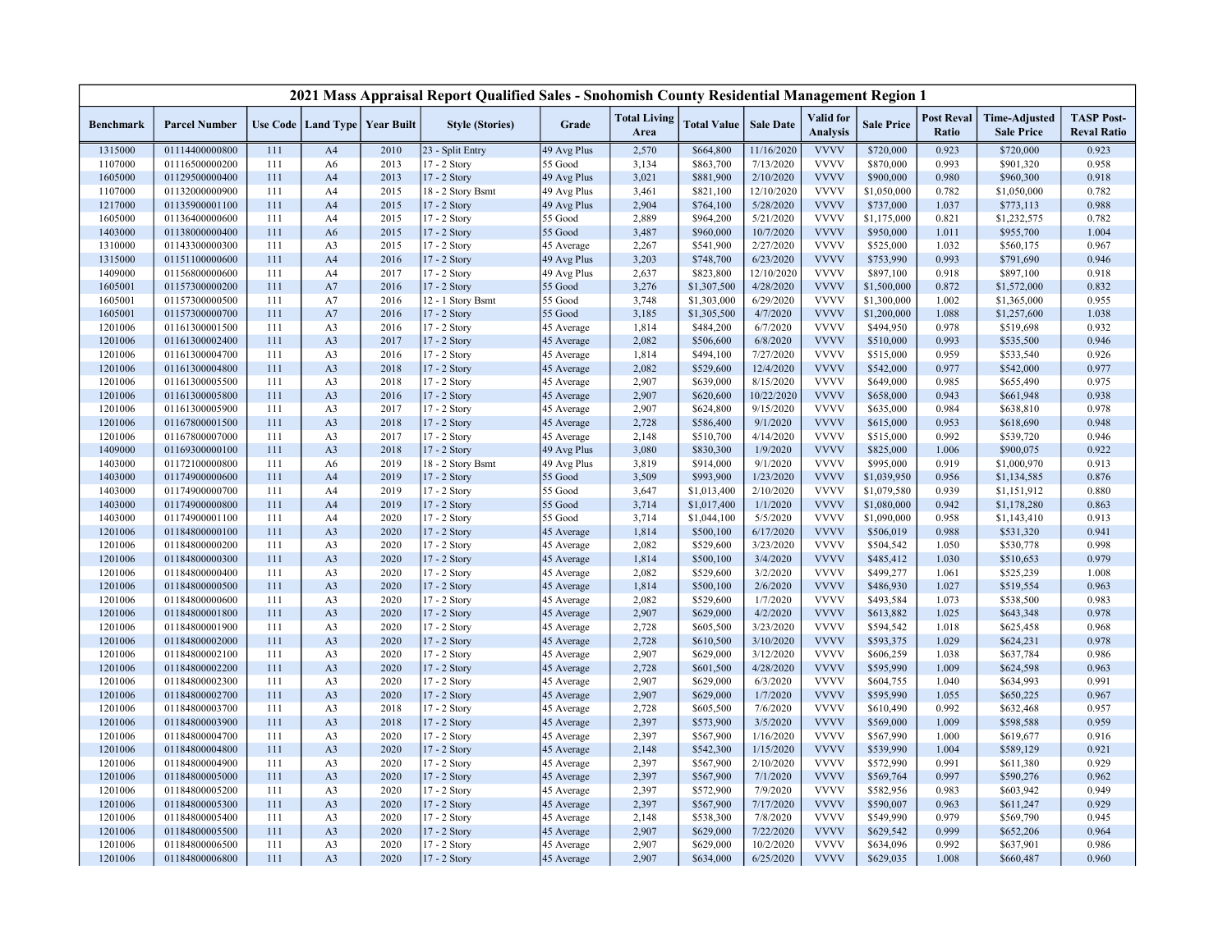| 2021 Mass Appraisal Report Qualified Sales - Snohomish County Residential Management Region 1 | | | | | | | | | | | | | | |
|---|---|---|---|---|---|---|---|---|---|---|---|---|---|---|
| Benchmark | Parcel Number | Use Code | Land Type | Year Built | Style (Stories) | Grade | Total Living Area | Total Value | Sale Date | Valid for Analysis | Sale Price | Post Reval Ratio | Time-Adjusted Sale Price | TASP Post-Reval Ratio |
| 1315000 | 01114400000800 | 111 | A4 | 2010 | 23 - Split Entry | 49 Avg Plus | 2,570 | $664,800 | 11/16/2020 | VVVV | $720,000 | 0.923 | $720,000 | 0.923 |
| 1107000 | 01116500000200 | 111 | A6 | 2013 | 17 - 2 Story | 55 Good | 3,134 | $863,700 | 7/13/2020 | VVVV | $870,000 | 0.993 | $901,320 | 0.958 |
| 1605000 | 01129500000400 | 111 | A4 | 2013 | 17 - 2 Story | 49 Avg Plus | 3,021 | $881,900 | 2/10/2020 | VVVV | $900,000 | 0.980 | $960,300 | 0.918 |
| 1107000 | 01132000000900 | 111 | A4 | 2015 | 18 - 2 Story Bsmt | 49 Avg Plus | 3,461 | $821,100 | 12/10/2020 | VVVV | $1,050,000 | 0.782 | $1,050,000 | 0.782 |
| 1217000 | 01135900001100 | 111 | A4 | 2015 | 17 - 2 Story | 49 Avg Plus | 2,904 | $764,100 | 5/28/2020 | VVVV | $737,000 | 1.037 | $773,113 | 0.988 |
| 1605000 | 01136400000600 | 111 | A4 | 2015 | 17 - 2 Story | 55 Good | 2,889 | $964,200 | 5/21/2020 | VVVV | $1,175,000 | 0.821 | $1,232,575 | 0.782 |
| 1403000 | 01138000000400 | 111 | A6 | 2015 | 17 - 2 Story | 55 Good | 3,487 | $960,000 | 10/7/2020 | VVVV | $950,000 | 1.011 | $955,700 | 1.004 |
| 1310000 | 01143300000300 | 111 | A3 | 2015 | 17 - 2 Story | 45 Average | 2,267 | $541,900 | 2/27/2020 | VVVV | $525,000 | 1.032 | $560,175 | 0.967 |
| 1315000 | 01151100000600 | 111 | A4 | 2016 | 17 - 2 Story | 49 Avg Plus | 3,203 | $748,700 | 6/23/2020 | VVVV | $753,990 | 0.993 | $791,690 | 0.946 |
| 1409000 | 01156800000600 | 111 | A4 | 2017 | 17 - 2 Story | 49 Avg Plus | 2,637 | $823,800 | 12/10/2020 | VVVV | $897,100 | 0.918 | $897,100 | 0.918 |
| 1605001 | 01157300000200 | 111 | A7 | 2016 | 17 - 2 Story | 55 Good | 3,276 | $1,307,500 | 4/28/2020 | VVVV | $1,500,000 | 0.872 | $1,572,000 | 0.832 |
| 1605001 | 01157300000500 | 111 | A7 | 2016 | 12 - 1 Story Bsmt | 55 Good | 3,748 | $1,303,000 | 6/29/2020 | VVVV | $1,300,000 | 1.002 | $1,365,000 | 0.955 |
| 1605001 | 01157300000700 | 111 | A7 | 2016 | 17 - 2 Story | 55 Good | 3,185 | $1,305,500 | 4/7/2020 | VVVV | $1,200,000 | 1.088 | $1,257,600 | 1.038 |
| 1201006 | 01161300001500 | 111 | A3 | 2016 | 17 - 2 Story | 45 Average | 1,814 | $484,200 | 6/7/2020 | VVVV | $494,950 | 0.978 | $519,698 | 0.932 |
| 1201006 | 01161300002400 | 111 | A3 | 2017 | 17 - 2 Story | 45 Average | 2,082 | $506,600 | 6/8/2020 | VVVV | $510,000 | 0.993 | $535,500 | 0.946 |
| 1201006 | 01161300004700 | 111 | A3 | 2016 | 17 - 2 Story | 45 Average | 1,814 | $494,100 | 7/27/2020 | VVVV | $515,000 | 0.959 | $533,540 | 0.926 |
| 1201006 | 01161300004800 | 111 | A3 | 2018 | 17 - 2 Story | 45 Average | 2,082 | $529,600 | 12/4/2020 | VVVV | $542,000 | 0.977 | $542,000 | 0.977 |
| 1201006 | 01161300005500 | 111 | A3 | 2018 | 17 - 2 Story | 45 Average | 2,907 | $639,000 | 8/15/2020 | VVVV | $649,000 | 0.985 | $655,490 | 0.975 |
| 1201006 | 01161300005800 | 111 | A3 | 2016 | 17 - 2 Story | 45 Average | 2,907 | $620,600 | 10/22/2020 | VVVV | $658,000 | 0.943 | $661,948 | 0.938 |
| 1201006 | 01161300005900 | 111 | A3 | 2017 | 17 - 2 Story | 45 Average | 2,907 | $624,800 | 9/15/2020 | VVVV | $635,000 | 0.984 | $638,810 | 0.978 |
| 1201006 | 01167800001500 | 111 | A3 | 2018 | 17 - 2 Story | 45 Average | 2,728 | $586,400 | 9/1/2020 | VVVV | $615,000 | 0.953 | $618,690 | 0.948 |
| 1201006 | 01167800007000 | 111 | A3 | 2017 | 17 - 2 Story | 45 Average | 2,148 | $510,700 | 4/14/2020 | VVVV | $515,000 | 0.992 | $539,720 | 0.946 |
| 1409000 | 01169300000100 | 111 | A3 | 2018 | 17 - 2 Story | 49 Avg Plus | 3,080 | $830,300 | 1/9/2020 | VVVV | $825,000 | 1.006 | $900,075 | 0.922 |
| 1403000 | 01172100000800 | 111 | A6 | 2019 | 18 - 2 Story Bsmt | 49 Avg Plus | 3,819 | $914,000 | 9/1/2020 | VVVV | $995,000 | 0.919 | $1,000,970 | 0.913 |
| 1403000 | 01174900000600 | 111 | A4 | 2019 | 17 - 2 Story | 55 Good | 3,509 | $993,900 | 1/23/2020 | VVVV | $1,039,950 | 0.956 | $1,134,585 | 0.876 |
| 1403000 | 01174900000700 | 111 | A4 | 2019 | 17 - 2 Story | 55 Good | 3,647 | $1,013,400 | 2/10/2020 | VVVV | $1,079,580 | 0.939 | $1,151,912 | 0.880 |
| 1403000 | 01174900000800 | 111 | A4 | 2019 | 17 - 2 Story | 55 Good | 3,714 | $1,017,400 | 1/1/2020 | VVVV | $1,080,000 | 0.942 | $1,178,280 | 0.863 |
| 1403000 | 01174900001100 | 111 | A4 | 2020 | 17 - 2 Story | 55 Good | 3,714 | $1,044,100 | 5/5/2020 | VVVV | $1,090,000 | 0.958 | $1,143,410 | 0.913 |
| 1201006 | 01184800000100 | 111 | A3 | 2020 | 17 - 2 Story | 45 Average | 1,814 | $500,100 | 6/17/2020 | VVVV | $506,019 | 0.988 | $531,320 | 0.941 |
| 1201006 | 01184800000200 | 111 | A3 | 2020 | 17 - 2 Story | 45 Average | 2,082 | $529,600 | 3/23/2020 | VVVV | $504,542 | 1.050 | $530,778 | 0.998 |
| 1201006 | 01184800000300 | 111 | A3 | 2020 | 17 - 2 Story | 45 Average | 1,814 | $500,100 | 3/4/2020 | VVVV | $485,412 | 1.030 | $510,653 | 0.979 |
| 1201006 | 01184800000400 | 111 | A3 | 2020 | 17 - 2 Story | 45 Average | 2,082 | $529,600 | 3/2/2020 | VVVV | $499,277 | 1.061 | $525,239 | 1.008 |
| 1201006 | 01184800000500 | 111 | A3 | 2020 | 17 - 2 Story | 45 Average | 1,814 | $500,100 | 2/6/2020 | VVVV | $486,930 | 1.027 | $519,554 | 0.963 |
| 1201006 | 01184800000600 | 111 | A3 | 2020 | 17 - 2 Story | 45 Average | 2,082 | $529,600 | 1/7/2020 | VVVV | $493,584 | 1.073 | $538,500 | 0.983 |
| 1201006 | 01184800001800 | 111 | A3 | 2020 | 17 - 2 Story | 45 Average | 2,907 | $629,000 | 4/2/2020 | VVVV | $613,882 | 1.025 | $643,348 | 0.978 |
| 1201006 | 01184800001900 | 111 | A3 | 2020 | 17 - 2 Story | 45 Average | 2,728 | $605,500 | 3/23/2020 | VVVV | $594,542 | 1.018 | $625,458 | 0.968 |
| 1201006 | 01184800002000 | 111 | A3 | 2020 | 17 - 2 Story | 45 Average | 2,728 | $610,500 | 3/10/2020 | VVVV | $593,375 | 1.029 | $624,231 | 0.978 |
| 1201006 | 01184800002100 | 111 | A3 | 2020 | 17 - 2 Story | 45 Average | 2,907 | $629,000 | 3/12/2020 | VVVV | $606,259 | 1.038 | $637,784 | 0.986 |
| 1201006 | 01184800002200 | 111 | A3 | 2020 | 17 - 2 Story | 45 Average | 2,728 | $601,500 | 4/28/2020 | VVVV | $595,990 | 1.009 | $624,598 | 0.963 |
| 1201006 | 01184800002300 | 111 | A3 | 2020 | 17 - 2 Story | 45 Average | 2,907 | $629,000 | 6/3/2020 | VVVV | $604,755 | 1.040 | $634,993 | 0.991 |
| 1201006 | 01184800002700 | 111 | A3 | 2020 | 17 - 2 Story | 45 Average | 2,907 | $629,000 | 1/7/2020 | VVVV | $595,990 | 1.055 | $650,225 | 0.967 |
| 1201006 | 01184800003700 | 111 | A3 | 2018 | 17 - 2 Story | 45 Average | 2,728 | $605,500 | 7/6/2020 | VVVV | $610,490 | 0.992 | $632,468 | 0.957 |
| 1201006 | 01184800003900 | 111 | A3 | 2018 | 17 - 2 Story | 45 Average | 2,397 | $573,900 | 3/5/2020 | VVVV | $569,000 | 1.009 | $598,588 | 0.959 |
| 1201006 | 01184800004700 | 111 | A3 | 2020 | 17 - 2 Story | 45 Average | 2,397 | $567,900 | 1/16/2020 | VVVV | $567,990 | 1.000 | $619,677 | 0.916 |
| 1201006 | 01184800004800 | 111 | A3 | 2020 | 17 - 2 Story | 45 Average | 2,148 | $542,300 | 1/15/2020 | VVVV | $539,990 | 1.004 | $589,129 | 0.921 |
| 1201006 | 01184800004900 | 111 | A3 | 2020 | 17 - 2 Story | 45 Average | 2,397 | $567,900 | 2/10/2020 | VVVV | $572,990 | 0.991 | $611,380 | 0.929 |
| 1201006 | 01184800005000 | 111 | A3 | 2020 | 17 - 2 Story | 45 Average | 2,397 | $567,900 | 7/1/2020 | VVVV | $569,764 | 0.997 | $590,276 | 0.962 |
| 1201006 | 01184800005200 | 111 | A3 | 2020 | 17 - 2 Story | 45 Average | 2,397 | $572,900 | 7/9/2020 | VVVV | $582,956 | 0.983 | $603,942 | 0.949 |
| 1201006 | 01184800005300 | 111 | A3 | 2020 | 17 - 2 Story | 45 Average | 2,397 | $567,900 | 7/17/2020 | VVVV | $590,007 | 0.963 | $611,247 | 0.929 |
| 1201006 | 01184800005400 | 111 | A3 | 2020 | 17 - 2 Story | 45 Average | 2,148 | $538,300 | 7/8/2020 | VVVV | $549,990 | 0.979 | $569,790 | 0.945 |
| 1201006 | 01184800005500 | 111 | A3 | 2020 | 17 - 2 Story | 45 Average | 2,907 | $629,000 | 7/22/2020 | VVVV | $629,542 | 0.999 | $652,206 | 0.964 |
| 1201006 | 01184800006500 | 111 | A3 | 2020 | 17 - 2 Story | 45 Average | 2,907 | $629,000 | 10/2/2020 | VVVV | $634,096 | 0.992 | $637,901 | 0.986 |
| 1201006 | 01184800006800 | 111 | A3 | 2020 | 17 - 2 Story | 45 Average | 2,907 | $634,000 | 6/25/2020 | VVVV | $629,035 | 1.008 | $660,487 | 0.960 |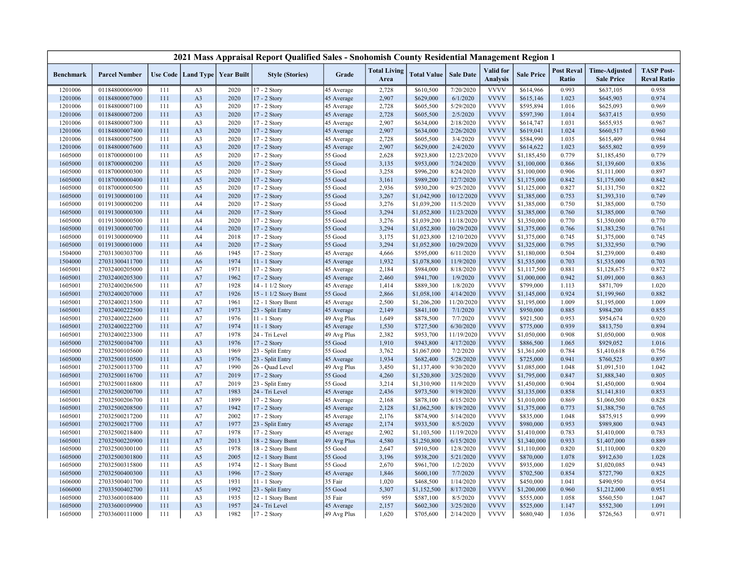## 2021 Mass Appraisal Report Qualified Sales - Snohomish County Residential Management Region 1

| Benchmark | Parcel Number | Use Code | Land Type | Year Built | Style (Stories) | Grade | Total Living Area | Total Value | Sale Date | Valid for Analysis | Sale Price | Post Reval Ratio | Time-Adjusted Sale Price | TASP Post-Reval Ratio |
|---|---|---|---|---|---|---|---|---|---|---|---|---|---|---|
| 1201006 | 01184800006900 | 111 | A3 | 2020 | 17 - 2 Story | 45 Average | 2,728 | $610,500 | 7/20/2020 | VVVV | $614,966 | 0.993 | $637,105 | 0.958 |
| 1201006 | 01184800007000 | 111 | A3 | 2020 | 17 - 2 Story | 45 Average | 2,907 | $629,000 | 6/1/2020 | VVVV | $615,146 | 1.023 | $645,903 | 0.974 |
| 1201006 | 01184800007100 | 111 | A3 | 2020 | 17 - 2 Story | 45 Average | 2,728 | $605,500 | 5/29/2020 | VVVV | $595,894 | 1.016 | $625,093 | 0.969 |
| 1201006 | 01184800007200 | 111 | A3 | 2020 | 17 - 2 Story | 45 Average | 2,728 | $605,500 | 2/5/2020 | VVVV | $597,390 | 1.014 | $637,415 | 0.950 |
| 1201006 | 01184800007300 | 111 | A3 | 2020 | 17 - 2 Story | 45 Average | 2,907 | $634,000 | 2/18/2020 | VVVV | $614,747 | 1.031 | $655,935 | 0.967 |
| 1201006 | 01184800007400 | 111 | A3 | 2020 | 17 - 2 Story | 45 Average | 2,907 | $634,000 | 2/26/2020 | VVVV | $619,041 | 1.024 | $660,517 | 0.960 |
| 1201006 | 01184800007500 | 111 | A3 | 2020 | 17 - 2 Story | 45 Average | 2,728 | $605,500 | 3/4/2020 | VVVV | $584,990 | 1.035 | $615,409 | 0.984 |
| 1201006 | 01184800007600 | 111 | A3 | 2020 | 17 - 2 Story | 45 Average | 2,907 | $629,000 | 2/4/2020 | VVVV | $614,622 | 1.023 | $655,802 | 0.959 |
| 1605000 | 01187000000100 | 111 | A5 | 2020 | 17 - 2 Story | 55 Good | 2,628 | $923,800 | 12/23/2020 | VVVV | $1,185,450 | 0.779 | $1,185,450 | 0.779 |
| 1605000 | 01187000000200 | 111 | A5 | 2020 | 17 - 2 Story | 55 Good | 3,135 | $953,000 | 7/24/2020 | VVVV | $1,100,000 | 0.866 | $1,139,600 | 0.836 |
| 1605000 | 01187000000300 | 111 | A5 | 2020 | 17 - 2 Story | 55 Good | 3,258 | $996,200 | 8/24/2020 | VVVV | $1,100,000 | 0.906 | $1,111,000 | 0.897 |
| 1605000 | 01187000000400 | 111 | A5 | 2020 | 17 - 2 Story | 55 Good | 3,161 | $989,200 | 12/7/2020 | VVVV | $1,175,000 | 0.842 | $1,175,000 | 0.842 |
| 1605000 | 01187000000500 | 111 | A5 | 2020 | 17 - 2 Story | 55 Good | 2,936 | $930,200 | 9/25/2020 | VVVV | $1,125,000 | 0.827 | $1,131,750 | 0.822 |
| 1605000 | 01191300000100 | 111 | A4 | 2020 | 17 - 2 Story | 55 Good | 3,267 | $1,042,900 | 10/12/2020 | VVVV | $1,385,000 | 0.753 | $1,393,310 | 0.749 |
| 1605000 | 01191300000200 | 111 | A4 | 2020 | 17 - 2 Story | 55 Good | 3,276 | $1,039,200 | 11/5/2020 | VVVV | $1,385,000 | 0.750 | $1,385,000 | 0.750 |
| 1605000 | 01191300000300 | 111 | A4 | 2020 | 17 - 2 Story | 55 Good | 3,294 | $1,052,800 | 11/23/2020 | VVVV | $1,385,000 | 0.760 | $1,385,000 | 0.760 |
| 1605000 | 01191300000500 | 111 | A4 | 2020 | 17 - 2 Story | 55 Good | 3,276 | $1,039,200 | 11/18/2020 | VVVV | $1,350,000 | 0.770 | $1,350,000 | 0.770 |
| 1605000 | 01191300000700 | 111 | A4 | 2020 | 17 - 2 Story | 55 Good | 3,294 | $1,052,800 | 10/29/2020 | VVVV | $1,375,000 | 0.766 | $1,383,250 | 0.761 |
| 1605000 | 01191300000900 | 111 | A4 | 2018 | 17 - 2 Story | 55 Good | 3,175 | $1,023,800 | 12/10/2020 | VVVV | $1,375,000 | 0.745 | $1,375,000 | 0.745 |
| 1605000 | 01191300001000 | 111 | A4 | 2020 | 17 - 2 Story | 55 Good | 3,294 | $1,052,800 | 10/29/2020 | VVVV | $1,325,000 | 0.795 | $1,332,950 | 0.790 |
| 1504000 | 27031300303700 | 111 | A6 | 1945 | 17 - 2 Story | 45 Average | 4,666 | $595,000 | 6/11/2020 | VVVV | $1,180,000 | 0.504 | $1,239,000 | 0.480 |
| 1504000 | 27031300411700 | 111 | A6 | 1974 | 11 - 1 Story | 45 Average | 1,932 | $1,078,800 | 11/9/2020 | VVVV | $1,535,000 | 0.703 | $1,535,000 | 0.703 |
| 1605001 | 27032400205000 | 111 | A7 | 1971 | 17 - 2 Story | 45 Average | 2,184 | $984,000 | 8/18/2020 | VVVV | $1,117,500 | 0.881 | $1,128,675 | 0.872 |
| 1605001 | 27032400205300 | 111 | A7 | 1962 | 17 - 2 Story | 45 Average | 2,460 | $941,700 | 1/9/2020 | VVVV | $1,000,000 | 0.942 | $1,091,000 | 0.863 |
| 1605001 | 27032400206500 | 111 | A7 | 1928 | 14 - 1 1/2 Story | 45 Average | 1,414 | $889,300 | 1/8/2020 | VVVV | $799,000 | 1.113 | $871,709 | 1.020 |
| 1605001 | 27032400207000 | 111 | A7 | 1926 | 15 - 1 1/2 Story Bsmt | 55 Good | 2,866 | $1,058,100 | 4/14/2020 | VVVV | $1,145,000 | 0.924 | $1,199,960 | 0.882 |
| 1605001 | 27032400213500 | 111 | A7 | 1961 | 12 - 1 Story Bsmt | 45 Average | 2,500 | $1,206,200 | 11/20/2020 | VVVV | $1,195,000 | 1.009 | $1,195,000 | 1.009 |
| 1605001 | 27032400222500 | 111 | A7 | 1973 | 23 - Split Entry | 45 Average | 2,149 | $841,100 | 7/1/2020 | VVVV | $950,000 | 0.885 | $984,200 | 0.855 |
| 1605001 | 27032400222600 | 111 | A7 | 1976 | 11 - 1 Story | 49 Avg Plus | 1,649 | $878,500 | 7/7/2020 | VVVV | $921,500 | 0.953 | $954,674 | 0.920 |
| 1605001 | 27032400222700 | 111 | A7 | 1974 | 11 - 1 Story | 45 Average | 1,530 | $727,500 | 6/30/2020 | VVVV | $775,000 | 0.939 | $813,750 | 0.894 |
| 1605001 | 27032400223300 | 111 | A7 | 1978 | 24 - Tri Level | 49 Avg Plus | 2,382 | $953,700 | 11/19/2020 | VVVV | $1,050,000 | 0.908 | $1,050,000 | 0.908 |
| 1605000 | 27032500104700 | 111 | A3 | 1976 | 17 - 2 Story | 55 Good | 1,910 | $943,800 | 4/17/2020 | VVVV | $886,500 | 1.065 | $929,052 | 1.016 |
| 1605000 | 27032500105600 | 111 | A3 | 1969 | 23 - Split Entry | 55 Good | 3,762 | $1,067,000 | 7/2/2020 | VVVV | $1,361,600 | 0.784 | $1,410,618 | 0.756 |
| 1605000 | 27032500110500 | 111 | A3 | 1976 | 23 - Split Entry | 45 Average | 1,934 | $682,400 | 5/28/2020 | VVVV | $725,000 | 0.941 | $760,525 | 0.897 |
| 1605001 | 27032500113700 | 111 | A7 | 1990 | 26 - Quad Level | 49 Avg Plus | 3,450 | $1,137,400 | 9/30/2020 | VVVV | $1,085,000 | 1.048 | $1,091,510 | 1.042 |
| 1605001 | 27032500116700 | 111 | A7 | 2019 | 17 - 2 Story | 55 Good | 4,260 | $1,520,800 | 3/25/2020 | VVVV | $1,795,000 | 0.847 | $1,888,340 | 0.805 |
| 1605001 | 27032500116800 | 111 | A7 | 2019 | 23 - Split Entry | 55 Good | 3,214 | $1,310,900 | 11/9/2020 | VVVV | $1,450,000 | 0.904 | $1,450,000 | 0.904 |
| 1605001 | 27032500200700 | 111 | A7 | 1983 | 24 - Tri Level | 45 Average | 2,436 | $973,500 | 9/19/2020 | VVVV | $1,135,000 | 0.858 | $1,141,810 | 0.853 |
| 1605001 | 27032500206700 | 111 | A7 | 1899 | 17 - 2 Story | 45 Average | 2,168 | $878,100 | 6/15/2020 | VVVV | $1,010,000 | 0.869 | $1,060,500 | 0.828 |
| 1605001 | 27032500208500 | 111 | A7 | 1942 | 17 - 2 Story | 45 Average | 2,128 | $1,062,500 | 8/19/2020 | VVVV | $1,375,000 | 0.773 | $1,388,750 | 0.765 |
| 1605001 | 27032500217200 | 111 | A7 | 2002 | 17 - 2 Story | 45 Average | 2,176 | $874,900 | 5/14/2020 | VVVV | $835,000 | 1.048 | $875,915 | 0.999 |
| 1605001 | 27032500217700 | 111 | A7 | 1977 | 23 - Split Entry | 45 Average | 2,174 | $933,500 | 8/5/2020 | VVVV | $980,000 | 0.953 | $989,800 | 0.943 |
| 1605001 | 27032500218400 | 111 | A7 | 1978 | 17 - 2 Story | 45 Average | 2,902 | $1,103,500 | 11/19/2020 | VVVV | $1,410,000 | 0.783 | $1,410,000 | 0.783 |
| 1605001 | 27032500220900 | 111 | A7 | 2013 | 18 - 2 Story Bsmt | 49 Avg Plus | 4,580 | $1,250,800 | 6/15/2020 | VVVV | $1,340,000 | 0.933 | $1,407,000 | 0.889 |
| 1605000 | 27032500300100 | 111 | A5 | 1978 | 18 - 2 Story Bsmt | 55 Good | 2,647 | $910,500 | 12/8/2020 | VVVV | $1,110,000 | 0.820 | $1,110,000 | 0.820 |
| 1605000 | 27032500301800 | 111 | A5 | 2005 | 12 - 1 Story Bsmt | 55 Good | 3,196 | $938,200 | 5/21/2020 | VVVV | $870,000 | 1.078 | $912,630 | 1.028 |
| 1605000 | 27032500315800 | 111 | A5 | 1974 | 12 - 1 Story Bsmt | 55 Good | 2,670 | $961,700 | 1/2/2020 | VVVV | $935,000 | 1.029 | $1,020,085 | 0.943 |
| 1605000 | 27032500400300 | 111 | A3 | 1996 | 17 - 2 Story | 45 Average | 1,846 | $600,100 | 7/7/2020 | VVVV | $702,500 | 0.854 | $727,790 | 0.825 |
| 1606000 | 27033500401700 | 111 | A5 | 1931 | 11 - 1 Story | 35 Fair | 1,020 | $468,500 | 1/14/2020 | VVVV | $450,000 | 1.041 | $490,950 | 0.954 |
| 1606000 | 27033500402700 | 111 | A5 | 1992 | 23 - Split Entry | 55 Good | 5,307 | $1,152,500 | 8/17/2020 | VVVV | $1,200,000 | 0.960 | $1,212,000 | 0.951 |
| 1605000 | 27033600108400 | 111 | A3 | 1935 | 12 - 1 Story Bsmt | 35 Fair | 959 | $587,100 | 8/5/2020 | VVVV | $555,000 | 1.058 | $560,550 | 1.047 |
| 1605000 | 27033600109900 | 111 | A3 | 1957 | 24 - Tri Level | 45 Average | 2,157 | $602,300 | 3/25/2020 | VVVV | $525,000 | 1.147 | $552,300 | 1.091 |
| 1605000 | 27033600111000 | 111 | A3 | 1982 | 17 - 2 Story | 49 Avg Plus | 1,620 | $705,600 | 2/14/2020 | VVVV | $680,940 | 1.036 | $726,563 | 0.971 |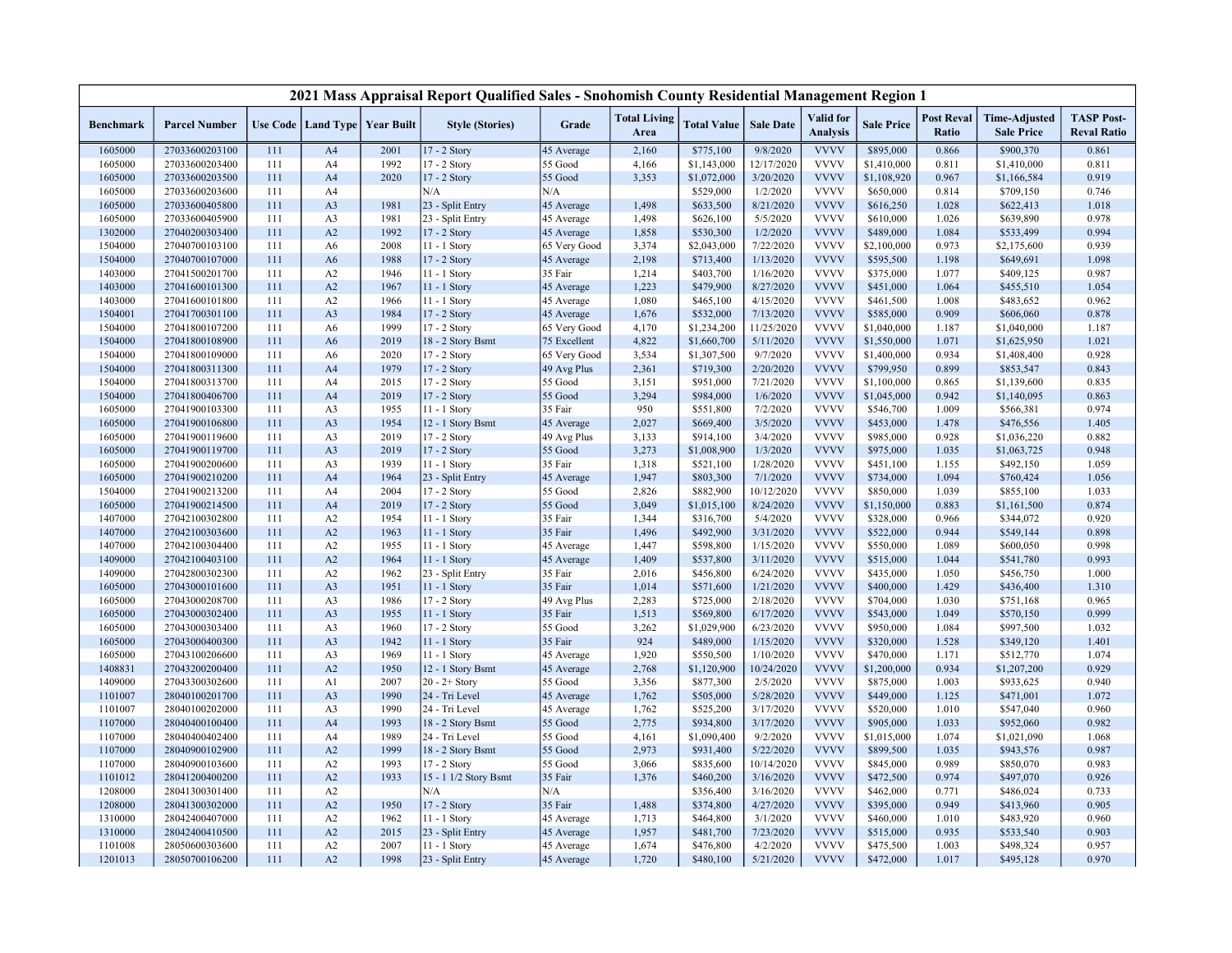# 2021 Mass Appraisal Report Qualified Sales - Snohomish County Residential Management Region 1

| Benchmark | Parcel Number | Use Code | Land Type | Year Built | Style (Stories) | Grade | Total Living Area | Total Value | Sale Date | Valid for Analysis | Sale Price | Post Reval Ratio | Time-Adjusted Sale Price | TASP Post-Reval Ratio |
|---|---|---|---|---|---|---|---|---|---|---|---|---|---|---|
| 1605000 | 27033600203100 | 111 | A4 | 2001 | 17 - 2 Story | 45 Average | 2,160 | $775,100 | 9/8/2020 | VVVV | $895,000 | 0.866 | $900,370 | 0.861 |
| 1605000 | 27033600203400 | 111 | A4 | 1992 | 17 - 2 Story | 55 Good | 4,166 | $1,143,000 | 12/17/2020 | VVVV | $1,410,000 | 0.811 | $1,410,000 | 0.811 |
| 1605000 | 27033600203500 | 111 | A4 | 2020 | 17 - 2 Story | 55 Good | 3,353 | $1,072,000 | 3/20/2020 | VVVV | $1,108,920 | 0.967 | $1,166,584 | 0.919 |
| 1605000 | 27033600203600 | 111 | A4 | | N/A | N/A | | $529,000 | 1/2/2020 | VVVV | $650,000 | 0.814 | $709,150 | 0.746 |
| 1605000 | 27033600405800 | 111 | A3 | 1981 | 23 - Split Entry | 45 Average | 1,498 | $633,500 | 8/21/2020 | VVVV | $616,250 | 1.028 | $622,413 | 1.018 |
| 1605000 | 27033600405900 | 111 | A3 | 1981 | 23 - Split Entry | 45 Average | 1,498 | $626,100 | 5/5/2020 | VVVV | $610,000 | 1.026 | $639,890 | 0.978 |
| 1302000 | 27040200303400 | 111 | A2 | 1992 | 17 - 2 Story | 45 Average | 1,858 | $530,300 | 1/2/2020 | VVVV | $489,000 | 1.084 | $533,499 | 0.994 |
| 1504000 | 27040700103100 | 111 | A6 | 2008 | 11 - 1 Story | 65 Very Good | 3,374 | $2,043,000 | 7/22/2020 | VVVV | $2,100,000 | 0.973 | $2,175,600 | 0.939 |
| 1504000 | 27040700107000 | 111 | A6 | 1988 | 17 - 2 Story | 45 Average | 2,198 | $713,400 | 1/13/2020 | VVVV | $595,500 | 1.198 | $649,691 | 1.098 |
| 1403000 | 27041500201700 | 111 | A2 | 1946 | 11 - 1 Story | 35 Fair | 1,214 | $403,700 | 1/16/2020 | VVVV | $375,000 | 1.077 | $409,125 | 0.987 |
| 1403000 | 27041600101300 | 111 | A2 | 1967 | 11 - 1 Story | 45 Average | 1,223 | $479,900 | 8/27/2020 | VVVV | $451,000 | 1.064 | $455,510 | 1.054 |
| 1403000 | 27041600101800 | 111 | A2 | 1966 | 11 - 1 Story | 45 Average | 1,080 | $465,100 | 4/15/2020 | VVVV | $461,500 | 1.008 | $483,652 | 0.962 |
| 1504001 | 27041700301100 | 111 | A3 | 1984 | 17 - 2 Story | 45 Average | 1,676 | $532,000 | 7/13/2020 | VVVV | $585,000 | 0.909 | $606,060 | 0.878 |
| 1504000 | 27041800107200 | 111 | A6 | 1999 | 17 - 2 Story | 65 Very Good | 4,170 | $1,234,200 | 11/25/2020 | VVVV | $1,040,000 | 1.187 | $1,040,000 | 1.187 |
| 1504000 | 27041800108900 | 111 | A6 | 2019 | 18 - 2 Story Bsmt | 75 Excellent | 4,822 | $1,660,700 | 5/11/2020 | VVVV | $1,550,000 | 1.071 | $1,625,950 | 1.021 |
| 1504000 | 27041800109000 | 111 | A6 | 2020 | 17 - 2 Story | 65 Very Good | 3,534 | $1,307,500 | 9/7/2020 | VVVV | $1,400,000 | 0.934 | $1,408,400 | 0.928 |
| 1504000 | 27041800311300 | 111 | A4 | 1979 | 17 - 2 Story | 49 Avg Plus | 2,361 | $719,300 | 2/20/2020 | VVVV | $799,950 | 0.899 | $853,547 | 0.843 |
| 1504000 | 27041800313700 | 111 | A4 | 2015 | 17 - 2 Story | 55 Good | 3,151 | $951,000 | 7/21/2020 | VVVV | $1,100,000 | 0.865 | $1,139,600 | 0.835 |
| 1504000 | 27041800406700 | 111 | A4 | 2019 | 17 - 2 Story | 55 Good | 3,294 | $984,000 | 1/6/2020 | VVVV | $1,045,000 | 0.942 | $1,140,095 | 0.863 |
| 1605000 | 27041900103300 | 111 | A3 | 1955 | 11 - 1 Story | 35 Fair | 950 | $551,800 | 7/2/2020 | VVVV | $546,700 | 1.009 | $566,381 | 0.974 |
| 1605000 | 27041900106800 | 111 | A3 | 1954 | 12 - 1 Story Bsmt | 45 Average | 2,027 | $669,400 | 3/5/2020 | VVVV | $453,000 | 1.478 | $476,556 | 1.405 |
| 1605000 | 27041900119600 | 111 | A3 | 2019 | 17 - 2 Story | 49 Avg Plus | 3,133 | $914,100 | 3/4/2020 | VVVV | $985,000 | 0.928 | $1,036,220 | 0.882 |
| 1605000 | 27041900119700 | 111 | A3 | 2019 | 17 - 2 Story | 55 Good | 3,273 | $1,008,900 | 1/3/2020 | VVVV | $975,000 | 1.035 | $1,063,725 | 0.948 |
| 1605000 | 27041900200600 | 111 | A3 | 1939 | 11 - 1 Story | 35 Fair | 1,318 | $521,100 | 1/28/2020 | VVVV | $451,100 | 1.155 | $492,150 | 1.059 |
| 1605000 | 27041900210200 | 111 | A4 | 1964 | 23 - Split Entry | 45 Average | 1,947 | $803,300 | 7/1/2020 | VVVV | $734,000 | 1.094 | $760,424 | 1.056 |
| 1504000 | 27041900213200 | 111 | A4 | 2004 | 17 - 2 Story | 55 Good | 2,826 | $882,900 | 10/12/2020 | VVVV | $850,000 | 1.039 | $855,100 | 1.033 |
| 1605000 | 27041900214500 | 111 | A4 | 2019 | 17 - 2 Story | 55 Good | 3,049 | $1,015,100 | 8/24/2020 | VVVV | $1,150,000 | 0.883 | $1,161,500 | 0.874 |
| 1407000 | 27042100302800 | 111 | A2 | 1954 | 11 - 1 Story | 35 Fair | 1,344 | $316,700 | 5/4/2020 | VVVV | $328,000 | 0.966 | $344,072 | 0.920 |
| 1407000 | 27042100303600 | 111 | A2 | 1963 | 11 - 1 Story | 35 Fair | 1,496 | $492,900 | 3/31/2020 | VVVV | $522,000 | 0.944 | $549,144 | 0.898 |
| 1407000 | 27042100304400 | 111 | A2 | 1955 | 11 - 1 Story | 45 Average | 1,447 | $598,800 | 1/15/2020 | VVVV | $550,000 | 1.089 | $600,050 | 0.998 |
| 1409000 | 27042100403100 | 111 | A2 | 1964 | 11 - 1 Story | 45 Average | 1,409 | $537,800 | 3/11/2020 | VVVV | $515,000 | 1.044 | $541,780 | 0.993 |
| 1409000 | 27042800302300 | 111 | A2 | 1962 | 23 - Split Entry | 35 Fair | 2,016 | $456,800 | 6/24/2020 | VVVV | $435,000 | 1.050 | $456,750 | 1.000 |
| 1605000 | 27043000101600 | 111 | A3 | 1951 | 11 - 1 Story | 35 Fair | 1,014 | $571,600 | 1/21/2020 | VVVV | $400,000 | 1.429 | $436,400 | 1.310 |
| 1605000 | 27043000208700 | 111 | A3 | 1986 | 17 - 2 Story | 49 Avg Plus | 2,283 | $725,000 | 2/18/2020 | VVVV | $704,000 | 1.030 | $751,168 | 0.965 |
| 1605000 | 27043000302400 | 111 | A3 | 1955 | 11 - 1 Story | 35 Fair | 1,513 | $569,800 | 6/17/2020 | VVVV | $543,000 | 1.049 | $570,150 | 0.999 |
| 1605000 | 27043000303400 | 111 | A3 | 1960 | 17 - 2 Story | 55 Good | 3,262 | $1,029,900 | 6/23/2020 | VVVV | $950,000 | 1.084 | $997,500 | 1.032 |
| 1605000 | 27043000400300 | 111 | A3 | 1942 | 11 - 1 Story | 35 Fair | 924 | $489,000 | 1/15/2020 | VVVV | $320,000 | 1.528 | $349,120 | 1.401 |
| 1605000 | 27043100206600 | 111 | A3 | 1969 | 11 - 1 Story | 45 Average | 1,920 | $550,500 | 1/10/2020 | VVVV | $470,000 | 1.171 | $512,770 | 1.074 |
| 1408831 | 27043200200400 | 111 | A2 | 1950 | 12 - 1 Story Bsmt | 45 Average | 2,768 | $1,120,900 | 10/24/2020 | VVVV | $1,200,000 | 0.934 | $1,207,200 | 0.929 |
| 1409000 | 27043300302600 | 111 | A1 | 2007 | 20 - 2+ Story | 55 Good | 3,356 | $877,300 | 2/5/2020 | VVVV | $875,000 | 1.003 | $933,625 | 0.940 |
| 1101007 | 28040100201700 | 111 | A3 | 1990 | 24 - Tri Level | 45 Average | 1,762 | $505,000 | 5/28/2020 | VVVV | $449,000 | 1.125 | $471,001 | 1.072 |
| 1101007 | 28040100202000 | 111 | A3 | 1990 | 24 - Tri Level | 45 Average | 1,762 | $525,200 | 3/17/2020 | VVVV | $520,000 | 1.010 | $547,040 | 0.960 |
| 1107000 | 28040400100400 | 111 | A4 | 1993 | 18 - 2 Story Bsmt | 55 Good | 2,775 | $934,800 | 3/17/2020 | VVVV | $905,000 | 1.033 | $952,060 | 0.982 |
| 1107000 | 28040400402400 | 111 | A4 | 1989 | 24 - Tri Level | 55 Good | 4,161 | $1,090,400 | 9/2/2020 | VVVV | $1,015,000 | 1.074 | $1,021,090 | 1.068 |
| 1107000 | 28040900102900 | 111 | A2 | 1999 | 18 - 2 Story Bsmt | 55 Good | 2,973 | $931,400 | 5/22/2020 | VVVV | $899,500 | 1.035 | $943,576 | 0.987 |
| 1107000 | 28040900103600 | 111 | A2 | 1993 | 17 - 2 Story | 55 Good | 3,066 | $835,600 | 10/14/2020 | VVVV | $845,000 | 0.989 | $850,070 | 0.983 |
| 1101012 | 28041200400200 | 111 | A2 | 1933 | 15 - 1 1/2 Story Bsmt | 35 Fair | 1,376 | $460,200 | 3/16/2020 | VVVV | $472,500 | 0.974 | $497,070 | 0.926 |
| 1208000 | 28041300301400 | 111 | A2 | | N/A | N/A | | $356,400 | 3/16/2020 | VVVV | $462,000 | 0.771 | $486,024 | 0.733 |
| 1208000 | 28041300302000 | 111 | A2 | 1950 | 17 - 2 Story | 35 Fair | 1,488 | $374,800 | 4/27/2020 | VVVV | $395,000 | 0.949 | $413,960 | 0.905 |
| 1310000 | 28042400407000 | 111 | A2 | 1962 | 11 - 1 Story | 45 Average | 1,713 | $464,800 | 3/1/2020 | VVVV | $460,000 | 1.010 | $483,920 | 0.960 |
| 1310000 | 28042400410500 | 111 | A2 | 2015 | 23 - Split Entry | 45 Average | 1,957 | $481,700 | 7/23/2020 | VVVV | $515,000 | 0.935 | $533,540 | 0.903 |
| 1101008 | 28050600303600 | 111 | A2 | 2007 | 11 - 1 Story | 45 Average | 1,674 | $476,800 | 4/2/2020 | VVVV | $475,500 | 1.003 | $498,324 | 0.957 |
| 1201013 | 28050700106200 | 111 | A2 | 1998 | 23 - Split Entry | 45 Average | 1,720 | $480,100 | 5/21/2020 | VVVV | $472,000 | 1.017 | $495,128 | 0.970 |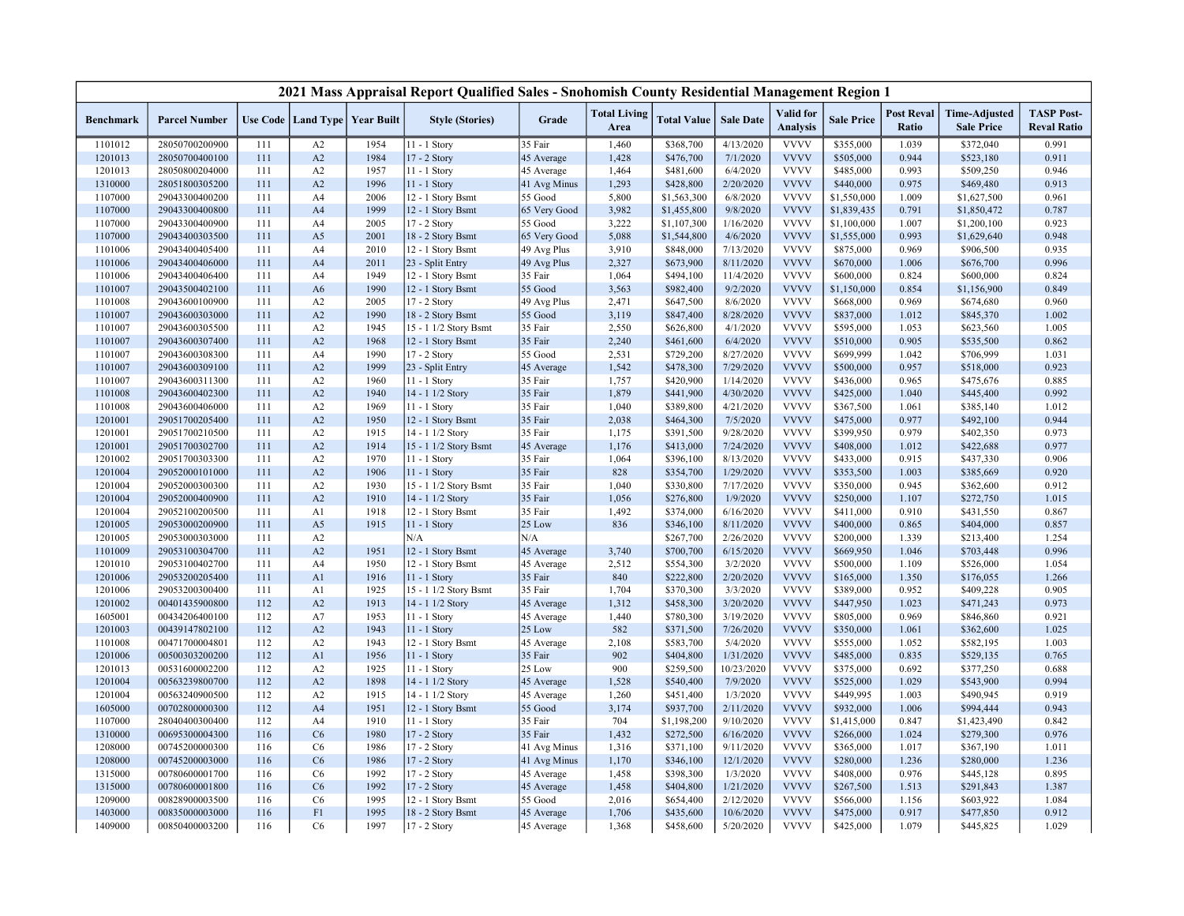| 2021 Mass Appraisal Report Qualified Sales - Snohomish County Residential Management Region 1 | | | | | | | | | | | | | | | |
|---|---|---|---|---|---|---|---|---|---|---|---|---|---|---|---|
| **Benchmark** | **Parcel Number** | **Use Code** | **Land Type** | **Year Built** | **Style (Stories)** | **Grade** | **Total Living Area** | **Total Value** | **Sale Date** | **Valid for Analysis** | **Sale Price** | **Post Reval Ratio** | **Time-Adjusted Sale Price** | **TASP Post-Reval Ratio** |
| 1101012 | 28050700200900 | 111 | A2 | 1954 | 11 - 1 Story | 35 Fair | 1,460 | $368,700 | 4/13/2020 | VVVV | $355,000 | 1.039 | $372,040 | 0.991 |
| 1201013 | 28050700400100 | 111 | A2 | 1984 | 17 - 2 Story | 45 Average | 1,428 | $476,700 | 7/1/2020 | VVVV | $505,000 | 0.944 | $523,180 | 0.911 |
| 1201013 | 28050800204000 | 111 | A2 | 1957 | 11 - 1 Story | 45 Average | 1,464 | $481,600 | 6/4/2020 | VVVV | $485,000 | 0.993 | $509,250 | 0.946 |
| 1310000 | 28051800305200 | 111 | A2 | 1996 | 11 - 1 Story | 41 Avg Minus | 1,293 | $428,800 | 2/20/2020 | VVVV | $440,000 | 0.975 | $469,480 | 0.913 |
| 1107000 | 29043300400200 | 111 | A4 | 2006 | 12 - 1 Story Bsmt | 55 Good | 5,800 | $1,563,300 | 6/8/2020 | VVVV | $1,550,000 | 1.009 | $1,627,500 | 0.961 |
| 1107000 | 29043300400800 | 111 | A4 | 1999 | 12 - 1 Story Bsmt | 65 Very Good | 3,982 | $1,455,800 | 9/8/2020 | VVVV | $1,839,435 | 0.791 | $1,850,472 | 0.787 |
| 1107000 | 29043300400900 | 111 | A4 | 2005 | 17 - 2 Story | 55 Good | 3,222 | $1,107,300 | 1/16/2020 | VVVV | $1,100,000 | 1.007 | $1,200,100 | 0.923 |
| 1107000 | 29043400303500 | 111 | A5 | 2001 | 18 - 2 Story Bsmt | 65 Very Good | 5,088 | $1,544,800 | 4/6/2020 | VVVV | $1,555,000 | 0.993 | $1,629,640 | 0.948 |
| 1101006 | 29043400405400 | 111 | A4 | 2010 | 12 - 1 Story Bsmt | 49 Avg Plus | 3,910 | $848,000 | 7/13/2020 | VVVV | $875,000 | 0.969 | $906,500 | 0.935 |
| 1101006 | 29043400406000 | 111 | A4 | 2011 | 23 - Split Entry | 49 Avg Plus | 2,327 | $673,900 | 8/11/2020 | VVVV | $670,000 | 1.006 | $676,700 | 0.996 |
| 1101006 | 29043400406400 | 111 | A4 | 1949 | 12 - 1 Story Bsmt | 35 Fair | 1,064 | $494,100 | 11/4/2020 | VVVV | $600,000 | 0.824 | $600,000 | 0.824 |
| 1101007 | 29043500402100 | 111 | A6 | 1990 | 12 - 1 Story Bsmt | 55 Good | 3,563 | $982,400 | 9/2/2020 | VVVV | $1,150,000 | 0.854 | $1,156,900 | 0.849 |
| 1101008 | 29043600100900 | 111 | A2 | 2005 | 17 - 2 Story | 49 Avg Plus | 2,471 | $647,500 | 8/6/2020 | VVVV | $668,000 | 0.969 | $674,680 | 0.960 |
| 1101007 | 29043600303000 | 111 | A2 | 1990 | 18 - 2 Story Bsmt | 55 Good | 3,119 | $847,400 | 8/28/2020 | VVVV | $837,000 | 1.012 | $845,370 | 1.002 |
| 1101007 | 29043600305500 | 111 | A2 | 1945 | 15 - 1 1/2 Story Bsmt | 35 Fair | 2,550 | $626,800 | 4/1/2020 | VVVV | $595,000 | 1.053 | $623,560 | 1.005 |
| 1101007 | 29043600307400 | 111 | A2 | 1968 | 12 - 1 Story Bsmt | 35 Fair | 2,240 | $461,600 | 6/4/2020 | VVVV | $510,000 | 0.905 | $535,500 | 0.862 |
| 1101007 | 29043600308300 | 111 | A4 | 1990 | 17 - 2 Story | 55 Good | 2,531 | $729,200 | 8/27/2020 | VVVV | $699,999 | 1.042 | $706,999 | 1.031 |
| 1101007 | 29043600309100 | 111 | A2 | 1999 | 23 - Split Entry | 45 Average | 1,542 | $478,300 | 7/29/2020 | VVVV | $500,000 | 0.957 | $518,000 | 0.923 |
| 1101007 | 29043600311300 | 111 | A2 | 1960 | 11 - 1 Story | 35 Fair | 1,757 | $420,900 | 1/14/2020 | VVVV | $436,000 | 0.965 | $475,676 | 0.885 |
| 1101008 | 29043600402300 | 111 | A2 | 1940 | 14 - 1 1/2 Story | 35 Fair | 1,879 | $441,900 | 4/30/2020 | VVVV | $425,000 | 1.040 | $445,400 | 0.992 |
| 1101008 | 29043600406000 | 111 | A2 | 1969 | 11 - 1 Story | 35 Fair | 1,040 | $389,800 | 4/21/2020 | VVVV | $367,500 | 1.061 | $385,140 | 1.012 |
| 1201001 | 29051700205400 | 111 | A2 | 1950 | 12 - 1 Story Bsmt | 35 Fair | 2,038 | $464,300 | 7/5/2020 | VVVV | $475,000 | 0.977 | $492,100 | 0.944 |
| 1201001 | 29051700210500 | 111 | A2 | 1915 | 14 - 1 1/2 Story | 35 Fair | 1,175 | $391,500 | 9/28/2020 | VVVV | $399,950 | 0.979 | $402,350 | 0.973 |
| 1201001 | 29051700302700 | 111 | A2 | 1914 | 15 - 1 1/2 Story Bsmt | 45 Average | 1,176 | $413,000 | 7/24/2020 | VVVV | $408,000 | 1.012 | $422,688 | 0.977 |
| 1201002 | 29051700303300 | 111 | A2 | 1970 | 11 - 1 Story | 35 Fair | 1,064 | $396,100 | 8/13/2020 | VVVV | $433,000 | 0.915 | $437,330 | 0.906 |
| 1201004 | 29052000101000 | 111 | A2 | 1906 | 11 - 1 Story | 35 Fair | 828 | $354,700 | 1/29/2020 | VVVV | $353,500 | 1.003 | $385,669 | 0.920 |
| 1201004 | 29052000300300 | 111 | A2 | 1930 | 15 - 1 1/2 Story Bsmt | 35 Fair | 1,040 | $330,800 | 7/17/2020 | VVVV | $350,000 | 0.945 | $362,600 | 0.912 |
| 1201004 | 29052000400900 | 111 | A2 | 1910 | 14 - 1 1/2 Story | 35 Fair | 1,056 | $276,800 | 1/9/2020 | VVVV | $250,000 | 1.107 | $272,750 | 1.015 |
| 1201004 | 29052100200500 | 111 | A1 | 1918 | 12 - 1 Story Bsmt | 35 Fair | 1,492 | $374,000 | 6/16/2020 | VVVV | $411,000 | 0.910 | $431,550 | 0.867 |
| 1201005 | 29053000200900 | 111 | A5 | 1915 | 11 - 1 Story | 25 Low | 836 | $346,100 | 8/11/2020 | VVVV | $400,000 | 0.865 | $404,000 | 0.857 |
| 1201005 | 29053000303000 | 111 | A2 | | N/A | N/A | | $267,700 | 2/26/2020 | VVVV | $200,000 | 1.339 | $213,400 | 1.254 |
| 1101009 | 29053100304700 | 111 | A2 | 1951 | 12 - 1 Story Bsmt | 45 Average | 3,740 | $700,700 | 6/15/2020 | VVVV | $669,950 | 1.046 | $703,448 | 0.996 |
| 1201010 | 29053100402700 | 111 | A4 | 1950 | 12 - 1 Story Bsmt | 45 Average | 2,512 | $554,300 | 3/2/2020 | VVVV | $500,000 | 1.109 | $526,000 | 1.054 |
| 1201006 | 29053200205400 | 111 | A1 | 1916 | 11 - 1 Story | 35 Fair | 840 | $222,800 | 2/20/2020 | VVVV | $165,000 | 1.350 | $176,055 | 1.266 |
| 1201006 | 29053200300400 | 111 | A1 | 1925 | 15 - 1 1/2 Story Bsmt | 35 Fair | 1,704 | $370,300 | 3/3/2020 | VVVV | $389,000 | 0.952 | $409,228 | 0.905 |
| 1201002 | 00401435900800 | 112 | A2 | 1913 | 14 - 1 1/2 Story | 45 Average | 1,312 | $458,300 | 3/20/2020 | VVVV | $447,950 | 1.023 | $471,243 | 0.973 |
| 1605001 | 00434206400100 | 112 | A7 | 1953 | 11 - 1 Story | 45 Average | 1,440 | $780,300 | 3/19/2020 | VVVV | $805,000 | 0.969 | $846,860 | 0.921 |
| 1201003 | 00439147802100 | 112 | A2 | 1943 | 11 - 1 Story | 25 Low | 582 | $371,500 | 7/26/2020 | VVVV | $350,000 | 1.061 | $362,600 | 1.025 |
| 1101008 | 00471700004801 | 112 | A2 | 1943 | 12 - 1 Story Bsmt | 45 Average | 2,108 | $583,700 | 5/4/2020 | VVVV | $555,000 | 1.052 | $582,195 | 1.003 |
| 1201006 | 00500303200200 | 112 | A1 | 1956 | 11 - 1 Story | 35 Fair | 902 | $404,800 | 1/31/2020 | VVVV | $485,000 | 0.835 | $529,135 | 0.765 |
| 1201013 | 00531600002200 | 112 | A2 | 1925 | 11 - 1 Story | 25 Low | 900 | $259,500 | 10/23/2020 | VVVV | $375,000 | 0.692 | $377,250 | 0.688 |
| 1201004 | 00563239800700 | 112 | A2 | 1898 | 14 - 1 1/2 Story | 45 Average | 1,528 | $540,400 | 7/9/2020 | VVVV | $525,000 | 1.029 | $543,900 | 0.994 |
| 1201004 | 00563240900500 | 112 | A2 | 1915 | 14 - 1 1/2 Story | 45 Average | 1,260 | $451,400 | 1/3/2020 | VVVV | $449,995 | 1.003 | $490,945 | 0.919 |
| 1605000 | 00702800000300 | 112 | A4 | 1951 | 12 - 1 Story Bsmt | 55 Good | 3,174 | $937,700 | 2/11/2020 | VVVV | $932,000 | 1.006 | $994,444 | 0.943 |
| 1107000 | 28040400300400 | 112 | A4 | 1910 | 11 - 1 Story | 35 Fair | 704 | $1,198,200 | 9/10/2020 | VVVV | $1,415,000 | 0.847 | $1,423,490 | 0.842 |
| 1310000 | 00695300004300 | 116 | C6 | 1980 | 17 - 2 Story | 35 Fair | 1,432 | $272,500 | 6/16/2020 | VVVV | $266,000 | 1.024 | $279,300 | 0.976 |
| 1208000 | 00745200000300 | 116 | C6 | 1986 | 17 - 2 Story | 41 Avg Minus | 1,316 | $371,100 | 9/11/2020 | VVVV | $365,000 | 1.017 | $367,190 | 1.011 |
| 1208000 | 00745200003000 | 116 | C6 | 1986 | 17 - 2 Story | 41 Avg Minus | 1,170 | $346,100 | 12/1/2020 | VVVV | $280,000 | 1.236 | $280,000 | 1.236 |
| 1315000 | 00780600001700 | 116 | C6 | 1992 | 17 - 2 Story | 45 Average | 1,458 | $398,300 | 1/3/2020 | VVVV | $408,000 | 0.976 | $445,128 | 0.895 |
| 1315000 | 00780600001800 | 116 | C6 | 1992 | 17 - 2 Story | 45 Average | 1,458 | $404,800 | 1/21/2020 | VVVV | $267,500 | 1.513 | $291,843 | 1.387 |
| 1209000 | 00828900003500 | 116 | C6 | 1995 | 12 - 1 Story Bsmt | 55 Good | 2,016 | $654,400 | 2/12/2020 | VVVV | $566,000 | 1.156 | $603,922 | 1.084 |
| 1403000 | 00835000003000 | 116 | F1 | 1995 | 18 - 2 Story Bsmt | 45 Average | 1,706 | $435,600 | 10/6/2020 | VVVV | $475,000 | 0.917 | $477,850 | 0.912 |
| 1409000 | 00850400003200 | 116 | C6 | 1997 | 17 - 2 Story | 45 Average | 1,368 | $458,600 | 5/20/2020 | VVVV | $425,000 | 1.079 | $445,825 | 1.029 |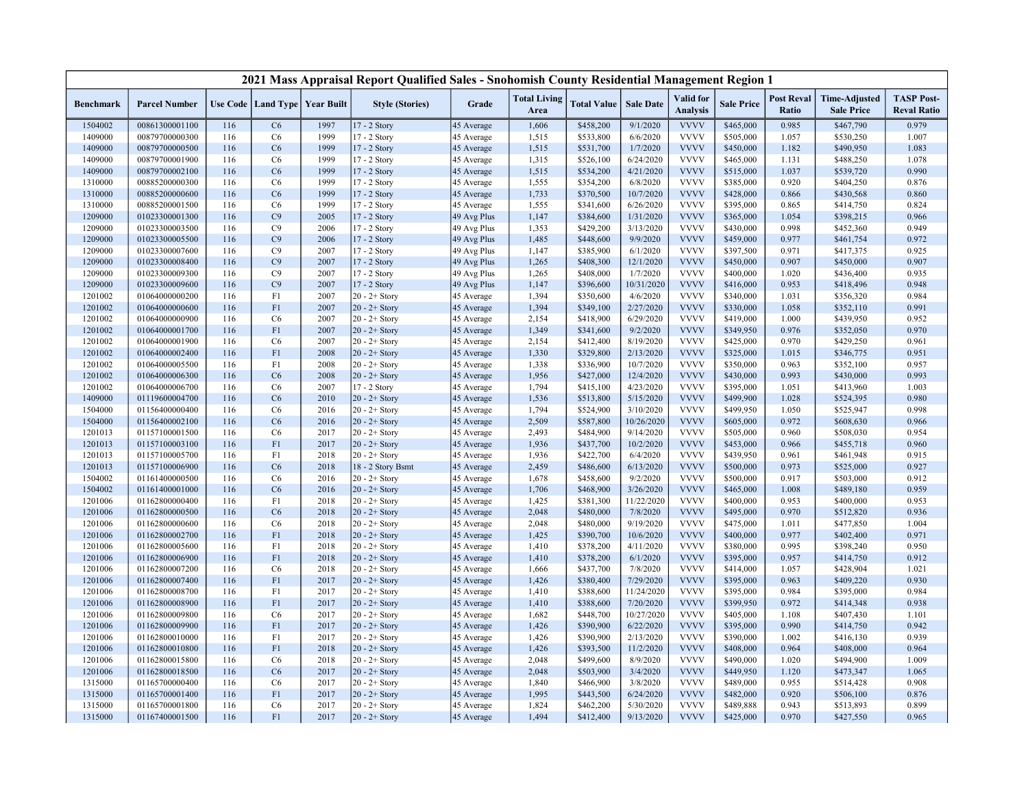# 2021 Mass Appraisal Report Qualified Sales - Snohomish County Residential Management Region 1

| Benchmark | Parcel Number | Use Code | Land Type | Year Built | Style (Stories) | Grade | Total Living Area | Total Value | Sale Date | Valid for Analysis | Sale Price | Post Reval Ratio | Time-Adjusted Sale Price | TASP Post-Reval Ratio |
|---|---|---|---|---|---|---|---|---|---|---|---|---|---|---|
| 1504002 | 00861300001100 | 116 | C6 | 1997 | 17 - 2 Story | 45 Average | 1,606 | $458,200 | 9/1/2020 | VVVV | $465,000 | 0.985 | $467,790 | 0.979 |
| 1409000 | 00879700000300 | 116 | C6 | 1999 | 17 - 2 Story | 45 Average | 1,515 | $533,800 | 6/6/2020 | VVVV | $505,000 | 1.057 | $530,250 | 1.007 |
| 1409000 | 00879700000500 | 116 | C6 | 1999 | 17 - 2 Story | 45 Average | 1,515 | $531,700 | 1/7/2020 | VVVV | $450,000 | 1.182 | $490,950 | 1.083 |
| 1409000 | 00879700001900 | 116 | C6 | 1999 | 17 - 2 Story | 45 Average | 1,315 | $526,100 | 6/24/2020 | VVVV | $465,000 | 1.131 | $488,250 | 1.078 |
| 1409000 | 00879700002100 | 116 | C6 | 1999 | 17 - 2 Story | 45 Average | 1,515 | $534,200 | 4/21/2020 | VVVV | $515,000 | 1.037 | $539,720 | 0.990 |
| 1310000 | 00885200000300 | 116 | C6 | 1999 | 17 - 2 Story | 45 Average | 1,555 | $354,200 | 6/8/2020 | VVVV | $385,000 | 0.920 | $404,250 | 0.876 |
| 1310000 | 00885200000600 | 116 | C6 | 1999 | 17 - 2 Story | 45 Average | 1,733 | $370,500 | 10/7/2020 | VVVV | $428,000 | 0.866 | $430,568 | 0.860 |
| 1310000 | 00885200001500 | 116 | C6 | 1999 | 17 - 2 Story | 45 Average | 1,555 | $341,600 | 6/26/2020 | VVVV | $395,000 | 0.865 | $414,750 | 0.824 |
| 1209000 | 01023300001300 | 116 | C9 | 2005 | 17 - 2 Story | 49 Avg Plus | 1,147 | $384,600 | 1/31/2020 | VVVV | $365,000 | 1.054 | $398,215 | 0.966 |
| 1209000 | 01023300003500 | 116 | C9 | 2006 | 17 - 2 Story | 49 Avg Plus | 1,353 | $429,200 | 3/13/2020 | VVVV | $430,000 | 0.998 | $452,360 | 0.949 |
| 1209000 | 01023300005500 | 116 | C9 | 2006 | 17 - 2 Story | 49 Avg Plus | 1,485 | $448,600 | 9/9/2020 | VVVV | $459,000 | 0.977 | $461,754 | 0.972 |
| 1209000 | 01023300007600 | 116 | C9 | 2007 | 17 - 2 Story | 49 Avg Plus | 1,147 | $385,900 | 6/1/2020 | VVVV | $397,500 | 0.971 | $417,375 | 0.925 |
| 1209000 | 01023300008400 | 116 | C9 | 2007 | 17 - 2 Story | 49 Avg Plus | 1,265 | $408,300 | 12/1/2020 | VVVV | $450,000 | 0.907 | $450,000 | 0.907 |
| 1209000 | 01023300009300 | 116 | C9 | 2007 | 17 - 2 Story | 49 Avg Plus | 1,265 | $408,000 | 1/7/2020 | VVVV | $400,000 | 1.020 | $436,400 | 0.935 |
| 1209000 | 01023300009600 | 116 | C9 | 2007 | 17 - 2 Story | 49 Avg Plus | 1,147 | $396,600 | 10/31/2020 | VVVV | $416,000 | 0.953 | $418,496 | 0.948 |
| 1201002 | 01064000000200 | 116 | F1 | 2007 | 20 - 2+ Story | 45 Average | 1,394 | $350,600 | 4/6/2020 | VVVV | $340,000 | 1.031 | $356,320 | 0.984 |
| 1201002 | 01064000000600 | 116 | F1 | 2007 | 20 - 2+ Story | 45 Average | 1,394 | $349,100 | 2/27/2020 | VVVV | $330,000 | 1.058 | $352,110 | 0.991 |
| 1201002 | 01064000000900 | 116 | C6 | 2007 | 20 - 2+ Story | 45 Average | 2,154 | $418,900 | 6/29/2020 | VVVV | $419,000 | 1.000 | $439,950 | 0.952 |
| 1201002 | 01064000001700 | 116 | F1 | 2007 | 20 - 2+ Story | 45 Average | 1,349 | $341,600 | 9/2/2020 | VVVV | $349,950 | 0.976 | $352,050 | 0.970 |
| 1201002 | 01064000001900 | 116 | C6 | 2007 | 20 - 2+ Story | 45 Average | 2,154 | $412,400 | 8/19/2020 | VVVV | $425,000 | 0.970 | $429,250 | 0.961 |
| 1201002 | 01064000002400 | 116 | F1 | 2008 | 20 - 2+ Story | 45 Average | 1,330 | $329,800 | 2/13/2020 | VVVV | $325,000 | 1.015 | $346,775 | 0.951 |
| 1201002 | 01064000005500 | 116 | F1 | 2008 | 20 - 2+ Story | 45 Average | 1,338 | $336,900 | 10/7/2020 | VVVV | $350,000 | 0.963 | $352,100 | 0.957 |
| 1201002 | 01064000006300 | 116 | C6 | 2008 | 20 - 2+ Story | 45 Average | 1,956 | $427,000 | 12/4/2020 | VVVV | $430,000 | 0.993 | $430,000 | 0.993 |
| 1201002 | 01064000006700 | 116 | C6 | 2007 | 17 - 2 Story | 45 Average | 1,794 | $415,100 | 4/23/2020 | VVVV | $395,000 | 1.051 | $413,960 | 1.003 |
| 1409000 | 01119600004700 | 116 | C6 | 2010 | 20 - 2+ Story | 45 Average | 1,536 | $513,800 | 5/15/2020 | VVVV | $499,900 | 1.028 | $524,395 | 0.980 |
| 1504000 | 01156400000400 | 116 | C6 | 2016 | 20 - 2+ Story | 45 Average | 1,794 | $524,900 | 3/10/2020 | VVVV | $499,950 | 1.050 | $525,947 | 0.998 |
| 1504000 | 01156400002100 | 116 | C6 | 2016 | 20 - 2+ Story | 45 Average | 2,509 | $587,800 | 10/26/2020 | VVVV | $605,000 | 0.972 | $608,630 | 0.966 |
| 1201013 | 01157100001500 | 116 | C6 | 2017 | 20 - 2+ Story | 45 Average | 2,493 | $484,900 | 9/14/2020 | VVVV | $505,000 | 0.960 | $508,030 | 0.954 |
| 1201013 | 01157100003100 | 116 | F1 | 2017 | 20 - 2+ Story | 45 Average | 1,936 | $437,700 | 10/2/2020 | VVVV | $453,000 | 0.966 | $455,718 | 0.960 |
| 1201013 | 01157100005700 | 116 | F1 | 2018 | 20 - 2+ Story | 45 Average | 1,936 | $422,700 | 6/4/2020 | VVVV | $439,950 | 0.961 | $461,948 | 0.915 |
| 1201013 | 01157100006900 | 116 | C6 | 2018 | 18 - 2 Story Bsmt | 45 Average | 2,459 | $486,600 | 6/13/2020 | VVVV | $500,000 | 0.973 | $525,000 | 0.927 |
| 1504002 | 01161400000500 | 116 | C6 | 2016 | 20 - 2+ Story | 45 Average | 1,678 | $458,600 | 9/2/2020 | VVVV | $500,000 | 0.917 | $503,000 | 0.912 |
| 1504002 | 01161400001000 | 116 | C6 | 2016 | 20 - 2+ Story | 45 Average | 1,706 | $468,900 | 3/26/2020 | VVVV | $465,000 | 1.008 | $489,180 | 0.959 |
| 1201006 | 01162800000400 | 116 | F1 | 2018 | 20 - 2+ Story | 45 Average | 1,425 | $381,300 | 11/22/2020 | VVVV | $400,000 | 0.953 | $400,000 | 0.953 |
| 1201006 | 01162800000500 | 116 | C6 | 2018 | 20 - 2+ Story | 45 Average | 2,048 | $480,000 | 7/8/2020 | VVVV | $495,000 | 0.970 | $512,820 | 0.936 |
| 1201006 | 01162800000600 | 116 | C6 | 2018 | 20 - 2+ Story | 45 Average | 2,048 | $480,000 | 9/19/2020 | VVVV | $475,000 | 1.011 | $477,850 | 1.004 |
| 1201006 | 01162800002700 | 116 | F1 | 2018 | 20 - 2+ Story | 45 Average | 1,425 | $390,700 | 10/6/2020 | VVVV | $400,000 | 0.977 | $402,400 | 0.971 |
| 1201006 | 01162800005600 | 116 | F1 | 2018 | 20 - 2+ Story | 45 Average | 1,410 | $378,200 | 4/11/2020 | VVVV | $380,000 | 0.995 | $398,240 | 0.950 |
| 1201006 | 01162800006900 | 116 | F1 | 2018 | 20 - 2+ Story | 45 Average | 1,410 | $378,200 | 6/1/2020 | VVVV | $395,000 | 0.957 | $414,750 | 0.912 |
| 1201006 | 01162800007200 | 116 | C6 | 2018 | 20 - 2+ Story | 45 Average | 1,666 | $437,700 | 7/8/2020 | VVVV | $414,000 | 1.057 | $428,904 | 1.021 |
| 1201006 | 01162800007400 | 116 | F1 | 2017 | 20 - 2+ Story | 45 Average | 1,426 | $380,400 | 7/29/2020 | VVVV | $395,000 | 0.963 | $409,220 | 0.930 |
| 1201006 | 01162800008700 | 116 | F1 | 2017 | 20 - 2+ Story | 45 Average | 1,410 | $388,600 | 11/24/2020 | VVVV | $395,000 | 0.984 | $395,000 | 0.984 |
| 1201006 | 01162800008900 | 116 | F1 | 2017 | 20 - 2+ Story | 45 Average | 1,410 | $388,600 | 7/20/2020 | VVVV | $399,950 | 0.972 | $414,348 | 0.938 |
| 1201006 | 01162800009800 | 116 | C6 | 2017 | 20 - 2+ Story | 45 Average | 1,682 | $448,700 | 10/27/2020 | VVVV | $405,000 | 1.108 | $407,430 | 1.101 |
| 1201006 | 01162800009900 | 116 | F1 | 2017 | 20 - 2+ Story | 45 Average | 1,426 | $390,900 | 6/22/2020 | VVVV | $395,000 | 0.990 | $414,750 | 0.942 |
| 1201006 | 01162800010000 | 116 | F1 | 2017 | 20 - 2+ Story | 45 Average | 1,426 | $390,900 | 2/13/2020 | VVVV | $390,000 | 1.002 | $416,130 | 0.939 |
| 1201006 | 01162800010800 | 116 | F1 | 2018 | 20 - 2+ Story | 45 Average | 1,426 | $393,500 | 11/2/2020 | VVVV | $408,000 | 0.964 | $408,000 | 0.964 |
| 1201006 | 01162800015800 | 116 | C6 | 2018 | 20 - 2+ Story | 45 Average | 2,048 | $499,600 | 8/9/2020 | VVVV | $490,000 | 1.020 | $494,900 | 1.009 |
| 1201006 | 01162800018500 | 116 | C6 | 2017 | 20 - 2+ Story | 45 Average | 2,048 | $503,900 | 3/4/2020 | VVVV | $449,950 | 1.120 | $473,347 | 1.065 |
| 1315000 | 01165700000400 | 116 | C6 | 2017 | 20 - 2+ Story | 45 Average | 1,840 | $466,900 | 3/8/2020 | VVVV | $489,000 | 0.955 | $514,428 | 0.908 |
| 1315000 | 01165700001400 | 116 | F1 | 2017 | 20 - 2+ Story | 45 Average | 1,995 | $443,500 | 6/24/2020 | VVVV | $482,000 | 0.920 | $506,100 | 0.876 |
| 1315000 | 01165700001800 | 116 | C6 | 2017 | 20 - 2+ Story | 45 Average | 1,824 | $462,200 | 5/30/2020 | VVVV | $489,888 | 0.943 | $513,893 | 0.899 |
| 1315000 | 01167400001500 | 116 | F1 | 2017 | 20 - 2+ Story | 45 Average | 1,494 | $412,400 | 9/13/2020 | VVVV | $425,000 | 0.970 | $427,550 | 0.965 |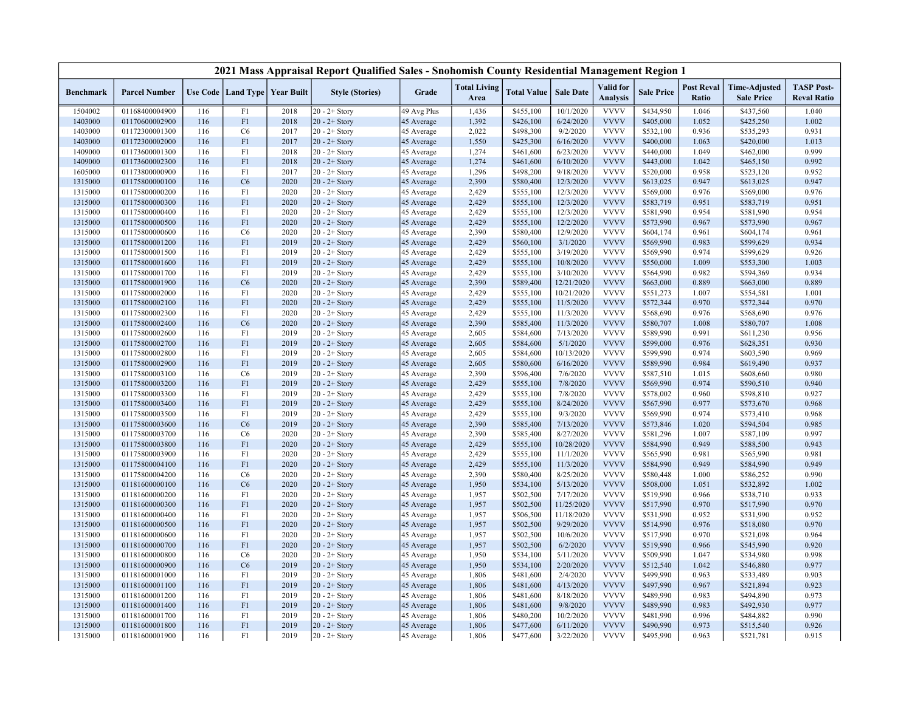# 2021 Mass Appraisal Report Qualified Sales - Snohomish County Residential Management Region 1

| Benchmark | Parcel Number | Use Code | Land Type | Year Built | Style (Stories) | Grade | Total Living Area | Total Value | Sale Date | Valid for Analysis | Sale Price | Post Reval Ratio | Time-Adjusted Sale Price | TASP Post-Reval Ratio |
|---|---|---|---|---|---|---|---|---|---|---|---|---|---|---|
| 1504002 | 01168400004900 | 116 | F1 | 2018 | 20 - 2+ Story | 49 Avg Plus | 1,436 | $455,100 | 10/1/2020 | VVVV | $434,950 | 1.046 | $437,560 | 1.040 |
| 1403000 | 01170600002900 | 116 | F1 | 2018 | 20 - 2+ Story | 45 Average | 1,392 | $426,100 | 6/24/2020 | VVVV | $405,000 | 1.052 | $425,250 | 1.002 |
| 1403000 | 01172300001300 | 116 | C6 | 2017 | 20 - 2+ Story | 45 Average | 2,022 | $498,300 | 9/2/2020 | VVVV | $532,100 | 0.936 | $535,293 | 0.931 |
| 1403000 | 01172300002000 | 116 | F1 | 2017 | 20 - 2+ Story | 45 Average | 1,550 | $425,300 | 6/16/2020 | VVVV | $400,000 | 1.063 | $420,000 | 1.013 |
| 1409000 | 01173600001300 | 116 | F1 | 2018 | 20 - 2+ Story | 45 Average | 1,274 | $461,600 | 6/23/2020 | VVVV | $440,000 | 1.049 | $462,000 | 0.999 |
| 1409000 | 01173600002300 | 116 | F1 | 2018 | 20 - 2+ Story | 45 Average | 1,274 | $461,600 | 6/10/2020 | VVVV | $443,000 | 1.042 | $465,150 | 0.992 |
| 1605000 | 01173800000900 | 116 | F1 | 2017 | 20 - 2+ Story | 45 Average | 1,296 | $498,200 | 9/18/2020 | VVVV | $520,000 | 0.958 | $523,120 | 0.952 |
| 1315000 | 01175800000100 | 116 | C6 | 2020 | 20 - 2+ Story | 45 Average | 2,390 | $580,400 | 12/3/2020 | VVVV | $613,025 | 0.947 | $613,025 | 0.947 |
| 1315000 | 01175800000200 | 116 | F1 | 2020 | 20 - 2+ Story | 45 Average | 2,429 | $555,100 | 12/3/2020 | VVVV | $569,000 | 0.976 | $569,000 | 0.976 |
| 1315000 | 01175800000300 | 116 | F1 | 2020 | 20 - 2+ Story | 45 Average | 2,429 | $555,100 | 12/3/2020 | VVVV | $583,719 | 0.951 | $583,719 | 0.951 |
| 1315000 | 01175800000400 | 116 | F1 | 2020 | 20 - 2+ Story | 45 Average | 2,429 | $555,100 | 12/3/2020 | VVVV | $581,990 | 0.954 | $581,990 | 0.954 |
| 1315000 | 01175800000500 | 116 | F1 | 2020 | 20 - 2+ Story | 45 Average | 2,429 | $555,100 | 12/2/2020 | VVVV | $573,990 | 0.967 | $573,990 | 0.967 |
| 1315000 | 01175800000600 | 116 | C6 | 2020 | 20 - 2+ Story | 45 Average | 2,390 | $580,400 | 12/9/2020 | VVVV | $604,174 | 0.961 | $604,174 | 0.961 |
| 1315000 | 01175800001200 | 116 | F1 | 2019 | 20 - 2+ Story | 45 Average | 2,429 | $560,100 | 3/1/2020 | VVVV | $569,990 | 0.983 | $599,629 | 0.934 |
| 1315000 | 01175800001500 | 116 | F1 | 2019 | 20 - 2+ Story | 45 Average | 2,429 | $555,100 | 3/19/2020 | VVVV | $569,990 | 0.974 | $599,629 | 0.926 |
| 1315000 | 01175800001600 | 116 | F1 | 2019 | 20 - 2+ Story | 45 Average | 2,429 | $555,100 | 10/8/2020 | VVVV | $550,000 | 1.009 | $553,300 | 1.003 |
| 1315000 | 01175800001700 | 116 | F1 | 2019 | 20 - 2+ Story | 45 Average | 2,429 | $555,100 | 3/10/2020 | VVVV | $564,990 | 0.982 | $594,369 | 0.934 |
| 1315000 | 01175800001900 | 116 | C6 | 2020 | 20 - 2+ Story | 45 Average | 2,390 | $589,400 | 12/21/2020 | VVVV | $663,000 | 0.889 | $663,000 | 0.889 |
| 1315000 | 01175800002000 | 116 | F1 | 2020 | 20 - 2+ Story | 45 Average | 2,429 | $555,100 | 10/21/2020 | VVVV | $551,273 | 1.007 | $554,581 | 1.001 |
| 1315000 | 01175800002100 | 116 | F1 | 2020 | 20 - 2+ Story | 45 Average | 2,429 | $555,100 | 11/5/2020 | VVVV | $572,344 | 0.970 | $572,344 | 0.970 |
| 1315000 | 01175800002300 | 116 | F1 | 2020 | 20 - 2+ Story | 45 Average | 2,429 | $555,100 | 11/3/2020 | VVVV | $568,690 | 0.976 | $568,690 | 0.976 |
| 1315000 | 01175800002400 | 116 | C6 | 2020 | 20 - 2+ Story | 45 Average | 2,390 | $585,400 | 11/3/2020 | VVVV | $580,707 | 1.008 | $580,707 | 1.008 |
| 1315000 | 01175800002600 | 116 | F1 | 2019 | 20 - 2+ Story | 45 Average | 2,605 | $584,600 | 7/13/2020 | VVVV | $589,990 | 0.991 | $611,230 | 0.956 |
| 1315000 | 01175800002700 | 116 | F1 | 2019 | 20 - 2+ Story | 45 Average | 2,605 | $584,600 | 5/1/2020 | VVVV | $599,000 | 0.976 | $628,351 | 0.930 |
| 1315000 | 01175800002800 | 116 | F1 | 2019 | 20 - 2+ Story | 45 Average | 2,605 | $584,600 | 10/13/2020 | VVVV | $599,990 | 0.974 | $603,590 | 0.969 |
| 1315000 | 01175800002900 | 116 | F1 | 2019 | 20 - 2+ Story | 45 Average | 2,605 | $580,600 | 6/16/2020 | VVVV | $589,990 | 0.984 | $619,490 | 0.937 |
| 1315000 | 01175800003100 | 116 | C6 | 2019 | 20 - 2+ Story | 45 Average | 2,390 | $596,400 | 7/6/2020 | VVVV | $587,510 | 1.015 | $608,660 | 0.980 |
| 1315000 | 01175800003200 | 116 | F1 | 2019 | 20 - 2+ Story | 45 Average | 2,429 | $555,100 | 7/8/2020 | VVVV | $569,990 | 0.974 | $590,510 | 0.940 |
| 1315000 | 01175800003300 | 116 | F1 | 2019 | 20 - 2+ Story | 45 Average | 2,429 | $555,100 | 7/8/2020 | VVVV | $578,002 | 0.960 | $598,810 | 0.927 |
| 1315000 | 01175800003400 | 116 | F1 | 2019 | 20 - 2+ Story | 45 Average | 2,429 | $555,100 | 8/24/2020 | VVVV | $567,990 | 0.977 | $573,670 | 0.968 |
| 1315000 | 01175800003500 | 116 | F1 | 2019 | 20 - 2+ Story | 45 Average | 2,429 | $555,100 | 9/3/2020 | VVVV | $569,990 | 0.974 | $573,410 | 0.968 |
| 1315000 | 01175800003600 | 116 | C6 | 2019 | 20 - 2+ Story | 45 Average | 2,390 | $585,400 | 7/13/2020 | VVVV | $573,846 | 1.020 | $594,504 | 0.985 |
| 1315000 | 01175800003700 | 116 | C6 | 2020 | 20 - 2+ Story | 45 Average | 2,390 | $585,400 | 8/27/2020 | VVVV | $581,296 | 1.007 | $587,109 | 0.997 |
| 1315000 | 01175800003800 | 116 | F1 | 2020 | 20 - 2+ Story | 45 Average | 2,429 | $555,100 | 10/28/2020 | VVVV | $584,990 | 0.949 | $588,500 | 0.943 |
| 1315000 | 01175800003900 | 116 | F1 | 2020 | 20 - 2+ Story | 45 Average | 2,429 | $555,100 | 11/1/2020 | VVVV | $565,990 | 0.981 | $565,990 | 0.981 |
| 1315000 | 01175800004100 | 116 | F1 | 2020 | 20 - 2+ Story | 45 Average | 2,429 | $555,100 | 11/3/2020 | VVVV | $584,990 | 0.949 | $584,990 | 0.949 |
| 1315000 | 01175800004200 | 116 | C6 | 2020 | 20 - 2+ Story | 45 Average | 2,390 | $580,400 | 8/25/2020 | VVVV | $580,448 | 1.000 | $586,252 | 0.990 |
| 1315000 | 01181600000100 | 116 | C6 | 2020 | 20 - 2+ Story | 45 Average | 1,950 | $534,100 | 5/13/2020 | VVVV | $508,000 | 1.051 | $532,892 | 1.002 |
| 1315000 | 01181600000200 | 116 | F1 | 2020 | 20 - 2+ Story | 45 Average | 1,957 | $502,500 | 7/17/2020 | VVVV | $519,990 | 0.966 | $538,710 | 0.933 |
| 1315000 | 01181600000300 | 116 | F1 | 2020 | 20 - 2+ Story | 45 Average | 1,957 | $502,500 | 11/25/2020 | VVVV | $517,990 | 0.970 | $517,990 | 0.970 |
| 1315000 | 01181600000400 | 116 | F1 | 2020 | 20 - 2+ Story | 45 Average | 1,957 | $506,500 | 11/18/2020 | VVVV | $531,990 | 0.952 | $531,990 | 0.952 |
| 1315000 | 01181600000500 | 116 | F1 | 2020 | 20 - 2+ Story | 45 Average | 1,957 | $502,500 | 9/29/2020 | VVVV | $514,990 | 0.976 | $518,080 | 0.970 |
| 1315000 | 01181600000600 | 116 | F1 | 2020 | 20 - 2+ Story | 45 Average | 1,957 | $502,500 | 10/6/2020 | VVVV | $517,990 | 0.970 | $521,098 | 0.964 |
| 1315000 | 01181600000700 | 116 | F1 | 2020 | 20 - 2+ Story | 45 Average | 1,957 | $502,500 | 6/2/2020 | VVVV | $519,990 | 0.966 | $545,990 | 0.920 |
| 1315000 | 01181600000800 | 116 | C6 | 2020 | 20 - 2+ Story | 45 Average | 1,950 | $534,100 | 5/11/2020 | VVVV | $509,990 | 1.047 | $534,980 | 0.998 |
| 1315000 | 01181600000900 | 116 | C6 | 2019 | 20 - 2+ Story | 45 Average | 1,950 | $534,100 | 2/20/2020 | VVVV | $512,540 | 1.042 | $546,880 | 0.977 |
| 1315000 | 01181600001000 | 116 | F1 | 2019 | 20 - 2+ Story | 45 Average | 1,806 | $481,600 | 2/4/2020 | VVVV | $499,990 | 0.963 | $533,489 | 0.903 |
| 1315000 | 01181600001100 | 116 | F1 | 2019 | 20 - 2+ Story | 45 Average | 1,806 | $481,600 | 4/13/2020 | VVVV | $497,990 | 0.967 | $521,894 | 0.923 |
| 1315000 | 01181600001200 | 116 | F1 | 2019 | 20 - 2+ Story | 45 Average | 1,806 | $481,600 | 8/18/2020 | VVVV | $489,990 | 0.983 | $494,890 | 0.973 |
| 1315000 | 01181600001400 | 116 | F1 | 2019 | 20 - 2+ Story | 45 Average | 1,806 | $481,600 | 9/8/2020 | VVVV | $489,990 | 0.983 | $492,930 | 0.977 |
| 1315000 | 01181600001700 | 116 | F1 | 2019 | 20 - 2+ Story | 45 Average | 1,806 | $480,200 | 10/2/2020 | VVVV | $481,990 | 0.996 | $484,882 | 0.990 |
| 1315000 | 01181600001800 | 116 | F1 | 2019 | 20 - 2+ Story | 45 Average | 1,806 | $477,600 | 6/11/2020 | VVVV | $490,990 | 0.973 | $515,540 | 0.926 |
| 1315000 | 01181600001900 | 116 | F1 | 2019 | 20 - 2+ Story | 45 Average | 1,806 | $477,600 | 3/22/2020 | VVVV | $495,990 | 0.963 | $521,781 | 0.915 |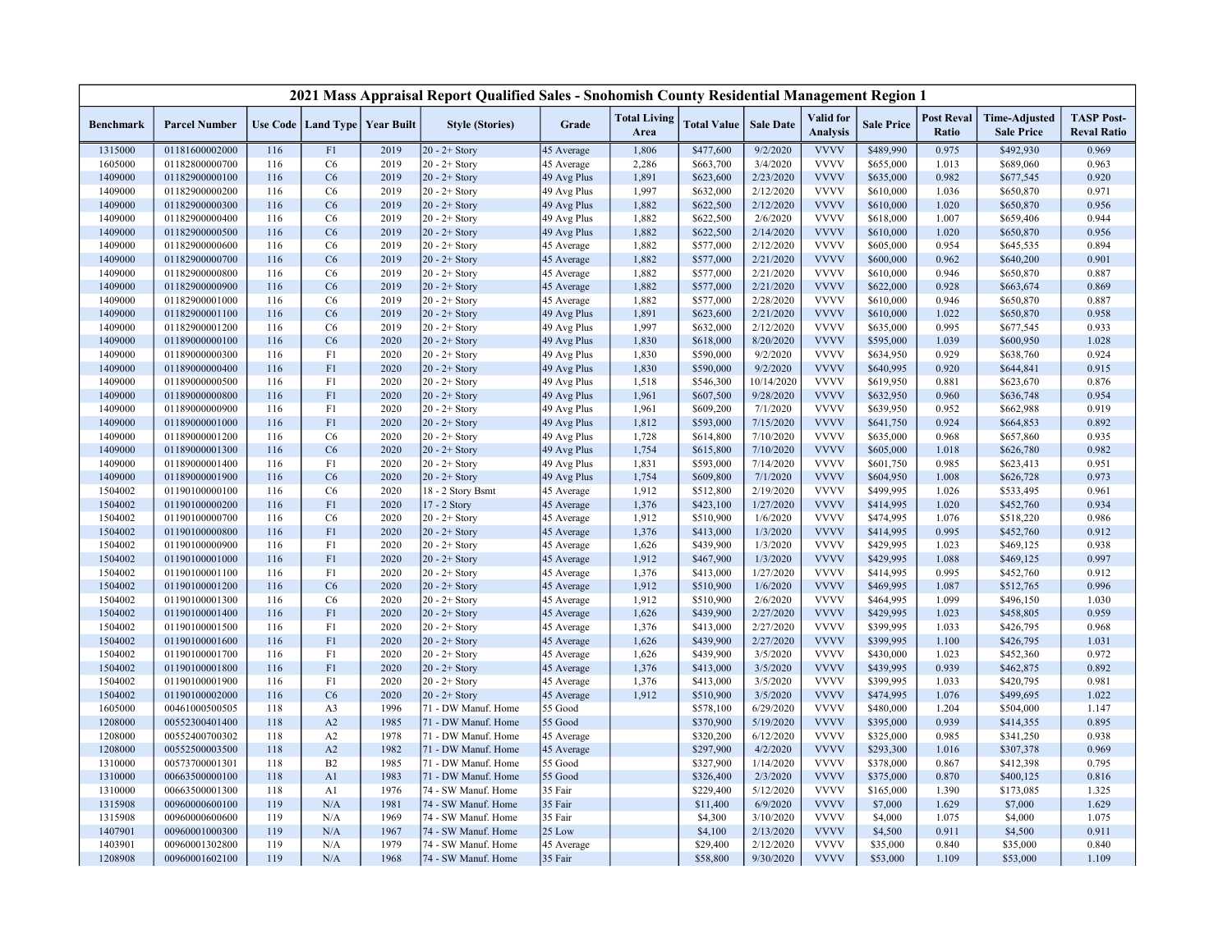# 2021 Mass Appraisal Report Qualified Sales - Snohomish County Residential Management Region 1

| Benchmark | Parcel Number | Use Code | Land Type | Year Built | Style (Stories) | Grade | Total Living Area | Total Value | Sale Date | Valid for Analysis | Sale Price | Post Reval Ratio | Time-Adjusted Sale Price | TASP Post-Reval Ratio |
|---|---|---|---|---|---|---|---|---|---|---|---|---|---|---|
| 1315000 | 01181600002000 | 116 | F1 | 2019 | 20 - 2+ Story | 45 Average | 1,806 | $477,600 | 9/2/2020 | VVVV | $489,990 | 0.975 | $492,930 | 0.969 |
| 1605000 | 01182800000700 | 116 | C6 | 2019 | 20 - 2+ Story | 45 Average | 2,286 | $663,700 | 3/4/2020 | VVVV | $655,000 | 1.013 | $689,060 | 0.963 |
| 1409000 | 01182900000100 | 116 | C6 | 2019 | 20 - 2+ Story | 49 Avg Plus | 1,891 | $623,600 | 2/23/2020 | VVVV | $635,000 | 0.982 | $677,545 | 0.920 |
| 1409000 | 01182900000200 | 116 | C6 | 2019 | 20 - 2+ Story | 49 Avg Plus | 1,997 | $632,000 | 2/12/2020 | VVVV | $610,000 | 1.036 | $650,870 | 0.971 |
| 1409000 | 01182900000300 | 116 | C6 | 2019 | 20 - 2+ Story | 49 Avg Plus | 1,882 | $622,500 | 2/12/2020 | VVVV | $610,000 | 1.020 | $650,870 | 0.956 |
| 1409000 | 01182900000400 | 116 | C6 | 2019 | 20 - 2+ Story | 49 Avg Plus | 1,882 | $622,500 | 2/6/2020 | VVVV | $618,000 | 1.007 | $659,406 | 0.944 |
| 1409000 | 01182900000500 | 116 | C6 | 2019 | 20 - 2+ Story | 49 Avg Plus | 1,882 | $622,500 | 2/14/2020 | VVVV | $610,000 | 1.020 | $650,870 | 0.956 |
| 1409000 | 01182900000600 | 116 | C6 | 2019 | 20 - 2+ Story | 45 Average | 1,882 | $577,000 | 2/12/2020 | VVVV | $605,000 | 0.954 | $645,535 | 0.894 |
| 1409000 | 01182900000700 | 116 | C6 | 2019 | 20 - 2+ Story | 45 Average | 1,882 | $577,000 | 2/21/2020 | VVVV | $600,000 | 0.962 | $640,200 | 0.901 |
| 1409000 | 01182900000800 | 116 | C6 | 2019 | 20 - 2+ Story | 45 Average | 1,882 | $577,000 | 2/21/2020 | VVVV | $610,000 | 0.946 | $650,870 | 0.887 |
| 1409000 | 01182900000900 | 116 | C6 | 2019 | 20 - 2+ Story | 45 Average | 1,882 | $577,000 | 2/21/2020 | VVVV | $622,000 | 0.928 | $663,674 | 0.869 |
| 1409000 | 01182900001000 | 116 | C6 | 2019 | 20 - 2+ Story | 45 Average | 1,882 | $577,000 | 2/28/2020 | VVVV | $610,000 | 0.946 | $650,870 | 0.887 |
| 1409000 | 01182900001100 | 116 | C6 | 2019 | 20 - 2+ Story | 49 Avg Plus | 1,891 | $623,600 | 2/21/2020 | VVVV | $610,000 | 1.022 | $650,870 | 0.958 |
| 1409000 | 01182900001200 | 116 | C6 | 2019 | 20 - 2+ Story | 49 Avg Plus | 1,997 | $632,000 | 2/12/2020 | VVVV | $635,000 | 0.995 | $677,545 | 0.933 |
| 1409000 | 01189000000100 | 116 | C6 | 2020 | 20 - 2+ Story | 49 Avg Plus | 1,830 | $618,000 | 8/20/2020 | VVVV | $595,000 | 1.039 | $600,950 | 1.028 |
| 1409000 | 01189000000300 | 116 | F1 | 2020 | 20 - 2+ Story | 49 Avg Plus | 1,830 | $590,000 | 9/2/2020 | VVVV | $634,950 | 0.929 | $638,760 | 0.924 |
| 1409000 | 01189000000400 | 116 | F1 | 2020 | 20 - 2+ Story | 49 Avg Plus | 1,830 | $590,000 | 9/2/2020 | VVVV | $640,995 | 0.920 | $644,841 | 0.915 |
| 1409000 | 01189000000500 | 116 | F1 | 2020 | 20 - 2+ Story | 49 Avg Plus | 1,518 | $546,300 | 10/14/2020 | VVVV | $619,950 | 0.881 | $623,670 | 0.876 |
| 1409000 | 01189000000800 | 116 | F1 | 2020 | 20 - 2+ Story | 49 Avg Plus | 1,961 | $607,500 | 9/28/2020 | VVVV | $632,950 | 0.960 | $636,748 | 0.954 |
| 1409000 | 01189000000900 | 116 | F1 | 2020 | 20 - 2+ Story | 49 Avg Plus | 1,961 | $609,200 | 7/1/2020 | VVVV | $639,950 | 0.952 | $662,988 | 0.919 |
| 1409000 | 01189000001000 | 116 | F1 | 2020 | 20 - 2+ Story | 49 Avg Plus | 1,812 | $593,000 | 7/15/2020 | VVVV | $641,750 | 0.924 | $664,853 | 0.892 |
| 1409000 | 01189000001200 | 116 | C6 | 2020 | 20 - 2+ Story | 49 Avg Plus | 1,728 | $614,800 | 7/10/2020 | VVVV | $635,000 | 0.968 | $657,860 | 0.935 |
| 1409000 | 01189000001300 | 116 | C6 | 2020 | 20 - 2+ Story | 49 Avg Plus | 1,754 | $615,800 | 7/10/2020 | VVVV | $605,000 | 1.018 | $626,780 | 0.982 |
| 1409000 | 01189000001400 | 116 | F1 | 2020 | 20 - 2+ Story | 49 Avg Plus | 1,831 | $593,000 | 7/14/2020 | VVVV | $601,750 | 0.985 | $623,413 | 0.951 |
| 1409000 | 01189000001900 | 116 | C6 | 2020 | 20 - 2+ Story | 49 Avg Plus | 1,754 | $609,800 | 7/1/2020 | VVVV | $604,950 | 1.008 | $626,728 | 0.973 |
| 1504002 | 01190100000100 | 116 | C6 | 2020 | 18 - 2 Story Bsmt | 45 Average | 1,912 | $512,800 | 2/19/2020 | VVVV | $499,995 | 1.026 | $533,495 | 0.961 |
| 1504002 | 01190100000200 | 116 | F1 | 2020 | 17 - 2 Story | 45 Average | 1,376 | $423,100 | 1/27/2020 | VVVV | $414,995 | 1.020 | $452,760 | 0.934 |
| 1504002 | 01190100000700 | 116 | C6 | 2020 | 20 - 2+ Story | 45 Average | 1,912 | $510,900 | 1/6/2020 | VVVV | $474,995 | 1.076 | $518,220 | 0.986 |
| 1504002 | 01190100000800 | 116 | F1 | 2020 | 20 - 2+ Story | 45 Average | 1,376 | $413,000 | 1/3/2020 | VVVV | $414,995 | 0.995 | $452,760 | 0.912 |
| 1504002 | 01190100000900 | 116 | F1 | 2020 | 20 - 2+ Story | 45 Average | 1,626 | $439,900 | 1/3/2020 | VVVV | $429,995 | 1.023 | $469,125 | 0.938 |
| 1504002 | 01190100001000 | 116 | F1 | 2020 | 20 - 2+ Story | 45 Average | 1,912 | $467,900 | 1/3/2020 | VVVV | $429,995 | 1.088 | $469,125 | 0.997 |
| 1504002 | 01190100001100 | 116 | F1 | 2020 | 20 - 2+ Story | 45 Average | 1,376 | $413,000 | 1/27/2020 | VVVV | $414,995 | 0.995 | $452,760 | 0.912 |
| 1504002 | 01190100001200 | 116 | C6 | 2020 | 20 - 2+ Story | 45 Average | 1,912 | $510,900 | 1/6/2020 | VVVV | $469,995 | 1.087 | $512,765 | 0.996 |
| 1504002 | 01190100001300 | 116 | C6 | 2020 | 20 - 2+ Story | 45 Average | 1,912 | $510,900 | 2/6/2020 | VVVV | $464,995 | 1.099 | $496,150 | 1.030 |
| 1504002 | 01190100001400 | 116 | F1 | 2020 | 20 - 2+ Story | 45 Average | 1,626 | $439,900 | 2/27/2020 | VVVV | $429,995 | 1.023 | $458,805 | 0.959 |
| 1504002 | 01190100001500 | 116 | F1 | 2020 | 20 - 2+ Story | 45 Average | 1,376 | $413,000 | 2/27/2020 | VVVV | $399,995 | 1.033 | $426,795 | 0.968 |
| 1504002 | 01190100001600 | 116 | F1 | 2020 | 20 - 2+ Story | 45 Average | 1,626 | $439,900 | 2/27/2020 | VVVV | $399,995 | 1.100 | $426,795 | 1.031 |
| 1504002 | 01190100001700 | 116 | F1 | 2020 | 20 - 2+ Story | 45 Average | 1,626 | $439,900 | 3/5/2020 | VVVV | $430,000 | 1.023 | $452,360 | 0.972 |
| 1504002 | 01190100001800 | 116 | F1 | 2020 | 20 - 2+ Story | 45 Average | 1,376 | $413,000 | 3/5/2020 | VVVV | $439,995 | 0.939 | $462,875 | 0.892 |
| 1504002 | 01190100001900 | 116 | F1 | 2020 | 20 - 2+ Story | 45 Average | 1,376 | $413,000 | 3/5/2020 | VVVV | $399,995 | 1.033 | $420,795 | 0.981 |
| 1504002 | 01190100002000 | 116 | C6 | 2020 | 20 - 2+ Story | 45 Average | 1,912 | $510,900 | 3/5/2020 | VVVV | $474,995 | 1.076 | $499,695 | 1.022 |
| 1605000 | 00461000500505 | 118 | A3 | 1996 | 71 - DW Manuf. Home | 55 Good | | $578,100 | 6/29/2020 | VVVV | $480,000 | 1.204 | $504,000 | 1.147 |
| 1208000 | 00552300401400 | 118 | A2 | 1985 | 71 - DW Manuf. Home | 55 Good | | $370,900 | 5/19/2020 | VVVV | $395,000 | 0.939 | $414,355 | 0.895 |
| 1208000 | 00552400700302 | 118 | A2 | 1978 | 71 - DW Manuf. Home | 45 Average | | $320,200 | 6/12/2020 | VVVV | $325,000 | 0.985 | $341,250 | 0.938 |
| 1208000 | 00552500003500 | 118 | A2 | 1982 | 71 - DW Manuf. Home | 45 Average | | $297,900 | 4/2/2020 | VVVV | $293,300 | 1.016 | $307,378 | 0.969 |
| 1310000 | 00573700001301 | 118 | B2 | 1985 | 71 - DW Manuf. Home | 55 Good | | $327,900 | 1/14/2020 | VVVV | $378,000 | 0.867 | $412,398 | 0.795 |
| 1310000 | 00663500000100 | 118 | A1 | 1983 | 71 - DW Manuf. Home | 55 Good | | $326,400 | 2/3/2020 | VVVV | $375,000 | 0.870 | $400,125 | 0.816 |
| 1310000 | 00663500001300 | 118 | A1 | 1976 | 74 - SW Manuf. Home | 35 Fair | | $229,400 | 5/12/2020 | VVVV | $165,000 | 1.390 | $173,085 | 1.325 |
| 1315908 | 00960000600100 | 119 | N/A | 1981 | 74 - SW Manuf. Home | 35 Fair | | $11,400 | 6/9/2020 | VVVV | $7,000 | 1.629 | $7,000 | 1.629 |
| 1315908 | 00960000600600 | 119 | N/A | 1969 | 74 - SW Manuf. Home | 35 Fair | | $4,300 | 3/10/2020 | VVVV | $4,000 | 1.075 | $4,000 | 1.075 |
| 1407901 | 00960001000300 | 119 | N/A | 1967 | 74 - SW Manuf. Home | 25 Low | | $4,100 | 2/13/2020 | VVVV | $4,500 | 0.911 | $4,500 | 0.911 |
| 1403901 | 00960001302800 | 119 | N/A | 1979 | 74 - SW Manuf. Home | 45 Average | | $29,400 | 2/12/2020 | VVVV | $35,000 | 0.840 | $35,000 | 0.840 |
| 1208908 | 00960001602100 | 119 | N/A | 1968 | 74 - SW Manuf. Home | 35 Fair | | $58,800 | 9/30/2020 | VVVV | $53,000 | 1.109 | $53,000 | 1.109 |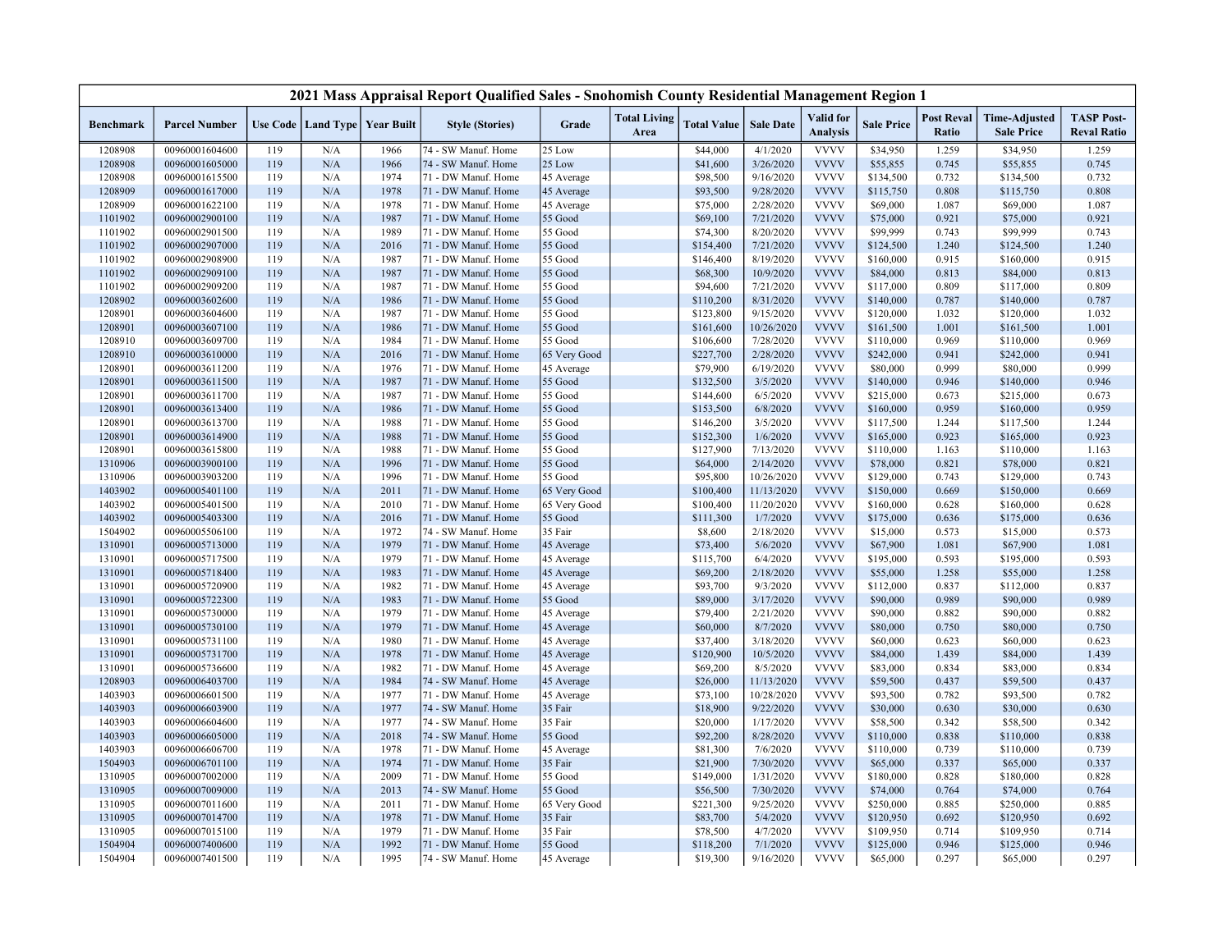# 2021 Mass Appraisal Report Qualified Sales - Snohomish County Residential Management Region 1

| Benchmark | Parcel Number | Use Code | Land Type | Year Built | Style (Stories) | Grade | Total Living Area | Total Value | Sale Date | Valid for Analysis | Sale Price | Post Reval Ratio | Time-Adjusted Sale Price | TASP Post-Reval Ratio |
|---|---|---|---|---|---|---|---|---|---|---|---|---|---|---|
| 1208908 | 00960001604600 | 119 | N/A | 1966 | 74 - SW Manuf. Home | 25 Low | | $44,000 | 4/1/2020 | VVVV | $34,950 | 1.259 | $34,950 | 1.259 |
| 1208908 | 00960001605000 | 119 | N/A | 1966 | 74 - SW Manuf. Home | 25 Low | | $41,600 | 3/26/2020 | VVVV | $55,855 | 0.745 | $55,855 | 0.745 |
| 1208908 | 00960001615500 | 119 | N/A | 1974 | 71 - DW Manuf. Home | 45 Average | | $98,500 | 9/16/2020 | VVVV | $134,500 | 0.732 | $134,500 | 0.732 |
| 1208909 | 00960001617000 | 119 | N/A | 1978 | 71 - DW Manuf. Home | 45 Average | | $93,500 | 9/28/2020 | VVVV | $115,750 | 0.808 | $115,750 | 0.808 |
| 1208909 | 00960001622100 | 119 | N/A | 1978 | 71 - DW Manuf. Home | 45 Average | | $75,000 | 2/28/2020 | VVVV | $69,000 | 1.087 | $69,000 | 1.087 |
| 1101902 | 00960002900100 | 119 | N/A | 1987 | 71 - DW Manuf. Home | 55 Good | | $69,100 | 7/21/2020 | VVVV | $75,000 | 0.921 | $75,000 | 0.921 |
| 1101902 | 00960002901500 | 119 | N/A | 1989 | 71 - DW Manuf. Home | 55 Good | | $74,300 | 8/20/2020 | VVVV | $99,999 | 0.743 | $99,999 | 0.743 |
| 1101902 | 00960002907000 | 119 | N/A | 2016 | 71 - DW Manuf. Home | 55 Good | | $154,400 | 7/21/2020 | VVVV | $124,500 | 1.240 | $124,500 | 1.240 |
| 1101902 | 00960002908900 | 119 | N/A | 1987 | 71 - DW Manuf. Home | 55 Good | | $146,400 | 8/19/2020 | VVVV | $160,000 | 0.915 | $160,000 | 0.915 |
| 1101902 | 00960002909100 | 119 | N/A | 1987 | 71 - DW Manuf. Home | 55 Good | | $68,300 | 10/9/2020 | VVVV | $84,000 | 0.813 | $84,000 | 0.813 |
| 1101902 | 00960002909200 | 119 | N/A | 1987 | 71 - DW Manuf. Home | 55 Good | | $94,600 | 7/21/2020 | VVVV | $117,000 | 0.809 | $117,000 | 0.809 |
| 1208902 | 00960003602600 | 119 | N/A | 1986 | 71 - DW Manuf. Home | 55 Good | | $110,200 | 8/31/2020 | VVVV | $140,000 | 0.787 | $140,000 | 0.787 |
| 1208901 | 00960003604600 | 119 | N/A | 1987 | 71 - DW Manuf. Home | 55 Good | | $123,800 | 9/15/2020 | VVVV | $120,000 | 1.032 | $120,000 | 1.032 |
| 1208901 | 00960003607100 | 119 | N/A | 1986 | 71 - DW Manuf. Home | 55 Good | | $161,600 | 10/26/2020 | VVVV | $161,500 | 1.001 | $161,500 | 1.001 |
| 1208910 | 00960003609700 | 119 | N/A | 1984 | 71 - DW Manuf. Home | 55 Good | | $106,600 | 7/28/2020 | VVVV | $110,000 | 0.969 | $110,000 | 0.969 |
| 1208910 | 00960003610000 | 119 | N/A | 2016 | 71 - DW Manuf. Home | 65 Very Good | | $227,700 | 2/28/2020 | VVVV | $242,000 | 0.941 | $242,000 | 0.941 |
| 1208901 | 00960003611200 | 119 | N/A | 1976 | 71 - DW Manuf. Home | 45 Average | | $79,900 | 6/19/2020 | VVVV | $80,000 | 0.999 | $80,000 | 0.999 |
| 1208901 | 00960003611500 | 119 | N/A | 1987 | 71 - DW Manuf. Home | 55 Good | | $132,500 | 3/5/2020 | VVVV | $140,000 | 0.946 | $140,000 | 0.946 |
| 1208901 | 00960003611700 | 119 | N/A | 1987 | 71 - DW Manuf. Home | 55 Good | | $144,600 | 6/5/2020 | VVVV | $215,000 | 0.673 | $215,000 | 0.673 |
| 1208901 | 00960003613400 | 119 | N/A | 1986 | 71 - DW Manuf. Home | 55 Good | | $153,500 | 6/8/2020 | VVVV | $160,000 | 0.959 | $160,000 | 0.959 |
| 1208901 | 00960003613700 | 119 | N/A | 1988 | 71 - DW Manuf. Home | 55 Good | | $146,200 | 3/5/2020 | VVVV | $117,500 | 1.244 | $117,500 | 1.244 |
| 1208901 | 00960003614900 | 119 | N/A | 1988 | 71 - DW Manuf. Home | 55 Good | | $152,300 | 1/6/2020 | VVVV | $165,000 | 0.923 | $165,000 | 0.923 |
| 1208901 | 00960003615800 | 119 | N/A | 1988 | 71 - DW Manuf. Home | 55 Good | | $127,900 | 7/13/2020 | VVVV | $110,000 | 1.163 | $110,000 | 1.163 |
| 1310906 | 00960003900100 | 119 | N/A | 1996 | 71 - DW Manuf. Home | 55 Good | | $64,000 | 2/14/2020 | VVVV | $78,000 | 0.821 | $78,000 | 0.821 |
| 1310906 | 00960003903200 | 119 | N/A | 1996 | 71 - DW Manuf. Home | 55 Good | | $95,800 | 10/26/2020 | VVVV | $129,000 | 0.743 | $129,000 | 0.743 |
| 1403902 | 00960005401100 | 119 | N/A | 2011 | 71 - DW Manuf. Home | 65 Very Good | | $100,400 | 11/13/2020 | VVVV | $150,000 | 0.669 | $150,000 | 0.669 |
| 1403902 | 00960005401500 | 119 | N/A | 2010 | 71 - DW Manuf. Home | 65 Very Good | | $100,400 | 11/20/2020 | VVVV | $160,000 | 0.628 | $160,000 | 0.628 |
| 1403902 | 00960005403300 | 119 | N/A | 2016 | 71 - DW Manuf. Home | 55 Good | | $111,300 | 1/7/2020 | VVVV | $175,000 | 0.636 | $175,000 | 0.636 |
| 1504902 | 00960005506100 | 119 | N/A | 1972 | 74 - SW Manuf. Home | 35 Fair | | $8,600 | 2/18/2020 | VVVV | $15,000 | 0.573 | $15,000 | 0.573 |
| 1310901 | 00960005713000 | 119 | N/A | 1979 | 71 - DW Manuf. Home | 45 Average | | $73,400 | 5/6/2020 | VVVV | $67,900 | 1.081 | $67,900 | 1.081 |
| 1310901 | 00960005717500 | 119 | N/A | 1979 | 71 - DW Manuf. Home | 45 Average | | $115,700 | 6/4/2020 | VVVV | $195,000 | 0.593 | $195,000 | 0.593 |
| 1310901 | 00960005718400 | 119 | N/A | 1983 | 71 - DW Manuf. Home | 45 Average | | $69,200 | 2/18/2020 | VVVV | $55,000 | 1.258 | $55,000 | 1.258 |
| 1310901 | 00960005720900 | 119 | N/A | 1982 | 71 - DW Manuf. Home | 45 Average | | $93,700 | 9/3/2020 | VVVV | $112,000 | 0.837 | $112,000 | 0.837 |
| 1310901 | 00960005722300 | 119 | N/A | 1983 | 71 - DW Manuf. Home | 55 Good | | $89,000 | 3/17/2020 | VVVV | $90,000 | 0.989 | $90,000 | 0.989 |
| 1310901 | 00960005730000 | 119 | N/A | 1979 | 71 - DW Manuf. Home | 45 Average | | $79,400 | 2/21/2020 | VVVV | $90,000 | 0.882 | $90,000 | 0.882 |
| 1310901 | 00960005730100 | 119 | N/A | 1979 | 71 - DW Manuf. Home | 45 Average | | $60,000 | 8/7/2020 | VVVV | $80,000 | 0.750 | $80,000 | 0.750 |
| 1310901 | 00960005731100 | 119 | N/A | 1980 | 71 - DW Manuf. Home | 45 Average | | $37,400 | 3/18/2020 | VVVV | $60,000 | 0.623 | $60,000 | 0.623 |
| 1310901 | 00960005731700 | 119 | N/A | 1978 | 71 - DW Manuf. Home | 45 Average | | $120,900 | 10/5/2020 | VVVV | $84,000 | 1.439 | $84,000 | 1.439 |
| 1310901 | 00960005736600 | 119 | N/A | 1982 | 71 - DW Manuf. Home | 45 Average | | $69,200 | 8/5/2020 | VVVV | $83,000 | 0.834 | $83,000 | 0.834 |
| 1208903 | 00960006403700 | 119 | N/A | 1984 | 74 - SW Manuf. Home | 45 Average | | $26,000 | 11/13/2020 | VVVV | $59,500 | 0.437 | $59,500 | 0.437 |
| 1403903 | 00960006601500 | 119 | N/A | 1977 | 71 - DW Manuf. Home | 45 Average | | $73,100 | 10/28/2020 | VVVV | $93,500 | 0.782 | $93,500 | 0.782 |
| 1403903 | 00960006603900 | 119 | N/A | 1977 | 74 - SW Manuf. Home | 35 Fair | | $18,900 | 9/22/2020 | VVVV | $30,000 | 0.630 | $30,000 | 0.630 |
| 1403903 | 00960006604600 | 119 | N/A | 1977 | 74 - SW Manuf. Home | 35 Fair | | $20,000 | 1/17/2020 | VVVV | $58,500 | 0.342 | $58,500 | 0.342 |
| 1403903 | 00960006605000 | 119 | N/A | 2018 | 74 - SW Manuf. Home | 55 Good | | $92,200 | 8/28/2020 | VVVV | $110,000 | 0.838 | $110,000 | 0.838 |
| 1403903 | 00960006606700 | 119 | N/A | 1978 | 71 - DW Manuf. Home | 45 Average | | $81,300 | 7/6/2020 | VVVV | $110,000 | 0.739 | $110,000 | 0.739 |
| 1504903 | 00960006701100 | 119 | N/A | 1974 | 71 - DW Manuf. Home | 35 Fair | | $21,900 | 7/30/2020 | VVVV | $65,000 | 0.337 | $65,000 | 0.337 |
| 1310905 | 00960007002000 | 119 | N/A | 2009 | 71 - DW Manuf. Home | 55 Good | | $149,000 | 1/31/2020 | VVVV | $180,000 | 0.828 | $180,000 | 0.828 |
| 1310905 | 00960007009000 | 119 | N/A | 2013 | 74 - SW Manuf. Home | 55 Good | | $56,500 | 7/30/2020 | VVVV | $74,000 | 0.764 | $74,000 | 0.764 |
| 1310905 | 00960007011600 | 119 | N/A | 2011 | 71 - DW Manuf. Home | 65 Very Good | | $221,300 | 9/25/2020 | VVVV | $250,000 | 0.885 | $250,000 | 0.885 |
| 1310905 | 00960007014700 | 119 | N/A | 1978 | 71 - DW Manuf. Home | 35 Fair | | $83,700 | 5/4/2020 | VVVV | $120,950 | 0.692 | $120,950 | 0.692 |
| 1310905 | 00960007015100 | 119 | N/A | 1979 | 71 - DW Manuf. Home | 35 Fair | | $78,500 | 4/7/2020 | VVVV | $109,950 | 0.714 | $109,950 | 0.714 |
| 1504904 | 00960007400600 | 119 | N/A | 1992 | 71 - DW Manuf. Home | 55 Good | | $118,200 | 7/1/2020 | VVVV | $125,000 | 0.946 | $125,000 | 0.946 |
| 1504904 | 00960007401500 | 119 | N/A | 1995 | 74 - SW Manuf. Home | 45 Average | | $19,300 | 9/16/2020 | VVVV | $65,000 | 0.297 | $65,000 | 0.297 |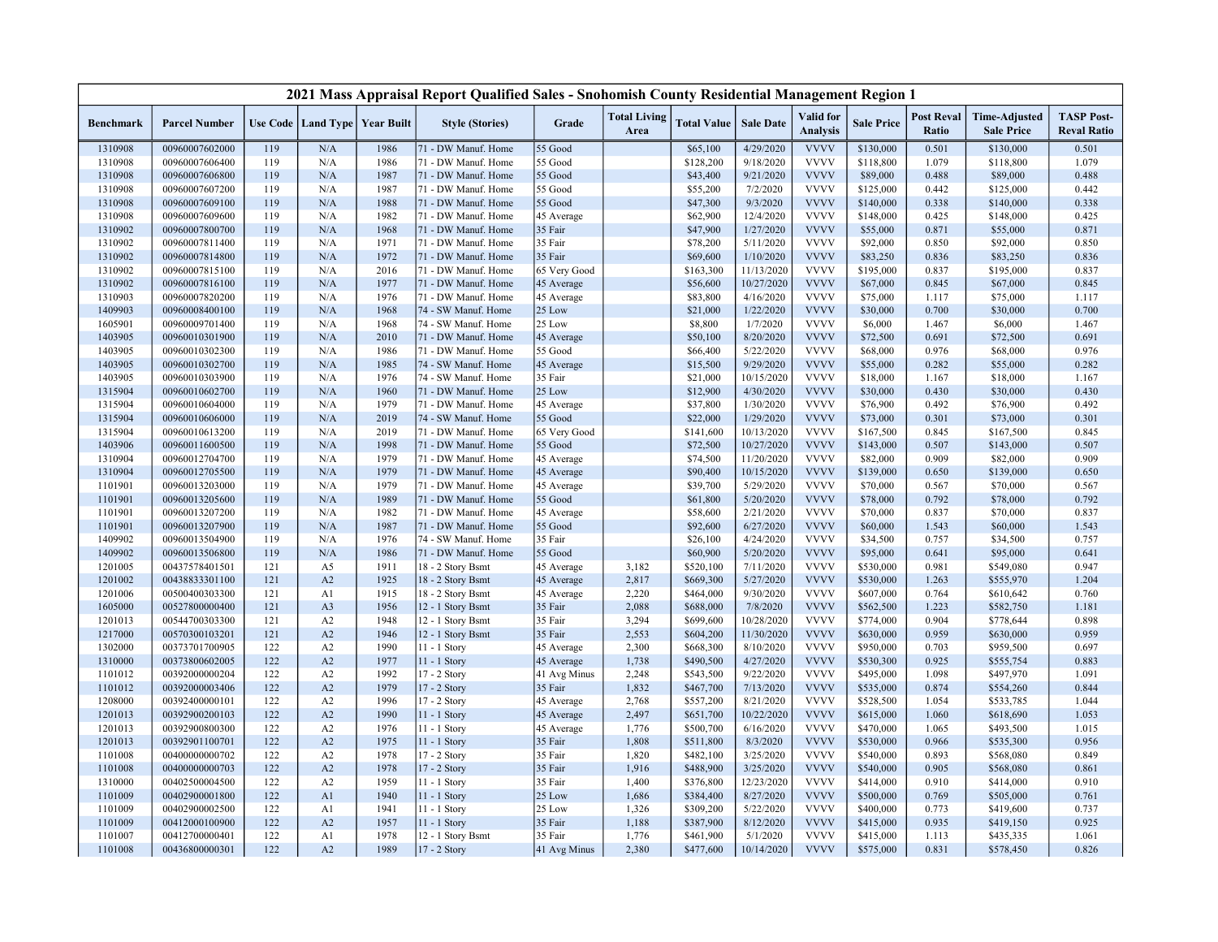# 2021 Mass Appraisal Report Qualified Sales - Snohomish County Residential Management Region 1

| Benchmark | Parcel Number | Use Code | Land Type | Year Built | Style (Stories) | Grade | Total Living Area | Total Value | Sale Date | Valid for Analysis | Sale Price | Post Reval Ratio | Time-Adjusted Sale Price | TASP Post-Reval Ratio |
|---|---|---|---|---|---|---|---|---|---|---|---|---|---|---|
| 1310908 | 00960007602000 | 119 | N/A | 1986 | 71 - DW Manuf. Home | 55 Good | | $65,100 | 4/29/2020 | VVVV | $130,000 | 0.501 | $130,000 | 0.501 |
| 1310908 | 00960007606400 | 119 | N/A | 1986 | 71 - DW Manuf. Home | 55 Good | | $128,200 | 9/18/2020 | VVVV | $118,800 | 1.079 | $118,800 | 1.079 |
| 1310908 | 00960007606800 | 119 | N/A | 1987 | 71 - DW Manuf. Home | 55 Good | | $43,400 | 9/21/2020 | VVVV | $89,000 | 0.488 | $89,000 | 0.488 |
| 1310908 | 00960007607200 | 119 | N/A | 1987 | 71 - DW Manuf. Home | 55 Good | | $55,200 | 7/2/2020 | VVVV | $125,000 | 0.442 | $125,000 | 0.442 |
| 1310908 | 00960007609100 | 119 | N/A | 1988 | 71 - DW Manuf. Home | 55 Good | | $47,300 | 9/3/2020 | VVVV | $140,000 | 0.338 | $140,000 | 0.338 |
| 1310908 | 00960007609600 | 119 | N/A | 1982 | 71 - DW Manuf. Home | 45 Average | | $62,900 | 12/4/2020 | VVVV | $148,000 | 0.425 | $148,000 | 0.425 |
| 1310902 | 00960007800700 | 119 | N/A | 1968 | 71 - DW Manuf. Home | 35 Fair | | $47,900 | 1/27/2020 | VVVV | $55,000 | 0.871 | $55,000 | 0.871 |
| 1310902 | 00960007811400 | 119 | N/A | 1971 | 71 - DW Manuf. Home | 35 Fair | | $78,200 | 5/11/2020 | VVVV | $92,000 | 0.850 | $92,000 | 0.850 |
| 1310902 | 00960007814800 | 119 | N/A | 1972 | 71 - DW Manuf. Home | 35 Fair | | $69,600 | 1/10/2020 | VVVV | $83,250 | 0.836 | $83,250 | 0.836 |
| 1310902 | 00960007815100 | 119 | N/A | 2016 | 71 - DW Manuf. Home | 65 Very Good | | $163,300 | 11/13/2020 | VVVV | $195,000 | 0.837 | $195,000 | 0.837 |
| 1310902 | 00960007816100 | 119 | N/A | 1977 | 71 - DW Manuf. Home | 45 Average | | $56,600 | 10/27/2020 | VVVV | $67,000 | 0.845 | $67,000 | 0.845 |
| 1310903 | 00960007820200 | 119 | N/A | 1976 | 71 - DW Manuf. Home | 45 Average | | $83,800 | 4/16/2020 | VVVV | $75,000 | 1.117 | $75,000 | 1.117 |
| 1409903 | 00960008400100 | 119 | N/A | 1968 | 74 - SW Manuf. Home | 25 Low | | $21,000 | 1/22/2020 | VVVV | $30,000 | 0.700 | $30,000 | 0.700 |
| 1605901 | 00960009701400 | 119 | N/A | 1968 | 74 - SW Manuf. Home | 25 Low | | $8,800 | 1/7/2020 | VVVV | $6,000 | 1.467 | $6,000 | 1.467 |
| 1403905 | 00960010301900 | 119 | N/A | 2010 | 71 - DW Manuf. Home | 45 Average | | $50,100 | 8/20/2020 | VVVV | $72,500 | 0.691 | $72,500 | 0.691 |
| 1403905 | 00960010302300 | 119 | N/A | 1986 | 71 - DW Manuf. Home | 55 Good | | $66,400 | 5/22/2020 | VVVV | $68,000 | 0.976 | $68,000 | 0.976 |
| 1403905 | 00960010302700 | 119 | N/A | 1985 | 74 - SW Manuf. Home | 45 Average | | $15,500 | 9/29/2020 | VVVV | $55,000 | 0.282 | $55,000 | 0.282 |
| 1403905 | 00960010303900 | 119 | N/A | 1976 | 74 - SW Manuf. Home | 35 Fair | | $21,000 | 10/15/2020 | VVVV | $18,000 | 1.167 | $18,000 | 1.167 |
| 1315904 | 00960010602700 | 119 | N/A | 1960 | 71 - DW Manuf. Home | 25 Low | | $12,900 | 4/30/2020 | VVVV | $30,000 | 0.430 | $30,000 | 0.430 |
| 1315904 | 00960010604000 | 119 | N/A | 1979 | 71 - DW Manuf. Home | 45 Average | | $37,800 | 1/30/2020 | VVVV | $76,900 | 0.492 | $76,900 | 0.492 |
| 1315904 | 00960010606000 | 119 | N/A | 2019 | 74 - SW Manuf. Home | 55 Good | | $22,000 | 1/29/2020 | VVVV | $73,000 | 0.301 | $73,000 | 0.301 |
| 1315904 | 00960010613200 | 119 | N/A | 2019 | 71 - DW Manuf. Home | 65 Very Good | | $141,600 | 10/13/2020 | VVVV | $167,500 | 0.845 | $167,500 | 0.845 |
| 1403906 | 00960011600500 | 119 | N/A | 1998 | 71 - DW Manuf. Home | 55 Good | | $72,500 | 10/27/2020 | VVVV | $143,000 | 0.507 | $143,000 | 0.507 |
| 1310904 | 00960012704700 | 119 | N/A | 1979 | 71 - DW Manuf. Home | 45 Average | | $74,500 | 11/20/2020 | VVVV | $82,000 | 0.909 | $82,000 | 0.909 |
| 1310904 | 00960012705500 | 119 | N/A | 1979 | 71 - DW Manuf. Home | 45 Average | | $90,400 | 10/15/2020 | VVVV | $139,000 | 0.650 | $139,000 | 0.650 |
| 1101901 | 00960013203000 | 119 | N/A | 1979 | 71 - DW Manuf. Home | 45 Average | | $39,700 | 5/29/2020 | VVVV | $70,000 | 0.567 | $70,000 | 0.567 |
| 1101901 | 00960013205600 | 119 | N/A | 1989 | 71 - DW Manuf. Home | 55 Good | | $61,800 | 5/20/2020 | VVVV | $78,000 | 0.792 | $78,000 | 0.792 |
| 1101901 | 00960013207200 | 119 | N/A | 1982 | 71 - DW Manuf. Home | 45 Average | | $58,600 | 2/21/2020 | VVVV | $70,000 | 0.837 | $70,000 | 0.837 |
| 1101901 | 00960013207900 | 119 | N/A | 1987 | 71 - DW Manuf. Home | 55 Good | | $92,600 | 6/27/2020 | VVVV | $60,000 | 1.543 | $60,000 | 1.543 |
| 1409902 | 00960013504900 | 119 | N/A | 1976 | 74 - SW Manuf. Home | 35 Fair | | $26,100 | 4/24/2020 | VVVV | $34,500 | 0.757 | $34,500 | 0.757 |
| 1409902 | 00960013506800 | 119 | N/A | 1986 | 71 - DW Manuf. Home | 55 Good | | $60,900 | 5/20/2020 | VVVV | $95,000 | 0.641 | $95,000 | 0.641 |
| 1201005 | 00437578401501 | 121 | A5 | 1911 | 18 - 2 Story Bsmt | 45 Average | 3,182 | $520,100 | 7/11/2020 | VVVV | $530,000 | 0.981 | $549,080 | 0.947 |
| 1201002 | 00438833301100 | 121 | A2 | 1925 | 18 - 2 Story Bsmt | 45 Average | 2,817 | $669,300 | 5/27/2020 | VVVV | $530,000 | 1.263 | $555,970 | 1.204 |
| 1201006 | 00500400303300 | 121 | A1 | 1915 | 18 - 2 Story Bsmt | 45 Average | 2,220 | $464,000 | 9/30/2020 | VVVV | $607,000 | 0.764 | $610,642 | 0.760 |
| 1605000 | 00527800000400 | 121 | A3 | 1956 | 12 - 1 Story Bsmt | 35 Fair | 2,088 | $688,000 | 7/8/2020 | VVVV | $562,500 | 1.223 | $582,750 | 1.181 |
| 1201013 | 00544700303300 | 121 | A2 | 1948 | 12 - 1 Story Bsmt | 35 Fair | 3,294 | $699,600 | 10/28/2020 | VVVV | $774,000 | 0.904 | $778,644 | 0.898 |
| 1217000 | 00570300103201 | 121 | A2 | 1946 | 12 - 1 Story Bsmt | 35 Fair | 2,553 | $604,200 | 11/30/2020 | VVVV | $630,000 | 0.959 | $630,000 | 0.959 |
| 1302000 | 00373701700905 | 122 | A2 | 1990 | 11 - 1 Story | 45 Average | 2,300 | $668,300 | 8/10/2020 | VVVV | $950,000 | 0.703 | $959,500 | 0.697 |
| 1310000 | 00373800602005 | 122 | A2 | 1977 | 11 - 1 Story | 45 Average | 1,738 | $490,500 | 4/27/2020 | VVVV | $530,300 | 0.925 | $555,754 | 0.883 |
| 1101012 | 00392000000204 | 122 | A2 | 1992 | 17 - 2 Story | 41 Avg Minus | 2,248 | $543,500 | 9/22/2020 | VVVV | $495,000 | 1.098 | $497,970 | 1.091 |
| 1101012 | 00392000003406 | 122 | A2 | 1979 | 17 - 2 Story | 35 Fair | 1,832 | $467,700 | 7/13/2020 | VVVV | $535,000 | 0.874 | $554,260 | 0.844 |
| 1208000 | 00392400000101 | 122 | A2 | 1996 | 17 - 2 Story | 45 Average | 2,768 | $557,200 | 8/21/2020 | VVVV | $528,500 | 1.054 | $533,785 | 1.044 |
| 1201013 | 00392900200103 | 122 | A2 | 1990 | 11 - 1 Story | 45 Average | 2,497 | $651,700 | 10/22/2020 | VVVV | $615,000 | 1.060 | $618,690 | 1.053 |
| 1201013 | 00392900800300 | 122 | A2 | 1976 | 11 - 1 Story | 45 Average | 1,776 | $500,700 | 6/16/2020 | VVVV | $470,000 | 1.065 | $493,500 | 1.015 |
| 1201013 | 00392901100701 | 122 | A2 | 1975 | 11 - 1 Story | 35 Fair | 1,808 | $511,800 | 8/3/2020 | VVVV | $530,000 | 0.966 | $535,300 | 0.956 |
| 1101008 | 00400000000702 | 122 | A2 | 1978 | 17 - 2 Story | 35 Fair | 1,820 | $482,100 | 3/25/2020 | VVVV | $540,000 | 0.893 | $568,080 | 0.849 |
| 1101008 | 00400000000703 | 122 | A2 | 1978 | 17 - 2 Story | 35 Fair | 1,916 | $488,900 | 3/25/2020 | VVVV | $540,000 | 0.905 | $568,080 | 0.861 |
| 1310000 | 00402500004500 | 122 | A2 | 1959 | 11 - 1 Story | 35 Fair | 1,400 | $376,800 | 12/23/2020 | VVVV | $414,000 | 0.910 | $414,000 | 0.910 |
| 1101009 | 00402900001800 | 122 | A1 | 1940 | 11 - 1 Story | 25 Low | 1,686 | $384,400 | 8/27/2020 | VVVV | $500,000 | 0.769 | $505,000 | 0.761 |
| 1101009 | 00402900002500 | 122 | A1 | 1941 | 11 - 1 Story | 25 Low | 1,326 | $309,200 | 5/22/2020 | VVVV | $400,000 | 0.773 | $419,600 | 0.737 |
| 1101009 | 00412000100900 | 122 | A2 | 1957 | 11 - 1 Story | 35 Fair | 1,188 | $387,900 | 8/12/2020 | VVVV | $415,000 | 0.935 | $419,150 | 0.925 |
| 1101007 | 00412700000401 | 122 | A1 | 1978 | 12 - 1 Story Bsmt | 35 Fair | 1,776 | $461,900 | 5/1/2020 | VVVV | $415,000 | 1.113 | $435,335 | 1.061 |
| 1101008 | 00436800000301 | 122 | A2 | 1989 | 17 - 2 Story | 41 Avg Minus | 2,380 | $477,600 | 10/14/2020 | VVVV | $575,000 | 0.831 | $578,450 | 0.826 |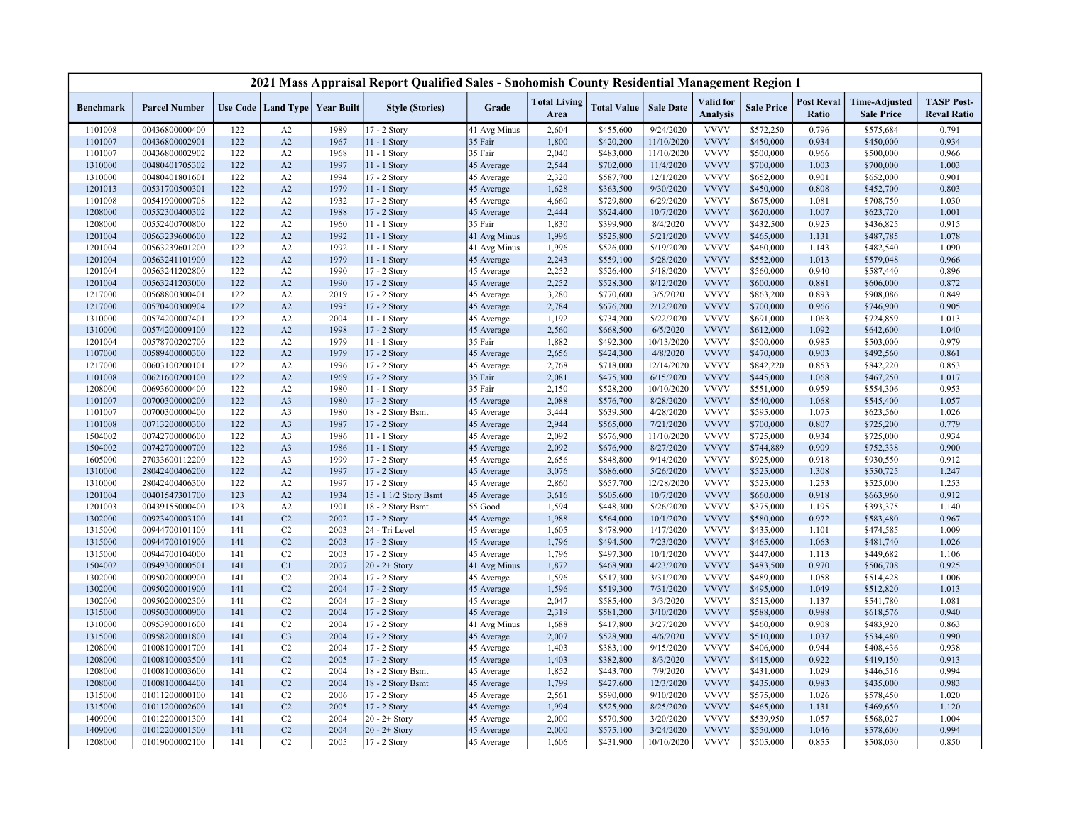| 2021 Mass Appraisal Report Qualified Sales - Snohomish County Residential Management Region 1 | | | | | | | | | | | | | | |
|---|---|---|---|---|---|---|---|---|---|---|---|---|---|---|
| Benchmark | Parcel Number | Use Code | Land Type | Year Built | Style (Stories) | Grade | Total Living Area | Total Value | Sale Date | Valid for Analysis | Sale Price | Post Reval Ratio | Time-Adjusted Sale Price | TASP Post-Reval Ratio |
| 1101008 | 00436800000400 | 122 | A2 | 1989 | 17 - 2 Story | 41 Avg Minus | 2,604 | $455,600 | 9/24/2020 | VVVV | $572,250 | 0.796 | $575,684 | 0.791 |
| 1101007 | 00436800002901 | 122 | A2 | 1967 | 11 - 1 Story | 35 Fair | 1,800 | $420,200 | 11/10/2020 | VVVV | $450,000 | 0.934 | $450,000 | 0.934 |
| 1101007 | 00436800002902 | 122 | A2 | 1968 | 11 - 1 Story | 35 Fair | 2,040 | $483,000 | 11/10/2020 | VVVV | $500,000 | 0.966 | $500,000 | 0.966 |
| 1310000 | 00480401705302 | 122 | A2 | 1997 | 11 - 1 Story | 45 Average | 2,544 | $702,000 | 11/4/2020 | VVVV | $700,000 | 1.003 | $700,000 | 1.003 |
| 1310000 | 00480401801601 | 122 | A2 | 1994 | 17 - 2 Story | 45 Average | 2,320 | $587,700 | 12/1/2020 | VVVV | $652,000 | 0.901 | $652,000 | 0.901 |
| 1201013 | 00531700500301 | 122 | A2 | 1979 | 11 - 1 Story | 45 Average | 1,628 | $363,500 | 9/30/2020 | VVVV | $450,000 | 0.808 | $452,700 | 0.803 |
| 1101008 | 00541900000708 | 122 | A2 | 1932 | 17 - 2 Story | 45 Average | 4,660 | $729,800 | 6/29/2020 | VVVV | $675,000 | 1.081 | $708,750 | 1.030 |
| 1208000 | 00552300400302 | 122 | A2 | 1988 | 17 - 2 Story | 45 Average | 2,444 | $624,400 | 10/7/2020 | VVVV | $620,000 | 1.007 | $623,720 | 1.001 |
| 1208000 | 00552400700800 | 122 | A2 | 1960 | 11 - 1 Story | 35 Fair | 1,830 | $399,900 | 8/4/2020 | VVVV | $432,500 | 0.925 | $436,825 | 0.915 |
| 1201004 | 00563239600600 | 122 | A2 | 1992 | 11 - 1 Story | 41 Avg Minus | 1,996 | $525,800 | 5/21/2020 | VVVV | $465,000 | 1.131 | $487,785 | 1.078 |
| 1201004 | 00563239601200 | 122 | A2 | 1992 | 11 - 1 Story | 41 Avg Minus | 1,996 | $526,100 | 5/19/2020 | VVVV | $460,000 | 1.143 | $482,540 | 1.090 |
| 1201004 | 00563241101900 | 122 | A2 | 1979 | 11 - 1 Story | 45 Average | 2,243 | $559,100 | 5/28/2020 | VVVV | $552,000 | 1.013 | $579,048 | 0.966 |
| 1201004 | 00563241202800 | 122 | A2 | 1990 | 17 - 2 Story | 45 Average | 2,252 | $526,400 | 5/18/2020 | VVVV | $560,000 | 0.940 | $587,440 | 0.896 |
| 1201004 | 00563241203000 | 122 | A2 | 1990 | 17 - 2 Story | 45 Average | 2,252 | $528,300 | 8/12/2020 | VVVV | $600,000 | 0.881 | $606,000 | 0.872 |
| 1217000 | 00568800300401 | 122 | A2 | 2019 | 17 - 2 Story | 45 Average | 3,280 | $770,600 | 3/5/2020 | VVVV | $863,200 | 0.893 | $908,086 | 0.849 |
| 1217000 | 00570400300904 | 122 | A2 | 1995 | 17 - 2 Story | 45 Average | 2,784 | $676,200 | 2/12/2020 | VVVV | $700,000 | 0.966 | $746,900 | 0.905 |
| 1310000 | 00574200007401 | 122 | A2 | 2004 | 11 - 1 Story | 45 Average | 1,192 | $734,200 | 5/22/2020 | VVVV | $691,000 | 1.063 | $724,859 | 1.013 |
| 1310000 | 00574200009100 | 122 | A2 | 1998 | 17 - 2 Story | 45 Average | 2,560 | $668,500 | 6/5/2020 | VVVV | $612,000 | 1.092 | $642,600 | 1.040 |
| 1201004 | 00578700202700 | 122 | A2 | 1979 | 11 - 1 Story | 35 Fair | 1,882 | $492,300 | 10/13/2020 | VVVV | $500,000 | 0.985 | $503,000 | 0.979 |
| 1107000 | 00589400000300 | 122 | A2 | 1979 | 17 - 2 Story | 45 Average | 2,656 | $424,300 | 4/8/2020 | VVVV | $470,000 | 0.903 | $492,560 | 0.861 |
| 1217000 | 00603100200101 | 122 | A2 | 1996 | 17 - 2 Story | 45 Average | 2,768 | $718,000 | 12/14/2020 | VVVV | $842,220 | 0.853 | $842,220 | 0.853 |
| 1101008 | 00621600200100 | 122 | A2 | 1969 | 17 - 2 Story | 35 Fair | 2,081 | $475,300 | 6/15/2020 | VVVV | $445,000 | 1.068 | $467,250 | 1.017 |
| 1208000 | 00693600000400 | 122 | A2 | 1980 | 11 - 1 Story | 35 Fair | 2,150 | $528,200 | 10/10/2020 | VVVV | $551,000 | 0.959 | $554,306 | 0.953 |
| 1101007 | 00700300000200 | 122 | A3 | 1980 | 17 - 2 Story | 45 Average | 2,088 | $576,700 | 8/28/2020 | VVVV | $540,000 | 1.068 | $545,400 | 1.057 |
| 1101007 | 00700300000400 | 122 | A3 | 1980 | 18 - 2 Story Bsmt | 45 Average | 3,444 | $639,500 | 4/28/2020 | VVVV | $595,000 | 1.075 | $623,560 | 1.026 |
| 1101008 | 00713200000300 | 122 | A3 | 1987 | 17 - 2 Story | 45 Average | 2,944 | $565,000 | 7/21/2020 | VVVV | $700,000 | 0.807 | $725,200 | 0.779 |
| 1504002 | 00742700000600 | 122 | A3 | 1986 | 11 - 1 Story | 45 Average | 2,092 | $676,900 | 11/10/2020 | VVVV | $725,000 | 0.934 | $725,000 | 0.934 |
| 1504002 | 00742700000700 | 122 | A3 | 1986 | 11 - 1 Story | 45 Average | 2,092 | $676,900 | 8/27/2020 | VVVV | $744,889 | 0.909 | $752,338 | 0.900 |
| 1605000 | 27033600112200 | 122 | A3 | 1999 | 17 - 2 Story | 45 Average | 2,656 | $848,800 | 9/14/2020 | VVVV | $925,000 | 0.918 | $930,550 | 0.912 |
| 1310000 | 28042400406200 | 122 | A2 | 1997 | 17 - 2 Story | 45 Average | 3,076 | $686,600 | 5/26/2020 | VVVV | $525,000 | 1.308 | $550,725 | 1.247 |
| 1310000 | 28042400406300 | 122 | A2 | 1997 | 17 - 2 Story | 45 Average | 2,860 | $657,700 | 12/28/2020 | VVVV | $525,000 | 1.253 | $525,000 | 1.253 |
| 1201004 | 00401547301700 | 123 | A2 | 1934 | 15 - 1 1/2 Story Bsmt | 45 Average | 3,616 | $605,600 | 10/7/2020 | VVVV | $660,000 | 0.918 | $663,960 | 0.912 |
| 1201003 | 00439155000400 | 123 | A2 | 1901 | 18 - 2 Story Bsmt | 55 Good | 1,594 | $448,300 | 5/26/2020 | VVVV | $375,000 | 1.195 | $393,375 | 1.140 |
| 1302000 | 00923400003100 | 141 | C2 | 2002 | 17 - 2 Story | 45 Average | 1,988 | $564,000 | 10/1/2020 | VVVV | $580,000 | 0.972 | $583,480 | 0.967 |
| 1315000 | 00944700101100 | 141 | C2 | 2003 | 24 - Tri Level | 45 Average | 1,605 | $478,900 | 1/17/2020 | VVVV | $435,000 | 1.101 | $474,585 | 1.009 |
| 1315000 | 00944700101900 | 141 | C2 | 2003 | 17 - 2 Story | 45 Average | 1,796 | $494,500 | 7/23/2020 | VVVV | $465,000 | 1.063 | $481,740 | 1.026 |
| 1315000 | 00944700104000 | 141 | C2 | 2003 | 17 - 2 Story | 45 Average | 1,796 | $497,300 | 10/1/2020 | VVVV | $447,000 | 1.113 | $449,682 | 1.106 |
| 1504002 | 00949300000501 | 141 | C1 | 2007 | 20 - 2+ Story | 41 Avg Minus | 1,872 | $468,900 | 4/23/2020 | VVVV | $483,500 | 0.970 | $506,708 | 0.925 |
| 1302000 | 00950200000900 | 141 | C2 | 2004 | 17 - 2 Story | 45 Average | 1,596 | $517,300 | 3/31/2020 | VVVV | $489,000 | 1.058 | $514,428 | 1.006 |
| 1302000 | 00950200001900 | 141 | C2 | 2004 | 17 - 2 Story | 45 Average | 1,596 | $519,300 | 7/31/2020 | VVVV | $495,000 | 1.049 | $512,820 | 1.013 |
| 1302000 | 00950200002300 | 141 | C2 | 2004 | 17 - 2 Story | 45 Average | 2,047 | $585,400 | 3/3/2020 | VVVV | $515,000 | 1.137 | $541,780 | 1.081 |
| 1315000 | 00950300000900 | 141 | C2 | 2004 | 17 - 2 Story | 45 Average | 2,319 | $581,200 | 3/10/2020 | VVVV | $588,000 | 0.988 | $618,576 | 0.940 |
| 1310000 | 00953900001600 | 141 | C2 | 2004 | 17 - 2 Story | 41 Avg Minus | 1,688 | $417,800 | 3/27/2020 | VVVV | $460,000 | 0.908 | $483,920 | 0.863 |
| 1315000 | 00958200001800 | 141 | C3 | 2004 | 17 - 2 Story | 45 Average | 2,007 | $528,900 | 4/6/2020 | VVVV | $510,000 | 1.037 | $534,480 | 0.990 |
| 1208000 | 01008100001700 | 141 | C2 | 2004 | 17 - 2 Story | 45 Average | 1,403 | $383,100 | 9/15/2020 | VVVV | $406,000 | 0.944 | $408,436 | 0.938 |
| 1208000 | 01008100003500 | 141 | C2 | 2005 | 17 - 2 Story | 45 Average | 1,403 | $382,800 | 8/3/2020 | VVVV | $415,000 | 0.922 | $419,150 | 0.913 |
| 1208000 | 01008100003600 | 141 | C2 | 2004 | 18 - 2 Story Bsmt | 45 Average | 1,852 | $443,700 | 7/9/2020 | VVVV | $431,000 | 1.029 | $446,516 | 0.994 |
| 1208000 | 01008100004400 | 141 | C2 | 2004 | 18 - 2 Story Bsmt | 45 Average | 1,799 | $427,600 | 12/3/2020 | VVVV | $435,000 | 0.983 | $435,000 | 0.983 |
| 1315000 | 01011200000100 | 141 | C2 | 2006 | 17 - 2 Story | 45 Average | 2,561 | $590,000 | 9/10/2020 | VVVV | $575,000 | 1.026 | $578,450 | 1.020 |
| 1315000 | 01011200002600 | 141 | C2 | 2005 | 17 - 2 Story | 45 Average | 1,994 | $525,900 | 8/25/2020 | VVVV | $465,000 | 1.131 | $469,650 | 1.120 |
| 1409000 | 01012200001300 | 141 | C2 | 2004 | 20 - 2+ Story | 45 Average | 2,000 | $570,500 | 3/20/2020 | VVVV | $539,950 | 1.057 | $568,027 | 1.004 |
| 1409000 | 01012200001500 | 141 | C2 | 2004 | 20 - 2+ Story | 45 Average | 2,000 | $575,100 | 3/24/2020 | VVVV | $550,000 | 1.046 | $578,600 | 0.994 |
| 1208000 | 01019000002100 | 141 | C2 | 2005 | 17 - 2 Story | 45 Average | 1,606 | $431,900 | 10/10/2020 | VVVV | $505,000 | 0.855 | $508,030 | 0.850 |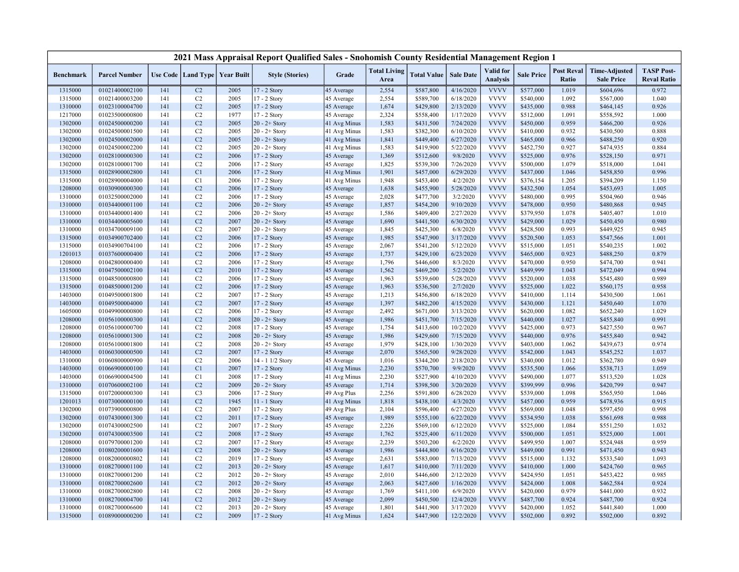# 2021 Mass Appraisal Report Qualified Sales - Snohomish County Residential Management Region 1

| Benchmark | Parcel Number | Use Code | Land Type | Year Built | Style (Stories) | Grade | Total Living Area | Total Value | Sale Date | Valid for Analysis | Sale Price | Post Reval Ratio | Time-Adjusted Sale Price | TASP Post-Reval Ratio |
|---|---|---|---|---|---|---|---|---|---|---|---|---|---|---|
| 1315000 | 01021400002100 | 141 | C2 | 2005 | 17 - 2 Story | 45 Average | 2,554 | $587,800 | 4/16/2020 | VVVV | $577,000 | 1.019 | $604,696 | 0.972 |
| 1315000 | 01021400003200 | 141 | C2 | 2005 | 17 - 2 Story | 45 Average | 2,554 | $589,700 | 6/18/2020 | VVVV | $540,000 | 1.092 | $567,000 | 1.040 |
| 1310000 | 01023100004700 | 141 | C2 | 2005 | 17 - 2 Story | 45 Average | 1,674 | $429,800 | 2/13/2020 | VVVV | $435,000 | 0.988 | $464,145 | 0.926 |
| 1217000 | 01023500000800 | 141 | C2 | 1977 | 17 - 2 Story | 45 Average | 2,324 | $558,400 | 1/17/2020 | VVVV | $512,000 | 1.091 | $558,592 | 1.000 |
| 1302000 | 01024500000200 | 141 | C2 | 2005 | 20 - 2+ Story | 41 Avg Minus | 1,583 | $431,500 | 7/24/2020 | VVVV | $450,000 | 0.959 | $466,200 | 0.926 |
| 1302000 | 01024500001500 | 141 | C2 | 2005 | 20 - 2+ Story | 41 Avg Minus | 1,583 | $382,300 | 6/10/2020 | VVVV | $410,000 | 0.932 | $430,500 | 0.888 |
| 1302000 | 01024500002000 | 141 | C2 | 2005 | 20 - 2+ Story | 41 Avg Minus | 1,841 | $449,400 | 6/27/2020 | VVVV | $465,000 | 0.966 | $488,250 | 0.920 |
| 1302000 | 01024500002200 | 141 | C2 | 2005 | 20 - 2+ Story | 41 Avg Minus | 1,583 | $419,900 | 5/22/2020 | VVVV | $452,750 | 0.927 | $474,935 | 0.884 |
| 1302000 | 01028100000300 | 141 | C2 | 2006 | 17 - 2 Story | 45 Average | 1,369 | $512,600 | 9/8/2020 | VVVV | $525,000 | 0.976 | $528,150 | 0.971 |
| 1302000 | 01028100001700 | 141 | C2 | 2006 | 17 - 2 Story | 45 Average | 1,825 | $539,300 | 7/26/2020 | VVVV | $500,000 | 1.079 | $518,000 | 1.041 |
| 1315000 | 01028900002800 | 141 | C1 | 2006 | 17 - 2 Story | 41 Avg Minus | 1,901 | $457,000 | 6/29/2020 | VVVV | $437,000 | 1.046 | $458,850 | 0.996 |
| 1315000 | 01028900004000 | 141 | C1 | 2006 | 17 - 2 Story | 41 Avg Minus | 1,948 | $453,400 | 4/2/2020 | VVVV | $376,154 | 1.205 | $394,209 | 1.150 |
| 1208000 | 01030900000300 | 141 | C2 | 2006 | 17 - 2 Story | 45 Average | 1,638 | $455,900 | 5/28/2020 | VVVV | $432,500 | 1.054 | $453,693 | 1.005 |
| 1310000 | 01032500002000 | 141 | C2 | 2006 | 17 - 2 Story | 45 Average | 2,028 | $477,700 | 3/2/2020 | VVVV | $480,000 | 0.995 | $504,960 | 0.946 |
| 1310000 | 01034400001100 | 141 | C2 | 2006 | 20 - 2+ Story | 45 Average | 1,857 | $454,200 | 9/10/2020 | VVVV | $478,000 | 0.950 | $480,868 | 0.945 |
| 1310000 | 01034400001400 | 141 | C2 | 2006 | 20 - 2+ Story | 45 Average | 1,586 | $409,400 | 2/27/2020 | VVVV | $379,950 | 1.078 | $405,407 | 1.010 |
| 1310000 | 01034400005600 | 141 | C2 | 2007 | 20 - 2+ Story | 45 Average | 1,690 | $441,500 | 6/30/2020 | VVVV | $429,000 | 1.029 | $450,450 | 0.980 |
| 1310000 | 01034700009100 | 141 | C2 | 2007 | 20 - 2+ Story | 45 Average | 1,845 | $425,300 | 6/8/2020 | VVVV | $428,500 | 0.993 | $449,925 | 0.945 |
| 1315000 | 01034900702400 | 141 | C2 | 2006 | 17 - 2 Story | 45 Average | 1,985 | $547,900 | 3/17/2020 | VVVV | $520,500 | 1.053 | $547,566 | 1.001 |
| 1315000 | 01034900704100 | 141 | C2 | 2006 | 17 - 2 Story | 45 Average | 2,067 | $541,200 | 5/12/2020 | VVVV | $515,000 | 1.051 | $540,235 | 1.002 |
| 1201013 | 01037600000400 | 141 | C2 | 2006 | 17 - 2 Story | 45 Average | 1,737 | $429,100 | 6/23/2020 | VVVV | $465,000 | 0.923 | $488,250 | 0.879 |
| 1208000 | 01042800000400 | 141 | C2 | 2006 | 17 - 2 Story | 45 Average | 1,796 | $446,600 | 8/3/2020 | VVVV | $470,000 | 0.950 | $474,700 | 0.941 |
| 1315000 | 01047500002100 | 141 | C2 | 2010 | 17 - 2 Story | 45 Average | 1,562 | $469,200 | 5/2/2020 | VVVV | $449,999 | 1.043 | $472,049 | 0.994 |
| 1315000 | 01048500000800 | 141 | C2 | 2006 | 17 - 2 Story | 45 Average | 1,963 | $539,600 | 5/28/2020 | VVVV | $520,000 | 1.038 | $545,480 | 0.989 |
| 1315000 | 01048500001200 | 141 | C2 | 2006 | 17 - 2 Story | 45 Average | 1,963 | $536,500 | 2/7/2020 | VVVV | $525,000 | 1.022 | $560,175 | 0.958 |
| 1403000 | 01049500001800 | 141 | C2 | 2007 | 17 - 2 Story | 45 Average | 1,213 | $456,800 | 6/18/2020 | VVVV | $410,000 | 1.114 | $430,500 | 1.061 |
| 1403000 | 01049500004000 | 141 | C2 | 2007 | 17 - 2 Story | 45 Average | 1,397 | $482,200 | 4/15/2020 | VVVV | $430,000 | 1.121 | $450,640 | 1.070 |
| 1605000 | 01049900000800 | 141 | C2 | 2006 | 17 - 2 Story | 45 Average | 2,492 | $671,000 | 3/13/2020 | VVVV | $620,000 | 1.082 | $652,240 | 1.029 |
| 1208000 | 01056100000300 | 141 | C2 | 2008 | 20 - 2+ Story | 45 Average | 1,986 | $451,700 | 7/15/2020 | VVVV | $440,000 | 1.027 | $455,840 | 0.991 |
| 1208000 | 01056100000700 | 141 | C2 | 2008 | 17 - 2 Story | 45 Average | 1,754 | $413,600 | 10/2/2020 | VVVV | $425,000 | 0.973 | $427,550 | 0.967 |
| 1208000 | 01056100001300 | 141 | C2 | 2008 | 20 - 2+ Story | 45 Average | 1,986 | $429,600 | 7/15/2020 | VVVV | $440,000 | 0.976 | $455,840 | 0.942 |
| 1208000 | 01056100001800 | 141 | C2 | 2008 | 20 - 2+ Story | 45 Average | 1,979 | $428,100 | 1/30/2020 | VVVV | $403,000 | 1.062 | $439,673 | 0.974 |
| 1403000 | 01060300000500 | 141 | C2 | 2007 | 17 - 2 Story | 45 Average | 2,070 | $565,500 | 9/28/2020 | VVVV | $542,000 | 1.043 | $545,252 | 1.037 |
| 1310000 | 01060800000900 | 141 | C2 | 2006 | 14 - 1 1/2 Story | 45 Average | 1,016 | $344,200 | 2/18/2020 | VVVV | $340,000 | 1.012 | $362,780 | 0.949 |
| 1403000 | 01066900000100 | 141 | C1 | 2007 | 17 - 2 Story | 41 Avg Minus | 2,230 | $570,700 | 9/9/2020 | VVVV | $535,500 | 1.066 | $538,713 | 1.059 |
| 1403000 | 01066900004500 | 141 | C1 | 2008 | 17 - 2 Story | 41 Avg Minus | 2,230 | $527,900 | 4/10/2020 | VVVV | $490,000 | 1.077 | $513,520 | 1.028 |
| 1310000 | 01070600002100 | 141 | C2 | 2009 | 20 - 2+ Story | 45 Average | 1,714 | $398,500 | 3/20/2020 | VVVV | $399,999 | 0.996 | $420,799 | 0.947 |
| 1315000 | 01072000000300 | 141 | C3 | 2006 | 17 - 2 Story | 49 Avg Plus | 2,256 | $591,800 | 6/28/2020 | VVVV | $539,000 | 1.098 | $565,950 | 1.046 |
| 1201013 | 01073000000100 | 141 | C2 | 1945 | 11 - 1 Story | 41 Avg Minus | 1,818 | $438,100 | 4/3/2020 | VVVV | $457,000 | 0.959 | $478,936 | 0.915 |
| 1302000 | 01073900000800 | 141 | C2 | 2007 | 17 - 2 Story | 49 Avg Plus | 2,104 | $596,400 | 6/27/2020 | VVVV | $569,000 | 1.048 | $597,450 | 0.998 |
| 1302000 | 01074300001300 | 141 | C2 | 2011 | 17 - 2 Story | 45 Average | 1,989 | $555,100 | 6/22/2020 | VVVV | $534,950 | 1.038 | $561,698 | 0.988 |
| 1302000 | 01074300002500 | 141 | C2 | 2007 | 17 - 2 Story | 45 Average | 2,226 | $569,100 | 6/12/2020 | VVVV | $525,000 | 1.084 | $551,250 | 1.032 |
| 1302000 | 01074300003500 | 141 | C2 | 2008 | 17 - 2 Story | 45 Average | 1,762 | $525,400 | 6/11/2020 | VVVV | $500,000 | 1.051 | $525,000 | 1.001 |
| 1208000 | 01079700001200 | 141 | C2 | 2007 | 17 - 2 Story | 45 Average | 2,239 | $503,200 | 6/2/2020 | VVVV | $499,950 | 1.007 | $524,948 | 0.959 |
| 1208000 | 01080200001600 | 141 | C2 | 2008 | 20 - 2+ Story | 45 Average | 1,986 | $444,800 | 6/16/2020 | VVVV | $449,000 | 0.991 | $471,450 | 0.943 |
| 1208000 | 01082000000802 | 141 | C2 | 2019 | 17 - 2 Story | 45 Average | 2,631 | $583,000 | 7/13/2020 | VVVV | $515,000 | 1.132 | $533,540 | 1.093 |
| 1310000 | 01082700001100 | 141 | C2 | 2013 | 20 - 2+ Story | 45 Average | 1,617 | $410,000 | 7/11/2020 | VVVV | $410,000 | 1.000 | $424,760 | 0.965 |
| 1310000 | 01082700001200 | 141 | C2 | 2012 | 20 - 2+ Story | 45 Average | 2,010 | $446,600 | 2/12/2020 | VVVV | $424,950 | 1.051 | $453,422 | 0.985 |
| 1310000 | 01082700002600 | 141 | C2 | 2012 | 20 - 2+ Story | 45 Average | 2,063 | $427,600 | 1/16/2020 | VVVV | $424,000 | 1.008 | $462,584 | 0.924 |
| 1310000 | 01082700002800 | 141 | C2 | 2008 | 20 - 2+ Story | 45 Average | 1,769 | $411,100 | 6/9/2020 | VVVV | $420,000 | 0.979 | $441,000 | 0.932 |
| 1310000 | 01082700004700 | 141 | C2 | 2012 | 20 - 2+ Story | 45 Average | 2,099 | $450,500 | 12/4/2020 | VVVV | $487,700 | 0.924 | $487,700 | 0.924 |
| 1310000 | 01082700006600 | 141 | C2 | 2013 | 20 - 2+ Story | 45 Average | 1,801 | $441,900 | 3/17/2020 | VVVV | $420,000 | 1.052 | $441,840 | 1.000 |
| 1315000 | 01089000000200 | 141 | C2 | 2009 | 17 - 2 Story | 41 Avg Minus | 1,624 | $447,900 | 12/2/2020 | VVVV | $502,000 | 0.892 | $502,000 | 0.892 |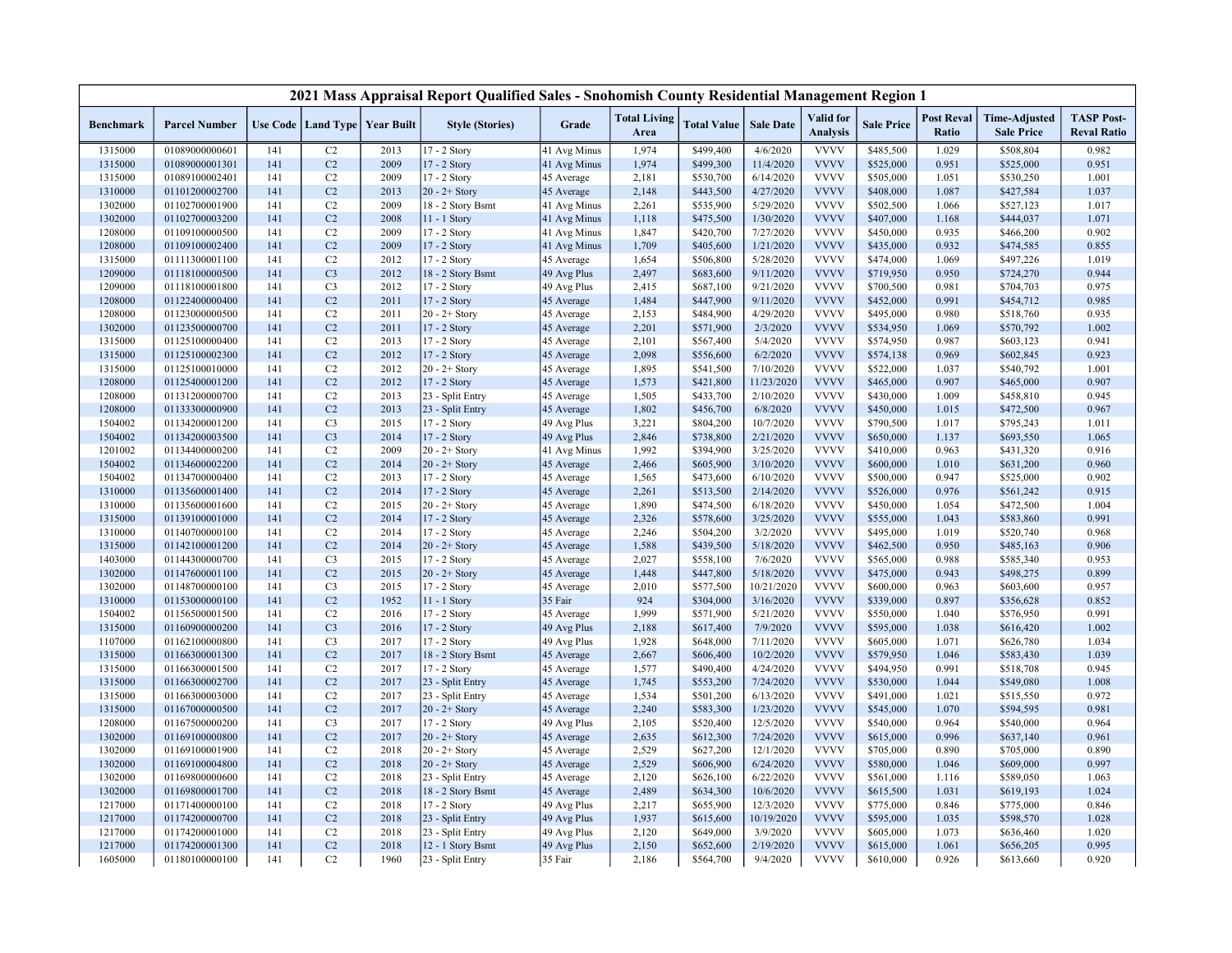# 2021 Mass Appraisal Report Qualified Sales - Snohomish County Residential Management Region 1

| Benchmark | Parcel Number | Use Code | Land Type | Year Built | Style (Stories) | Grade | Total Living Area | Total Value | Sale Date | Valid for Analysis | Sale Price | Post Reval Ratio | Time-Adjusted Sale Price | TASP Post-Reval Ratio |
|---|---|---|---|---|---|---|---|---|---|---|---|---|---|---|
| 1315000 | 01089000000601 | 141 | C2 | 2013 | 17 - 2 Story | 41 Avg Minus | 1,974 | $499,400 | 4/6/2020 | VVVV | $485,500 | 1.029 | $508,804 | 0.982 |
| 1315000 | 01089000001301 | 141 | C2 | 2009 | 17 - 2 Story | 41 Avg Minus | 1,974 | $499,300 | 11/4/2020 | VVVV | $525,000 | 0.951 | $525,000 | 0.951 |
| 1315000 | 01089100002401 | 141 | C2 | 2009 | 17 - 2 Story | 45 Average | 2,181 | $530,700 | 6/14/2020 | VVVV | $505,000 | 1.051 | $530,250 | 1.001 |
| 1310000 | 01101200002700 | 141 | C2 | 2013 | 20 - 2+ Story | 45 Average | 2,148 | $443,500 | 4/27/2020 | VVVV | $408,000 | 1.087 | $427,584 | 1.037 |
| 1302000 | 01102700001900 | 141 | C2 | 2009 | 18 - 2 Story Bsmt | 41 Avg Minus | 2,261 | $535,900 | 5/29/2020 | VVVV | $502,500 | 1.066 | $527,123 | 1.017 |
| 1302000 | 01102700003200 | 141 | C2 | 2008 | 11 - 1 Story | 41 Avg Minus | 1,118 | $475,500 | 1/30/2020 | VVVV | $407,000 | 1.168 | $444,037 | 1.071 |
| 1208000 | 01109100000500 | 141 | C2 | 2009 | 17 - 2 Story | 41 Avg Minus | 1,847 | $420,700 | 7/27/2020 | VVVV | $450,000 | 0.935 | $466,200 | 0.902 |
| 1208000 | 01109100002400 | 141 | C2 | 2009 | 17 - 2 Story | 41 Avg Minus | 1,709 | $405,600 | 1/21/2020 | VVVV | $435,000 | 0.932 | $474,585 | 0.855 |
| 1315000 | 01111300001100 | 141 | C2 | 2012 | 17 - 2 Story | 45 Average | 1,654 | $506,800 | 5/28/2020 | VVVV | $474,000 | 1.069 | $497,226 | 1.019 |
| 1209000 | 01118100000500 | 141 | C3 | 2012 | 18 - 2 Story Bsmt | 49 Avg Plus | 2,497 | $683,600 | 9/11/2020 | VVVV | $719,950 | 0.950 | $724,270 | 0.944 |
| 1209000 | 01118100001800 | 141 | C3 | 2012 | 17 - 2 Story | 49 Avg Plus | 2,415 | $687,100 | 9/21/2020 | VVVV | $700,500 | 0.981 | $704,703 | 0.975 |
| 1208000 | 01122400000400 | 141 | C2 | 2011 | 17 - 2 Story | 45 Average | 1,484 | $447,900 | 9/11/2020 | VVVV | $452,000 | 0.991 | $454,712 | 0.985 |
| 1208000 | 01123000000500 | 141 | C2 | 2011 | 20 - 2+ Story | 45 Average | 2,153 | $484,900 | 4/29/2020 | VVVV | $495,000 | 0.980 | $518,760 | 0.935 |
| 1302000 | 01123500000700 | 141 | C2 | 2011 | 17 - 2 Story | 45 Average | 2,201 | $571,900 | 2/3/2020 | VVVV | $534,950 | 1.069 | $570,792 | 1.002 |
| 1315000 | 01125100000400 | 141 | C2 | 2013 | 17 - 2 Story | 45 Average | 2,101 | $567,400 | 5/4/2020 | VVVV | $574,950 | 0.987 | $603,123 | 0.941 |
| 1315000 | 01125100002300 | 141 | C2 | 2012 | 17 - 2 Story | 45 Average | 2,098 | $556,600 | 6/2/2020 | VVVV | $574,138 | 0.969 | $602,845 | 0.923 |
| 1315000 | 01125100010000 | 141 | C2 | 2012 | 20 - 2+ Story | 45 Average | 1,895 | $541,500 | 7/10/2020 | VVVV | $522,000 | 1.037 | $540,792 | 1.001 |
| 1208000 | 01125400001200 | 141 | C2 | 2012 | 17 - 2 Story | 45 Average | 1,573 | $421,800 | 11/23/2020 | VVVV | $465,000 | 0.907 | $465,000 | 0.907 |
| 1208000 | 01131200000700 | 141 | C2 | 2013 | 23 - Split Entry | 45 Average | 1,505 | $433,700 | 2/10/2020 | VVVV | $430,000 | 1.009 | $458,810 | 0.945 |
| 1208000 | 01133300000900 | 141 | C2 | 2013 | 23 - Split Entry | 45 Average | 1,802 | $456,700 | 6/8/2020 | VVVV | $450,000 | 1.015 | $472,500 | 0.967 |
| 1504002 | 01134200001200 | 141 | C3 | 2015 | 17 - 2 Story | 49 Avg Plus | 3,221 | $804,200 | 10/7/2020 | VVVV | $790,500 | 1.017 | $795,243 | 1.011 |
| 1504002 | 01134200003500 | 141 | C3 | 2014 | 17 - 2 Story | 49 Avg Plus | 2,846 | $738,800 | 2/21/2020 | VVVV | $650,000 | 1.137 | $693,550 | 1.065 |
| 1201002 | 01134400000200 | 141 | C2 | 2009 | 20 - 2+ Story | 41 Avg Minus | 1,992 | $394,900 | 3/25/2020 | VVVV | $410,000 | 0.963 | $431,320 | 0.916 |
| 1504002 | 01134600002200 | 141 | C2 | 2014 | 20 - 2+ Story | 45 Average | 2,466 | $605,900 | 3/10/2020 | VVVV | $600,000 | 1.010 | $631,200 | 0.960 |
| 1504002 | 01134700000400 | 141 | C2 | 2013 | 17 - 2 Story | 45 Average | 1,565 | $473,600 | 6/10/2020 | VVVV | $500,000 | 0.947 | $525,000 | 0.902 |
| 1310000 | 01135600001400 | 141 | C2 | 2014 | 17 - 2 Story | 45 Average | 2,261 | $513,500 | 2/14/2020 | VVVV | $526,000 | 0.976 | $561,242 | 0.915 |
| 1310000 | 01135600001600 | 141 | C2 | 2015 | 20 - 2+ Story | 45 Average | 1,890 | $474,500 | 6/18/2020 | VVVV | $450,000 | 1.054 | $472,500 | 1.004 |
| 1315000 | 01139100001000 | 141 | C2 | 2014 | 17 - 2 Story | 45 Average | 2,326 | $578,600 | 3/25/2020 | VVVV | $555,000 | 1.043 | $583,860 | 0.991 |
| 1310000 | 01140700000100 | 141 | C2 | 2014 | 17 - 2 Story | 45 Average | 2,246 | $504,200 | 3/2/2020 | VVVV | $495,000 | 1.019 | $520,740 | 0.968 |
| 1315000 | 01142100001200 | 141 | C2 | 2014 | 20 - 2+ Story | 45 Average | 1,588 | $439,500 | 5/18/2020 | VVVV | $462,500 | 0.950 | $485,163 | 0.906 |
| 1403000 | 01144300000700 | 141 | C3 | 2015 | 17 - 2 Story | 45 Average | 2,027 | $558,100 | 7/6/2020 | VVVV | $565,000 | 0.988 | $585,340 | 0.953 |
| 1302000 | 01147600001100 | 141 | C2 | 2015 | 20 - 2+ Story | 45 Average | 1,448 | $447,800 | 5/18/2020 | VVVV | $475,000 | 0.943 | $498,275 | 0.899 |
| 1302000 | 01148700000100 | 141 | C3 | 2015 | 17 - 2 Story | 45 Average | 2,010 | $577,500 | 10/21/2020 | VVVV | $600,000 | 0.963 | $603,600 | 0.957 |
| 1310000 | 01153000000100 | 141 | C2 | 1952 | 11 - 1 Story | 35 Fair | 924 | $304,000 | 3/16/2020 | VVVV | $339,000 | 0.897 | $356,628 | 0.852 |
| 1504002 | 01156500001500 | 141 | C2 | 2016 | 17 - 2 Story | 45 Average | 1,999 | $571,900 | 5/21/2020 | VVVV | $550,000 | 1.040 | $576,950 | 0.991 |
| 1315000 | 01160900000200 | 141 | C3 | 2016 | 17 - 2 Story | 49 Avg Plus | 2,188 | $617,400 | 7/9/2020 | VVVV | $595,000 | 1.038 | $616,420 | 1.002 |
| 1107000 | 01162100000800 | 141 | C3 | 2017 | 17 - 2 Story | 49 Avg Plus | 1,928 | $648,000 | 7/11/2020 | VVVV | $605,000 | 1.071 | $626,780 | 1.034 |
| 1315000 | 01166300001300 | 141 | C2 | 2017 | 18 - 2 Story Bsmt | 45 Average | 2,667 | $606,400 | 10/2/2020 | VVVV | $579,950 | 1.046 | $583,430 | 1.039 |
| 1315000 | 01166300001500 | 141 | C2 | 2017 | 17 - 2 Story | 45 Average | 1,577 | $490,400 | 4/24/2020 | VVVV | $494,950 | 0.991 | $518,708 | 0.945 |
| 1315000 | 01166300002700 | 141 | C2 | 2017 | 23 - Split Entry | 45 Average | 1,745 | $553,200 | 7/24/2020 | VVVV | $530,000 | 1.044 | $549,080 | 1.008 |
| 1315000 | 01166300003000 | 141 | C2 | 2017 | 23 - Split Entry | 45 Average | 1,534 | $501,200 | 6/13/2020 | VVVV | $491,000 | 1.021 | $515,550 | 0.972 |
| 1315000 | 01167000000500 | 141 | C2 | 2017 | 20 - 2+ Story | 45 Average | 2,240 | $583,300 | 1/23/2020 | VVVV | $545,000 | 1.070 | $594,595 | 0.981 |
| 1208000 | 01167500000200 | 141 | C3 | 2017 | 17 - 2 Story | 49 Avg Plus | 2,105 | $520,400 | 12/5/2020 | VVVV | $540,000 | 0.964 | $540,000 | 0.964 |
| 1302000 | 01169100000800 | 141 | C2 | 2017 | 20 - 2+ Story | 45 Average | 2,635 | $612,300 | 7/24/2020 | VVVV | $615,000 | 0.996 | $637,140 | 0.961 |
| 1302000 | 01169100001900 | 141 | C2 | 2018 | 20 - 2+ Story | 45 Average | 2,529 | $627,200 | 12/1/2020 | VVVV | $705,000 | 0.890 | $705,000 | 0.890 |
| 1302000 | 01169100004800 | 141 | C2 | 2018 | 20 - 2+ Story | 45 Average | 2,529 | $606,900 | 6/24/2020 | VVVV | $580,000 | 1.046 | $609,000 | 0.997 |
| 1302000 | 01169800000600 | 141 | C2 | 2018 | 23 - Split Entry | 45 Average | 2,120 | $626,100 | 6/22/2020 | VVVV | $561,000 | 1.116 | $589,050 | 1.063 |
| 1302000 | 01169800001700 | 141 | C2 | 2018 | 18 - 2 Story Bsmt | 45 Average | 2,489 | $634,300 | 10/6/2020 | VVVV | $615,500 | 1.031 | $619,193 | 1.024 |
| 1217000 | 01171400000100 | 141 | C2 | 2018 | 17 - 2 Story | 49 Avg Plus | 2,217 | $655,900 | 12/3/2020 | VVVV | $775,000 | 0.846 | $775,000 | 0.846 |
| 1217000 | 01174200000700 | 141 | C2 | 2018 | 23 - Split Entry | 49 Avg Plus | 1,937 | $615,600 | 10/19/2020 | VVVV | $595,000 | 1.035 | $598,570 | 1.028 |
| 1217000 | 01174200001000 | 141 | C2 | 2018 | 23 - Split Entry | 49 Avg Plus | 2,120 | $649,000 | 3/9/2020 | VVVV | $605,000 | 1.073 | $636,460 | 1.020 |
| 1217000 | 01174200001300 | 141 | C2 | 2018 | 12 - 1 Story Bsmt | 49 Avg Plus | 2,150 | $652,600 | 2/19/2020 | VVVV | $615,000 | 1.061 | $656,205 | 0.995 |
| 1605000 | 01180100000100 | 141 | C2 | 1960 | 23 - Split Entry | 35 Fair | 2,186 | $564,700 | 9/4/2020 | VVVV | $610,000 | 0.926 | $613,660 | 0.920 |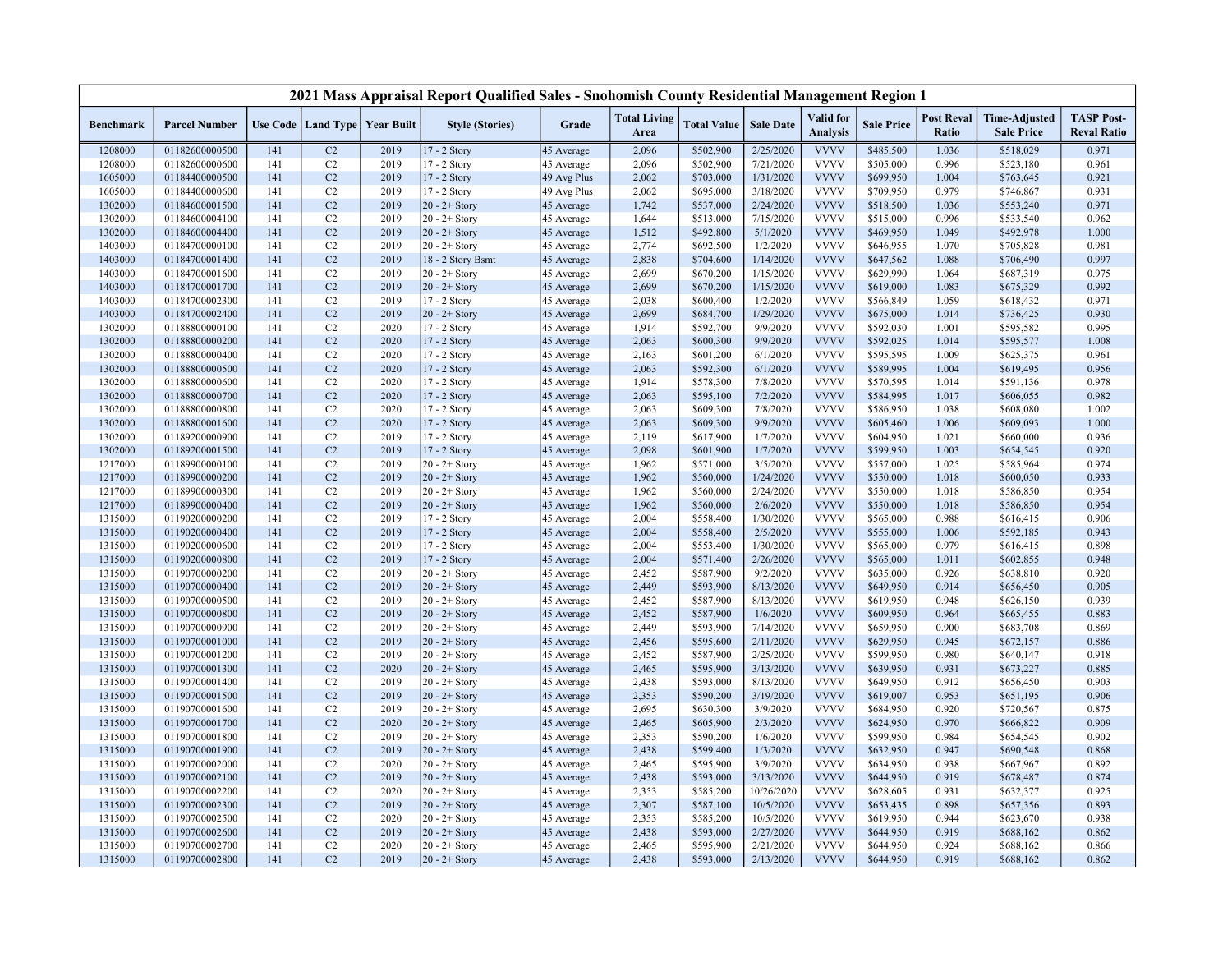# 2021 Mass Appraisal Report Qualified Sales - Snohomish County Residential Management Region 1

| Benchmark | Parcel Number | Use Code | Land Type | Year Built | Style (Stories) | Grade | Total Living Area | Total Value | Sale Date | Valid for Analysis | Sale Price | Post Reval Ratio | Time-Adjusted Sale Price | TASP Post-Reval Ratio |
|---|---|---|---|---|---|---|---|---|---|---|---|---|---|---|
| 1208000 | 01182600000500 | 141 | C2 | 2019 | 17 - 2 Story | 45 Average | 2,096 | $502,900 | 2/25/2020 | VVVV | $485,500 | 1.036 | $518,029 | 0.971 |
| 1208000 | 01182600000600 | 141 | C2 | 2019 | 17 - 2 Story | 45 Average | 2,096 | $502,900 | 7/21/2020 | VVVV | $505,000 | 0.996 | $523,180 | 0.961 |
| 1605000 | 01184400000500 | 141 | C2 | 2019 | 17 - 2 Story | 49 Avg Plus | 2,062 | $703,000 | 1/31/2020 | VVVV | $699,950 | 1.004 | $763,645 | 0.921 |
| 1605000 | 01184400000600 | 141 | C2 | 2019 | 17 - 2 Story | 49 Avg Plus | 2,062 | $695,000 | 3/18/2020 | VVVV | $709,950 | 0.979 | $746,867 | 0.931 |
| 1302000 | 01184600001500 | 141 | C2 | 2019 | 20 - 2+ Story | 45 Average | 1,742 | $537,000 | 2/24/2020 | VVVV | $518,500 | 1.036 | $553,240 | 0.971 |
| 1302000 | 01184600004100 | 141 | C2 | 2019 | 20 - 2+ Story | 45 Average | 1,644 | $513,000 | 7/15/2020 | VVVV | $515,000 | 0.996 | $533,540 | 0.962 |
| 1302000 | 01184600004400 | 141 | C2 | 2019 | 20 - 2+ Story | 45 Average | 1,512 | $492,800 | 5/1/2020 | VVVV | $469,950 | 1.049 | $492,978 | 1.000 |
| 1403000 | 01184700000100 | 141 | C2 | 2019 | 20 - 2+ Story | 45 Average | 2,774 | $692,500 | 1/2/2020 | VVVV | $646,955 | 1.070 | $705,828 | 0.981 |
| 1403000 | 01184700001400 | 141 | C2 | 2019 | 18 - 2 Story Bsmt | 45 Average | 2,838 | $704,600 | 1/14/2020 | VVVV | $647,562 | 1.088 | $706,490 | 0.997 |
| 1403000 | 01184700001600 | 141 | C2 | 2019 | 20 - 2+ Story | 45 Average | 2,699 | $670,200 | 1/15/2020 | VVVV | $629,990 | 1.064 | $687,319 | 0.975 |
| 1403000 | 01184700001700 | 141 | C2 | 2019 | 20 - 2+ Story | 45 Average | 2,699 | $670,200 | 1/15/2020 | VVVV | $619,000 | 1.083 | $675,329 | 0.992 |
| 1403000 | 01184700002300 | 141 | C2 | 2019 | 17 - 2 Story | 45 Average | 2,038 | $600,400 | 1/2/2020 | VVVV | $566,849 | 1.059 | $618,432 | 0.971 |
| 1403000 | 01184700002400 | 141 | C2 | 2019 | 20 - 2+ Story | 45 Average | 2,699 | $684,700 | 1/29/2020 | VVVV | $675,000 | 1.014 | $736,425 | 0.930 |
| 1302000 | 01188800000100 | 141 | C2 | 2020 | 17 - 2 Story | 45 Average | 1,914 | $592,700 | 9/9/2020 | VVVV | $592,030 | 1.001 | $595,582 | 0.995 |
| 1302000 | 01188800000200 | 141 | C2 | 2020 | 17 - 2 Story | 45 Average | 2,063 | $600,300 | 9/9/2020 | VVVV | $592,025 | 1.014 | $595,577 | 1.008 |
| 1302000 | 01188800000400 | 141 | C2 | 2020 | 17 - 2 Story | 45 Average | 2,163 | $601,200 | 6/1/2020 | VVVV | $595,595 | 1.009 | $625,375 | 0.961 |
| 1302000 | 01188800000500 | 141 | C2 | 2020 | 17 - 2 Story | 45 Average | 2,063 | $592,300 | 6/1/2020 | VVVV | $589,995 | 1.004 | $619,495 | 0.956 |
| 1302000 | 01188800000600 | 141 | C2 | 2020 | 17 - 2 Story | 45 Average | 1,914 | $578,300 | 7/8/2020 | VVVV | $570,595 | 1.014 | $591,136 | 0.978 |
| 1302000 | 01188800000700 | 141 | C2 | 2020 | 17 - 2 Story | 45 Average | 2,063 | $595,100 | 7/2/2020 | VVVV | $584,995 | 1.017 | $606,055 | 0.982 |
| 1302000 | 01188800000800 | 141 | C2 | 2020 | 17 - 2 Story | 45 Average | 2,063 | $609,300 | 7/8/2020 | VVVV | $586,950 | 1.038 | $608,080 | 1.002 |
| 1302000 | 01188800001600 | 141 | C2 | 2020 | 17 - 2 Story | 45 Average | 2,063 | $609,300 | 9/9/2020 | VVVV | $605,460 | 1.006 | $609,093 | 1.000 |
| 1302000 | 01189200000900 | 141 | C2 | 2019 | 17 - 2 Story | 45 Average | 2,119 | $617,900 | 1/7/2020 | VVVV | $604,950 | 1.021 | $660,000 | 0.936 |
| 1302000 | 01189200001500 | 141 | C2 | 2019 | 17 - 2 Story | 45 Average | 2,098 | $601,900 | 1/7/2020 | VVVV | $599,950 | 1.003 | $654,545 | 0.920 |
| 1217000 | 01189900000100 | 141 | C2 | 2019 | 20 - 2+ Story | 45 Average | 1,962 | $571,000 | 3/5/2020 | VVVV | $557,000 | 1.025 | $585,964 | 0.974 |
| 1217000 | 01189900000200 | 141 | C2 | 2019 | 20 - 2+ Story | 45 Average | 1,962 | $560,000 | 1/24/2020 | VVVV | $550,000 | 1.018 | $600,050 | 0.933 |
| 1217000 | 01189900000300 | 141 | C2 | 2019 | 20 - 2+ Story | 45 Average | 1,962 | $560,000 | 2/24/2020 | VVVV | $550,000 | 1.018 | $586,850 | 0.954 |
| 1217000 | 01189900000400 | 141 | C2 | 2019 | 20 - 2+ Story | 45 Average | 1,962 | $560,000 | 2/6/2020 | VVVV | $550,000 | 1.018 | $586,850 | 0.954 |
| 1315000 | 01190200000200 | 141 | C2 | 2019 | 17 - 2 Story | 45 Average | 2,004 | $558,400 | 1/30/2020 | VVVV | $565,000 | 0.988 | $616,415 | 0.906 |
| 1315000 | 01190200000400 | 141 | C2 | 2019 | 17 - 2 Story | 45 Average | 2,004 | $558,400 | 2/5/2020 | VVVV | $555,000 | 1.006 | $592,185 | 0.943 |
| 1315000 | 01190200000600 | 141 | C2 | 2019 | 17 - 2 Story | 45 Average | 2,004 | $553,400 | 1/30/2020 | VVVV | $565,000 | 0.979 | $616,415 | 0.898 |
| 1315000 | 01190200000800 | 141 | C2 | 2019 | 17 - 2 Story | 45 Average | 2,004 | $571,400 | 2/26/2020 | VVVV | $565,000 | 1.011 | $602,855 | 0.948 |
| 1315000 | 01190700000200 | 141 | C2 | 2019 | 20 - 2+ Story | 45 Average | 2,452 | $587,900 | 9/2/2020 | VVVV | $635,000 | 0.926 | $638,810 | 0.920 |
| 1315000 | 01190700000400 | 141 | C2 | 2019 | 20 - 2+ Story | 45 Average | 2,449 | $593,900 | 8/13/2020 | VVVV | $649,950 | 0.914 | $656,450 | 0.905 |
| 1315000 | 01190700000500 | 141 | C2 | 2019 | 20 - 2+ Story | 45 Average | 2,452 | $587,900 | 8/13/2020 | VVVV | $619,950 | 0.948 | $626,150 | 0.939 |
| 1315000 | 01190700000800 | 141 | C2 | 2019 | 20 - 2+ Story | 45 Average | 2,452 | $587,900 | 1/6/2020 | VVVV | $609,950 | 0.964 | $665,455 | 0.883 |
| 1315000 | 01190700000900 | 141 | C2 | 2019 | 20 - 2+ Story | 45 Average | 2,449 | $593,900 | 7/14/2020 | VVVV | $659,950 | 0.900 | $683,708 | 0.869 |
| 1315000 | 01190700001000 | 141 | C2 | 2019 | 20 - 2+ Story | 45 Average | 2,456 | $595,600 | 2/11/2020 | VVVV | $629,950 | 0.945 | $672,157 | 0.886 |
| 1315000 | 01190700001200 | 141 | C2 | 2019 | 20 - 2+ Story | 45 Average | 2,452 | $587,900 | 2/25/2020 | VVVV | $599,950 | 0.980 | $640,147 | 0.918 |
| 1315000 | 01190700001300 | 141 | C2 | 2020 | 20 - 2+ Story | 45 Average | 2,465 | $595,900 | 3/13/2020 | VVVV | $639,950 | 0.931 | $673,227 | 0.885 |
| 1315000 | 01190700001400 | 141 | C2 | 2019 | 20 - 2+ Story | 45 Average | 2,438 | $593,000 | 8/13/2020 | VVVV | $649,950 | 0.912 | $656,450 | 0.903 |
| 1315000 | 01190700001500 | 141 | C2 | 2019 | 20 - 2+ Story | 45 Average | 2,353 | $590,200 | 3/19/2020 | VVVV | $619,007 | 0.953 | $651,195 | 0.906 |
| 1315000 | 01190700001600 | 141 | C2 | 2019 | 20 - 2+ Story | 45 Average | 2,695 | $630,300 | 3/9/2020 | VVVV | $684,950 | 0.920 | $720,567 | 0.875 |
| 1315000 | 01190700001700 | 141 | C2 | 2020 | 20 - 2+ Story | 45 Average | 2,465 | $605,900 | 2/3/2020 | VVVV | $624,950 | 0.970 | $666,822 | 0.909 |
| 1315000 | 01190700001800 | 141 | C2 | 2019 | 20 - 2+ Story | 45 Average | 2,353 | $590,200 | 1/6/2020 | VVVV | $599,950 | 0.984 | $654,545 | 0.902 |
| 1315000 | 01190700001900 | 141 | C2 | 2019 | 20 - 2+ Story | 45 Average | 2,438 | $599,400 | 1/3/2020 | VVVV | $632,950 | 0.947 | $690,548 | 0.868 |
| 1315000 | 01190700002000 | 141 | C2 | 2020 | 20 - 2+ Story | 45 Average | 2,465 | $595,900 | 3/9/2020 | VVVV | $634,950 | 0.938 | $667,967 | 0.892 |
| 1315000 | 01190700002100 | 141 | C2 | 2019 | 20 - 2+ Story | 45 Average | 2,438 | $593,000 | 3/13/2020 | VVVV | $644,950 | 0.919 | $678,487 | 0.874 |
| 1315000 | 01190700002200 | 141 | C2 | 2020 | 20 - 2+ Story | 45 Average | 2,353 | $585,200 | 10/26/2020 | VVVV | $628,605 | 0.931 | $632,377 | 0.925 |
| 1315000 | 01190700002300 | 141 | C2 | 2019 | 20 - 2+ Story | 45 Average | 2,307 | $587,100 | 10/5/2020 | VVVV | $653,435 | 0.898 | $657,356 | 0.893 |
| 1315000 | 01190700002500 | 141 | C2 | 2020 | 20 - 2+ Story | 45 Average | 2,353 | $585,200 | 10/5/2020 | VVVV | $619,950 | 0.944 | $623,670 | 0.938 |
| 1315000 | 01190700002600 | 141 | C2 | 2019 | 20 - 2+ Story | 45 Average | 2,438 | $593,000 | 2/27/2020 | VVVV | $644,950 | 0.919 | $688,162 | 0.862 |
| 1315000 | 01190700002700 | 141 | C2 | 2020 | 20 - 2+ Story | 45 Average | 2,465 | $595,900 | 2/21/2020 | VVVV | $644,950 | 0.924 | $688,162 | 0.866 |
| 1315000 | 01190700002800 | 141 | C2 | 2019 | 20 - 2+ Story | 45 Average | 2,438 | $593,000 | 2/13/2020 | VVVV | $644,950 | 0.919 | $688,162 | 0.862 |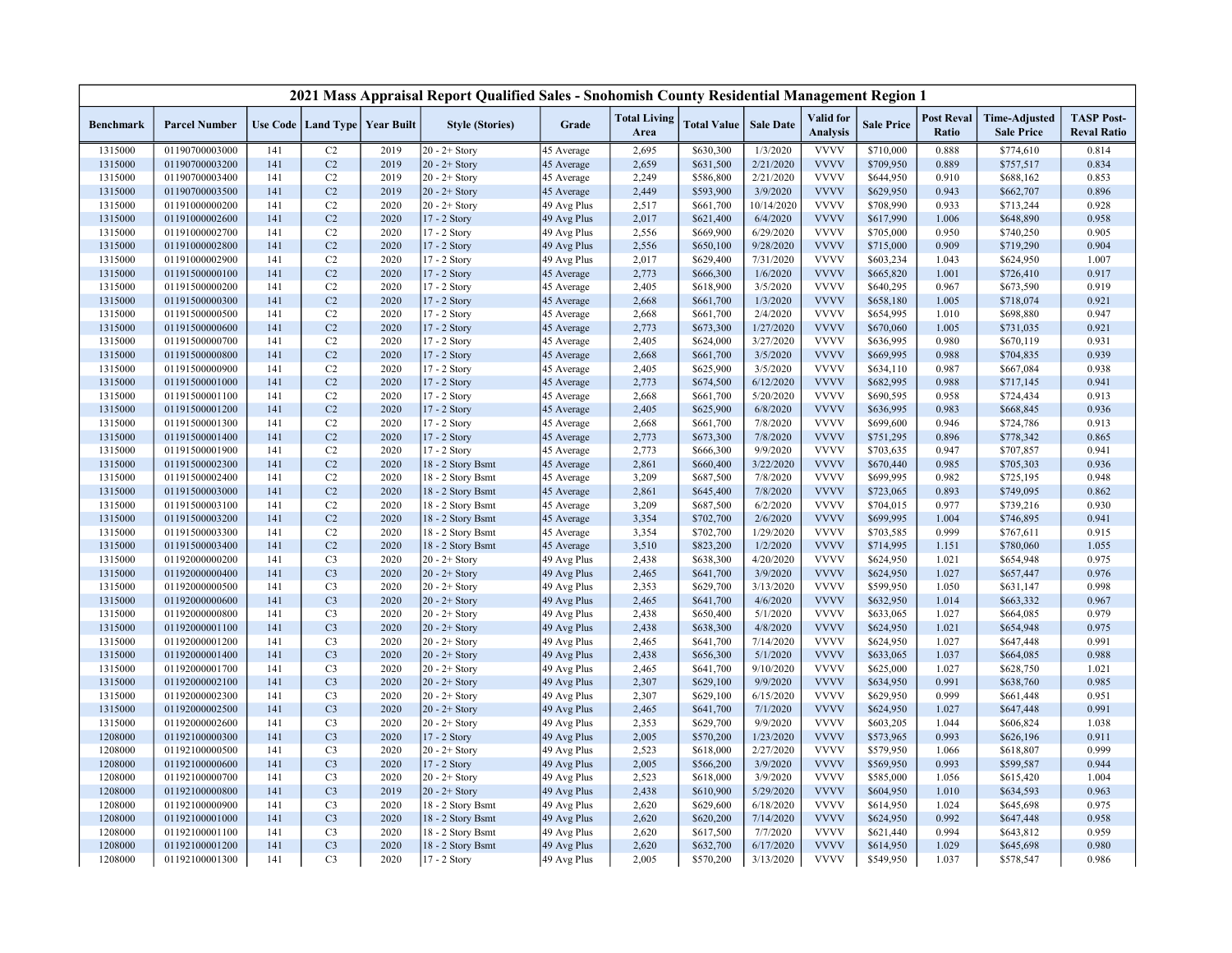# 2021 Mass Appraisal Report Qualified Sales - Snohomish County Residential Management Region 1

| Benchmark | Parcel Number | Use Code | Land Type | Year Built | Style (Stories) | Grade | Total Living Area | Total Value | Sale Date | Valid for Analysis | Sale Price | Post Reval Ratio | Time-Adjusted Sale Price | TASP Post-Reval Ratio |
|---|---|---|---|---|---|---|---|---|---|---|---|---|---|---|
| 1315000 | 01190700003000 | 141 | C2 | 2019 | 20 - 2+ Story | 45 Average | 2,695 | $630,300 | 1/3/2020 | VVVV | $710,000 | 0.888 | $774,610 | 0.814 |
| 1315000 | 01190700003200 | 141 | C2 | 2019 | 20 - 2+ Story | 45 Average | 2,659 | $631,500 | 2/21/2020 | VVVV | $709,950 | 0.889 | $757,517 | 0.834 |
| 1315000 | 01190700003400 | 141 | C2 | 2019 | 20 - 2+ Story | 45 Average | 2,249 | $586,800 | 2/21/2020 | VVVV | $644,950 | 0.910 | $688,162 | 0.853 |
| 1315000 | 01190700003500 | 141 | C2 | 2019 | 20 - 2+ Story | 45 Average | 2,449 | $593,900 | 3/9/2020 | VVVV | $629,950 | 0.943 | $662,707 | 0.896 |
| 1315000 | 01191000000200 | 141 | C2 | 2020 | 20 - 2+ Story | 49 Avg Plus | 2,517 | $661,700 | 10/14/2020 | VVVV | $708,990 | 0.933 | $713,244 | 0.928 |
| 1315000 | 01191000002600 | 141 | C2 | 2020 | 17 - 2 Story | 49 Avg Plus | 2,017 | $621,400 | 6/4/2020 | VVVV | $617,990 | 1.006 | $648,890 | 0.958 |
| 1315000 | 01191000002700 | 141 | C2 | 2020 | 17 - 2 Story | 49 Avg Plus | 2,556 | $669,900 | 6/29/2020 | VVVV | $705,000 | 0.950 | $740,250 | 0.905 |
| 1315000 | 01191000002800 | 141 | C2 | 2020 | 17 - 2 Story | 49 Avg Plus | 2,556 | $650,100 | 9/28/2020 | VVVV | $715,000 | 0.909 | $719,290 | 0.904 |
| 1315000 | 01191000002900 | 141 | C2 | 2020 | 17 - 2 Story | 49 Avg Plus | 2,017 | $629,400 | 7/31/2020 | VVVV | $603,234 | 1.043 | $624,950 | 1.007 |
| 1315000 | 01191500000100 | 141 | C2 | 2020 | 17 - 2 Story | 45 Average | 2,773 | $666,300 | 1/6/2020 | VVVV | $665,820 | 1.001 | $726,410 | 0.917 |
| 1315000 | 01191500000200 | 141 | C2 | 2020 | 17 - 2 Story | 45 Average | 2,405 | $618,900 | 3/5/2020 | VVVV | $640,295 | 0.967 | $673,590 | 0.919 |
| 1315000 | 01191500000300 | 141 | C2 | 2020 | 17 - 2 Story | 45 Average | 2,668 | $661,700 | 1/3/2020 | VVVV | $658,180 | 1.005 | $718,074 | 0.921 |
| 1315000 | 01191500000500 | 141 | C2 | 2020 | 17 - 2 Story | 45 Average | 2,668 | $661,700 | 2/4/2020 | VVVV | $654,995 | 1.010 | $698,880 | 0.947 |
| 1315000 | 01191500000600 | 141 | C2 | 2020 | 17 - 2 Story | 45 Average | 2,773 | $673,300 | 1/27/2020 | VVVV | $670,060 | 1.005 | $731,035 | 0.921 |
| 1315000 | 01191500000700 | 141 | C2 | 2020 | 17 - 2 Story | 45 Average | 2,405 | $624,000 | 3/27/2020 | VVVV | $636,995 | 0.980 | $670,119 | 0.931 |
| 1315000 | 01191500000800 | 141 | C2 | 2020 | 17 - 2 Story | 45 Average | 2,668 | $661,700 | 3/5/2020 | VVVV | $669,995 | 0.988 | $704,835 | 0.939 |
| 1315000 | 01191500000900 | 141 | C2 | 2020 | 17 - 2 Story | 45 Average | 2,405 | $625,900 | 3/5/2020 | VVVV | $634,110 | 0.987 | $667,084 | 0.938 |
| 1315000 | 01191500001000 | 141 | C2 | 2020 | 17 - 2 Story | 45 Average | 2,773 | $674,500 | 6/12/2020 | VVVV | $682,995 | 0.988 | $717,145 | 0.941 |
| 1315000 | 01191500001100 | 141 | C2 | 2020 | 17 - 2 Story | 45 Average | 2,668 | $661,700 | 5/20/2020 | VVVV | $690,595 | 0.958 | $724,434 | 0.913 |
| 1315000 | 01191500001200 | 141 | C2 | 2020 | 17 - 2 Story | 45 Average | 2,405 | $625,900 | 6/8/2020 | VVVV | $636,995 | 0.983 | $668,845 | 0.936 |
| 1315000 | 01191500001300 | 141 | C2 | 2020 | 17 - 2 Story | 45 Average | 2,668 | $661,700 | 7/8/2020 | VVVV | $699,600 | 0.946 | $724,786 | 0.913 |
| 1315000 | 01191500001400 | 141 | C2 | 2020 | 17 - 2 Story | 45 Average | 2,773 | $673,300 | 7/8/2020 | VVVV | $751,295 | 0.896 | $778,342 | 0.865 |
| 1315000 | 01191500001900 | 141 | C2 | 2020 | 17 - 2 Story | 45 Average | 2,773 | $666,300 | 9/9/2020 | VVVV | $703,635 | 0.947 | $707,857 | 0.941 |
| 1315000 | 01191500002300 | 141 | C2 | 2020 | 18 - 2 Story Bsmt | 45 Average | 2,861 | $660,400 | 3/22/2020 | VVVV | $670,440 | 0.985 | $705,303 | 0.936 |
| 1315000 | 01191500002400 | 141 | C2 | 2020 | 18 - 2 Story Bsmt | 45 Average | 3,209 | $687,500 | 7/8/2020 | VVVV | $699,995 | 0.982 | $725,195 | 0.948 |
| 1315000 | 01191500003000 | 141 | C2 | 2020 | 18 - 2 Story Bsmt | 45 Average | 2,861 | $645,400 | 7/8/2020 | VVVV | $723,065 | 0.893 | $749,095 | 0.862 |
| 1315000 | 01191500003100 | 141 | C2 | 2020 | 18 - 2 Story Bsmt | 45 Average | 3,209 | $687,500 | 6/2/2020 | VVVV | $704,015 | 0.977 | $739,216 | 0.930 |
| 1315000 | 01191500003200 | 141 | C2 | 2020 | 18 - 2 Story Bsmt | 45 Average | 3,354 | $702,700 | 2/6/2020 | VVVV | $699,995 | 1.004 | $746,895 | 0.941 |
| 1315000 | 01191500003300 | 141 | C2 | 2020 | 18 - 2 Story Bsmt | 45 Average | 3,354 | $702,700 | 1/29/2020 | VVVV | $703,585 | 0.999 | $767,611 | 0.915 |
| 1315000 | 01191500003400 | 141 | C2 | 2020 | 18 - 2 Story Bsmt | 45 Average | 3,510 | $823,200 | 1/2/2020 | VVVV | $714,995 | 1.151 | $780,060 | 1.055 |
| 1315000 | 01192000000200 | 141 | C3 | 2020 | 20 - 2+ Story | 49 Avg Plus | 2,438 | $638,300 | 4/20/2020 | VVVV | $624,950 | 1.021 | $654,948 | 0.975 |
| 1315000 | 01192000000400 | 141 | C3 | 2020 | 20 - 2+ Story | 49 Avg Plus | 2,465 | $641,700 | 3/9/2020 | VVVV | $624,950 | 1.027 | $657,447 | 0.976 |
| 1315000 | 01192000000500 | 141 | C3 | 2020 | 20 - 2+ Story | 49 Avg Plus | 2,353 | $629,700 | 3/13/2020 | VVVV | $599,950 | 1.050 | $631,147 | 0.998 |
| 1315000 | 01192000000600 | 141 | C3 | 2020 | 20 - 2+ Story | 49 Avg Plus | 2,465 | $641,700 | 4/6/2020 | VVVV | $632,950 | 1.014 | $663,332 | 0.967 |
| 1315000 | 01192000000800 | 141 | C3 | 2020 | 20 - 2+ Story | 49 Avg Plus | 2,438 | $650,400 | 5/1/2020 | VVVV | $633,065 | 1.027 | $664,085 | 0.979 |
| 1315000 | 01192000001100 | 141 | C3 | 2020 | 20 - 2+ Story | 49 Avg Plus | 2,438 | $638,300 | 4/8/2020 | VVVV | $624,950 | 1.021 | $654,948 | 0.975 |
| 1315000 | 01192000001200 | 141 | C3 | 2020 | 20 - 2+ Story | 49 Avg Plus | 2,465 | $641,700 | 7/14/2020 | VVVV | $624,950 | 1.027 | $647,448 | 0.991 |
| 1315000 | 01192000001400 | 141 | C3 | 2020 | 20 - 2+ Story | 49 Avg Plus | 2,438 | $656,300 | 5/1/2020 | VVVV | $633,065 | 1.037 | $664,085 | 0.988 |
| 1315000 | 01192000001700 | 141 | C3 | 2020 | 20 - 2+ Story | 49 Avg Plus | 2,465 | $641,700 | 9/10/2020 | VVVV | $625,000 | 1.027 | $628,750 | 1.021 |
| 1315000 | 01192000002100 | 141 | C3 | 2020 | 20 - 2+ Story | 49 Avg Plus | 2,307 | $629,100 | 9/9/2020 | VVVV | $634,950 | 0.991 | $638,760 | 0.985 |
| 1315000 | 01192000002300 | 141 | C3 | 2020 | 20 - 2+ Story | 49 Avg Plus | 2,307 | $629,100 | 6/15/2020 | VVVV | $629,950 | 0.999 | $661,448 | 0.951 |
| 1315000 | 01192000002500 | 141 | C3 | 2020 | 20 - 2+ Story | 49 Avg Plus | 2,465 | $641,700 | 7/1/2020 | VVVV | $624,950 | 1.027 | $647,448 | 0.991 |
| 1315000 | 01192000002600 | 141 | C3 | 2020 | 20 - 2+ Story | 49 Avg Plus | 2,353 | $629,700 | 9/9/2020 | VVVV | $603,205 | 1.044 | $606,824 | 1.038 |
| 1208000 | 01192100000300 | 141 | C3 | 2020 | 17 - 2 Story | 49 Avg Plus | 2,005 | $570,200 | 1/23/2020 | VVVV | $573,965 | 0.993 | $626,196 | 0.911 |
| 1208000 | 01192100000500 | 141 | C3 | 2020 | 20 - 2+ Story | 49 Avg Plus | 2,523 | $618,000 | 2/27/2020 | VVVV | $579,950 | 1.066 | $618,807 | 0.999 |
| 1208000 | 01192100000600 | 141 | C3 | 2020 | 17 - 2 Story | 49 Avg Plus | 2,005 | $566,200 | 3/9/2020 | VVVV | $569,950 | 0.993 | $599,587 | 0.944 |
| 1208000 | 01192100000700 | 141 | C3 | 2020 | 20 - 2+ Story | 49 Avg Plus | 2,523 | $618,000 | 3/9/2020 | VVVV | $585,000 | 1.056 | $615,420 | 1.004 |
| 1208000 | 01192100000800 | 141 | C3 | 2019 | 20 - 2+ Story | 49 Avg Plus | 2,438 | $610,900 | 5/29/2020 | VVVV | $604,950 | 1.010 | $634,593 | 0.963 |
| 1208000 | 01192100000900 | 141 | C3 | 2020 | 18 - 2 Story Bsmt | 49 Avg Plus | 2,620 | $629,600 | 6/18/2020 | VVVV | $614,950 | 1.024 | $645,698 | 0.975 |
| 1208000 | 01192100001000 | 141 | C3 | 2020 | 18 - 2 Story Bsmt | 49 Avg Plus | 2,620 | $620,200 | 7/14/2020 | VVVV | $624,950 | 0.992 | $647,448 | 0.958 |
| 1208000 | 01192100001100 | 141 | C3 | 2020 | 18 - 2 Story Bsmt | 49 Avg Plus | 2,620 | $617,500 | 7/7/2020 | VVVV | $621,440 | 0.994 | $643,812 | 0.959 |
| 1208000 | 01192100001200 | 141 | C3 | 2020 | 18 - 2 Story Bsmt | 49 Avg Plus | 2,620 | $632,700 | 6/17/2020 | VVVV | $614,950 | 1.029 | $645,698 | 0.980 |
| 1208000 | 01192100001300 | 141 | C3 | 2020 | 17 - 2 Story | 49 Avg Plus | 2,005 | $570,200 | 3/13/2020 | VVVV | $549,950 | 1.037 | $578,547 | 0.986 |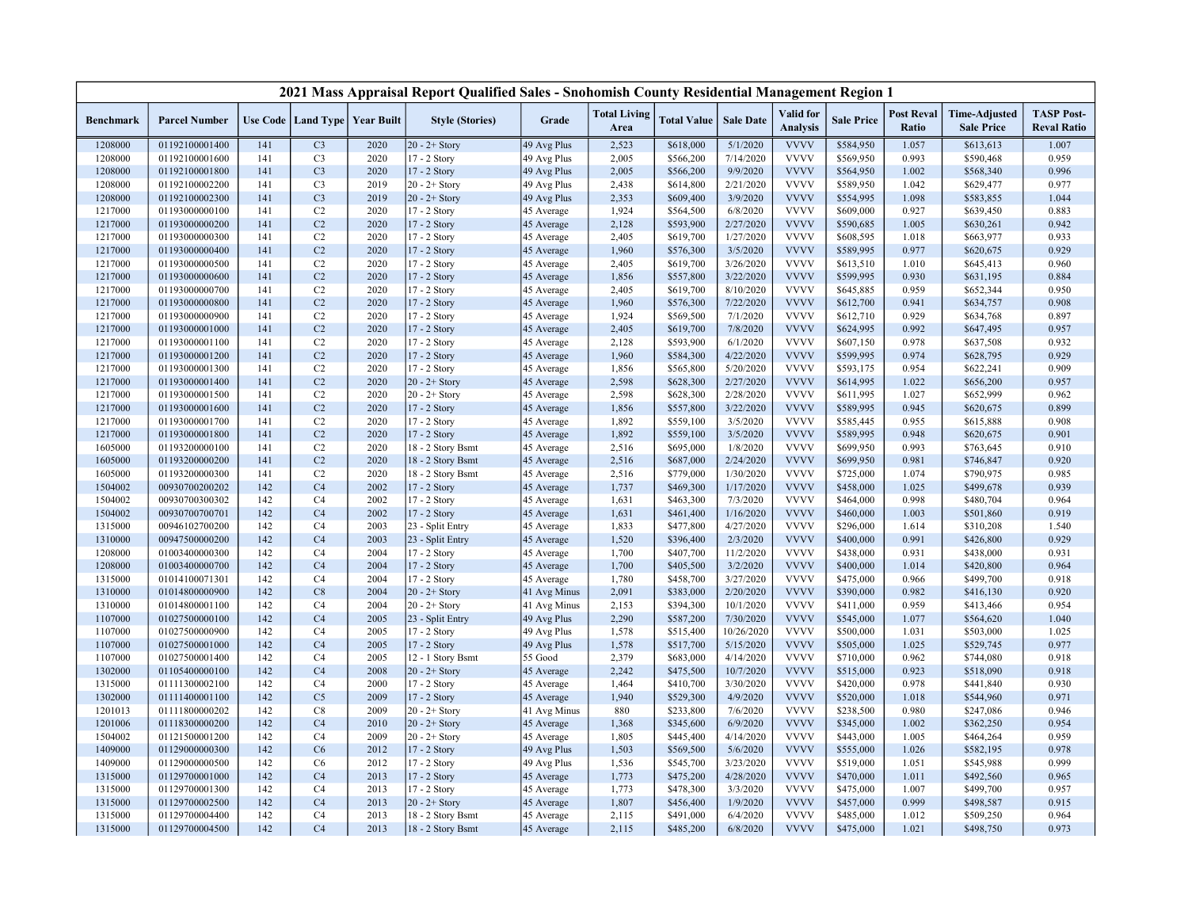## 2021 Mass Appraisal Report Qualified Sales - Snohomish County Residential Management Region 1

| Benchmark | Parcel Number | Use Code | Land Type | Year Built | Style (Stories) | Grade | Total Living Area | Total Value | Sale Date | Valid for Analysis | Sale Price | Post Reval Ratio | Time-Adjusted Sale Price | TASP Post-Reval Ratio |
|---|---|---|---|---|---|---|---|---|---|---|---|---|---|---|
| 1208000 | 01192100001400 | 141 | C3 | 2020 | 20 - 2+ Story | 49 Avg Plus | 2,523 | $618,000 | 5/1/2020 | VVVV | $584,950 | 1.057 | $613,613 | 1.007 |
| 1208000 | 01192100001600 | 141 | C3 | 2020 | 17 - 2 Story | 49 Avg Plus | 2,005 | $566,200 | 7/14/2020 | VVVV | $569,950 | 0.993 | $590,468 | 0.959 |
| 1208000 | 01192100001800 | 141 | C3 | 2020 | 17 - 2 Story | 49 Avg Plus | 2,005 | $566,200 | 9/9/2020 | VVVV | $564,950 | 1.002 | $568,340 | 0.996 |
| 1208000 | 01192100002200 | 141 | C3 | 2019 | 20 - 2+ Story | 49 Avg Plus | 2,438 | $614,800 | 2/21/2020 | VVVV | $589,950 | 1.042 | $629,477 | 0.977 |
| 1208000 | 01192100002300 | 141 | C3 | 2019 | 20 - 2+ Story | 49 Avg Plus | 2,353 | $609,400 | 3/9/2020 | VVVV | $554,995 | 1.098 | $583,855 | 1.044 |
| 1217000 | 01193000000100 | 141 | C2 | 2020 | 17 - 2 Story | 45 Average | 1,924 | $564,500 | 6/8/2020 | VVVV | $609,000 | 0.927 | $639,450 | 0.883 |
| 1217000 | 01193000000200 | 141 | C2 | 2020 | 17 - 2 Story | 45 Average | 2,128 | $593,900 | 2/27/2020 | VVVV | $590,685 | 1.005 | $630,261 | 0.942 |
| 1217000 | 01193000000300 | 141 | C2 | 2020 | 17 - 2 Story | 45 Average | 2,405 | $619,700 | 1/27/2020 | VVVV | $608,595 | 1.018 | $663,977 | 0.933 |
| 1217000 | 01193000000400 | 141 | C2 | 2020 | 17 - 2 Story | 45 Average | 1,960 | $576,300 | 3/5/2020 | VVVV | $589,995 | 0.977 | $620,675 | 0.929 |
| 1217000 | 01193000000500 | 141 | C2 | 2020 | 17 - 2 Story | 45 Average | 2,405 | $619,700 | 3/26/2020 | VVVV | $613,510 | 1.010 | $645,413 | 0.960 |
| 1217000 | 01193000000600 | 141 | C2 | 2020 | 17 - 2 Story | 45 Average | 1,856 | $557,800 | 3/22/2020 | VVVV | $599,995 | 0.930 | $631,195 | 0.884 |
| 1217000 | 01193000000700 | 141 | C2 | 2020 | 17 - 2 Story | 45 Average | 2,405 | $619,700 | 8/10/2020 | VVVV | $645,885 | 0.959 | $652,344 | 0.950 |
| 1217000 | 01193000000800 | 141 | C2 | 2020 | 17 - 2 Story | 45 Average | 1,960 | $576,300 | 7/22/2020 | VVVV | $612,700 | 0.941 | $634,757 | 0.908 |
| 1217000 | 01193000000900 | 141 | C2 | 2020 | 17 - 2 Story | 45 Average | 1,924 | $569,500 | 7/1/2020 | VVVV | $612,710 | 0.929 | $634,768 | 0.897 |
| 1217000 | 01193000001000 | 141 | C2 | 2020 | 17 - 2 Story | 45 Average | 2,405 | $619,700 | 7/8/2020 | VVVV | $624,995 | 0.992 | $647,495 | 0.957 |
| 1217000 | 01193000001100 | 141 | C2 | 2020 | 17 - 2 Story | 45 Average | 2,128 | $593,900 | 6/1/2020 | VVVV | $607,150 | 0.978 | $637,508 | 0.932 |
| 1217000 | 01193000001200 | 141 | C2 | 2020 | 17 - 2 Story | 45 Average | 1,960 | $584,300 | 4/22/2020 | VVVV | $599,995 | 0.974 | $628,795 | 0.929 |
| 1217000 | 01193000001300 | 141 | C2 | 2020 | 17 - 2 Story | 45 Average | 1,856 | $565,800 | 5/20/2020 | VVVV | $593,175 | 0.954 | $622,241 | 0.909 |
| 1217000 | 01193000001400 | 141 | C2 | 2020 | 20 - 2+ Story | 45 Average | 2,598 | $628,300 | 2/27/2020 | VVVV | $614,995 | 1.022 | $656,200 | 0.957 |
| 1217000 | 01193000001500 | 141 | C2 | 2020 | 20 - 2+ Story | 45 Average | 2,598 | $628,300 | 2/28/2020 | VVVV | $611,995 | 1.027 | $652,999 | 0.962 |
| 1217000 | 01193000001600 | 141 | C2 | 2020 | 17 - 2 Story | 45 Average | 1,856 | $557,800 | 3/22/2020 | VVVV | $589,995 | 0.945 | $620,675 | 0.899 |
| 1217000 | 01193000001700 | 141 | C2 | 2020 | 17 - 2 Story | 45 Average | 1,892 | $559,100 | 3/5/2020 | VVVV | $585,445 | 0.955 | $615,888 | 0.908 |
| 1217000 | 01193000001800 | 141 | C2 | 2020 | 17 - 2 Story | 45 Average | 1,892 | $559,100 | 3/5/2020 | VVVV | $589,995 | 0.948 | $620,675 | 0.901 |
| 1605000 | 01193200000100 | 141 | C2 | 2020 | 18 - 2 Story Bsmt | 45 Average | 2,516 | $695,000 | 1/8/2020 | VVVV | $699,950 | 0.993 | $763,645 | 0.910 |
| 1605000 | 01193200000200 | 141 | C2 | 2020 | 18 - 2 Story Bsmt | 45 Average | 2,516 | $687,000 | 2/24/2020 | VVVV | $699,950 | 0.981 | $746,847 | 0.920 |
| 1605000 | 01193200000300 | 141 | C2 | 2020 | 18 - 2 Story Bsmt | 45 Average | 2,516 | $779,000 | 1/30/2020 | VVVV | $725,000 | 1.074 | $790,975 | 0.985 |
| 1504002 | 00930700200202 | 142 | C4 | 2002 | 17 - 2 Story | 45 Average | 1,737 | $469,300 | 1/17/2020 | VVVV | $458,000 | 1.025 | $499,678 | 0.939 |
| 1504002 | 00930700300302 | 142 | C4 | 2002 | 17 - 2 Story | 45 Average | 1,631 | $463,300 | 7/3/2020 | VVVV | $464,000 | 0.998 | $480,704 | 0.964 |
| 1504002 | 00930700700701 | 142 | C4 | 2002 | 17 - 2 Story | 45 Average | 1,631 | $461,400 | 1/16/2020 | VVVV | $460,000 | 1.003 | $501,860 | 0.919 |
| 1315000 | 00946102700200 | 142 | C4 | 2003 | 23 - Split Entry | 45 Average | 1,833 | $477,800 | 4/27/2020 | VVVV | $296,000 | 1.614 | $310,208 | 1.540 |
| 1310000 | 00947500000200 | 142 | C4 | 2003 | 23 - Split Entry | 45 Average | 1,520 | $396,400 | 2/3/2020 | VVVV | $400,000 | 0.991 | $426,800 | 0.929 |
| 1208000 | 01003400000300 | 142 | C4 | 2004 | 17 - 2 Story | 45 Average | 1,700 | $407,700 | 11/2/2020 | VVVV | $438,000 | 0.931 | $438,000 | 0.931 |
| 1208000 | 01003400000700 | 142 | C4 | 2004 | 17 - 2 Story | 45 Average | 1,700 | $405,500 | 3/2/2020 | VVVV | $400,000 | 1.014 | $420,800 | 0.964 |
| 1315000 | 01014100071301 | 142 | C4 | 2004 | 17 - 2 Story | 45 Average | 1,780 | $458,700 | 3/27/2020 | VVVV | $475,000 | 0.966 | $499,700 | 0.918 |
| 1310000 | 01014800000900 | 142 | C8 | 2004 | 20 - 2+ Story | 41 Avg Minus | 2,091 | $383,000 | 2/20/2020 | VVVV | $390,000 | 0.982 | $416,130 | 0.920 |
| 1310000 | 01014800001100 | 142 | C4 | 2004 | 20 - 2+ Story | 41 Avg Minus | 2,153 | $394,300 | 10/1/2020 | VVVV | $411,000 | 0.959 | $413,466 | 0.954 |
| 1107000 | 01027500000100 | 142 | C4 | 2005 | 23 - Split Entry | 49 Avg Plus | 2,290 | $587,200 | 7/30/2020 | VVVV | $545,000 | 1.077 | $564,620 | 1.040 |
| 1107000 | 01027500000900 | 142 | C4 | 2005 | 17 - 2 Story | 49 Avg Plus | 1,578 | $515,400 | 10/26/2020 | VVVV | $500,000 | 1.031 | $503,000 | 1.025 |
| 1107000 | 01027500001000 | 142 | C4 | 2005 | 17 - 2 Story | 49 Avg Plus | 1,578 | $517,700 | 5/15/2020 | VVVV | $505,000 | 1.025 | $529,745 | 0.977 |
| 1107000 | 01027500001400 | 142 | C4 | 2005 | 12 - 1 Story Bsmt | 55 Good | 2,379 | $683,000 | 4/14/2020 | VVVV | $710,000 | 0.962 | $744,080 | 0.918 |
| 1302000 | 01105400000100 | 142 | C4 | 2008 | 20 - 2+ Story | 45 Average | 2,242 | $475,500 | 10/7/2020 | VVVV | $515,000 | 0.923 | $518,090 | 0.918 |
| 1315000 | 01111300002100 | 142 | C4 | 2000 | 17 - 2 Story | 45 Average | 1,464 | $410,700 | 3/30/2020 | VVVV | $420,000 | 0.978 | $441,840 | 0.930 |
| 1302000 | 01111400001100 | 142 | C5 | 2009 | 17 - 2 Story | 45 Average | 1,940 | $529,300 | 4/9/2020 | VVVV | $520,000 | 1.018 | $544,960 | 0.971 |
| 1201013 | 01111800000202 | 142 | C8 | 2009 | 20 - 2+ Story | 41 Avg Minus | 880 | $233,800 | 7/6/2020 | VVVV | $238,500 | 0.980 | $247,086 | 0.946 |
| 1201006 | 01118300000200 | 142 | C4 | 2010 | 20 - 2+ Story | 45 Average | 1,368 | $345,600 | 6/9/2020 | VVVV | $345,000 | 1.002 | $362,250 | 0.954 |
| 1504002 | 01121500001200 | 142 | C4 | 2009 | 20 - 2+ Story | 45 Average | 1,805 | $445,400 | 4/14/2020 | VVVV | $443,000 | 1.005 | $464,264 | 0.959 |
| 1409000 | 01129000000300 | 142 | C6 | 2012 | 17 - 2 Story | 49 Avg Plus | 1,503 | $569,500 | 5/6/2020 | VVVV | $555,000 | 1.026 | $582,195 | 0.978 |
| 1409000 | 01129000000500 | 142 | C6 | 2012 | 17 - 2 Story | 49 Avg Plus | 1,536 | $545,700 | 3/23/2020 | VVVV | $519,000 | 1.051 | $545,988 | 0.999 |
| 1315000 | 01129700001000 | 142 | C4 | 2013 | 17 - 2 Story | 45 Average | 1,773 | $475,200 | 4/28/2020 | VVVV | $470,000 | 1.011 | $492,560 | 0.965 |
| 1315000 | 01129700001300 | 142 | C4 | 2013 | 17 - 2 Story | 45 Average | 1,773 | $478,300 | 3/3/2020 | VVVV | $475,000 | 1.007 | $499,700 | 0.957 |
| 1315000 | 01129700002500 | 142 | C4 | 2013 | 20 - 2+ Story | 45 Average | 1,807 | $456,400 | 1/9/2020 | VVVV | $457,000 | 0.999 | $498,587 | 0.915 |
| 1315000 | 01129700004400 | 142 | C4 | 2013 | 18 - 2 Story Bsmt | 45 Average | 2,115 | $491,000 | 6/4/2020 | VVVV | $485,000 | 1.012 | $509,250 | 0.964 |
| 1315000 | 01129700004500 | 142 | C4 | 2013 | 18 - 2 Story Bsmt | 45 Average | 2,115 | $485,200 | 6/8/2020 | VVVV | $475,000 | 1.021 | $498,750 | 0.973 |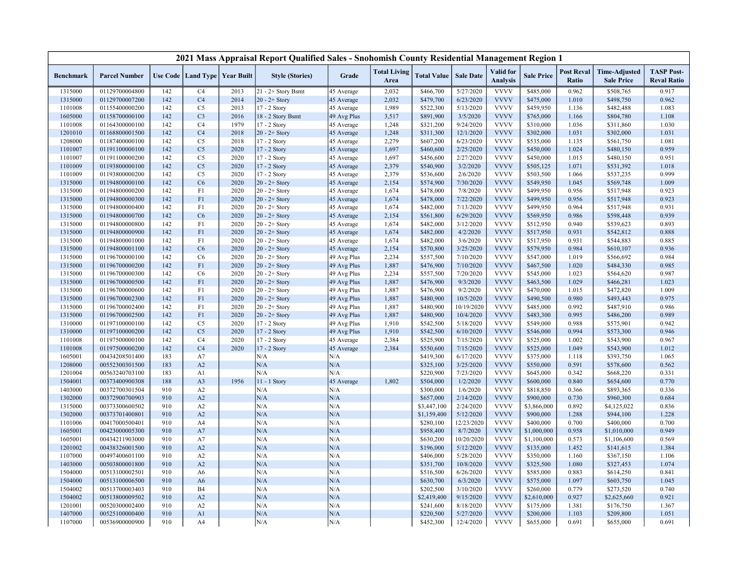| 2021 Mass Appraisal Report Qualified Sales - Snohomish County Residential Management Region 1 | | | | | | | | | | | | | | | |
|---|---|---|---|---|---|---|---|---|---|---|---|---|---|---|---|
| Benchmark | Parcel Number | Use Code | Land Type | Year Built | Style (Stories) | Grade | Total Living Area | Total Value | Sale Date | Valid for Analysis | Sale Price | Post Reval Ratio | Time-Adjusted Sale Price | TASP Post-Reval Ratio |
| 1315000 | 01129700004800 | 142 | C4 | 2013 | 21 - 2+ Story Bsmt | 45 Average | 2,032 | $466,700 | 5/27/2020 | VVVV | $485,000 | 0.962 | $508,765 | 0.917 |
| 1315000 | 01129700007200 | 142 | C4 | 2014 | 20 - 2+ Story | 45 Average | 2,032 | $479,700 | 6/23/2020 | VVVV | $475,000 | 1.010 | $498,750 | 0.962 |
| 1101008 | 01155400000200 | 142 | C5 | 2013 | 17 - 2 Story | 45 Average | 1,989 | $522,300 | 5/13/2020 | VVVV | $459,950 | 1.136 | $482,488 | 1.083 |
| 1605000 | 01158700000100 | 142 | C3 | 2016 | 18 - 2 Story Bsmt | 49 Avg Plus | 3,517 | $891,900 | 3/5/2020 | VVVV | $765,000 | 1.166 | $804,780 | 1.108 |
| 1101008 | 01164300000100 | 142 | C4 | 1979 | 17 - 2 Story | 45 Average | 1,248 | $321,200 | 9/24/2020 | VVVV | $310,000 | 1.036 | $311,860 | 1.030 |
| 1201010 | 01168800001500 | 142 | C4 | 2018 | 20 - 2+ Story | 45 Average | 1,248 | $311,300 | 12/1/2020 | VVVV | $302,000 | 1.031 | $302,000 | 1.031 |
| 1208000 | 01187400000100 | 142 | C5 | 2018 | 17 - 2 Story | 45 Average | 2,279 | $607,200 | 6/23/2020 | VVVV | $535,000 | 1.135 | $561,750 | 1.081 |
| 1101007 | 01191100000100 | 142 | C5 | 2020 | 17 - 2 Story | 45 Average | 1,697 | $460,600 | 2/25/2020 | VVVV | $450,000 | 1.024 | $480,150 | 0.959 |
| 1101007 | 01191100000200 | 142 | C5 | 2020 | 17 - 2 Story | 45 Average | 1,697 | $456,600 | 2/27/2020 | VVVV | $450,000 | 1.015 | $480,150 | 0.951 |
| 1101009 | 01193800000100 | 142 | C5 | 2020 | 17 - 2 Story | 45 Average | 2,379 | $540,900 | 3/2/2020 | VVVV | $505,125 | 1.071 | $531,392 | 1.018 |
| 1101009 | 01193800000200 | 142 | C5 | 2020 | 17 - 2 Story | 45 Average | 2,379 | $536,600 | 2/6/2020 | VVVV | $503,500 | 1.066 | $537,235 | 0.999 |
| 1315000 | 01194800000100 | 142 | C6 | 2020 | 20 - 2+ Story | 45 Average | 2,154 | $574,900 | 7/30/2020 | VVVV | $549,950 | 1.045 | $569,748 | 1.009 |
| 1315000 | 01194800000200 | 142 | F1 | 2020 | 20 - 2+ Story | 45 Average | 1,674 | $478,000 | 7/8/2020 | VVVV | $499,950 | 0.956 | $517,948 | 0.923 |
| 1315000 | 01194800000300 | 142 | F1 | 2020 | 20 - 2+ Story | 45 Average | 1,674 | $478,000 | 7/22/2020 | VVVV | $499,950 | 0.956 | $517,948 | 0.923 |
| 1315000 | 01194800000400 | 142 | F1 | 2020 | 20 - 2+ Story | 45 Average | 1,674 | $482,000 | 7/13/2020 | VVVV | $499,950 | 0.964 | $517,948 | 0.931 |
| 1315000 | 01194800000700 | 142 | C6 | 2020 | 20 - 2+ Story | 45 Average | 2,154 | $561,800 | 6/29/2020 | VVVV | $569,950 | 0.986 | $598,448 | 0.939 |
| 1315000 | 01194800000800 | 142 | F1 | 2020 | 20 - 2+ Story | 45 Average | 1,674 | $482,000 | 3/12/2020 | VVVV | $512,950 | 0.940 | $539,623 | 0.893 |
| 1315000 | 01194800000900 | 142 | F1 | 2020 | 20 - 2+ Story | 45 Average | 1,674 | $482,000 | 4/2/2020 | VVVV | $517,950 | 0.931 | $542,812 | 0.888 |
| 1315000 | 01194800001000 | 142 | F1 | 2020 | 20 - 2+ Story | 45 Average | 1,674 | $482,000 | 3/6/2020 | VVVV | $517,950 | 0.931 | $544,883 | 0.885 |
| 1315000 | 01194800001100 | 142 | C6 | 2020 | 20 - 2+ Story | 45 Average | 2,154 | $570,800 | 3/25/2020 | VVVV | $579,950 | 0.984 | $610,107 | 0.936 |
| 1315000 | 01196700000100 | 142 | C6 | 2020 | 20 - 2+ Story | 49 Avg Plus | 2,234 | $557,500 | 7/10/2020 | VVVV | $547,000 | 1.019 | $566,692 | 0.984 |
| 1315000 | 01196700000200 | 142 | F1 | 2020 | 20 - 2+ Story | 49 Avg Plus | 1,887 | $476,900 | 7/10/2020 | VVVV | $467,500 | 1.020 | $484,330 | 0.985 |
| 1315000 | 01196700000300 | 142 | C6 | 2020 | 20 - 2+ Story | 49 Avg Plus | 2,234 | $557,500 | 7/20/2020 | VVVV | $545,000 | 1.023 | $564,620 | 0.987 |
| 1315000 | 01196700000500 | 142 | F1 | 2020 | 20 - 2+ Story | 49 Avg Plus | 1,887 | $476,900 | 9/3/2020 | VVVV | $463,500 | 1.029 | $466,281 | 1.023 |
| 1315000 | 01196700000600 | 142 | F1 | 2020 | 20 - 2+ Story | 49 Avg Plus | 1,887 | $476,900 | 9/2/2020 | VVVV | $470,000 | 1.015 | $472,820 | 1.009 |
| 1315000 | 01196700002300 | 142 | F1 | 2020 | 20 - 2+ Story | 49 Avg Plus | 1,887 | $480,900 | 10/5/2020 | VVVV | $490,500 | 0.980 | $493,443 | 0.975 |
| 1315000 | 01196700002400 | 142 | F1 | 2020 | 20 - 2+ Story | 49 Avg Plus | 1,887 | $480,900 | 10/19/2020 | VVVV | $485,000 | 0.992 | $487,910 | 0.986 |
| 1315000 | 01196700002500 | 142 | F1 | 2020 | 20 - 2+ Story | 49 Avg Plus | 1,887 | $480,900 | 10/4/2020 | VVVV | $483,300 | 0.995 | $486,200 | 0.989 |
| 1310000 | 01197100000100 | 142 | C5 | 2020 | 17 - 2 Story | 49 Avg Plus | 1,910 | $542,500 | 5/18/2020 | VVVV | $549,000 | 0.988 | $575,901 | 0.942 |
| 1310000 | 01197100000200 | 142 | C5 | 2020 | 17 - 2 Story | 49 Avg Plus | 1,910 | $542,500 | 6/10/2020 | VVVV | $546,000 | 0.994 | $573,300 | 0.946 |
| 1101008 | 01197500000100 | 142 | C4 | 2020 | 17 - 2 Story | 45 Average | 2,384 | $525,900 | 7/15/2020 | VVVV | $525,000 | 1.002 | $543,900 | 0.967 |
| 1101008 | 01197500000200 | 142 | C4 | 2020 | 17 - 2 Story | 45 Average | 2,384 | $550,600 | 7/15/2020 | VVVV | $525,000 | 1.049 | $543,900 | 1.012 |
| 1605001 | 00434208501400 | 183 | A7 | | N/A | N/A | | $419,300 | 6/17/2020 | VVVV | $375,000 | 1.118 | $393,750 | 1.065 |
| 1208000 | 00552300301500 | 183 | A2 | | N/A | N/A | | $325,100 | 3/25/2020 | VVVV | $550,000 | 0.591 | $578,600 | 0.562 |
| 1201004 | 00563240703100 | 183 | A1 | | N/A | N/A | | $220,900 | 7/23/2020 | VVVV | $645,000 | 0.342 | $668,220 | 0.331 |
| 1504001 | 00373400900308 | 188 | A3 | 1956 | 11 - 1 Story | 45 Average | 1,802 | $504,000 | 1/2/2020 | VVVV | $600,000 | 0.840 | $654,600 | 0.770 |
| 1403000 | 00372700301504 | 910 | A2 | | N/A | N/A | | $300,000 | 1/6/2020 | VVVV | $818,850 | 0.366 | $893,365 | 0.336 |
| 1302000 | 00372900700903 | 910 | A2 | | N/A | N/A | | $657,000 | 2/14/2020 | VVVV | $900,000 | 0.730 | $960,300 | 0.684 |
| 1315000 | 00373300600502 | 910 | A2 | | N/A | N/A | | $3,447,100 | 2/24/2020 | VVVV | $3,866,000 | 0.892 | $4,125,022 | 0.836 |
| 1302000 | 00373701400801 | 910 | A2 | | N/A | N/A | | $1,159,400 | 5/12/2020 | VVVV | $900,000 | 1.288 | $944,100 | 1.228 |
| 1101006 | 00417000500401 | 910 | A4 | | N/A | N/A | | $280,100 | 12/23/2020 | VVVV | $400,000 | 0.700 | $400,000 | 0.700 |
| 1605001 | 00423000005300 | 910 | A7 | | N/A | N/A | | $958,400 | 8/7/2020 | VVVV | $1,000,000 | 0.958 | $1,010,000 | 0.949 |
| 1605001 | 00434211903000 | 910 | A7 | | N/A | N/A | | $630,200 | 10/20/2020 | VVVV | $1,100,000 | 0.573 | $1,106,600 | 0.569 |
| 1201002 | 00438326001500 | 910 | A2 | | N/A | N/A | | $196,000 | 5/12/2020 | VVVV | $135,000 | 1.452 | $141,615 | 1.384 |
| 1107000 | 00497400601100 | 910 | A2 | | N/A | N/A | | $406,000 | 5/28/2020 | VVVV | $350,000 | 1.160 | $367,150 | 1.106 |
| 1403000 | 00503800001800 | 910 | A2 | | N/A | N/A | | $351,700 | 10/8/2020 | VVVV | $325,500 | 1.080 | $327,453 | 1.074 |
| 1504000 | 00513100002501 | 910 | A6 | | N/A | N/A | | $516,500 | 6/26/2020 | VVVV | $585,000 | 0.883 | $614,250 | 0.841 |
| 1504000 | 00513100006500 | 910 | A6 | | N/A | N/A | | $630,700 | 6/3/2020 | VVVV | $575,000 | 1.097 | $603,750 | 1.045 |
| 1504002 | 00513700003403 | 910 | B4 | | N/A | N/A | | $202,500 | 3/10/2020 | VVVV | $260,000 | 0.779 | $273,520 | 0.740 |
| 1504002 | 00513800009502 | 910 | A2 | | N/A | N/A | | $2,419,400 | 9/15/2020 | VVVV | $2,610,000 | 0.927 | $2,625,660 | 0.921 |
| 1201001 | 00520300002400 | 910 | A2 | | N/A | N/A | | $241,600 | 8/18/2020 | VVVV | $175,000 | 1.381 | $176,750 | 1.367 |
| 1407000 | 00525100000400 | 910 | A1 | | N/A | N/A | | $220,500 | 5/27/2020 | VVVV | $200,000 | 1.103 | $209,800 | 1.051 |
| 1107000 | 00536900000900 | 910 | A4 | | N/A | N/A | | $452,300 | 12/4/2020 | VVVV | $655,000 | 0.691 | $655,000 | 0.691 |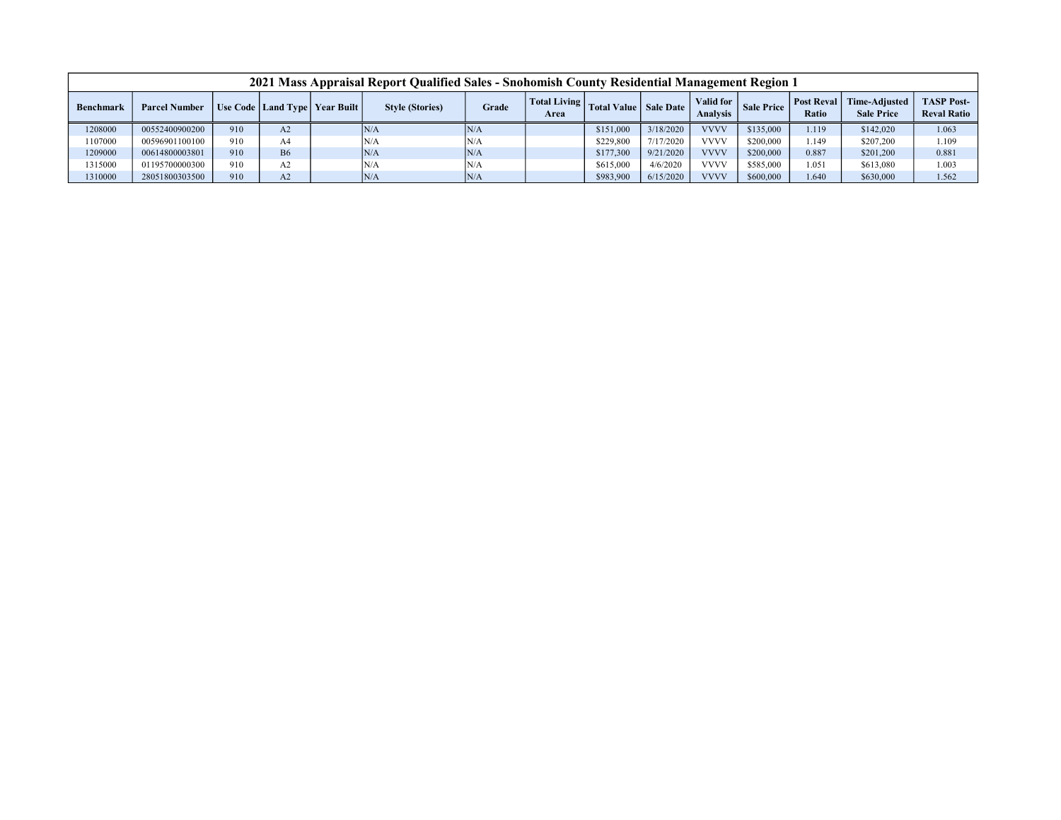| 2021 Mass Appraisal Report Qualified Sales - Snohomish County Residential Management Region 1 | | | | | | | | | | | | | | |
|---|---|---|---|---|---|---|---|---|---|---|---|---|---|---|
| **Benchmark** | **Parcel Number** | **Use Code** | **Land Type** | **Year Built** | **Style (Stories)** | **Grade** | **Total Living Area** | **Total Value** | **Sale Date** | **Valid for Analysis** | **Sale Price** | **Post Reval Ratio** | **Time-Adjusted Sale Price** | **TASP Post-Reval Ratio** |
| 1208000 | 00552400900200 | 910 | A2 | | N/A | N/A | | $151,000 | 3/18/2020 | VVVV | $135,000 | 1.119 | $142,020 | 1.063 |
| 1107000 | 00596901100100 | 910 | A4 | | N/A | N/A | | $229,800 | 7/17/2020 | VVVV | $200,000 | 1.149 | $207,200 | 1.109 |
| 1209000 | 00614800003801 | 910 | B6 | | N/A | N/A | | $177,300 | 9/21/2020 | VVVV | $200,000 | 0.887 | $201,200 | 0.881 |
| 1315000 | 01195700000300 | 910 | A2 | | N/A | N/A | | $615,000 | 4/6/2020 | VVVV | $585,000 | 1.051 | $613,080 | 1.003 |
| 1310000 | 28051800303500 | 910 | A2 | | N/A | N/A | | $983,900 | 6/15/2020 | VVVV | $600,000 | 1.640 | $630,000 | 1.562 |